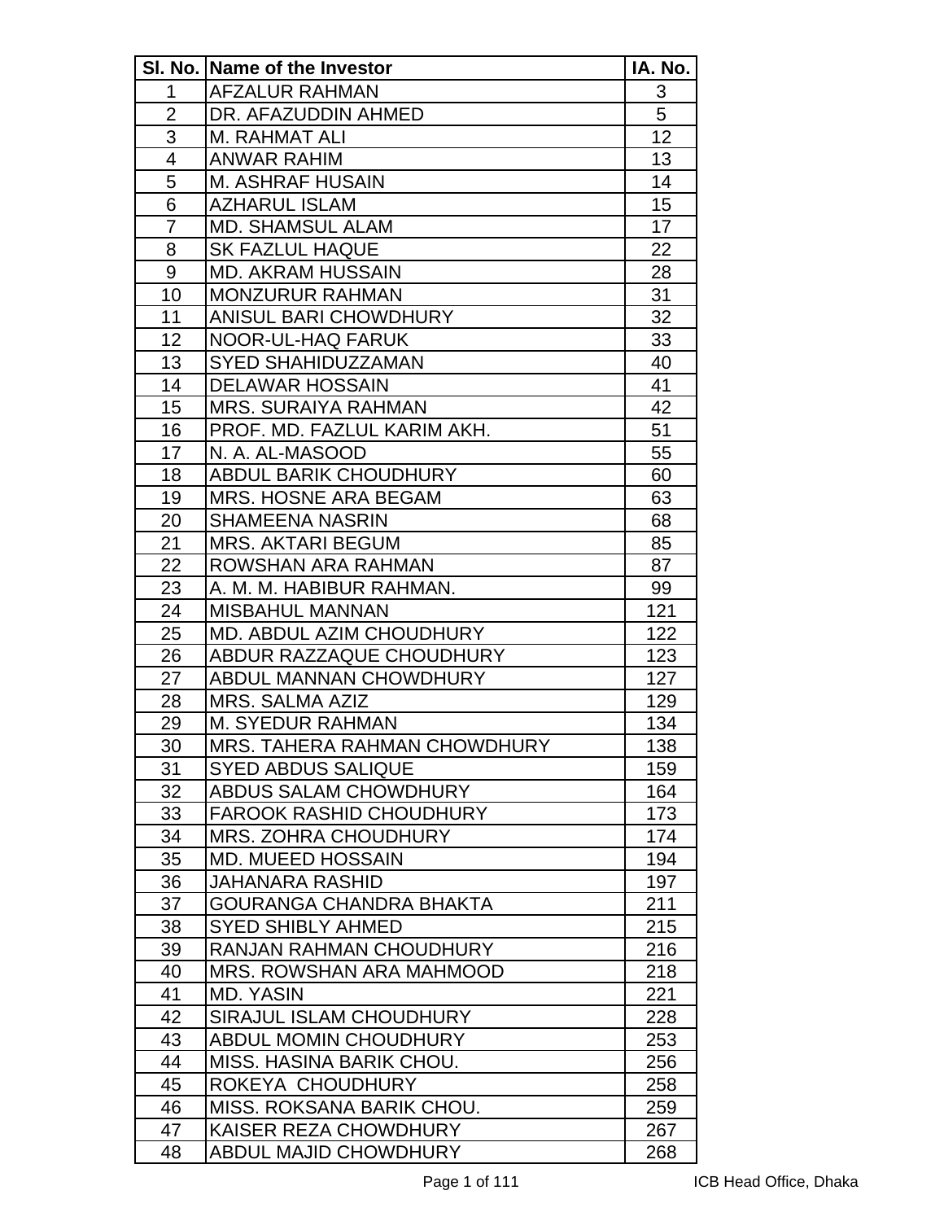| Sl. No. | Name of the Investor | IA. No. |
|---|---|---|
| 1 | AFZALUR RAHMAN | 3 |
| 2 | DR. AFAZUDDIN AHMED | 5 |
| 3 | M. RAHMAT ALI | 12 |
| 4 | ANWAR RAHIM | 13 |
| 5 | M. ASHRAF HUSAIN | 14 |
| 6 | AZHARUL ISLAM | 15 |
| 7 | MD. SHAMSUL ALAM | 17 |
| 8 | SK FAZLUL HAQUE | 22 |
| 9 | MD. AKRAM HUSSAIN | 28 |
| 10 | MONZURUR RAHMAN | 31 |
| 11 | ANISUL BARI CHOWDHURY | 32 |
| 12 | NOOR-UL-HAQ FARUK | 33 |
| 13 | SYED SHAHIDUZZAMAN | 40 |
| 14 | DELAWAR HOSSAIN | 41 |
| 15 | MRS. SURAIYA RAHMAN | 42 |
| 16 | PROF. MD. FAZLUL KARIM AKH. | 51 |
| 17 | N. A. AL-MASOOD | 55 |
| 18 | ABDUL BARIK CHOUDHURY | 60 |
| 19 | MRS. HOSNE ARA BEGAM | 63 |
| 20 | SHAMEENA NASRIN | 68 |
| 21 | MRS. AKTARI BEGUM | 85 |
| 22 | ROWSHAN ARA RAHMAN | 87 |
| 23 | A. M. M. HABIBUR RAHMAN. | 99 |
| 24 | MISBAHUL MANNAN | 121 |
| 25 | MD. ABDUL AZIM CHOUDHURY | 122 |
| 26 | ABDUR RAZZAQUE CHOUDHURY | 123 |
| 27 | ABDUL MANNAN CHOWDHURY | 127 |
| 28 | MRS. SALMA AZIZ | 129 |
| 29 | M. SYEDUR RAHMAN | 134 |
| 30 | MRS. TAHERA RAHMAN CHOWDHURY | 138 |
| 31 | SYED ABDUS SALIQUE | 159 |
| 32 | ABDUS SALAM CHOWDHURY | 164 |
| 33 | FAROOK RASHID CHOUDHURY | 173 |
| 34 | MRS. ZOHRA CHOUDHURY | 174 |
| 35 | MD. MUEED HOSSAIN | 194 |
| 36 | JAHANARA RASHID | 197 |
| 37 | GOURANGA CHANDRA BHAKTA | 211 |
| 38 | SYED SHIBLY AHMED | 215 |
| 39 | RANJAN RAHMAN CHOUDHURY | 216 |
| 40 | MRS. ROWSHAN ARA MAHMOOD | 218 |
| 41 | MD. YASIN | 221 |
| 42 | SIRAJUL ISLAM CHOUDHURY | 228 |
| 43 | ABDUL MOMIN CHOUDHURY | 253 |
| 44 | MISS. HASINA BARIK CHOU. | 256 |
| 45 | ROKEYA CHOUDHURY | 258 |
| 46 | MISS. ROKSANA BARIK CHOU. | 259 |
| 47 | KAISER REZA CHOWDHURY | 267 |
| 48 | ABDUL MAJID CHOWDHURY | 268 |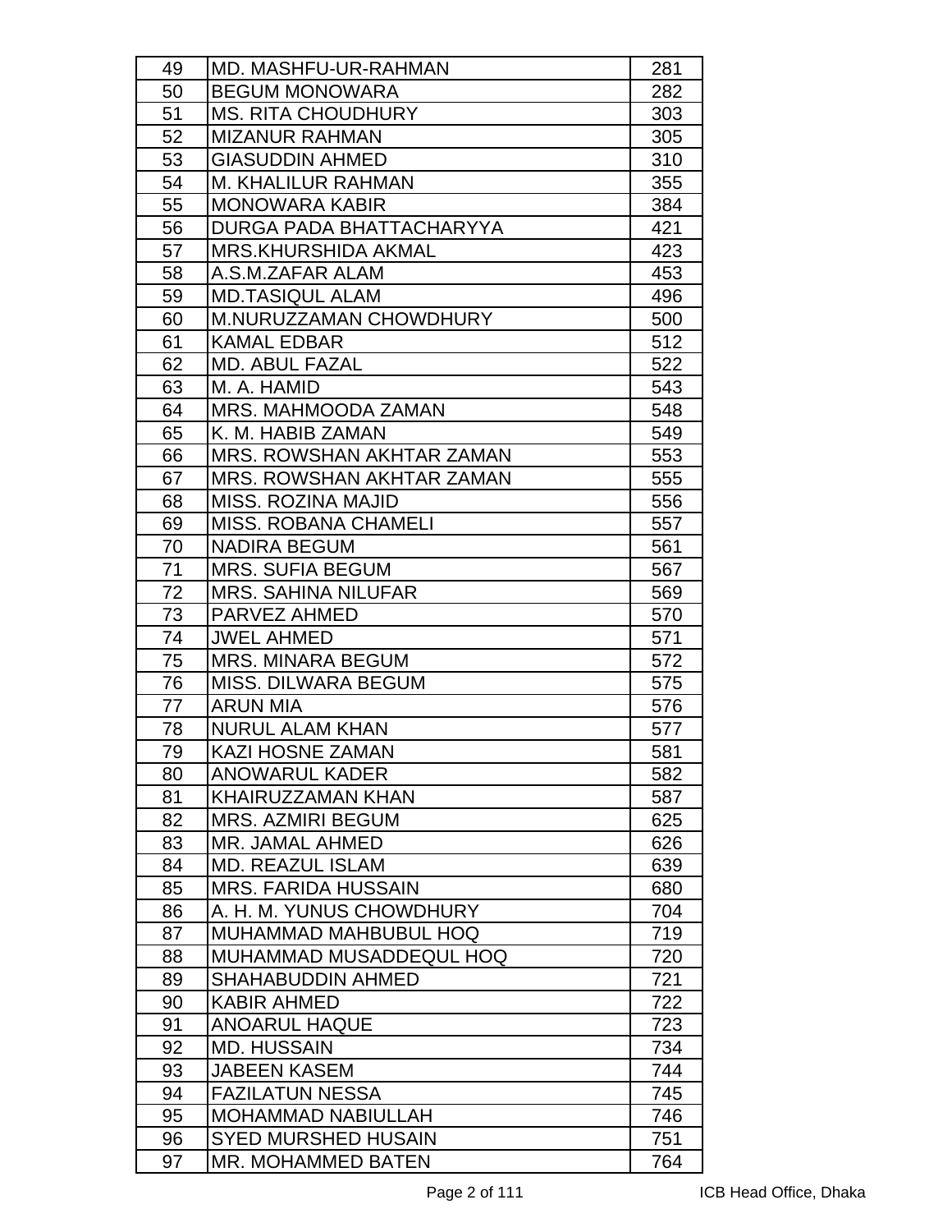| 49 | MD. MASHFU-UR-RAHMAN | 281 |
|---|---|---|
| 50 | BEGUM MONOWARA | 282 |
| 51 | MS. RITA CHOUDHURY | 303 |
| 52 | MIZANUR RAHMAN | 305 |
| 53 | GIASUDDIN AHMED | 310 |
| 54 | M. KHALILUR RAHMAN | 355 |
| 55 | MONOWARA KABIR | 384 |
| 56 | DURGA PADA BHATTACHARYYA | 421 |
| 57 | MRS.KHURSHIDA AKMAL | 423 |
| 58 | A.S.M.ZAFAR ALAM | 453 |
| 59 | MD.TASIQUL ALAM | 496 |
| 60 | M.NURUZZAMAN CHOWDHURY | 500 |
| 61 | KAMAL EDBAR | 512 |
| 62 | MD. ABUL FAZAL | 522 |
| 63 | M. A. HAMID | 543 |
| 64 | MRS. MAHMOODA ZAMAN | 548 |
| 65 | K. M. HABIB ZAMAN | 549 |
| 66 | MRS. ROWSHAN AKHTAR ZAMAN | 553 |
| 67 | MRS. ROWSHAN AKHTAR ZAMAN | 555 |
| 68 | MISS. ROZINA MAJID | 556 |
| 69 | MISS. ROBANA CHAMELI | 557 |
| 70 | NADIRA BEGUM | 561 |
| 71 | MRS. SUFIA BEGUM | 567 |
| 72 | MRS. SAHINA NILUFAR | 569 |
| 73 | PARVEZ AHMED | 570 |
| 74 | JWEL AHMED | 571 |
| 75 | MRS. MINARA BEGUM | 572 |
| 76 | MISS. DILWARA BEGUM | 575 |
| 77 | ARUN MIA | 576 |
| 78 | NURUL ALAM KHAN | 577 |
| 79 | KAZI HOSNE ZAMAN | 581 |
| 80 | ANOWARUL KADER | 582 |
| 81 | KHAIRUZZAMAN KHAN | 587 |
| 82 | MRS. AZMIRI BEGUM | 625 |
| 83 | MR. JAMAL AHMED | 626 |
| 84 | MD. REAZUL ISLAM | 639 |
| 85 | MRS. FARIDA HUSSAIN | 680 |
| 86 | A. H. M. YUNUS CHOWDHURY | 704 |
| 87 | MUHAMMAD MAHBUBUL HOQ | 719 |
| 88 | MUHAMMAD MUSADDEQUL HOQ | 720 |
| 89 | SHAHABUDDIN AHMED | 721 |
| 90 | KABIR AHMED | 722 |
| 91 | ANOARUL HAQUE | 723 |
| 92 | MD. HUSSAIN | 734 |
| 93 | JABEEN KASEM | 744 |
| 94 | FAZILATUN NESSA | 745 |
| 95 | MOHAMMAD NABIULLAH | 746 |
| 96 | SYED MURSHED HUSAIN | 751 |
| 97 | MR. MOHAMMED BATEN | 764 |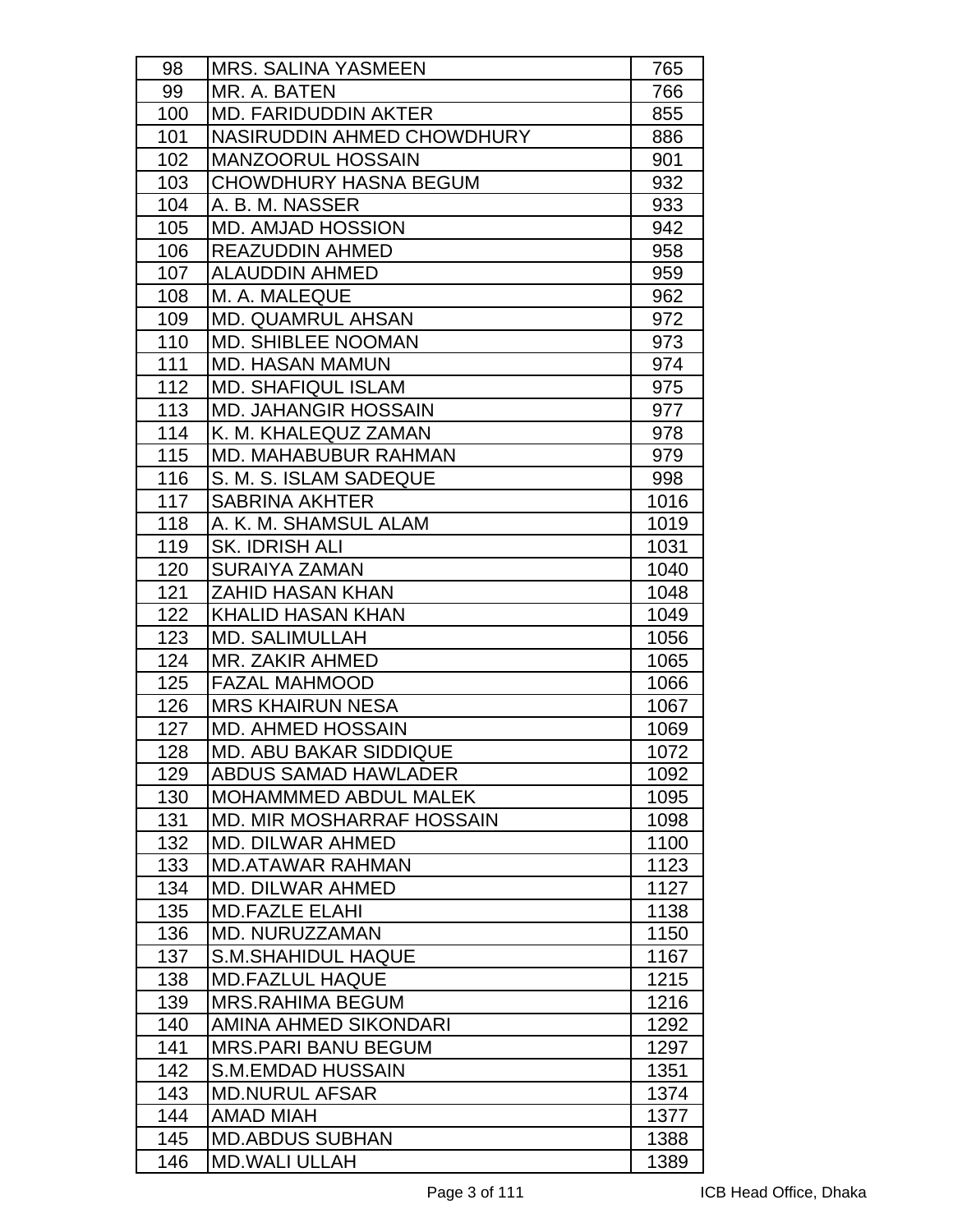| 98 | MRS. SALINA YASMEEN | 765 |
|---|---|---|
| 99 | MR. A. BATEN | 766 |
| 100 | MD. FARIDUDDIN AKTER | 855 |
| 101 | NASIRUDDIN AHMED CHOWDHURY | 886 |
| 102 | MANZOORUL HOSSAIN | 901 |
| 103 | CHOWDHURY HASNA BEGUM | 932 |
| 104 | A. B. M. NASSER | 933 |
| 105 | MD. AMJAD HOSSION | 942 |
| 106 | REAZUDDIN AHMED | 958 |
| 107 | ALAUDDIN AHMED | 959 |
| 108 | M. A. MALEQUE | 962 |
| 109 | MD. QUAMRUL AHSAN | 972 |
| 110 | MD. SHIBLEE NOOMAN | 973 |
| 111 | MD. HASAN MAMUN | 974 |
| 112 | MD. SHAFIQUL ISLAM | 975 |
| 113 | MD. JAHANGIR HOSSAIN | 977 |
| 114 | K. M. KHALEQUZ ZAMAN | 978 |
| 115 | MD. MAHABUBUR RAHMAN | 979 |
| 116 | S. M. S. ISLAM SADEQUE | 998 |
| 117 | SABRINA AKHTER | 1016 |
| 118 | A. K. M. SHAMSUL ALAM | 1019 |
| 119 | SK. IDRISH ALI | 1031 |
| 120 | SURAIYA ZAMAN | 1040 |
| 121 | ZAHID HASAN KHAN | 1048 |
| 122 | KHALID HASAN KHAN | 1049 |
| 123 | MD. SALIMULLAH | 1056 |
| 124 | MR. ZAKIR AHMED | 1065 |
| 125 | FAZAL MAHMOOD | 1066 |
| 126 | MRS KHAIRUN NESA | 1067 |
| 127 | MD. AHMED HOSSAIN | 1069 |
| 128 | MD. ABU BAKAR SIDDIQUE | 1072 |
| 129 | ABDUS SAMAD HAWLADER | 1092 |
| 130 | MOHAMMMED ABDUL MALEK | 1095 |
| 131 | MD. MIR MOSHARRAF HOSSAIN | 1098 |
| 132 | MD. DILWAR AHMED | 1100 |
| 133 | MD.ATAWAR RAHMAN | 1123 |
| 134 | MD. DILWAR AHMED | 1127 |
| 135 | MD.FAZLE ELAHI | 1138 |
| 136 | MD. NURUZZAMAN | 1150 |
| 137 | S.M.SHAHIDUL HAQUE | 1167 |
| 138 | MD.FAZLUL HAQUE | 1215 |
| 139 | MRS.RAHIMA BEGUM | 1216 |
| 140 | AMINA AHMED SIKONDARI | 1292 |
| 141 | MRS.PARI BANU BEGUM | 1297 |
| 142 | S.M.EMDAD HUSSAIN | 1351 |
| 143 | MD.NURUL AFSAR | 1374 |
| 144 | AMAD MIAH | 1377 |
| 145 | MD.ABDUS SUBHAN | 1388 |
| 146 | MD.WALI ULLAH | 1389 |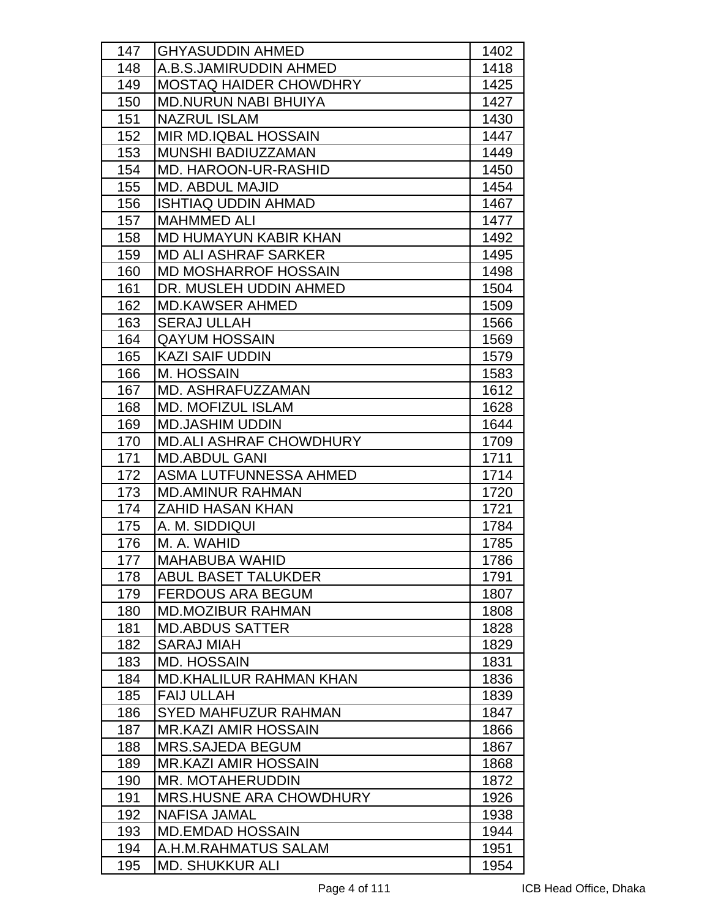| 147 | GHYASUDDIN AHMED | 1402 |
|---|---|---|
| 148 | A.B.S.JAMIRUDDIN AHMED | 1418 |
| 149 | MOSTAQ HAIDER CHOWDHRY | 1425 |
| 150 | MD.NURUN NABI BHUIYA | 1427 |
| 151 | NAZRUL ISLAM | 1430 |
| 152 | MIR MD.IQBAL HOSSAIN | 1447 |
| 153 | MUNSHI BADIUZZAMAN | 1449 |
| 154 | MD. HAROON-UR-RASHID | 1450 |
| 155 | MD. ABDUL MAJID | 1454 |
| 156 | ISHTIAQ UDDIN AHMAD | 1467 |
| 157 | MAHMMED ALI | 1477 |
| 158 | MD HUMAYUN KABIR KHAN | 1492 |
| 159 | MD ALI ASHRAF SARKER | 1495 |
| 160 | MD MOSHARROF HOSSAIN | 1498 |
| 161 | DR. MUSLEH UDDIN AHMED | 1504 |
| 162 | MD.KAWSER AHMED | 1509 |
| 163 | SERAJ ULLAH | 1566 |
| 164 | QAYUM HOSSAIN | 1569 |
| 165 | KAZI SAIF UDDIN | 1579 |
| 166 | M. HOSSAIN | 1583 |
| 167 | MD. ASHRAFUZZAMAN | 1612 |
| 168 | MD. MOFIZUL ISLAM | 1628 |
| 169 | MD.JASHIM UDDIN | 1644 |
| 170 | MD.ALI ASHRAF CHOWDHURY | 1709 |
| 171 | MD.ABDUL GANI | 1711 |
| 172 | ASMA LUTFUNNESSA AHMED | 1714 |
| 173 | MD.AMINUR RAHMAN | 1720 |
| 174 | ZAHID HASAN KHAN | 1721 |
| 175 | A. M. SIDDIQUI | 1784 |
| 176 | M. A. WAHID | 1785 |
| 177 | MAHABUBA WAHID | 1786 |
| 178 | ABUL BASET TALUKDER | 1791 |
| 179 | FERDOUS ARA BEGUM | 1807 |
| 180 | MD.MOZIBUR RAHMAN | 1808 |
| 181 | MD.ABDUS SATTER | 1828 |
| 182 | SARAJ MIAH | 1829 |
| 183 | MD. HOSSAIN | 1831 |
| 184 | MD.KHALILUR RAHMAN KHAN | 1836 |
| 185 | FAIJ ULLAH | 1839 |
| 186 | SYED MAHFUZUR RAHMAN | 1847 |
| 187 | MR.KAZI AMIR HOSSAIN | 1866 |
| 188 | MRS.SAJEDA BEGUM | 1867 |
| 189 | MR.KAZI AMIR HOSSAIN | 1868 |
| 190 | MR. MOTAHERUDDIN | 1872 |
| 191 | MRS.HUSNE ARA CHOWDHURY | 1926 |
| 192 | NAFISA JAMAL | 1938 |
| 193 | MD.EMDAD HOSSAIN | 1944 |
| 194 | A.H.M.RAHMATUS SALAM | 1951 |
| 195 | MD. SHUKKUR ALI | 1954 |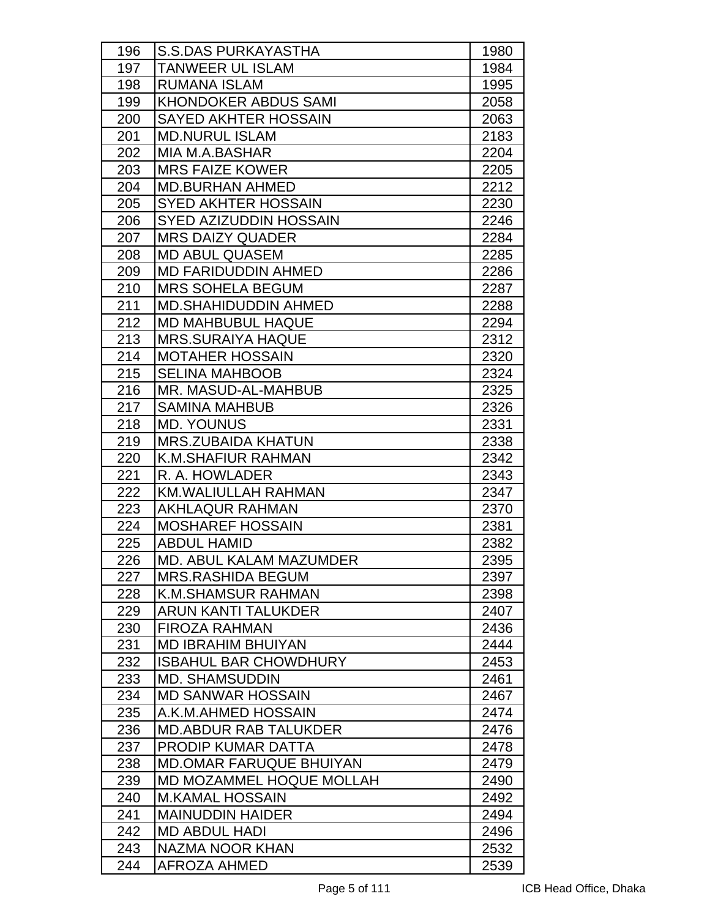| 196 | S.S.DAS PURKAYASTHA | 1980 |
|---|---|---|
| 197 | TANWEER UL ISLAM | 1984 |
| 198 | RUMANA ISLAM | 1995 |
| 199 | KHONDOKER ABDUS SAMI | 2058 |
| 200 | SAYED AKHTER HOSSAIN | 2063 |
| 201 | MD.NURUL ISLAM | 2183 |
| 202 | MIA M.A.BASHAR | 2204 |
| 203 | MRS FAIZE KOWER | 2205 |
| 204 | MD.BURHAN AHMED | 2212 |
| 205 | SYED AKHTER HOSSAIN | 2230 |
| 206 | SYED AZIZUDDIN HOSSAIN | 2246 |
| 207 | MRS DAIZY QUADER | 2284 |
| 208 | MD ABUL QUASEM | 2285 |
| 209 | MD FARIDUDDIN AHMED | 2286 |
| 210 | MRS SOHELA BEGUM | 2287 |
| 211 | MD.SHAHIDUDDIN AHMED | 2288 |
| 212 | MD MAHBUBUL HAQUE | 2294 |
| 213 | MRS.SURAIYA HAQUE | 2312 |
| 214 | MOTAHER HOSSAIN | 2320 |
| 215 | SELINA MAHBOOB | 2324 |
| 216 | MR. MASUD-AL-MAHBUB | 2325 |
| 217 | SAMINA MAHBUB | 2326 |
| 218 | MD. YOUNUS | 2331 |
| 219 | MRS.ZUBAIDA KHATUN | 2338 |
| 220 | K.M.SHAFIUR RAHMAN | 2342 |
| 221 | R. A. HOWLADER | 2343 |
| 222 | KM.WALIULLAH RAHMAN | 2347 |
| 223 | AKHLAQUR RAHMAN | 2370 |
| 224 | MOSHAREF HOSSAIN | 2381 |
| 225 | ABDUL HAMID | 2382 |
| 226 | MD. ABUL KALAM MAZUMDER | 2395 |
| 227 | MRS.RASHIDA BEGUM | 2397 |
| 228 | K.M.SHAMSUR RAHMAN | 2398 |
| 229 | ARUN KANTI TALUKDER | 2407 |
| 230 | FIROZA RAHMAN | 2436 |
| 231 | MD IBRAHIM BHUIYAN | 2444 |
| 232 | ISBAHUL BAR CHOWDHURY | 2453 |
| 233 | MD. SHAMSUDDIN | 2461 |
| 234 | MD SANWAR HOSSAIN | 2467 |
| 235 | A.K.M.AHMED HOSSAIN | 2474 |
| 236 | MD.ABDUR RAB TALUKDER | 2476 |
| 237 | PRODIP KUMAR DATTA | 2478 |
| 238 | MD.OMAR FARUQUE BHUIYAN | 2479 |
| 239 | MD MOZAMMEL HOQUE MOLLAH | 2490 |
| 240 | M.KAMAL HOSSAIN | 2492 |
| 241 | MAINUDDIN HAIDER | 2494 |
| 242 | MD ABDUL HADI | 2496 |
| 243 | NAZMA NOOR KHAN | 2532 |
| 244 | AFROZA AHMED | 2539 |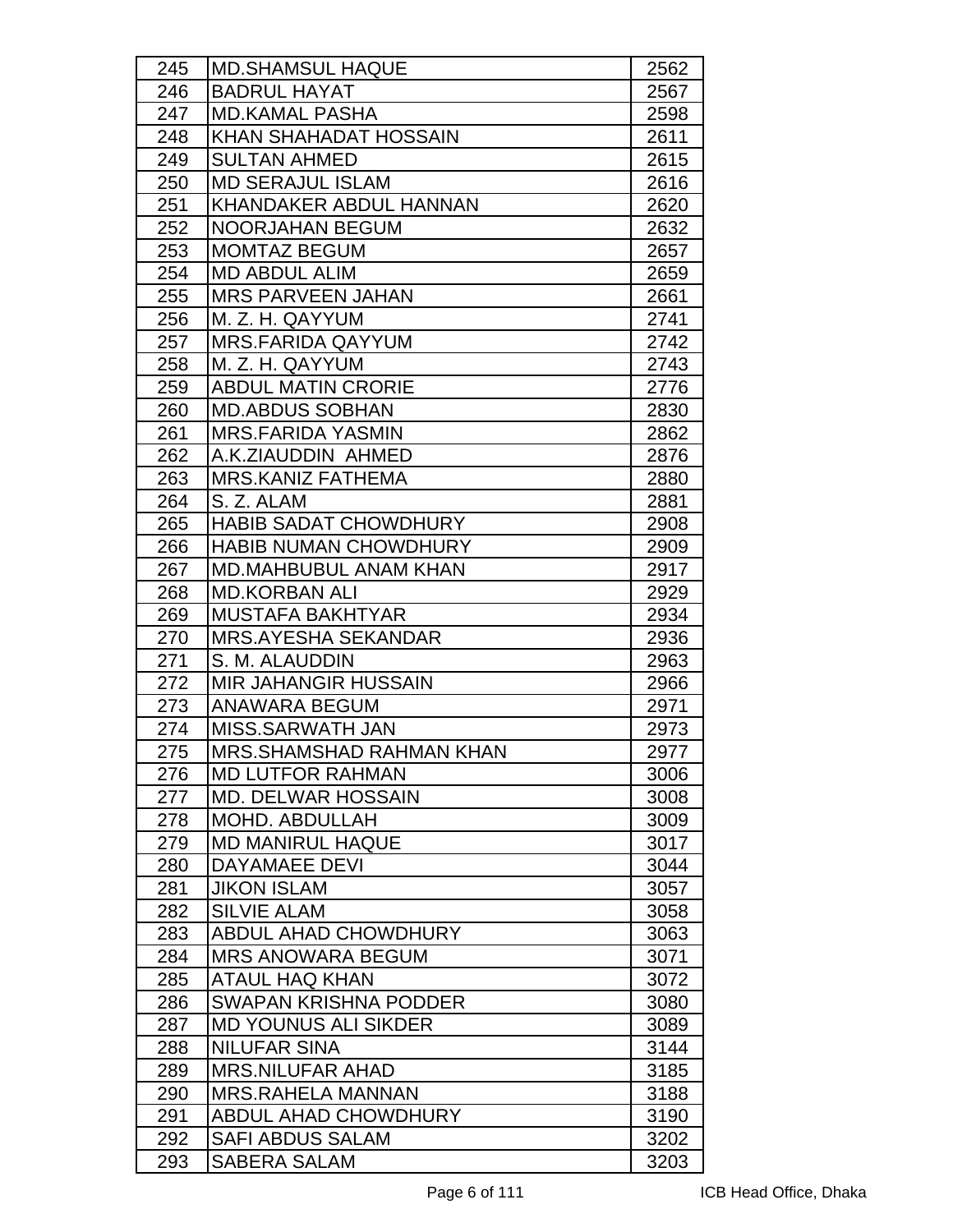| 245 | MD.SHAMSUL HAQUE | 2562 |
|---|---|---|
| 246 | BADRUL HAYAT | 2567 |
| 247 | MD.KAMAL PASHA | 2598 |
| 248 | KHAN SHAHADAT HOSSAIN | 2611 |
| 249 | SULTAN AHMED | 2615 |
| 250 | MD SERAJUL ISLAM | 2616 |
| 251 | KHANDAKER ABDUL HANNAN | 2620 |
| 252 | NOORJAHAN BEGUM | 2632 |
| 253 | MOMTAZ BEGUM | 2657 |
| 254 | MD ABDUL ALIM | 2659 |
| 255 | MRS PARVEEN JAHAN | 2661 |
| 256 | M. Z. H. QAYYUM | 2741 |
| 257 | MRS.FARIDA QAYYUM | 2742 |
| 258 | M. Z. H. QAYYUM | 2743 |
| 259 | ABDUL MATIN CRORIE | 2776 |
| 260 | MD.ABDUS SOBHAN | 2830 |
| 261 | MRS.FARIDA YASMIN | 2862 |
| 262 | A.K.ZIAUDDIN AHMED | 2876 |
| 263 | MRS.KANIZ FATHEMA | 2880 |
| 264 | S. Z. ALAM | 2881 |
| 265 | HABIB SADAT CHOWDHURY | 2908 |
| 266 | HABIB NUMAN CHOWDHURY | 2909 |
| 267 | MD.MAHBUBUL ANAM KHAN | 2917 |
| 268 | MD.KORBAN ALI | 2929 |
| 269 | MUSTAFA BAKHTYAR | 2934 |
| 270 | MRS.AYESHA SEKANDAR | 2936 |
| 271 | S. M. ALAUDDIN | 2963 |
| 272 | MIR JAHANGIR HUSSAIN | 2966 |
| 273 | ANAWARA BEGUM | 2971 |
| 274 | MISS.SARWATH JAN | 2973 |
| 275 | MRS.SHAMSHAD RAHMAN KHAN | 2977 |
| 276 | MD LUTFOR RAHMAN | 3006 |
| 277 | MD. DELWAR HOSSAIN | 3008 |
| 278 | MOHD. ABDULLAH | 3009 |
| 279 | MD MANIRUL HAQUE | 3017 |
| 280 | DAYAMAEE DEVI | 3044 |
| 281 | JIKON ISLAM | 3057 |
| 282 | SILVIE ALAM | 3058 |
| 283 | ABDUL AHAD CHOWDHURY | 3063 |
| 284 | MRS ANOWARA BEGUM | 3071 |
| 285 | ATAUL HAQ KHAN | 3072 |
| 286 | SWAPAN KRISHNA PODDER | 3080 |
| 287 | MD YOUNUS ALI SIKDER | 3089 |
| 288 | NILUFAR SINA | 3144 |
| 289 | MRS.NILUFAR AHAD | 3185 |
| 290 | MRS.RAHELA MANNAN | 3188 |
| 291 | ABDUL AHAD CHOWDHURY | 3190 |
| 292 | SAFI ABDUS SALAM | 3202 |
| 293 | SABERA SALAM | 3203 |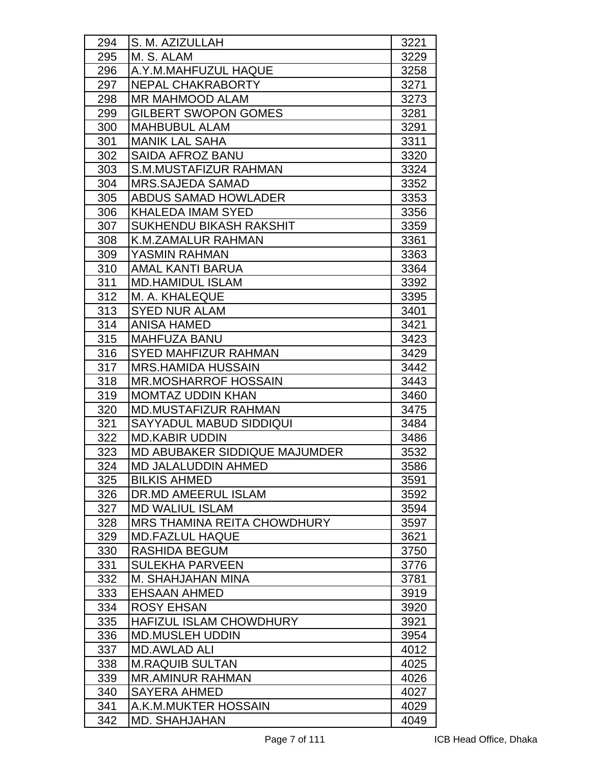| 294 | S. M. AZIZULLAH | 3221 |
|---|---|---|
| 295 | M. S. ALAM | 3229 |
| 296 | A.Y.M.MAHFUZUL HAQUE | 3258 |
| 297 | NEPAL CHAKRABORTY | 3271 |
| 298 | MR MAHMOOD ALAM | 3273 |
| 299 | GILBERT SWOPON GOMES | 3281 |
| 300 | MAHBUBUL ALAM | 3291 |
| 301 | MANIK LAL SAHA | 3311 |
| 302 | SAIDA AFROZ BANU | 3320 |
| 303 | S.M.MUSTAFIZUR RAHMAN | 3324 |
| 304 | MRS.SAJEDA SAMAD | 3352 |
| 305 | ABDUS SAMAD HOWLADER | 3353 |
| 306 | KHALEDA IMAM SYED | 3356 |
| 307 | SUKHENDU BIKASH RAKSHIT | 3359 |
| 308 | K.M.ZAMALUR RAHMAN | 3361 |
| 309 | YASMIN RAHMAN | 3363 |
| 310 | AMAL KANTI BARUA | 3364 |
| 311 | MD.HAMIDUL ISLAM | 3392 |
| 312 | M. A. KHALEQUE | 3395 |
| 313 | SYED NUR ALAM | 3401 |
| 314 | ANISA HAMED | 3421 |
| 315 | MAHFUZA BANU | 3423 |
| 316 | SYED MAHFIZUR RAHMAN | 3429 |
| 317 | MRS.HAMIDA HUSSAIN | 3442 |
| 318 | MR.MOSHARROF HOSSAIN | 3443 |
| 319 | MOMTAZ UDDIN KHAN | 3460 |
| 320 | MD.MUSTAFIZUR RAHMAN | 3475 |
| 321 | SAYYADUL MABUD SIDDIQUI | 3484 |
| 322 | MD.KABIR UDDIN | 3486 |
| 323 | MD ABUBAKER SIDDIQUE MAJUMDER | 3532 |
| 324 | MD JALALUDDIN AHMED | 3586 |
| 325 | BILKIS AHMED | 3591 |
| 326 | DR.MD AMEERUL ISLAM | 3592 |
| 327 | MD WALIUL ISLAM | 3594 |
| 328 | MRS THAMINA REITA CHOWDHURY | 3597 |
| 329 | MD.FAZLUL HAQUE | 3621 |
| 330 | RASHIDA BEGUM | 3750 |
| 331 | SULEKHA PARVEEN | 3776 |
| 332 | M. SHAHJAHAN MINA | 3781 |
| 333 | EHSAAN AHMED | 3919 |
| 334 | ROSY EHSAN | 3920 |
| 335 | HAFIZUL ISLAM CHOWDHURY | 3921 |
| 336 | MD.MUSLEH UDDIN | 3954 |
| 337 | MD.AWLAD ALI | 4012 |
| 338 | M.RAQUIB SULTAN | 4025 |
| 339 | MR.AMINUR RAHMAN | 4026 |
| 340 | SAYERA AHMED | 4027 |
| 341 | A.K.M.MUKTER HOSSAIN | 4029 |
| 342 | MD. SHAHJAHAN | 4049 |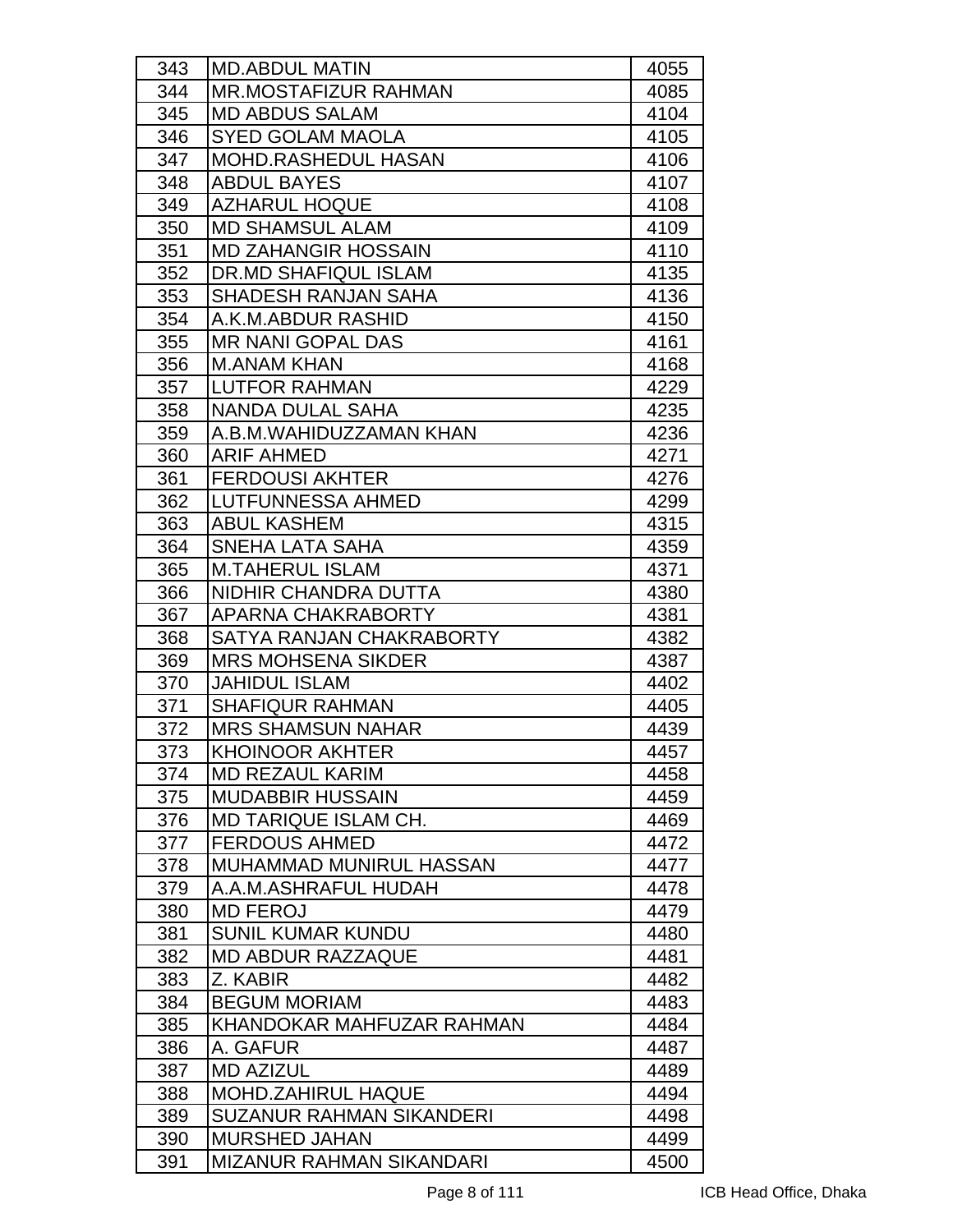| 343 | MD.ABDUL MATIN | 4055 |
|---|---|---|
| 344 | MR.MOSTAFIZUR RAHMAN | 4085 |
| 345 | MD ABDUS SALAM | 4104 |
| 346 | SYED GOLAM MAOLA | 4105 |
| 347 | MOHD.RASHEDUL HASAN | 4106 |
| 348 | ABDUL BAYES | 4107 |
| 349 | AZHARUL HOQUE | 4108 |
| 350 | MD SHAMSUL ALAM | 4109 |
| 351 | MD ZAHANGIR HOSSAIN | 4110 |
| 352 | DR.MD SHAFIQUL ISLAM | 4135 |
| 353 | SHADESH RANJAN SAHA | 4136 |
| 354 | A.K.M.ABDUR RASHID | 4150 |
| 355 | MR NANI GOPAL DAS | 4161 |
| 356 | M.ANAM KHAN | 4168 |
| 357 | LUTFOR RAHMAN | 4229 |
| 358 | NANDA DULAL SAHA | 4235 |
| 359 | A.B.M.WAHIDUZZAMAN KHAN | 4236 |
| 360 | ARIF AHMED | 4271 |
| 361 | FERDOUSI AKHTER | 4276 |
| 362 | LUTFUNNESSA AHMED | 4299 |
| 363 | ABUL KASHEM | 4315 |
| 364 | SNEHA LATA SAHA | 4359 |
| 365 | M.TAHERUL ISLAM | 4371 |
| 366 | NIDHIR CHANDRA DUTTA | 4380 |
| 367 | APARNA CHAKRABORTY | 4381 |
| 368 | SATYA RANJAN CHAKRABORTY | 4382 |
| 369 | MRS MOHSENA SIKDER | 4387 |
| 370 | JAHIDUL ISLAM | 4402 |
| 371 | SHAFIQUR RAHMAN | 4405 |
| 372 | MRS SHAMSUN NAHAR | 4439 |
| 373 | KHOINOOR AKHTER | 4457 |
| 374 | MD REZAUL KARIM | 4458 |
| 375 | MUDABBIR HUSSAIN | 4459 |
| 376 | MD TARIQUE ISLAM CH. | 4469 |
| 377 | FERDOUS AHMED | 4472 |
| 378 | MUHAMMAD MUNIRUL HASSAN | 4477 |
| 379 | A.A.M.ASHRAFUL HUDAH | 4478 |
| 380 | MD FEROJ | 4479 |
| 381 | SUNIL KUMAR KUNDU | 4480 |
| 382 | MD ABDUR RAZZAQUE | 4481 |
| 383 | Z. KABIR | 4482 |
| 384 | BEGUM MORIAM | 4483 |
| 385 | KHANDOKAR MAHFUZAR RAHMAN | 4484 |
| 386 | A. GAFUR | 4487 |
| 387 | MD AZIZUL | 4489 |
| 388 | MOHD.ZAHIRUL HAQUE | 4494 |
| 389 | SUZANUR RAHMAN SIKANDERI | 4498 |
| 390 | MURSHED JAHAN | 4499 |
| 391 | MIZANUR RAHMAN SIKANDARI | 4500 |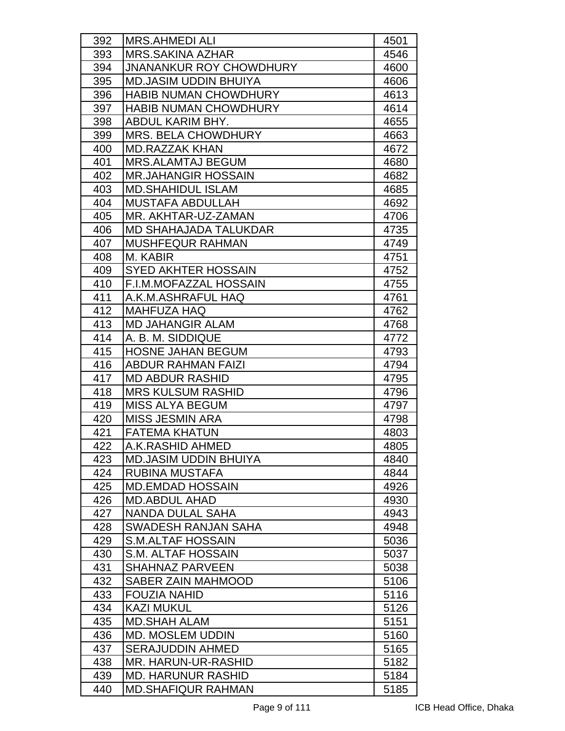| 392 | MRS.AHMEDI ALI | 4501 |
|---|---|---|
| 393 | MRS.SAKINA AZHAR | 4546 |
| 394 | JNANANKUR ROY CHOWDHURY | 4600 |
| 395 | MD.JASIM UDDIN BHUIYA | 4606 |
| 396 | HABIB NUMAN CHOWDHURY | 4613 |
| 397 | HABIB NUMAN CHOWDHURY | 4614 |
| 398 | ABDUL KARIM BHY. | 4655 |
| 399 | MRS. BELA CHOWDHURY | 4663 |
| 400 | MD.RAZZAK KHAN | 4672 |
| 401 | MRS.ALAMTAJ BEGUM | 4680 |
| 402 | MR.JAHANGIR HOSSAIN | 4682 |
| 403 | MD.SHAHIDUL ISLAM | 4685 |
| 404 | MUSTAFA ABDULLAH | 4692 |
| 405 | MR. AKHTAR-UZ-ZAMAN | 4706 |
| 406 | MD SHAHAJADA TALUKDAR | 4735 |
| 407 | MUSHFEQUR RAHMAN | 4749 |
| 408 | M. KABIR | 4751 |
| 409 | SYED AKHTER HOSSAIN | 4752 |
| 410 | F.I.M.MOFAZZAL HOSSAIN | 4755 |
| 411 | A.K.M.ASHRAFUL HAQ | 4761 |
| 412 | MAHFUZA HAQ | 4762 |
| 413 | MD JAHANGIR ALAM | 4768 |
| 414 | A. B. M. SIDDIQUE | 4772 |
| 415 | HOSNE JAHAN BEGUM | 4793 |
| 416 | ABDUR RAHMAN FAIZI | 4794 |
| 417 | MD ABDUR RASHID | 4795 |
| 418 | MRS KULSUM RASHID | 4796 |
| 419 | MISS ALYA BEGUM | 4797 |
| 420 | MISS JESMIN ARA | 4798 |
| 421 | FATEMA KHATUN | 4803 |
| 422 | A.K.RASHID AHMED | 4805 |
| 423 | MD.JASIM UDDIN BHUIYA | 4840 |
| 424 | RUBINA MUSTAFA | 4844 |
| 425 | MD.EMDAD HOSSAIN | 4926 |
| 426 | MD.ABDUL AHAD | 4930 |
| 427 | NANDA DULAL SAHA | 4943 |
| 428 | SWADESH RANJAN SAHA | 4948 |
| 429 | S.M.ALTAF HOSSAIN | 5036 |
| 430 | S.M. ALTAF HOSSAIN | 5037 |
| 431 | SHAHNAZ PARVEEN | 5038 |
| 432 | SABER ZAIN MAHMOOD | 5106 |
| 433 | FOUZIA NAHID | 5116 |
| 434 | KAZI MUKUL | 5126 |
| 435 | MD.SHAH ALAM | 5151 |
| 436 | MD. MOSLEM UDDIN | 5160 |
| 437 | SERAJUDDIN AHMED | 5165 |
| 438 | MR. HARUN-UR-RASHID | 5182 |
| 439 | MD. HARUNUR RASHID | 5184 |
| 440 | MD.SHAFIQUR RAHMAN | 5185 |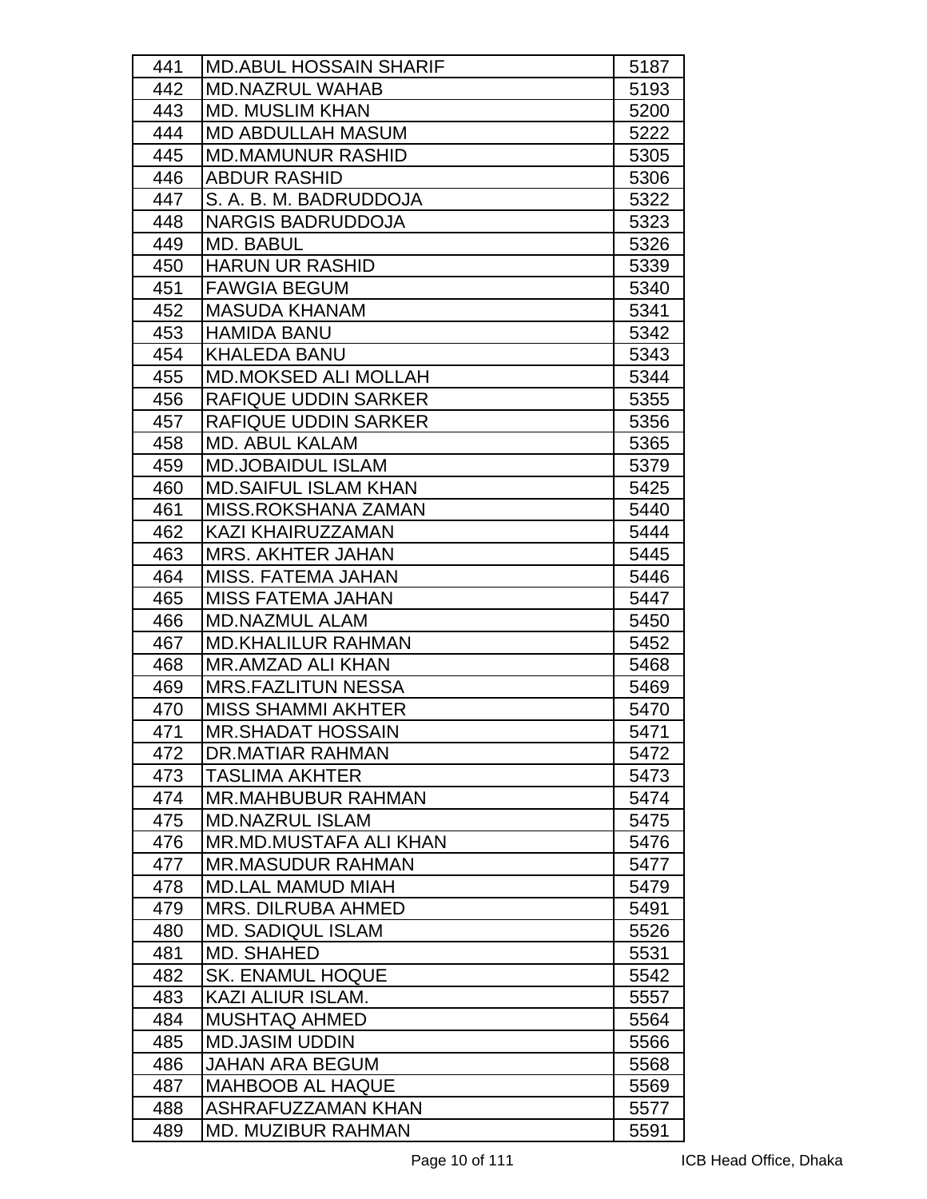| 441 | MD.ABUL HOSSAIN SHARIF | 5187 |
|---|---|---|
| 442 | MD.NAZRUL WAHAB | 5193 |
| 443 | MD. MUSLIM KHAN | 5200 |
| 444 | MD ABDULLAH MASUM | 5222 |
| 445 | MD.MAMUNUR RASHID | 5305 |
| 446 | ABDUR RASHID | 5306 |
| 447 | S. A. B. M. BADRUDDOJA | 5322 |
| 448 | NARGIS BADRUDDOJA | 5323 |
| 449 | MD. BABUL | 5326 |
| 450 | HARUN UR RASHID | 5339 |
| 451 | FAWGIA BEGUM | 5340 |
| 452 | MASUDA KHANAM | 5341 |
| 453 | HAMIDA BANU | 5342 |
| 454 | KHALEDA BANU | 5343 |
| 455 | MD.MOKSED ALI MOLLAH | 5344 |
| 456 | RAFIQUE UDDIN SARKER | 5355 |
| 457 | RAFIQUE UDDIN SARKER | 5356 |
| 458 | MD. ABUL KALAM | 5365 |
| 459 | MD.JOBAIDUL ISLAM | 5379 |
| 460 | MD.SAIFUL ISLAM KHAN | 5425 |
| 461 | MISS.ROKSHANA ZAMAN | 5440 |
| 462 | KAZI KHAIRUZZAMAN | 5444 |
| 463 | MRS. AKHTER JAHAN | 5445 |
| 464 | MISS. FATEMA JAHAN | 5446 |
| 465 | MISS FATEMA JAHAN | 5447 |
| 466 | MD.NAZMUL ALAM | 5450 |
| 467 | MD.KHALILUR RAHMAN | 5452 |
| 468 | MR.AMZAD ALI KHAN | 5468 |
| 469 | MRS.FAZLITUN NESSA | 5469 |
| 470 | MISS SHAMMI AKHTER | 5470 |
| 471 | MR.SHADAT HOSSAIN | 5471 |
| 472 | DR.MATIAR RAHMAN | 5472 |
| 473 | TASLIMA AKHTER | 5473 |
| 474 | MR.MAHBUBUR RAHMAN | 5474 |
| 475 | MD.NAZRUL ISLAM | 5475 |
| 476 | MR.MD.MUSTAFA ALI KHAN | 5476 |
| 477 | MR.MASUDUR RAHMAN | 5477 |
| 478 | MD.LAL MAMUD MIAH | 5479 |
| 479 | MRS. DILRUBA AHMED | 5491 |
| 480 | MD. SADIQUL ISLAM | 5526 |
| 481 | MD. SHAHED | 5531 |
| 482 | SK. ENAMUL HOQUE | 5542 |
| 483 | KAZI ALIUR ISLAM. | 5557 |
| 484 | MUSHTAQ AHMED | 5564 |
| 485 | MD.JASIM UDDIN | 5566 |
| 486 | JAHAN ARA BEGUM | 5568 |
| 487 | MAHBOOB AL HAQUE | 5569 |
| 488 | ASHRAFUZZAMAN KHAN | 5577 |
| 489 | MD. MUZIBUR RAHMAN | 5591 |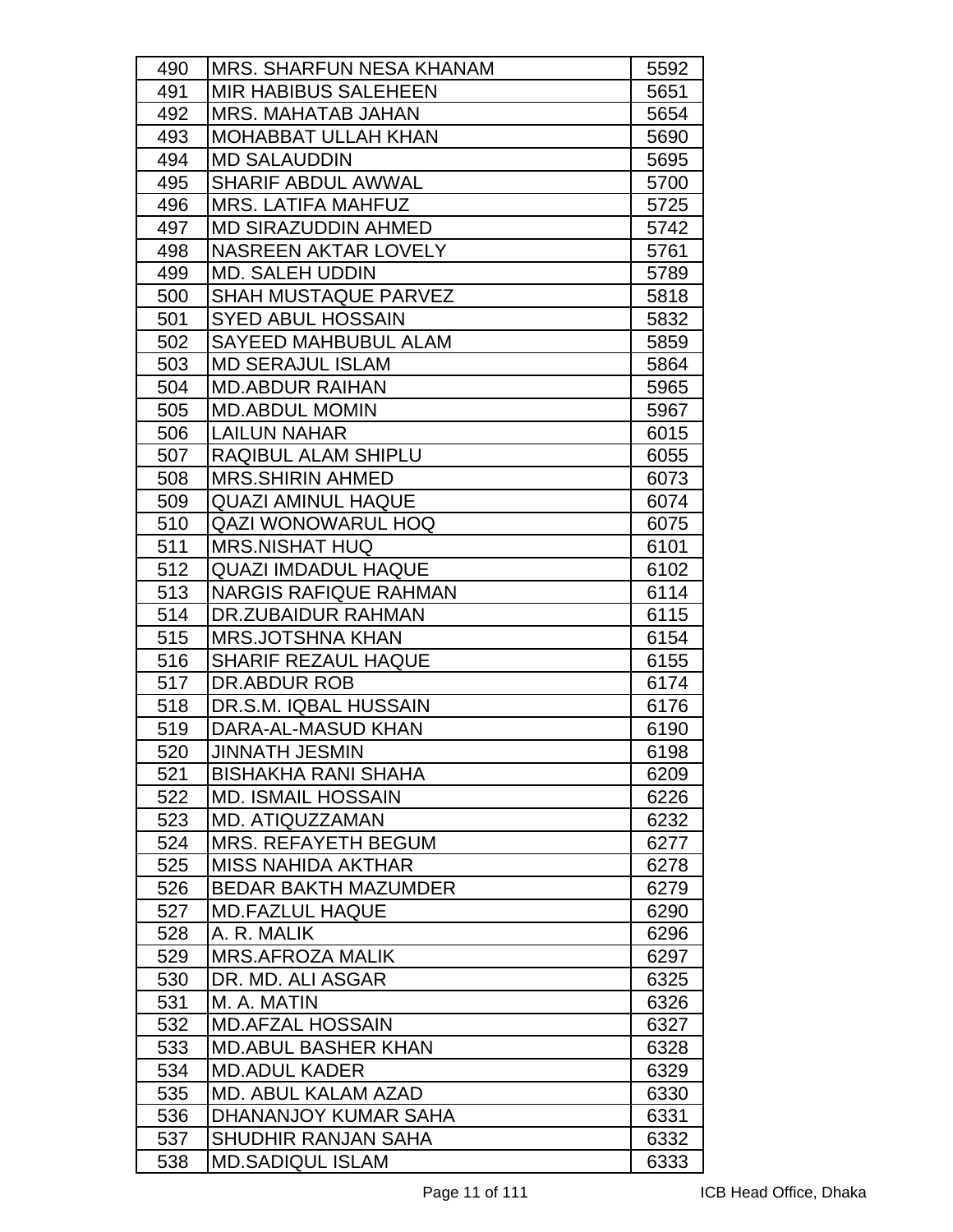| 490 | MRS. SHARFUN NESA KHANAM | 5592 |
|---|---|---|
| 491 | MIR HABIBUS SALEHEEN | 5651 |
| 492 | MRS. MAHATAB JAHAN | 5654 |
| 493 | MOHABBAT ULLAH KHAN | 5690 |
| 494 | MD SALAUDDIN | 5695 |
| 495 | SHARIF ABDUL AWWAL | 5700 |
| 496 | MRS. LATIFA MAHFUZ | 5725 |
| 497 | MD SIRAZUDDIN AHMED | 5742 |
| 498 | NASREEN AKTAR LOVELY | 5761 |
| 499 | MD. SALEH UDDIN | 5789 |
| 500 | SHAH MUSTAQUE PARVEZ | 5818 |
| 501 | SYED ABUL HOSSAIN | 5832 |
| 502 | SAYEED MAHBUBUL ALAM | 5859 |
| 503 | MD SERAJUL ISLAM | 5864 |
| 504 | MD.ABDUR RAIHAN | 5965 |
| 505 | MD.ABDUL MOMIN | 5967 |
| 506 | LAILUN NAHAR | 6015 |
| 507 | RAQIBUL ALAM SHIPLU | 6055 |
| 508 | MRS.SHIRIN AHMED | 6073 |
| 509 | QUAZI AMINUL HAQUE | 6074 |
| 510 | QAZI WONOWARUL HOQ | 6075 |
| 511 | MRS.NISHAT HUQ | 6101 |
| 512 | QUAZI IMDADUL HAQUE | 6102 |
| 513 | NARGIS RAFIQUE RAHMAN | 6114 |
| 514 | DR.ZUBAIDUR RAHMAN | 6115 |
| 515 | MRS.JOTSHNA KHAN | 6154 |
| 516 | SHARIF REZAUL HAQUE | 6155 |
| 517 | DR.ABDUR ROB | 6174 |
| 518 | DR.S.M. IQBAL HUSSAIN | 6176 |
| 519 | DARA-AL-MASUD KHAN | 6190 |
| 520 | JINNATH JESMIN | 6198 |
| 521 | BISHAKHA RANI SHAHA | 6209 |
| 522 | MD. ISMAIL HOSSAIN | 6226 |
| 523 | MD. ATIQUZZAMAN | 6232 |
| 524 | MRS. REFAYETH BEGUM | 6277 |
| 525 | MISS NAHIDA AKTHAR | 6278 |
| 526 | BEDAR BAKTH MAZUMDER | 6279 |
| 527 | MD.FAZLUL HAQUE | 6290 |
| 528 | A. R. MALIK | 6296 |
| 529 | MRS.AFROZA MALIK | 6297 |
| 530 | DR. MD. ALI ASGAR | 6325 |
| 531 | M. A. MATIN | 6326 |
| 532 | MD.AFZAL HOSSAIN | 6327 |
| 533 | MD.ABUL BASHER KHAN | 6328 |
| 534 | MD.ADUL KADER | 6329 |
| 535 | MD. ABUL KALAM AZAD | 6330 |
| 536 | DHANANJOY KUMAR SAHA | 6331 |
| 537 | SHUDHIR RANJAN SAHA | 6332 |
| 538 | MD.SADIQUL ISLAM | 6333 |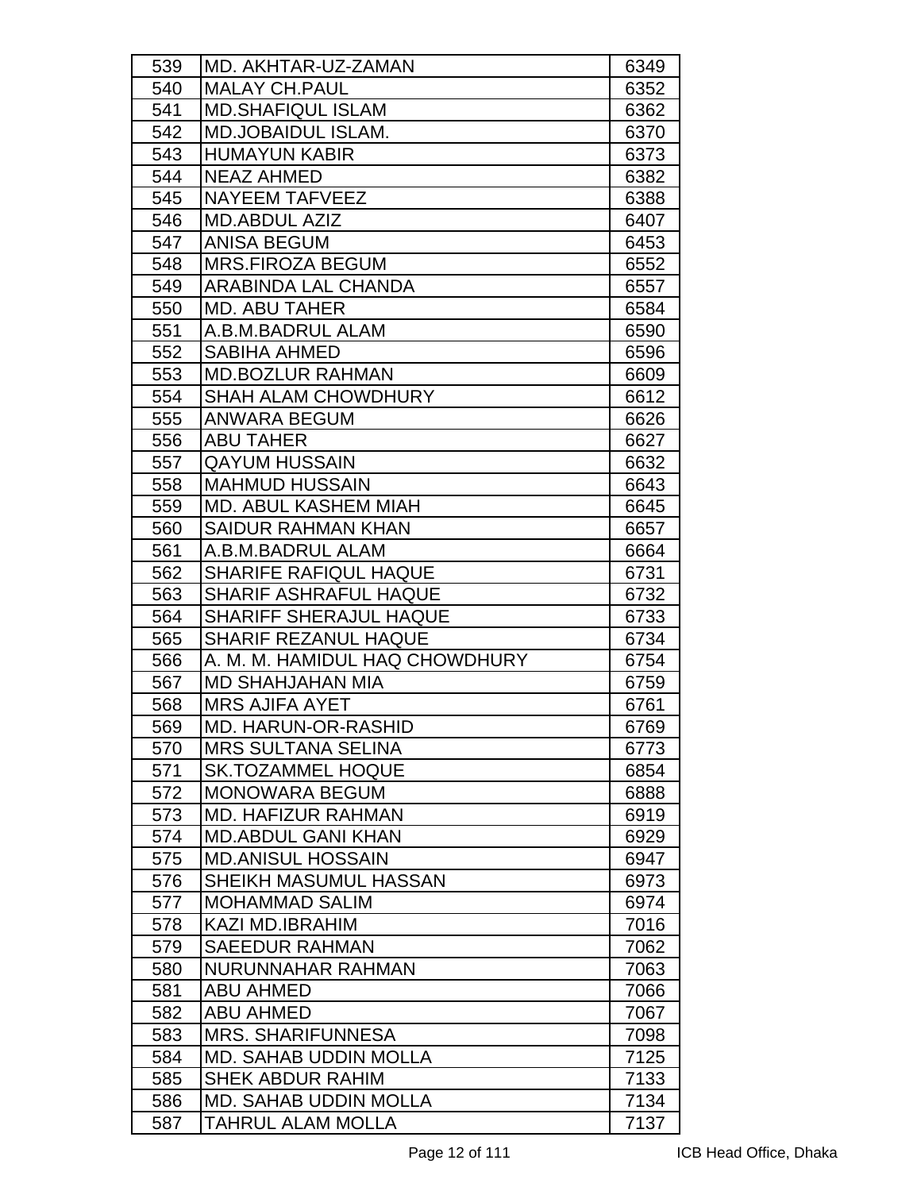| 539 | MD. AKHTAR-UZ-ZAMAN | 6349 |
|---|---|---|
| 540 | MALAY CH.PAUL | 6352 |
| 541 | MD.SHAFIQUL ISLAM | 6362 |
| 542 | MD.JOBAIDUL ISLAM. | 6370 |
| 543 | HUMAYUN KABIR | 6373 |
| 544 | NEAZ AHMED | 6382 |
| 545 | NAYEEM TAFVEEZ | 6388 |
| 546 | MD.ABDUL AZIZ | 6407 |
| 547 | ANISA BEGUM | 6453 |
| 548 | MRS.FIROZA BEGUM | 6552 |
| 549 | ARABINDA LAL CHANDA | 6557 |
| 550 | MD. ABU TAHER | 6584 |
| 551 | A.B.M.BADRUL ALAM | 6590 |
| 552 | SABIHA AHMED | 6596 |
| 553 | MD.BOZLUR RAHMAN | 6609 |
| 554 | SHAH ALAM CHOWDHURY | 6612 |
| 555 | ANWARA BEGUM | 6626 |
| 556 | ABU TAHER | 6627 |
| 557 | QAYUM HUSSAIN | 6632 |
| 558 | MAHMUD HUSSAIN | 6643 |
| 559 | MD. ABUL KASHEM MIAH | 6645 |
| 560 | SAIDUR RAHMAN KHAN | 6657 |
| 561 | A.B.M.BADRUL ALAM | 6664 |
| 562 | SHARIFE RAFIQUL HAQUE | 6731 |
| 563 | SHARIF ASHRAFUL HAQUE | 6732 |
| 564 | SHARIFF SHERAJUL HAQUE | 6733 |
| 565 | SHARIF REZANUL HAQUE | 6734 |
| 566 | A. M. M. HAMIDUL HAQ CHOWDHURY | 6754 |
| 567 | MD SHAHJAHAN MIA | 6759 |
| 568 | MRS AJIFA AYET | 6761 |
| 569 | MD. HARUN-OR-RASHID | 6769 |
| 570 | MRS SULTANA SELINA | 6773 |
| 571 | SK.TOZAMMEL HOQUE | 6854 |
| 572 | MONOWARA BEGUM | 6888 |
| 573 | MD. HAFIZUR RAHMAN | 6919 |
| 574 | MD.ABDUL GANI KHAN | 6929 |
| 575 | MD.ANISUL HOSSAIN | 6947 |
| 576 | SHEIKH MASUMUL HASSAN | 6973 |
| 577 | MOHAMMAD SALIM | 6974 |
| 578 | KAZI MD.IBRAHIM | 7016 |
| 579 | SAEEDUR RAHMAN | 7062 |
| 580 | NURUNNAHAR RAHMAN | 7063 |
| 581 | ABU AHMED | 7066 |
| 582 | ABU AHMED | 7067 |
| 583 | MRS. SHARIFUNNESA | 7098 |
| 584 | MD. SAHAB UDDIN MOLLA | 7125 |
| 585 | SHEK ABDUR RAHIM | 7133 |
| 586 | MD. SAHAB UDDIN MOLLA | 7134 |
| 587 | TAHRUL ALAM MOLLA | 7137 |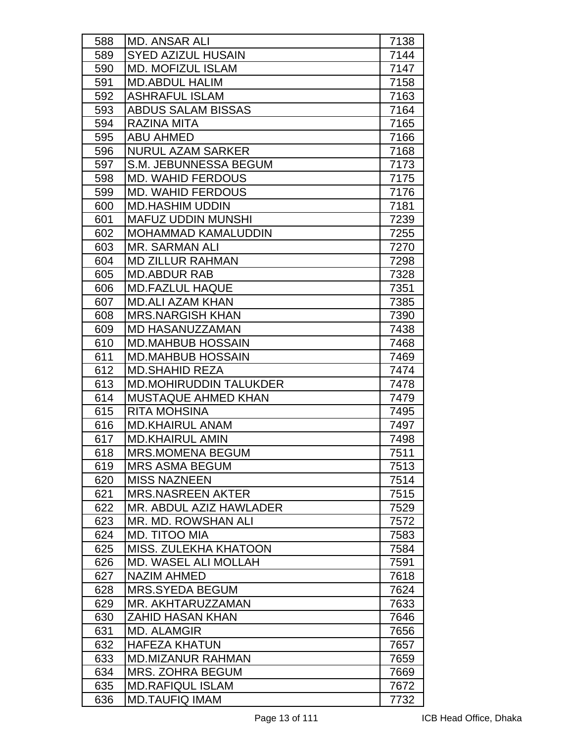| | | |
|---|---|---|
| 588 | MD. ANSAR ALI | 7138 |
| 589 | SYED AZIZUL HUSAIN | 7144 |
| 590 | MD. MOFIZUL ISLAM | 7147 |
| 591 | MD.ABDUL HALIM | 7158 |
| 592 | ASHRAFUL ISLAM | 7163 |
| 593 | ABDUS SALAM BISSAS | 7164 |
| 594 | RAZINA MITA | 7165 |
| 595 | ABU AHMED | 7166 |
| 596 | NURUL AZAM SARKER | 7168 |
| 597 | S.M. JEBUNNESSA BEGUM | 7173 |
| 598 | MD. WAHID FERDOUS | 7175 |
| 599 | MD. WAHID FERDOUS | 7176 |
| 600 | MD.HASHIM UDDIN | 7181 |
| 601 | MAFUZ UDDIN MUNSHI | 7239 |
| 602 | MOHAMMAD KAMALUDDIN | 7255 |
| 603 | MR. SARMAN ALI | 7270 |
| 604 | MD ZILLUR RAHMAN | 7298 |
| 605 | MD.ABDUR RAB | 7328 |
| 606 | MD.FAZLUL HAQUE | 7351 |
| 607 | MD.ALI AZAM KHAN | 7385 |
| 608 | MRS.NARGISH KHAN | 7390 |
| 609 | MD HASANUZZAMAN | 7438 |
| 610 | MD.MAHBUB HOSSAIN | 7468 |
| 611 | MD.MAHBUB HOSSAIN | 7469 |
| 612 | MD.SHAHID REZA | 7474 |
| 613 | MD.MOHIRUDDIN TALUKDER | 7478 |
| 614 | MUSTAQUE AHMED KHAN | 7479 |
| 615 | RITA MOHSINA | 7495 |
| 616 | MD.KHAIRUL ANAM | 7497 |
| 617 | MD.KHAIRUL AMIN | 7498 |
| 618 | MRS.MOMENA BEGUM | 7511 |
| 619 | MRS ASMA BEGUM | 7513 |
| 620 | MISS NAZNEEN | 7514 |
| 621 | MRS.NASREEN AKTER | 7515 |
| 622 | MR. ABDUL AZIZ HAWLADER | 7529 |
| 623 | MR. MD. ROWSHAN ALI | 7572 |
| 624 | MD. TITOO MIA | 7583 |
| 625 | MISS. ZULEKHA KHATOON | 7584 |
| 626 | MD. WASEL ALI MOLLAH | 7591 |
| 627 | NAZIM AHMED | 7618 |
| 628 | MRS.SYEDA BEGUM | 7624 |
| 629 | MR. AKHTARUZZAMAN | 7633 |
| 630 | ZAHID HASAN KHAN | 7646 |
| 631 | MD. ALAMGIR | 7656 |
| 632 | HAFEZA KHATUN | 7657 |
| 633 | MD.MIZANUR RAHMAN | 7659 |
| 634 | MRS. ZOHRA BEGUM | 7669 |
| 635 | MD.RAFIQUL ISLAM | 7672 |
| 636 | MD.TAUFIQ IMAM | 7732 |

ICB Head Office, Dhaka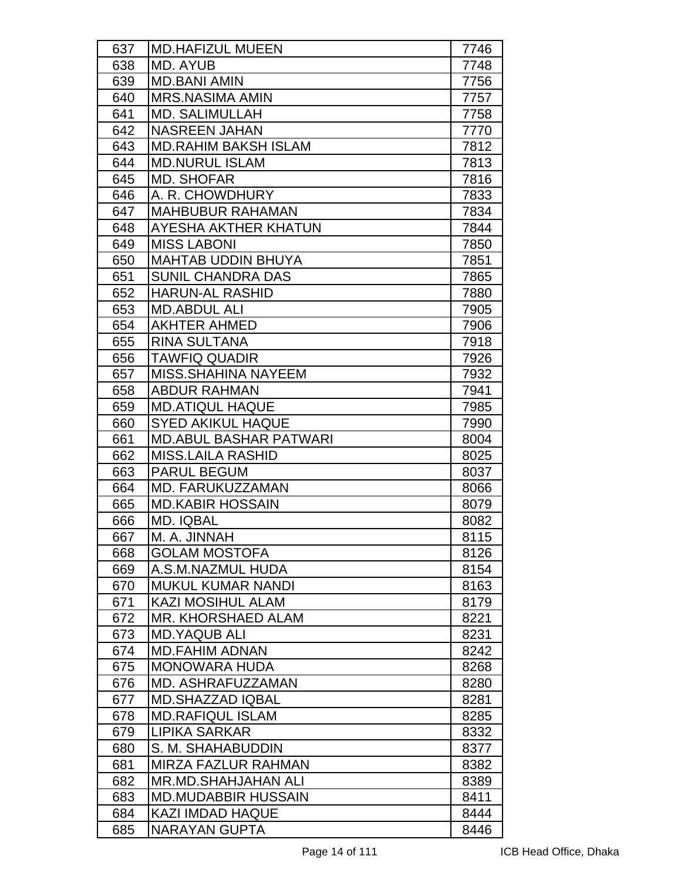| | | |
|---|---|---|
| 637 | MD.HAFIZUL MUEEN | 7746 |
| 638 | MD. AYUB | 7748 |
| 639 | MD.BANI AMIN | 7756 |
| 640 | MRS.NASIMA AMIN | 7757 |
| 641 | MD. SALIMULLAH | 7758 |
| 642 | NASREEN JAHAN | 7770 |
| 643 | MD.RAHIM BAKSH ISLAM | 7812 |
| 644 | MD.NURUL ISLAM | 7813 |
| 645 | MD. SHOFAR | 7816 |
| 646 | A. R. CHOWDHURY | 7833 |
| 647 | MAHBUBUR RAHAMAN | 7834 |
| 648 | AYESHA AKTHER KHATUN | 7844 |
| 649 | MISS LABONI | 7850 |
| 650 | MAHTAB UDDIN BHUYA | 7851 |
| 651 | SUNIL CHANDRA DAS | 7865 |
| 652 | HARUN-AL RASHID | 7880 |
| 653 | MD.ABDUL ALI | 7905 |
| 654 | AKHTER AHMED | 7906 |
| 655 | RINA SULTANA | 7918 |
| 656 | TAWFIQ QUADIR | 7926 |
| 657 | MISS.SHAHINA NAYEEM | 7932 |
| 658 | ABDUR RAHMAN | 7941 |
| 659 | MD.ATIQUL HAQUE | 7985 |
| 660 | SYED AKIKUL HAQUE | 7990 |
| 661 | MD.ABUL BASHAR PATWARI | 8004 |
| 662 | MISS.LAILA RASHID | 8025 |
| 663 | PARUL BEGUM | 8037 |
| 664 | MD. FARUKUZZAMAN | 8066 |
| 665 | MD.KABIR HOSSAIN | 8079 |
| 666 | MD. IQBAL | 8082 |
| 667 | M. A. JINNAH | 8115 |
| 668 | GOLAM MOSTOFA | 8126 |
| 669 | A.S.M.NAZMUL HUDA | 8154 |
| 670 | MUKUL KUMAR NANDI | 8163 |
| 671 | KAZI MOSIHUL ALAM | 8179 |
| 672 | MR. KHORSHAED ALAM | 8221 |
| 673 | MD.YAQUB ALI | 8231 |
| 674 | MD.FAHIM ADNAN | 8242 |
| 675 | MONOWARA HUDA | 8268 |
| 676 | MD. ASHRAFUZZAMAN | 8280 |
| 677 | MD.SHAZZAD IQBAL | 8281 |
| 678 | MD.RAFIQUL ISLAM | 8285 |
| 679 | LIPIKA SARKAR | 8332 |
| 680 | S. M. SHAHABUDDIN | 8377 |
| 681 | MIRZA FAZLUR RAHMAN | 8382 |
| 682 | MR.MD.SHAHJAHAN ALI | 8389 |
| 683 | MD.MUDABBIR HUSSAIN | 8411 |
| 684 | KAZI IMDAD HAQUE | 8444 |
| 685 | NARAYAN GUPTA | 8446 |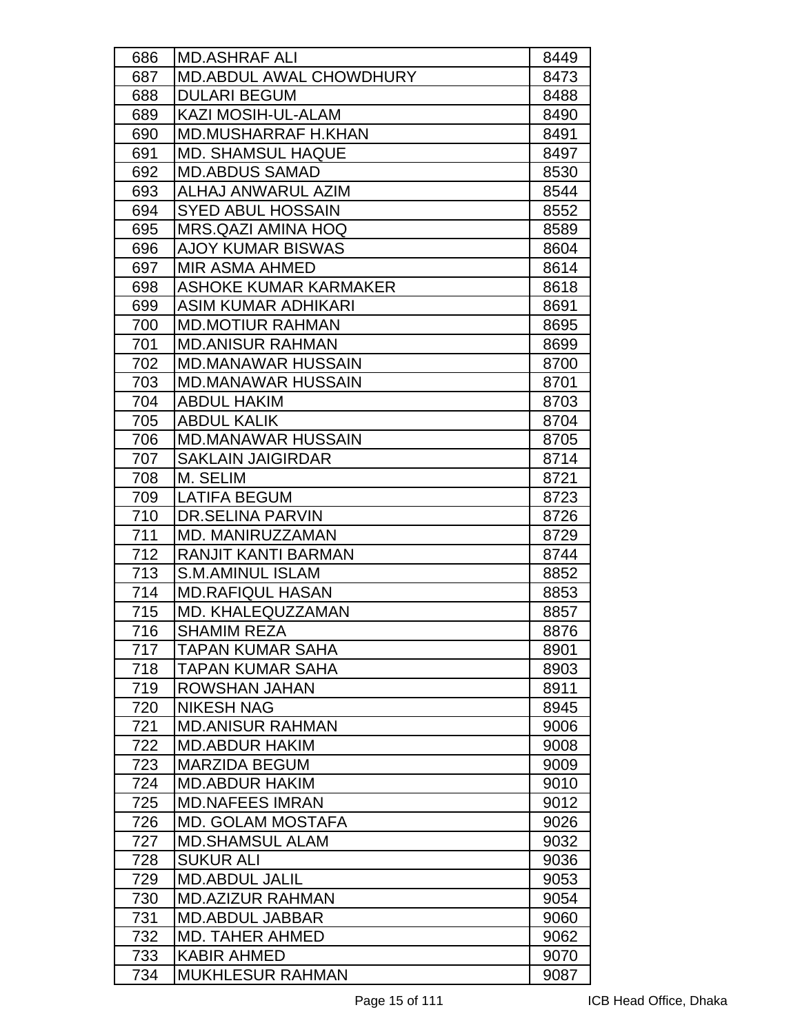| 686 | MD.ASHRAF ALI | 8449 |
|---|---|---|
| 687 | MD.ABDUL AWAL CHOWDHURY | 8473 |
| 688 | DULARI BEGUM | 8488 |
| 689 | KAZI MOSIH-UL-ALAM | 8490 |
| 690 | MD.MUSHARRAF H.KHAN | 8491 |
| 691 | MD. SHAMSUL HAQUE | 8497 |
| 692 | MD.ABDUS SAMAD | 8530 |
| 693 | ALHAJ ANWARUL AZIM | 8544 |
| 694 | SYED ABUL HOSSAIN | 8552 |
| 695 | MRS.QAZI AMINA HOQ | 8589 |
| 696 | AJOY KUMAR BISWAS | 8604 |
| 697 | MIR ASMA AHMED | 8614 |
| 698 | ASHOKE KUMAR KARMAKER | 8618 |
| 699 | ASIM KUMAR ADHIKARI | 8691 |
| 700 | MD.MOTIUR RAHMAN | 8695 |
| 701 | MD.ANISUR RAHMAN | 8699 |
| 702 | MD.MANAWAR HUSSAIN | 8700 |
| 703 | MD.MANAWAR HUSSAIN | 8701 |
| 704 | ABDUL HAKIM | 8703 |
| 705 | ABDUL KALIK | 8704 |
| 706 | MD.MANAWAR HUSSAIN | 8705 |
| 707 | SAKLAIN JAIGIRDAR | 8714 |
| 708 | M. SELIM | 8721 |
| 709 | LATIFA BEGUM | 8723 |
| 710 | DR.SELINA PARVIN | 8726 |
| 711 | MD. MANIRUZZAMAN | 8729 |
| 712 | RANJIT KANTI BARMAN | 8744 |
| 713 | S.M.AMINUL ISLAM | 8852 |
| 714 | MD.RAFIQUL HASAN | 8853 |
| 715 | MD. KHALEQUZZAMAN | 8857 |
| 716 | SHAMIM REZA | 8876 |
| 717 | TAPAN KUMAR SAHA | 8901 |
| 718 | TAPAN KUMAR SAHA | 8903 |
| 719 | ROWSHAN JAHAN | 8911 |
| 720 | NIKESH NAG | 8945 |
| 721 | MD.ANISUR RAHMAN | 9006 |
| 722 | MD.ABDUR HAKIM | 9008 |
| 723 | MARZIDA BEGUM | 9009 |
| 724 | MD.ABDUR HAKIM | 9010 |
| 725 | MD.NAFEES IMRAN | 9012 |
| 726 | MD. GOLAM MOSTAFA | 9026 |
| 727 | MD.SHAMSUL ALAM | 9032 |
| 728 | SUKUR ALI | 9036 |
| 729 | MD.ABDUL JALIL | 9053 |
| 730 | MD.AZIZUR RAHMAN | 9054 |
| 731 | MD.ABDUL JABBAR | 9060 |
| 732 | MD. TAHER AHMED | 9062 |
| 733 | KABIR AHMED | 9070 |
| 734 | MUKHLESUR RAHMAN | 9087 |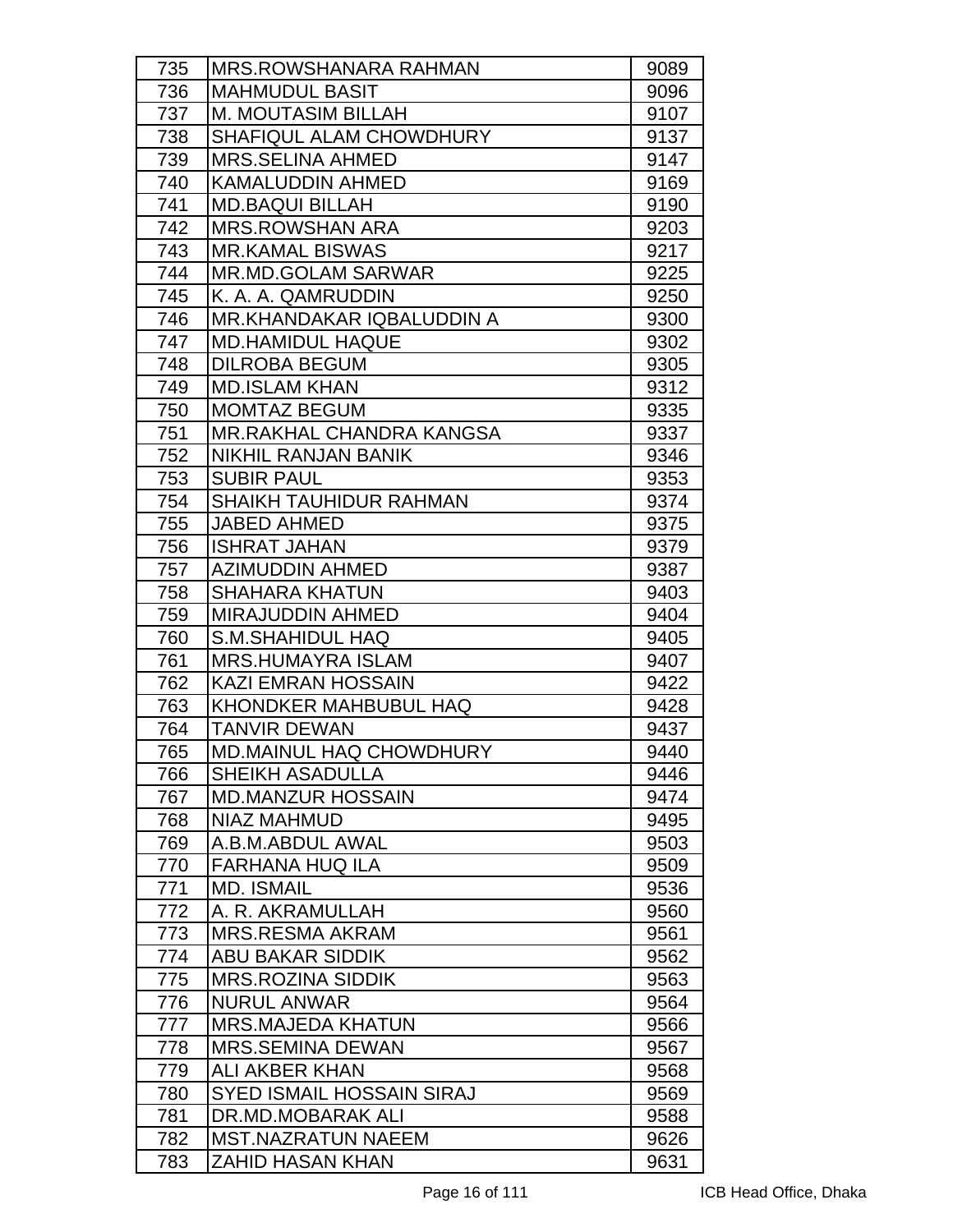| 735 | MRS.ROWSHANARA RAHMAN | 9089 |
|---|---|---|
| 736 | MAHMUDUL BASIT | 9096 |
| 737 | M. MOUTASIM BILLAH | 9107 |
| 738 | SHAFIQUL ALAM CHOWDHURY | 9137 |
| 739 | MRS.SELINA AHMED | 9147 |
| 740 | KAMALUDDIN AHMED | 9169 |
| 741 | MD.BAQUI BILLAH | 9190 |
| 742 | MRS.ROWSHAN ARA | 9203 |
| 743 | MR.KAMAL BISWAS | 9217 |
| 744 | MR.MD.GOLAM SARWAR | 9225 |
| 745 | K. A. A. QAMRUDDIN | 9250 |
| 746 | MR.KHANDAKAR IQBALUDDIN A | 9300 |
| 747 | MD.HAMIDUL HAQUE | 9302 |
| 748 | DILROBA BEGUM | 9305 |
| 749 | MD.ISLAM KHAN | 9312 |
| 750 | MOMTAZ BEGUM | 9335 |
| 751 | MR.RAKHAL CHANDRA KANGSA | 9337 |
| 752 | NIKHIL RANJAN BANIK | 9346 |
| 753 | SUBIR PAUL | 9353 |
| 754 | SHAIKH TAUHIDUR RAHMAN | 9374 |
| 755 | JABED AHMED | 9375 |
| 756 | ISHRAT JAHAN | 9379 |
| 757 | AZIMUDDIN AHMED | 9387 |
| 758 | SHAHARA KHATUN | 9403 |
| 759 | MIRAJUDDIN AHMED | 9404 |
| 760 | S.M.SHAHIDUL HAQ | 9405 |
| 761 | MRS.HUMAYRA ISLAM | 9407 |
| 762 | KAZI EMRAN HOSSAIN | 9422 |
| 763 | KHONDKER MAHBUBUL HAQ | 9428 |
| 764 | TANVIR DEWAN | 9437 |
| 765 | MD.MAINUL HAQ CHOWDHURY | 9440 |
| 766 | SHEIKH ASADULLA | 9446 |
| 767 | MD.MANZUR HOSSAIN | 9474 |
| 768 | NIAZ MAHMUD | 9495 |
| 769 | A.B.M.ABDUL AWAL | 9503 |
| 770 | FARHANA HUQ ILA | 9509 |
| 771 | MD. ISMAIL | 9536 |
| 772 | A. R. AKRAMULLAH | 9560 |
| 773 | MRS.RESMA AKRAM | 9561 |
| 774 | ABU BAKAR SIDDIK | 9562 |
| 775 | MRS.ROZINA SIDDIK | 9563 |
| 776 | NURUL ANWAR | 9564 |
| 777 | MRS.MAJEDA KHATUN | 9566 |
| 778 | MRS.SEMINA DEWAN | 9567 |
| 779 | ALI AKBER KHAN | 9568 |
| 780 | SYED ISMAIL HOSSAIN SIRAJ | 9569 |
| 781 | DR.MD.MOBARAK ALI | 9588 |
| 782 | MST.NAZRATUN NAEEM | 9626 |
| 783 | ZAHID HASAN KHAN | 9631 |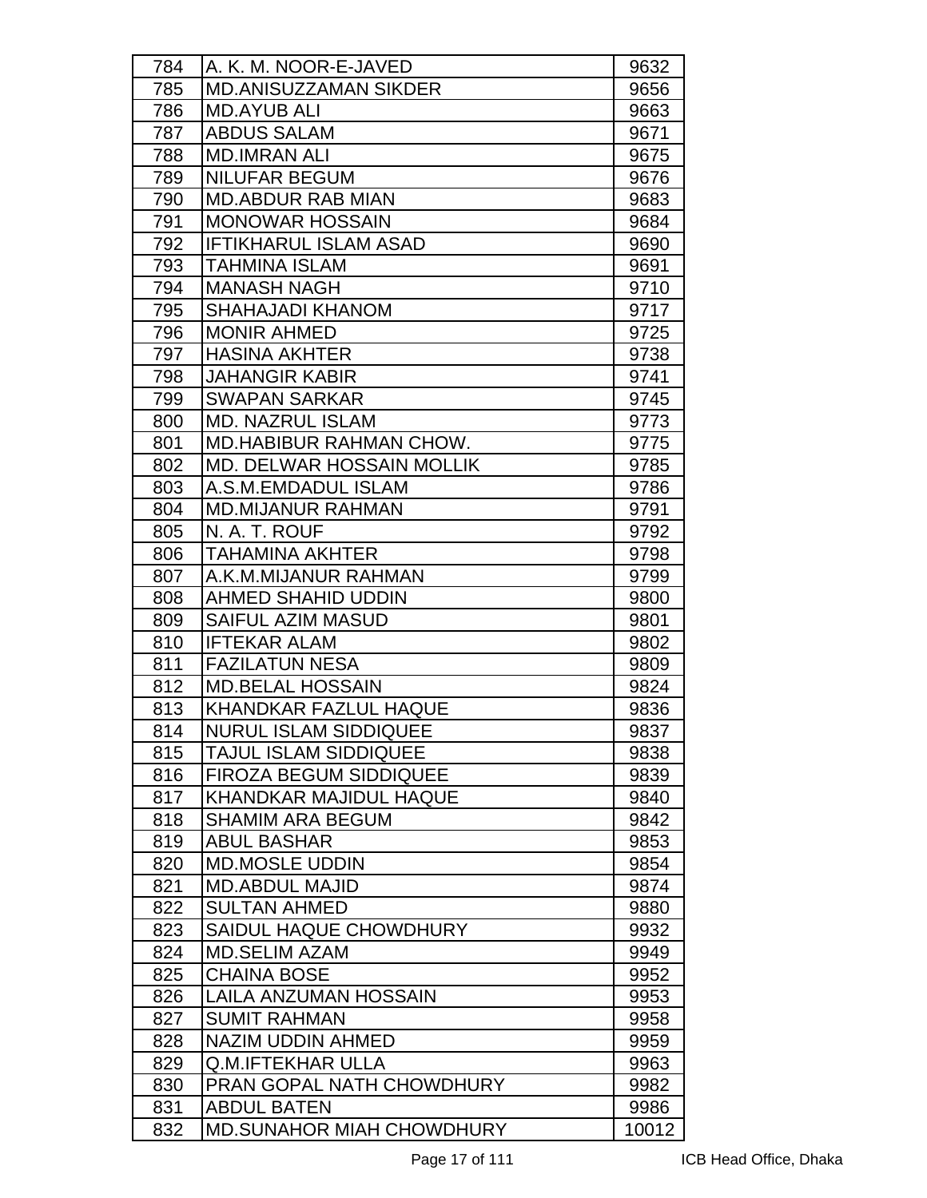| | | |
|---|---|---|
| 784 | A. K. M. NOOR-E-JAVED | 9632 |
| 785 | MD.ANISUZZAMAN SIKDER | 9656 |
| 786 | MD.AYUB ALI | 9663 |
| 787 | ABDUS SALAM | 9671 |
| 788 | MD.IMRAN ALI | 9675 |
| 789 | NILUFAR BEGUM | 9676 |
| 790 | MD.ABDUR RAB MIAN | 9683 |
| 791 | MONOWAR HOSSAIN | 9684 |
| 792 | IFTIKHARUL ISLAM ASAD | 9690 |
| 793 | TAHMINA ISLAM | 9691 |
| 794 | MANASH NAGH | 9710 |
| 795 | SHAHAJADI KHANOM | 9717 |
| 796 | MONIR AHMED | 9725 |
| 797 | HASINA AKHTER | 9738 |
| 798 | JAHANGIR KABIR | 9741 |
| 799 | SWAPAN SARKAR | 9745 |
| 800 | MD. NAZRUL ISLAM | 9773 |
| 801 | MD.HABIBUR RAHMAN CHOW. | 9775 |
| 802 | MD. DELWAR HOSSAIN MOLLIK | 9785 |
| 803 | A.S.M.EMDADUL ISLAM | 9786 |
| 804 | MD.MIJANUR RAHMAN | 9791 |
| 805 | N. A. T. ROUF | 9792 |
| 806 | TAHAMINA AKHTER | 9798 |
| 807 | A.K.M.MIJANUR RAHMAN | 9799 |
| 808 | AHMED SHAHID UDDIN | 9800 |
| 809 | SAIFUL AZIM MASUD | 9801 |
| 810 | IFTEKAR ALAM | 9802 |
| 811 | FAZILATUN NESA | 9809 |
| 812 | MD.BELAL HOSSAIN | 9824 |
| 813 | KHANDKAR FAZLUL HAQUE | 9836 |
| 814 | NURUL ISLAM SIDDIQUEE | 9837 |
| 815 | TAJUL ISLAM SIDDIQUEE | 9838 |
| 816 | FIROZA BEGUM SIDDIQUEE | 9839 |
| 817 | KHANDKAR MAJIDUL HAQUE | 9840 |
| 818 | SHAMIM ARA BEGUM | 9842 |
| 819 | ABUL BASHAR | 9853 |
| 820 | MD.MOSLE UDDIN | 9854 |
| 821 | MD.ABDUL MAJID | 9874 |
| 822 | SULTAN AHMED | 9880 |
| 823 | SAIDUL HAQUE CHOWDHURY | 9932 |
| 824 | MD.SELIM AZAM | 9949 |
| 825 | CHAINA BOSE | 9952 |
| 826 | LAILA ANZUMAN HOSSAIN | 9953 |
| 827 | SUMIT RAHMAN | 9958 |
| 828 | NAZIM UDDIN AHMED | 9959 |
| 829 | Q.M.IFTEKHAR ULLA | 9963 |
| 830 | PRAN GOPAL NATH CHOWDHURY | 9982 |
| 831 | ABDUL BATEN | 9986 |
| 832 | MD.SUNAHOR MIAH CHOWDHURY | 10012 |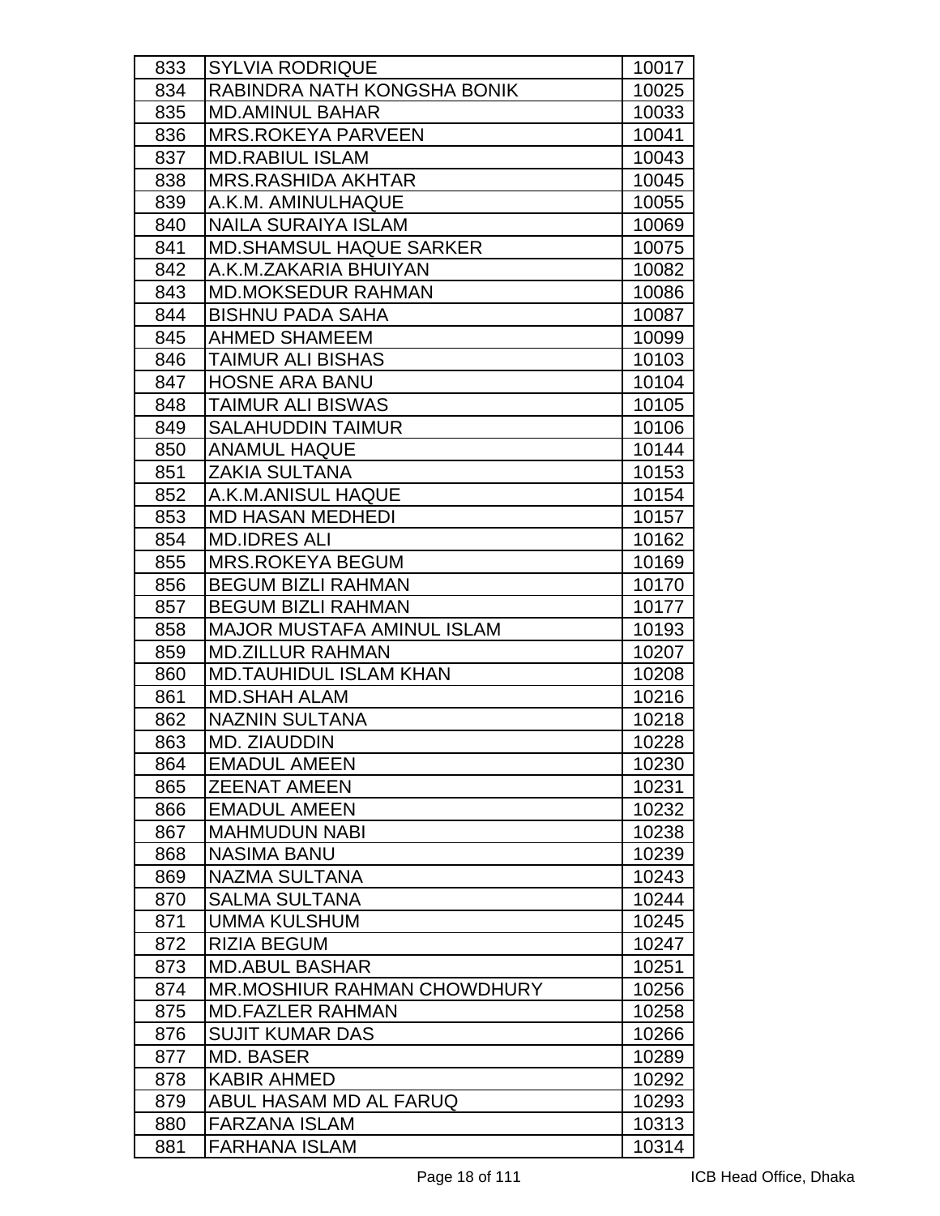| | | |
|---|---|---|
| 833 | SYLVIA RODRIQUE | 10017 |
| 834 | RABINDRA NATH KONGSHA BONIK | 10025 |
| 835 | MD.AMINUL BAHAR | 10033 |
| 836 | MRS.ROKEYA PARVEEN | 10041 |
| 837 | MD.RABIUL ISLAM | 10043 |
| 838 | MRS.RASHIDA AKHTAR | 10045 |
| 839 | A.K.M. AMINULHAQUE | 10055 |
| 840 | NAILA SURAIYA ISLAM | 10069 |
| 841 | MD.SHAMSUL HAQUE SARKER | 10075 |
| 842 | A.K.M.ZAKARIA BHUIYAN | 10082 |
| 843 | MD.MOKSEDUR RAHMAN | 10086 |
| 844 | BISHNU PADA SAHA | 10087 |
| 845 | AHMED SHAMEEM | 10099 |
| 846 | TAIMUR ALI BISHAS | 10103 |
| 847 | HOSNE ARA BANU | 10104 |
| 848 | TAIMUR ALI BISWAS | 10105 |
| 849 | SALAHUDDIN TAIMUR | 10106 |
| 850 | ANAMUL HAQUE | 10144 |
| 851 | ZAKIA SULTANA | 10153 |
| 852 | A.K.M.ANISUL HAQUE | 10154 |
| 853 | MD HASAN MEDHEDI | 10157 |
| 854 | MD.IDRES ALI | 10162 |
| 855 | MRS.ROKEYA BEGUM | 10169 |
| 856 | BEGUM BIZLI RAHMAN | 10170 |
| 857 | BEGUM BIZLI RAHMAN | 10177 |
| 858 | MAJOR MUSTAFA AMINUL ISLAM | 10193 |
| 859 | MD.ZILLUR RAHMAN | 10207 |
| 860 | MD.TAUHIDUL ISLAM KHAN | 10208 |
| 861 | MD.SHAH ALAM | 10216 |
| 862 | NAZNIN SULTANA | 10218 |
| 863 | MD. ZIAUDDIN | 10228 |
| 864 | EMADUL AMEEN | 10230 |
| 865 | ZEENAT AMEEN | 10231 |
| 866 | EMADUL AMEEN | 10232 |
| 867 | MAHMUDUN NABI | 10238 |
| 868 | NASIMA BANU | 10239 |
| 869 | NAZMA SULTANA | 10243 |
| 870 | SALMA SULTANA | 10244 |
| 871 | UMMA KULSHUM | 10245 |
| 872 | RIZIA BEGUM | 10247 |
| 873 | MD.ABUL BASHAR | 10251 |
| 874 | MR.MOSHIUR RAHMAN CHOWDHURY | 10256 |
| 875 | MD.FAZLER RAHMAN | 10258 |
| 876 | SUJIT KUMAR DAS | 10266 |
| 877 | MD. BASER | 10289 |
| 878 | KABIR AHMED | 10292 |
| 879 | ABUL HASAM MD AL FARUQ | 10293 |
| 880 | FARZANA ISLAM | 10313 |
| 881 | FARHANA ISLAM | 10314 |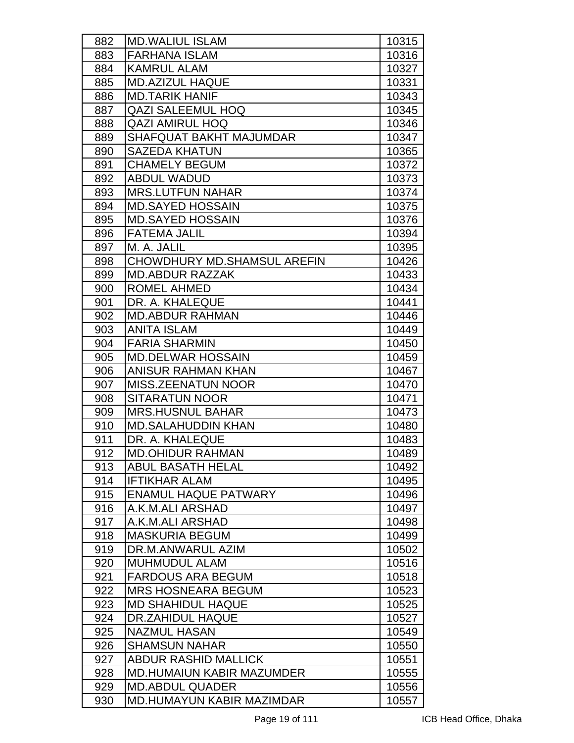| 882 | MD.WALIUL ISLAM | 10315 |
|---|---|---|
| 883 | FARHANA ISLAM | 10316 |
| 884 | KAMRUL ALAM | 10327 |
| 885 | MD.AZIZUL HAQUE | 10331 |
| 886 | MD.TARIK HANIF | 10343 |
| 887 | QAZI SALEEMUL HOQ | 10345 |
| 888 | QAZI AMIRUL HOQ | 10346 |
| 889 | SHAFQUAT BAKHT MAJUMDAR | 10347 |
| 890 | SAZEDA KHATUN | 10365 |
| 891 | CHAMELY BEGUM | 10372 |
| 892 | ABDUL WADUD | 10373 |
| 893 | MRS.LUTFUN NAHAR | 10374 |
| 894 | MD.SAYED HOSSAIN | 10375 |
| 895 | MD.SAYED HOSSAIN | 10376 |
| 896 | FATEMA JALIL | 10394 |
| 897 | M. A. JALIL | 10395 |
| 898 | CHOWDHURY MD.SHAMSUL AREFIN | 10426 |
| 899 | MD.ABDUR RAZZAK | 10433 |
| 900 | ROMEL AHMED | 10434 |
| 901 | DR. A. KHALEQUE | 10441 |
| 902 | MD.ABDUR RAHMAN | 10446 |
| 903 | ANITA ISLAM | 10449 |
| 904 | FARIA SHARMIN | 10450 |
| 905 | MD.DELWAR HOSSAIN | 10459 |
| 906 | ANISUR RAHMAN KHAN | 10467 |
| 907 | MISS.ZEENATUN NOOR | 10470 |
| 908 | SITARATUN NOOR | 10471 |
| 909 | MRS.HUSNUL BAHAR | 10473 |
| 910 | MD.SALAHUDDIN KHAN | 10480 |
| 911 | DR. A. KHALEQUE | 10483 |
| 912 | MD.OHIDUR RAHMAN | 10489 |
| 913 | ABUL BASATH HELAL | 10492 |
| 914 | IFTIKHAR ALAM | 10495 |
| 915 | ENAMUL HAQUE PATWARY | 10496 |
| 916 | A.K.M.ALI ARSHAD | 10497 |
| 917 | A.K.M.ALI ARSHAD | 10498 |
| 918 | MASKURIA BEGUM | 10499 |
| 919 | DR.M.ANWARUL AZIM | 10502 |
| 920 | MUHMUDUL ALAM | 10516 |
| 921 | FARDOUS ARA BEGUM | 10518 |
| 922 | MRS HOSNEARA BEGUM | 10523 |
| 923 | MD SHAHIDUL HAQUE | 10525 |
| 924 | DR.ZAHIDUL HAQUE | 10527 |
| 925 | NAZMUL HASAN | 10549 |
| 926 | SHAMSUN NAHAR | 10550 |
| 927 | ABDUR RASHID MALLICK | 10551 |
| 928 | MD.HUMAIUN KABIR MAZUMDER | 10555 |
| 929 | MD.ABDUL QUADER | 10556 |
| 930 | MD.HUMAYUN KABIR MAZIMDAR | 10557 |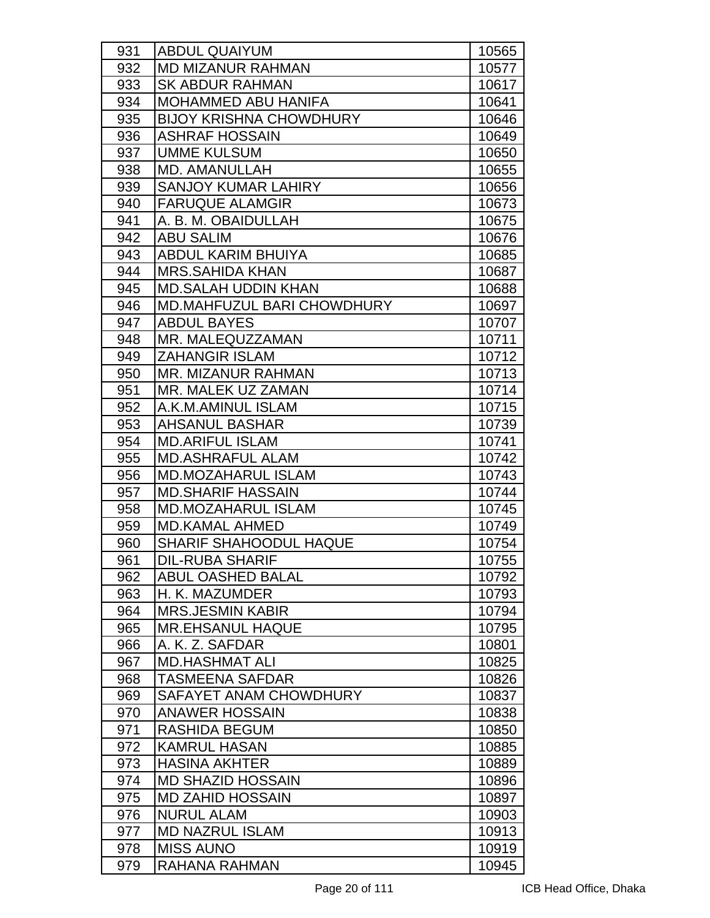| 931 | ABDUL QUAIYUM | 10565 |
|---|---|---|
| 932 | MD MIZANUR RAHMAN | 10577 |
| 933 | SK ABDUR RAHMAN | 10617 |
| 934 | MOHAMMED ABU HANIFA | 10641 |
| 935 | BIJOY KRISHNA CHOWDHURY | 10646 |
| 936 | ASHRAF HOSSAIN | 10649 |
| 937 | UMME KULSUM | 10650 |
| 938 | MD. AMANULLAH | 10655 |
| 939 | SANJOY KUMAR LAHIRY | 10656 |
| 940 | FARUQUE ALAMGIR | 10673 |
| 941 | A. B. M. OBAIDULLAH | 10675 |
| 942 | ABU SALIM | 10676 |
| 943 | ABDUL KARIM BHUIYA | 10685 |
| 944 | MRS.SAHIDA KHAN | 10687 |
| 945 | MD.SALAH UDDIN KHAN | 10688 |
| 946 | MD.MAHFUZUL BARI CHOWDHURY | 10697 |
| 947 | ABDUL BAYES | 10707 |
| 948 | MR. MALEQUZZAMAN | 10711 |
| 949 | ZAHANGIR ISLAM | 10712 |
| 950 | MR. MIZANUR RAHMAN | 10713 |
| 951 | MR. MALEK UZ ZAMAN | 10714 |
| 952 | A.K.M.AMINUL ISLAM | 10715 |
| 953 | AHSANUL BASHAR | 10739 |
| 954 | MD.ARIFUL ISLAM | 10741 |
| 955 | MD.ASHRAFUL ALAM | 10742 |
| 956 | MD.MOZAHARUL ISLAM | 10743 |
| 957 | MD.SHARIF HASSAIN | 10744 |
| 958 | MD.MOZAHARUL ISLAM | 10745 |
| 959 | MD.KAMAL AHMED | 10749 |
| 960 | SHARIF SHAHOODUL HAQUE | 10754 |
| 961 | DIL-RUBA SHARIF | 10755 |
| 962 | ABUL OASHED BALAL | 10792 |
| 963 | H. K. MAZUMDER | 10793 |
| 964 | MRS.JESMIN KABIR | 10794 |
| 965 | MR.EHSANUL HAQUE | 10795 |
| 966 | A. K. Z. SAFDAR | 10801 |
| 967 | MD.HASHMAT ALI | 10825 |
| 968 | TASMEENA SAFDAR | 10826 |
| 969 | SAFAYET ANAM CHOWDHURY | 10837 |
| 970 | ANAWER HOSSAIN | 10838 |
| 971 | RASHIDA BEGUM | 10850 |
| 972 | KAMRUL HASAN | 10885 |
| 973 | HASINA AKHTER | 10889 |
| 974 | MD SHAZID HOSSAIN | 10896 |
| 975 | MD ZAHID HOSSAIN | 10897 |
| 976 | NURUL ALAM | 10903 |
| 977 | MD NAZRUL ISLAM | 10913 |
| 978 | MISS AUNO | 10919 |
| 979 | RAHANA RAHMAN | 10945 |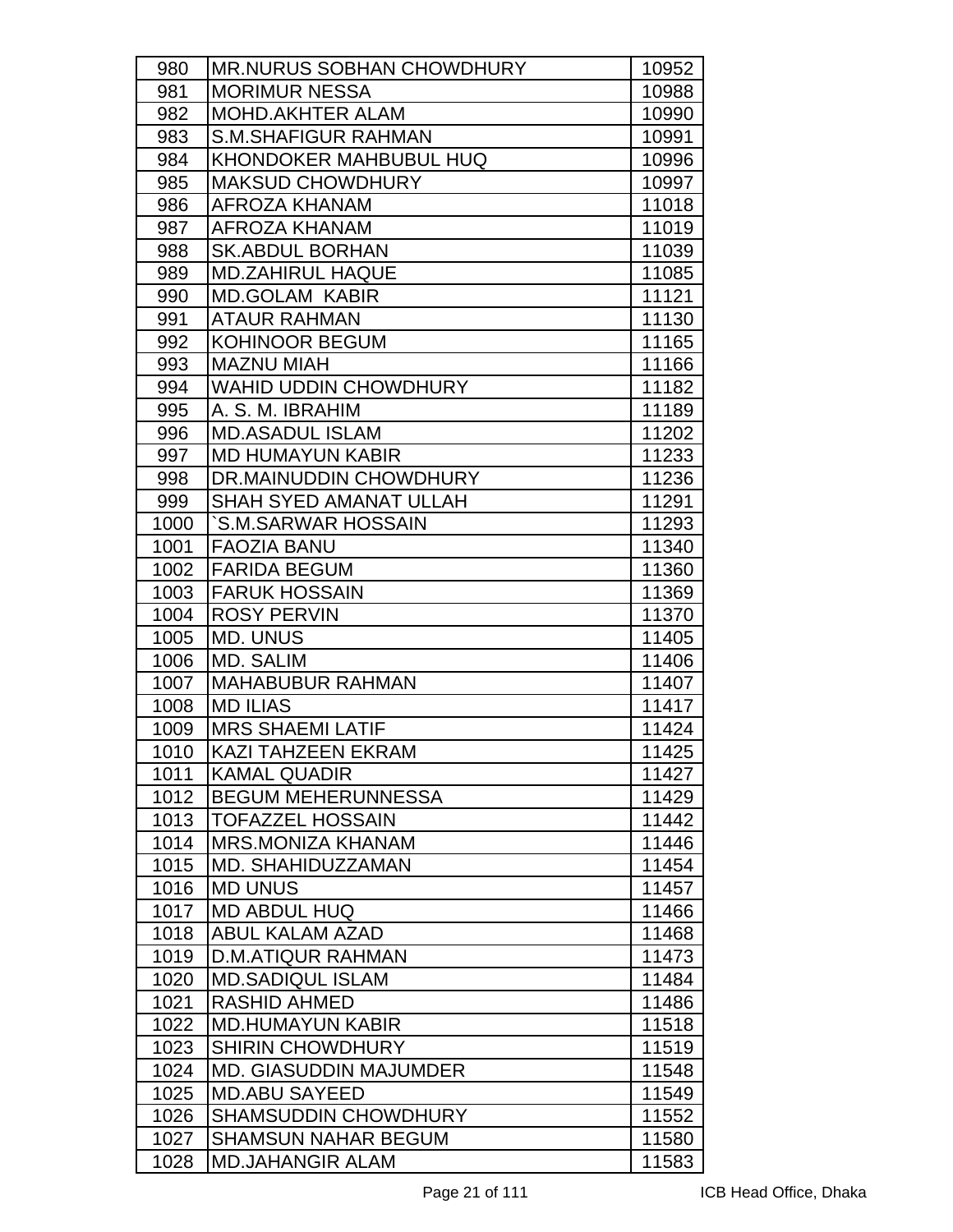| 980 | MR.NURUS SOBHAN CHOWDHURY | 10952 |
|---|---|---|
| 981 | MORIMUR NESSA | 10988 |
| 982 | MOHD.AKHTER ALAM | 10990 |
| 983 | S.M.SHAFIGUR RAHMAN | 10991 |
| 984 | KHONDOKER MAHBUBUL HUQ | 10996 |
| 985 | MAKSUD CHOWDHURY | 10997 |
| 986 | AFROZA KHANAM | 11018 |
| 987 | AFROZA KHANAM | 11019 |
| 988 | SK.ABDUL BORHAN | 11039 |
| 989 | MD.ZAHIRUL HAQUE | 11085 |
| 990 | MD.GOLAM KABIR | 11121 |
| 991 | ATAUR RAHMAN | 11130 |
| 992 | KOHINOOR BEGUM | 11165 |
| 993 | MAZNU MIAH | 11166 |
| 994 | WAHID UDDIN CHOWDHURY | 11182 |
| 995 | A. S. M. IBRAHIM | 11189 |
| 996 | MD.ASADUL ISLAM | 11202 |
| 997 | MD HUMAYUN KABIR | 11233 |
| 998 | DR.MAINUDDIN CHOWDHURY | 11236 |
| 999 | SHAH SYED AMANAT ULLAH | 11291 |
| 1000 | `S.M.SARWAR HOSSAIN | 11293 |
| 1001 | FAOZIA BANU | 11340 |
| 1002 | FARIDA BEGUM | 11360 |
| 1003 | FARUK HOSSAIN | 11369 |
| 1004 | ROSY PERVIN | 11370 |
| 1005 | MD. UNUS | 11405 |
| 1006 | MD. SALIM | 11406 |
| 1007 | MAHABUBUR RAHMAN | 11407 |
| 1008 | MD ILIAS | 11417 |
| 1009 | MRS SHAEMI LATIF | 11424 |
| 1010 | KAZI TAHZEEN EKRAM | 11425 |
| 1011 | KAMAL QUADIR | 11427 |
| 1012 | BEGUM MEHERUNNESSA | 11429 |
| 1013 | TOFAZZEL HOSSAIN | 11442 |
| 1014 | MRS.MONIZA KHANAM | 11446 |
| 1015 | MD. SHAHIDUZZAMAN | 11454 |
| 1016 | MD UNUS | 11457 |
| 1017 | MD ABDUL HUQ | 11466 |
| 1018 | ABUL KALAM AZAD | 11468 |
| 1019 | D.M.ATIQUR RAHMAN | 11473 |
| 1020 | MD.SADIQUL ISLAM | 11484 |
| 1021 | RASHID AHMED | 11486 |
| 1022 | MD.HUMAYUN KABIR | 11518 |
| 1023 | SHIRIN CHOWDHURY | 11519 |
| 1024 | MD. GIASUDDIN MAJUMDER | 11548 |
| 1025 | MD.ABU SAYEED | 11549 |
| 1026 | SHAMSUDDIN CHOWDHURY | 11552 |
| 1027 | SHAMSUN NAHAR BEGUM | 11580 |
| 1028 | MD.JAHANGIR ALAM | 11583 |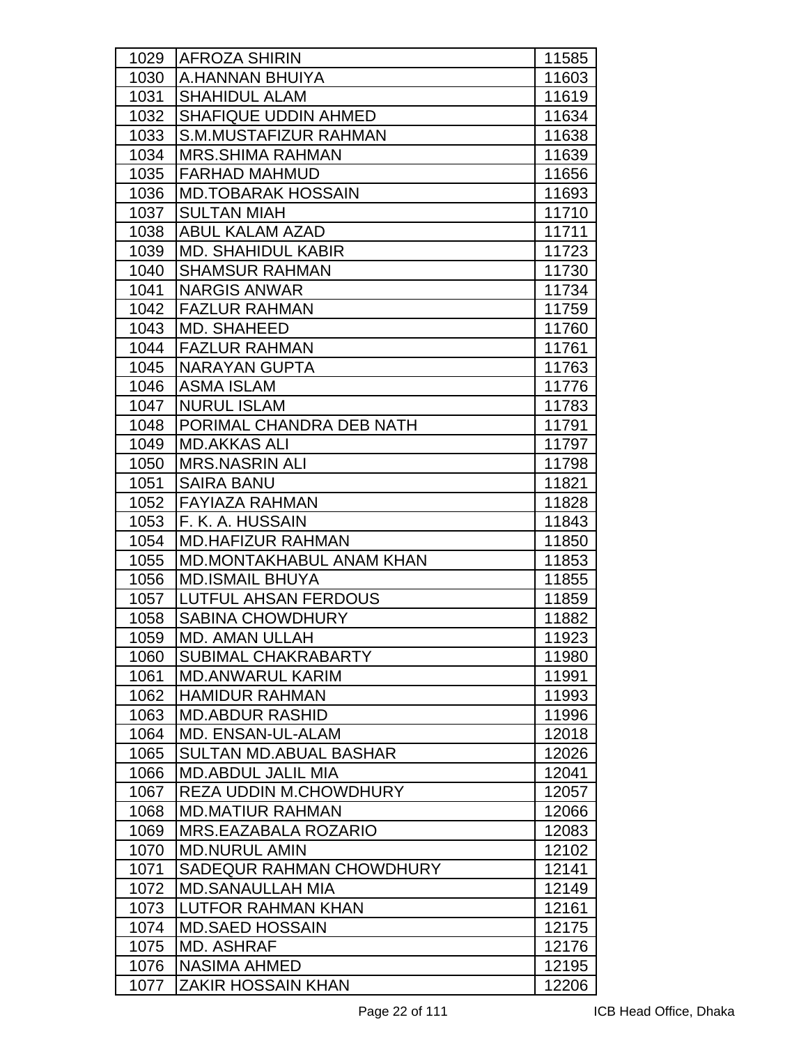| | | |
|---|---|---|
| 1029 | AFROZA SHIRIN | 11585 |
| 1030 | A.HANNAN BHUIYA | 11603 |
| 1031 | SHAHIDUL ALAM | 11619 |
| 1032 | SHAFIQUE UDDIN AHMED | 11634 |
| 1033 | S.M.MUSTAFIZUR RAHMAN | 11638 |
| 1034 | MRS.SHIMA RAHMAN | 11639 |
| 1035 | FARHAD MAHMUD | 11656 |
| 1036 | MD.TOBARAK HOSSAIN | 11693 |
| 1037 | SULTAN MIAH | 11710 |
| 1038 | ABUL KALAM AZAD | 11711 |
| 1039 | MD. SHAHIDUL KABIR | 11723 |
| 1040 | SHAMSUR RAHMAN | 11730 |
| 1041 | NARGIS ANWAR | 11734 |
| 1042 | FAZLUR RAHMAN | 11759 |
| 1043 | MD. SHAHEED | 11760 |
| 1044 | FAZLUR RAHMAN | 11761 |
| 1045 | NARAYAN GUPTA | 11763 |
| 1046 | ASMA ISLAM | 11776 |
| 1047 | NURUL ISLAM | 11783 |
| 1048 | PORIMAL CHANDRA DEB NATH | 11791 |
| 1049 | MD.AKKAS ALI | 11797 |
| 1050 | MRS.NASRIN ALI | 11798 |
| 1051 | SAIRA BANU | 11821 |
| 1052 | FAYIAZA RAHMAN | 11828 |
| 1053 | F. K. A. HUSSAIN | 11843 |
| 1054 | MD.HAFIZUR RAHMAN | 11850 |
| 1055 | MD.MONTAKHABUL ANAM KHAN | 11853 |
| 1056 | MD.ISMAIL BHUYA | 11855 |
| 1057 | LUTFUL AHSAN FERDOUS | 11859 |
| 1058 | SABINA CHOWDHURY | 11882 |
| 1059 | MD. AMAN ULLAH | 11923 |
| 1060 | SUBIMAL CHAKRABARTY | 11980 |
| 1061 | MD.ANWARUL KARIM | 11991 |
| 1062 | HAMIDUR RAHMAN | 11993 |
| 1063 | MD.ABDUR RASHID | 11996 |
| 1064 | MD. ENSAN-UL-ALAM | 12018 |
| 1065 | SULTAN MD.ABUAL BASHAR | 12026 |
| 1066 | MD.ABDUL JALIL MIA | 12041 |
| 1067 | REZA UDDIN M.CHOWDHURY | 12057 |
| 1068 | MD.MATIUR RAHMAN | 12066 |
| 1069 | MRS.EAZABALA ROZARIO | 12083 |
| 1070 | MD.NURUL AMIN | 12102 |
| 1071 | SADEQUR RAHMAN CHOWDHURY | 12141 |
| 1072 | MD.SANAULLAH MIA | 12149 |
| 1073 | LUTFOR RAHMAN KHAN | 12161 |
| 1074 | MD.SAED HOSSAIN | 12175 |
| 1075 | MD. ASHRAF | 12176 |
| 1076 | NASIMA AHMED | 12195 |
| 1077 | ZAKIR HOSSAIN KHAN | 12206 |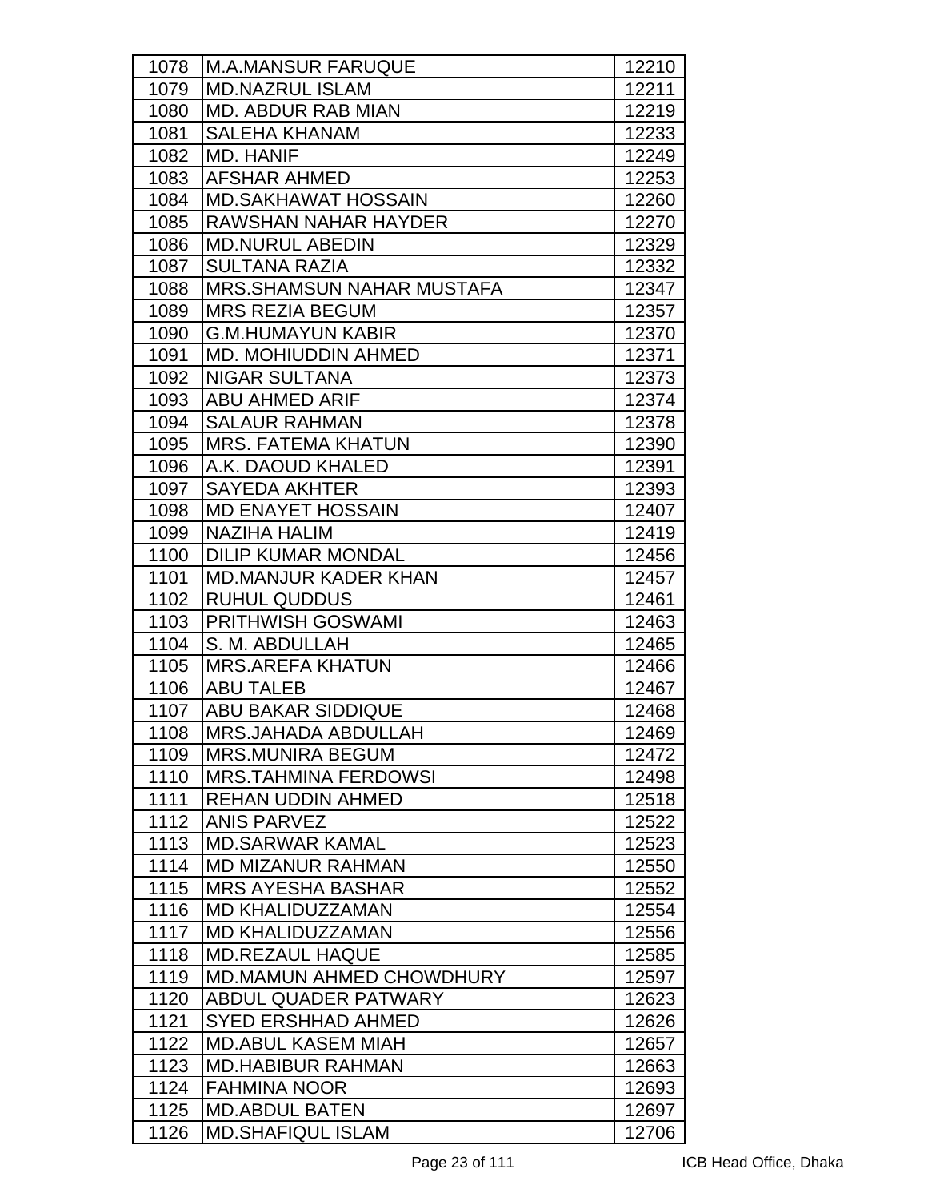| 1078 | M.A.MANSUR FARUQUE | 12210 |
|---|---|---|
| 1079 | MD.NAZRUL ISLAM | 12211 |
| 1080 | MD. ABDUR RAB MIAN | 12219 |
| 1081 | SALEHA KHANAM | 12233 |
| 1082 | MD. HANIF | 12249 |
| 1083 | AFSHAR AHMED | 12253 |
| 1084 | MD.SAKHAWAT HOSSAIN | 12260 |
| 1085 | RAWSHAN NAHAR HAYDER | 12270 |
| 1086 | MD.NURUL ABEDIN | 12329 |
| 1087 | SULTANA RAZIA | 12332 |
| 1088 | MRS.SHAMSUN NAHAR MUSTAFA | 12347 |
| 1089 | MRS REZIA BEGUM | 12357 |
| 1090 | G.M.HUMAYUN KABIR | 12370 |
| 1091 | MD. MOHIUDDIN AHMED | 12371 |
| 1092 | NIGAR SULTANA | 12373 |
| 1093 | ABU AHMED ARIF | 12374 |
| 1094 | SALAUR RAHMAN | 12378 |
| 1095 | MRS. FATEMA KHATUN | 12390 |
| 1096 | A.K. DAOUD KHALED | 12391 |
| 1097 | SAYEDA AKHTER | 12393 |
| 1098 | MD ENAYET HOSSAIN | 12407 |
| 1099 | NAZIHA HALIM | 12419 |
| 1100 | DILIP KUMAR MONDAL | 12456 |
| 1101 | MD.MANJUR KADER KHAN | 12457 |
| 1102 | RUHUL QUDDUS | 12461 |
| 1103 | PRITHWISH GOSWAMI | 12463 |
| 1104 | S. M. ABDULLAH | 12465 |
| 1105 | MRS.AREFA KHATUN | 12466 |
| 1106 | ABU TALEB | 12467 |
| 1107 | ABU BAKAR SIDDIQUE | 12468 |
| 1108 | MRS.JAHADA ABDULLAH | 12469 |
| 1109 | MRS.MUNIRA BEGUM | 12472 |
| 1110 | MRS.TAHMINA FERDOWSI | 12498 |
| 1111 | REHAN UDDIN AHMED | 12518 |
| 1112 | ANIS PARVEZ | 12522 |
| 1113 | MD.SARWAR KAMAL | 12523 |
| 1114 | MD MIZANUR RAHMAN | 12550 |
| 1115 | MRS AYESHA BASHAR | 12552 |
| 1116 | MD KHALIDUZZAMAN | 12554 |
| 1117 | MD KHALIDUZZAMAN | 12556 |
| 1118 | MD.REZAUL HAQUE | 12585 |
| 1119 | MD.MAMUN AHMED CHOWDHURY | 12597 |
| 1120 | ABDUL QUADER PATWARY | 12623 |
| 1121 | SYED ERSHHAD AHMED | 12626 |
| 1122 | MD.ABUL KASEM MIAH | 12657 |
| 1123 | MD.HABIBUR RAHMAN | 12663 |
| 1124 | FAHMINA NOOR | 12693 |
| 1125 | MD.ABDUL BATEN | 12697 |
| 1126 | MD.SHAFIQUL ISLAM | 12706 |

ICB Head Office, Dhaka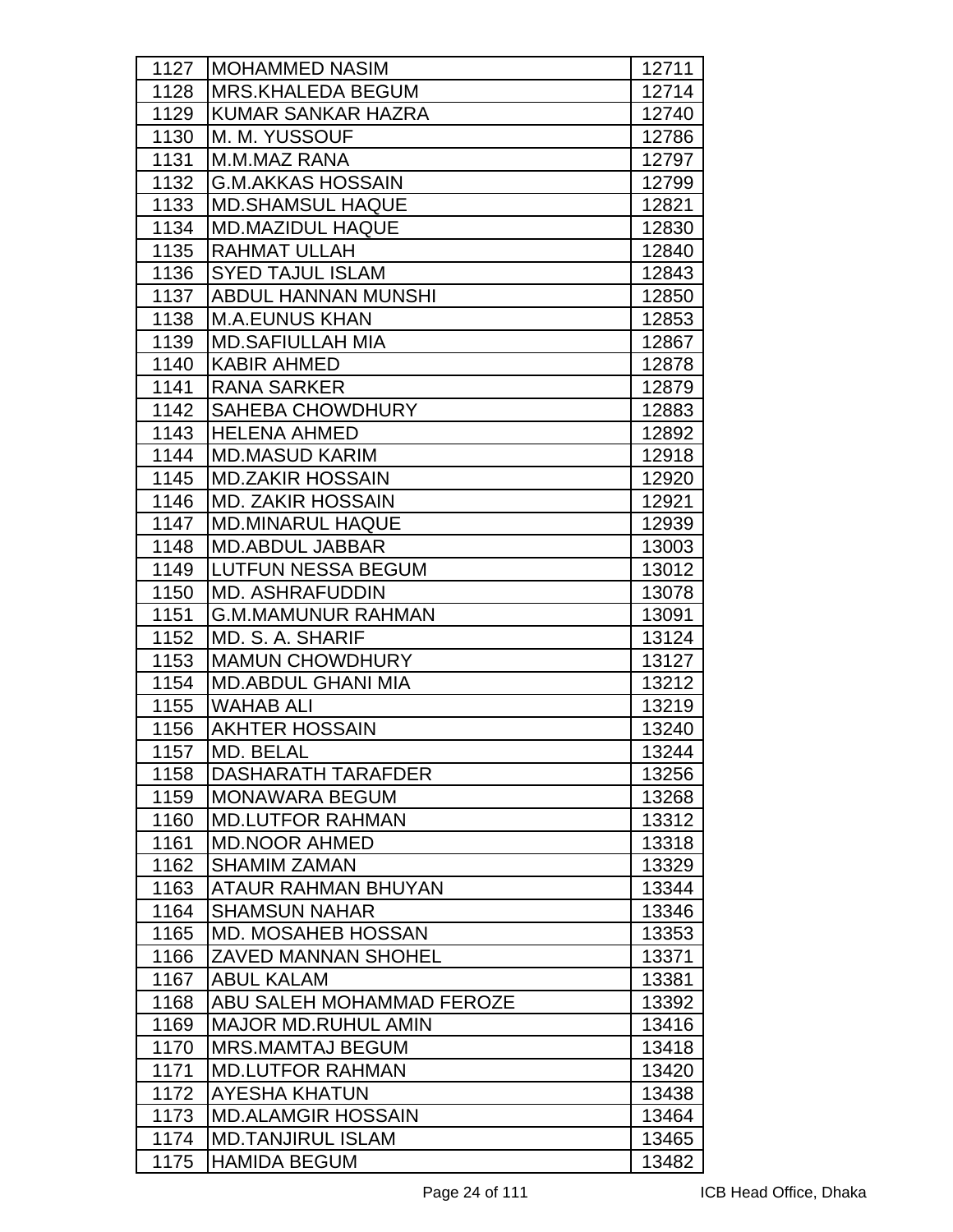| | | |
|---|---|---|
| 1127 | MOHAMMED NASIM | 12711 |
| 1128 | MRS.KHALEDA BEGUM | 12714 |
| 1129 | KUMAR SANKAR HAZRA | 12740 |
| 1130 | M. M. YUSSOUF | 12786 |
| 1131 | M.M.MAZ RANA | 12797 |
| 1132 | G.M.AKKAS HOSSAIN | 12799 |
| 1133 | MD.SHAMSUL HAQUE | 12821 |
| 1134 | MD.MAZIDUL HAQUE | 12830 |
| 1135 | RAHMAT ULLAH | 12840 |
| 1136 | SYED TAJUL ISLAM | 12843 |
| 1137 | ABDUL HANNAN MUNSHI | 12850 |
| 1138 | M.A.EUNUS KHAN | 12853 |
| 1139 | MD.SAFIULLAH MIA | 12867 |
| 1140 | KABIR AHMED | 12878 |
| 1141 | RANA SARKER | 12879 |
| 1142 | SAHEBA CHOWDHURY | 12883 |
| 1143 | HELENA AHMED | 12892 |
| 1144 | MD.MASUD KARIM | 12918 |
| 1145 | MD.ZAKIR HOSSAIN | 12920 |
| 1146 | MD. ZAKIR HOSSAIN | 12921 |
| 1147 | MD.MINARUL HAQUE | 12939 |
| 1148 | MD.ABDUL JABBAR | 13003 |
| 1149 | LUTFUN NESSA BEGUM | 13012 |
| 1150 | MD. ASHRAFUDDIN | 13078 |
| 1151 | G.M.MAMUNUR RAHMAN | 13091 |
| 1152 | MD. S. A. SHARIF | 13124 |
| 1153 | MAMUN CHOWDHURY | 13127 |
| 1154 | MD.ABDUL GHANI MIA | 13212 |
| 1155 | WAHAB ALI | 13219 |
| 1156 | AKHTER HOSSAIN | 13240 |
| 1157 | MD. BELAL | 13244 |
| 1158 | DASHARATH TARAFDER | 13256 |
| 1159 | MONAWARA BEGUM | 13268 |
| 1160 | MD.LUTFOR RAHMAN | 13312 |
| 1161 | MD.NOOR AHMED | 13318 |
| 1162 | SHAMIM ZAMAN | 13329 |
| 1163 | ATAUR RAHMAN BHUYAN | 13344 |
| 1164 | SHAMSUN NAHAR | 13346 |
| 1165 | MD. MOSAHEB HOSSAN | 13353 |
| 1166 | ZAVED MANNAN SHOHEL | 13371 |
| 1167 | ABUL KALAM | 13381 |
| 1168 | ABU SALEH MOHAMMAD FEROZE | 13392 |
| 1169 | MAJOR MD.RUHUL AMIN | 13416 |
| 1170 | MRS.MAMTAJ BEGUM | 13418 |
| 1171 | MD.LUTFOR RAHMAN | 13420 |
| 1172 | AYESHA KHATUN | 13438 |
| 1173 | MD.ALAMGIR HOSSAIN | 13464 |
| 1174 | MD.TANJIRUL ISLAM | 13465 |
| 1175 | HAMIDA BEGUM | 13482 |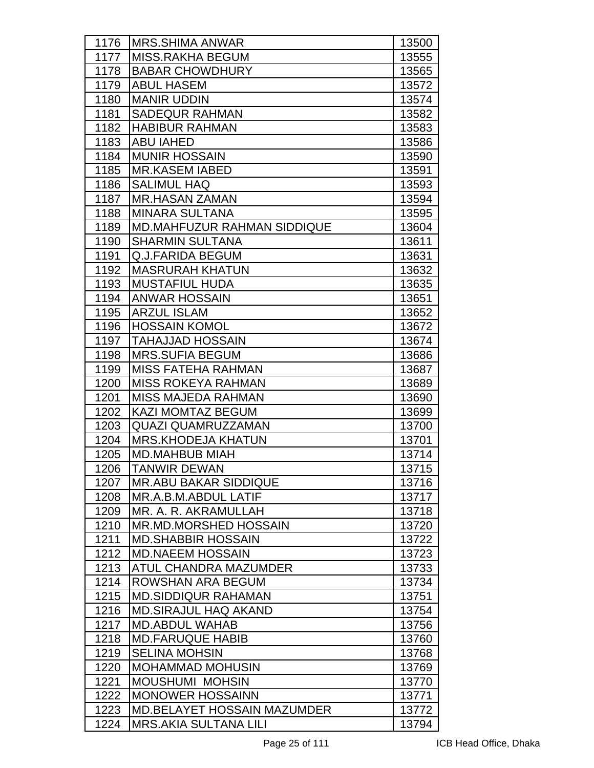| | | |
|---|---|---|
| 1176 | MRS.SHIMA ANWAR | 13500 |
| 1177 | MISS.RAKHA BEGUM | 13555 |
| 1178 | BABAR CHOWDHURY | 13565 |
| 1179 | ABUL HASEM | 13572 |
| 1180 | MANIR UDDIN | 13574 |
| 1181 | SADEQUR RAHMAN | 13582 |
| 1182 | HABIBUR RAHMAN | 13583 |
| 1183 | ABU IAHED | 13586 |
| 1184 | MUNIR HOSSAIN | 13590 |
| 1185 | MR.KASEM IABED | 13591 |
| 1186 | SALIMUL HAQ | 13593 |
| 1187 | MR.HASAN ZAMAN | 13594 |
| 1188 | MINARA SULTANA | 13595 |
| 1189 | MD.MAHFUZUR RAHMAN SIDDIQUE | 13604 |
| 1190 | SHARMIN SULTANA | 13611 |
| 1191 | Q.J.FARIDA BEGUM | 13631 |
| 1192 | MASRURAH KHATUN | 13632 |
| 1193 | MUSTAFIUL HUDA | 13635 |
| 1194 | ANWAR HOSSAIN | 13651 |
| 1195 | ARZUL ISLAM | 13652 |
| 1196 | HOSSAIN KOMOL | 13672 |
| 1197 | TAHAJJAD HOSSAIN | 13674 |
| 1198 | MRS.SUFIA BEGUM | 13686 |
| 1199 | MISS FATEHA RAHMAN | 13687 |
| 1200 | MISS ROKEYA RAHMAN | 13689 |
| 1201 | MISS MAJEDA RAHMAN | 13690 |
| 1202 | KAZI MOMTAZ BEGUM | 13699 |
| 1203 | QUAZI QUAMRUZZAMAN | 13700 |
| 1204 | MRS.KHODEJA KHATUN | 13701 |
| 1205 | MD.MAHBUB MIAH | 13714 |
| 1206 | TANWIR DEWAN | 13715 |
| 1207 | MR.ABU BAKAR SIDDIQUE | 13716 |
| 1208 | MR.A.B.M.ABDUL LATIF | 13717 |
| 1209 | MR. A. R. AKRAMULLAH | 13718 |
| 1210 | MR.MD.MORSHED HOSSAIN | 13720 |
| 1211 | MD.SHABBIR HOSSAIN | 13722 |
| 1212 | MD.NAEEM HOSSAIN | 13723 |
| 1213 | ATUL CHANDRA MAZUMDER | 13733 |
| 1214 | ROWSHAN ARA BEGUM | 13734 |
| 1215 | MD.SIDDIQUR RAHAMAN | 13751 |
| 1216 | MD.SIRAJUL HAQ AKAND | 13754 |
| 1217 | MD.ABDUL WAHAB | 13756 |
| 1218 | MD.FARUQUE HABIB | 13760 |
| 1219 | SELINA MOHSIN | 13768 |
| 1220 | MOHAMMAD MOHUSIN | 13769 |
| 1221 | MOUSHUMI MOHSIN | 13770 |
| 1222 | MONOWER HOSSAINN | 13771 |
| 1223 | MD.BELAYET HOSSAIN MAZUMDER | 13772 |
| 1224 | MRS.AKIA SULTANA LILI | 13794 |

ICB Head Office, Dhaka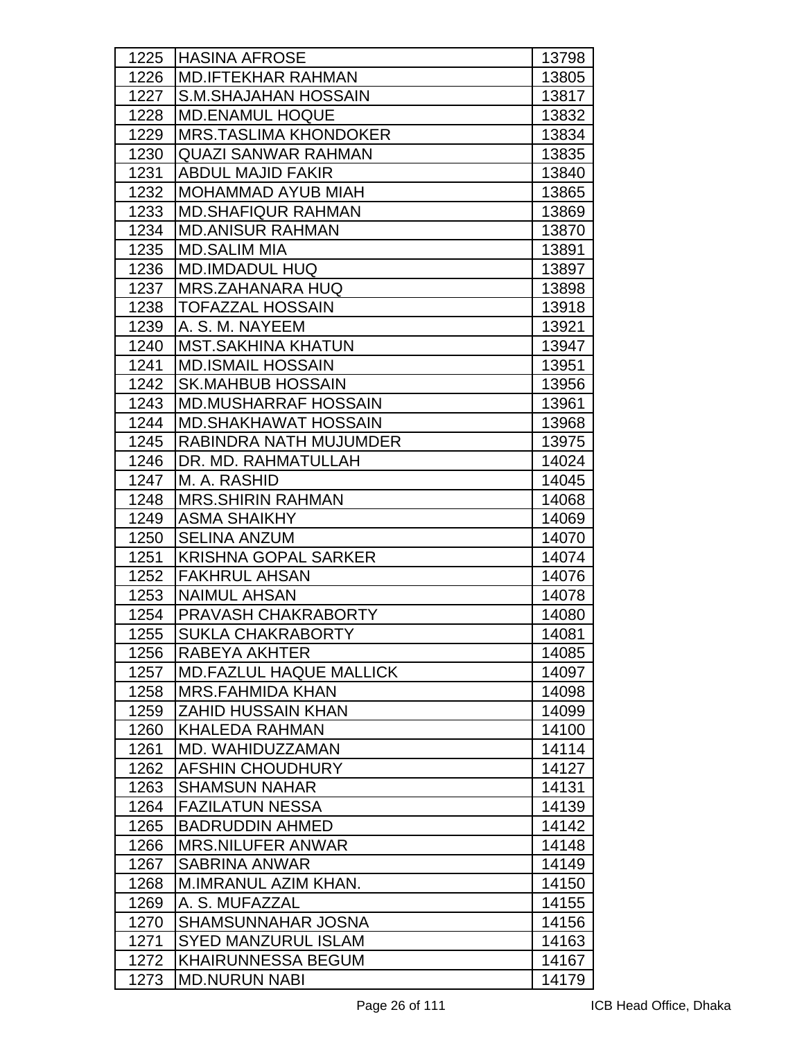| 1225 | HASINA AFROSE | 13798 |
|---|---|---|
| 1226 | MD.IFTEKHAR RAHMAN | 13805 |
| 1227 | S.M.SHAJAHAN HOSSAIN | 13817 |
| 1228 | MD.ENAMUL HOQUE | 13832 |
| 1229 | MRS.TASLIMA KHONDOKER | 13834 |
| 1230 | QUAZI SANWAR RAHMAN | 13835 |
| 1231 | ABDUL MAJID FAKIR | 13840 |
| 1232 | MOHAMMAD AYUB MIAH | 13865 |
| 1233 | MD.SHAFIQUR RAHMAN | 13869 |
| 1234 | MD.ANISUR RAHMAN | 13870 |
| 1235 | MD.SALIM MIA | 13891 |
| 1236 | MD.IMDADUL HUQ | 13897 |
| 1237 | MRS.ZAHANARA HUQ | 13898 |
| 1238 | TOFAZZAL HOSSAIN | 13918 |
| 1239 | A. S. M. NAYEEM | 13921 |
| 1240 | MST.SAKHINA KHATUN | 13947 |
| 1241 | MD.ISMAIL HOSSAIN | 13951 |
| 1242 | SK.MAHBUB HOSSAIN | 13956 |
| 1243 | MD.MUSHARRAF HOSSAIN | 13961 |
| 1244 | MD.SHAKHAWAT HOSSAIN | 13968 |
| 1245 | RABINDRA NATH MUJUMDER | 13975 |
| 1246 | DR. MD. RAHMATULLAH | 14024 |
| 1247 | M. A. RASHID | 14045 |
| 1248 | MRS.SHIRIN RAHMAN | 14068 |
| 1249 | ASMA SHAIKHY | 14069 |
| 1250 | SELINA ANZUM | 14070 |
| 1251 | KRISHNA GOPAL SARKER | 14074 |
| 1252 | FAKHRUL AHSAN | 14076 |
| 1253 | NAIMUL AHSAN | 14078 |
| 1254 | PRAVASH CHAKRABORTY | 14080 |
| 1255 | SUKLA CHAKRABORTY | 14081 |
| 1256 | RABEYA AKHTER | 14085 |
| 1257 | MD.FAZLUL HAQUE MALLICK | 14097 |
| 1258 | MRS.FAHMIDA KHAN | 14098 |
| 1259 | ZAHID HUSSAIN KHAN | 14099 |
| 1260 | KHALEDA RAHMAN | 14100 |
| 1261 | MD. WAHIDUZZAMAN | 14114 |
| 1262 | AFSHIN CHOUDHURY | 14127 |
| 1263 | SHAMSUN NAHAR | 14131 |
| 1264 | FAZILATUN NESSA | 14139 |
| 1265 | BADRUDDIN AHMED | 14142 |
| 1266 | MRS.NILUFER ANWAR | 14148 |
| 1267 | SABRINA ANWAR | 14149 |
| 1268 | M.IMRANUL AZIM KHAN. | 14150 |
| 1269 | A. S. MUFAZZAL | 14155 |
| 1270 | SHAMSUNNAHAR JOSNA | 14156 |
| 1271 | SYED MANZURUL ISLAM | 14163 |
| 1272 | KHAIRUNNESSA BEGUM | 14167 |
| 1273 | MD.NURUN NABI | 14179 |

ICB Head Office, Dhaka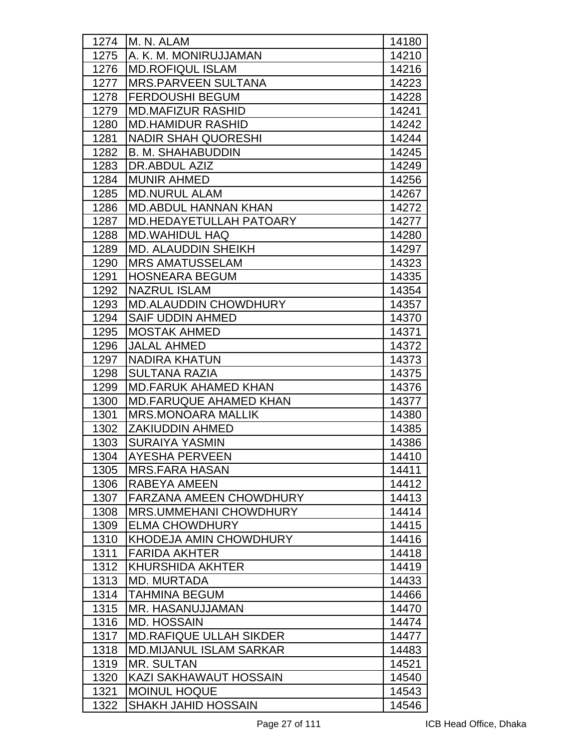| | | |
|---|---|---|
| 1274 | M. N. ALAM | 14180 |
| 1275 | A. K. M. MONIRUJJAMAN | 14210 |
| 1276 | MD.ROFIQUL ISLAM | 14216 |
| 1277 | MRS.PARVEEN SULTANA | 14223 |
| 1278 | FERDOUSHI BEGUM | 14228 |
| 1279 | MD.MAFIZUR RASHID | 14241 |
| 1280 | MD.HAMIDUR RASHID | 14242 |
| 1281 | NADIR SHAH QUORESHI | 14244 |
| 1282 | B. M. SHAHABUDDIN | 14245 |
| 1283 | DR.ABDUL AZIZ | 14249 |
| 1284 | MUNIR AHMED | 14256 |
| 1285 | MD.NURUL ALAM | 14267 |
| 1286 | MD.ABDUL HANNAN KHAN | 14272 |
| 1287 | MD.HEDAYETULLAH PATOARY | 14277 |
| 1288 | MD.WAHIDUL HAQ | 14280 |
| 1289 | MD. ALAUDDIN SHEIKH | 14297 |
| 1290 | MRS AMATUSSELAM | 14323 |
| 1291 | HOSNEARA BEGUM | 14335 |
| 1292 | NAZRUL ISLAM | 14354 |
| 1293 | MD.ALAUDDIN CHOWDHURY | 14357 |
| 1294 | SAIF UDDIN AHMED | 14370 |
| 1295 | MOSTAK AHMED | 14371 |
| 1296 | JALAL AHMED | 14372 |
| 1297 | NADIRA KHATUN | 14373 |
| 1298 | SULTANA RAZIA | 14375 |
| 1299 | MD.FARUK AHAMED KHAN | 14376 |
| 1300 | MD.FARUQUE AHAMED KHAN | 14377 |
| 1301 | MRS.MONOARA MALLIK | 14380 |
| 1302 | ZAKIUDDIN AHMED | 14385 |
| 1303 | SURAIYA YASMIN | 14386 |
| 1304 | AYESHA PERVEEN | 14410 |
| 1305 | MRS.FARA HASAN | 14411 |
| 1306 | RABEYA AMEEN | 14412 |
| 1307 | FARZANA AMEEN CHOWDHURY | 14413 |
| 1308 | MRS.UMMEHANI CHOWDHURY | 14414 |
| 1309 | ELMA CHOWDHURY | 14415 |
| 1310 | KHODEJA AMIN CHOWDHURY | 14416 |
| 1311 | FARIDA AKHTER | 14418 |
| 1312 | KHURSHIDA AKHTER | 14419 |
| 1313 | MD. MURTADA | 14433 |
| 1314 | TAHMINA BEGUM | 14466 |
| 1315 | MR. HASANUJJAMAN | 14470 |
| 1316 | MD. HOSSAIN | 14474 |
| 1317 | MD.RAFIQUE ULLAH SIKDER | 14477 |
| 1318 | MD.MIJANUL ISLAM SARKAR | 14483 |
| 1319 | MR. SULTAN | 14521 |
| 1320 | KAZI SAKHAWAUT HOSSAIN | 14540 |
| 1321 | MOINUL HOQUE | 14543 |
| 1322 | SHAKH JAHID HOSSAIN | 14546 |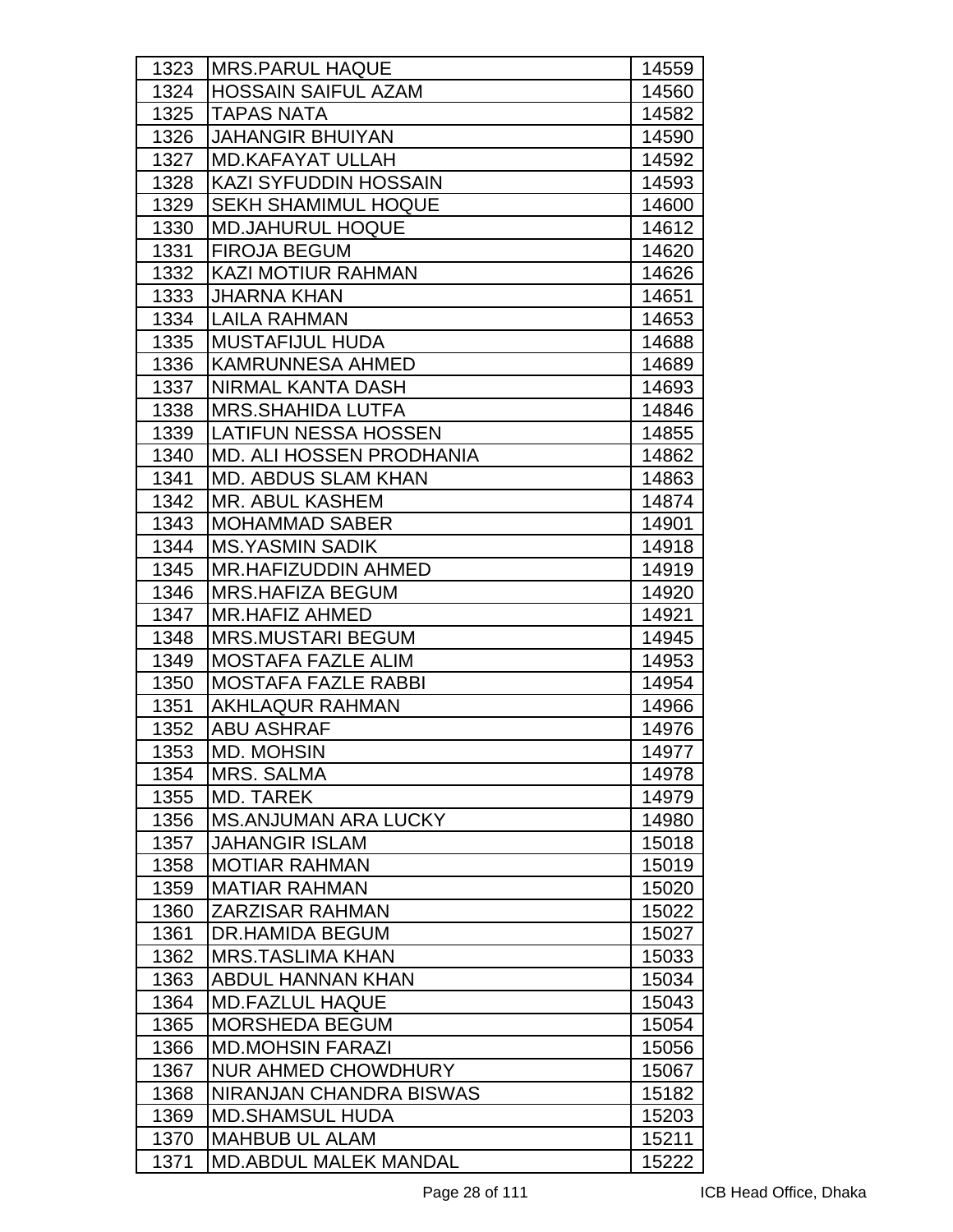| | | |
|---|---|---|
| 1323 | MRS.PARUL HAQUE | 14559 |
| 1324 | HOSSAIN SAIFUL AZAM | 14560 |
| 1325 | TAPAS NATA | 14582 |
| 1326 | JAHANGIR BHUIYAN | 14590 |
| 1327 | MD.KAFAYAT ULLAH | 14592 |
| 1328 | KAZI SYFUDDIN HOSSAIN | 14593 |
| 1329 | SEKH SHAMIMUL HOQUE | 14600 |
| 1330 | MD.JAHURUL HOQUE | 14612 |
| 1331 | FIROJA BEGUM | 14620 |
| 1332 | KAZI MOTIUR RAHMAN | 14626 |
| 1333 | JHARNA KHAN | 14651 |
| 1334 | LAILA RAHMAN | 14653 |
| 1335 | MUSTAFIJUL HUDA | 14688 |
| 1336 | KAMRUNNESA AHMED | 14689 |
| 1337 | NIRMAL KANTA DASH | 14693 |
| 1338 | MRS.SHAHIDA LUTFA | 14846 |
| 1339 | LATIFUN NESSA HOSSEN | 14855 |
| 1340 | MD. ALI HOSSEN PRODHANIA | 14862 |
| 1341 | MD. ABDUS SLAM KHAN | 14863 |
| 1342 | MR. ABUL KASHEM | 14874 |
| 1343 | MOHAMMAD SABER | 14901 |
| 1344 | MS.YASMIN SADIK | 14918 |
| 1345 | MR.HAFIZUDDIN AHMED | 14919 |
| 1346 | MRS.HAFIZA BEGUM | 14920 |
| 1347 | MR.HAFIZ AHMED | 14921 |
| 1348 | MRS.MUSTARI BEGUM | 14945 |
| 1349 | MOSTAFA FAZLE ALIM | 14953 |
| 1350 | MOSTAFA FAZLE RABBI | 14954 |
| 1351 | AKHLAQUR RAHMAN | 14966 |
| 1352 | ABU ASHRAF | 14976 |
| 1353 | MD. MOHSIN | 14977 |
| 1354 | MRS. SALMA | 14978 |
| 1355 | MD. TAREK | 14979 |
| 1356 | MS.ANJUMAN ARA LUCKY | 14980 |
| 1357 | JAHANGIR ISLAM | 15018 |
| 1358 | MOTIAR RAHMAN | 15019 |
| 1359 | MATIAR RAHMAN | 15020 |
| 1360 | ZARZISAR RAHMAN | 15022 |
| 1361 | DR.HAMIDA BEGUM | 15027 |
| 1362 | MRS.TASLIMA KHAN | 15033 |
| 1363 | ABDUL HANNAN KHAN | 15034 |
| 1364 | MD.FAZLUL HAQUE | 15043 |
| 1365 | MORSHEDA BEGUM | 15054 |
| 1366 | MD.MOHSIN FARAZI | 15056 |
| 1367 | NUR AHMED CHOWDHURY | 15067 |
| 1368 | NIRANJAN CHANDRA BISWAS | 15182 |
| 1369 | MD.SHAMSUL HUDA | 15203 |
| 1370 | MAHBUB UL ALAM | 15211 |
| 1371 | MD.ABDUL MALEK MANDAL | 15222 |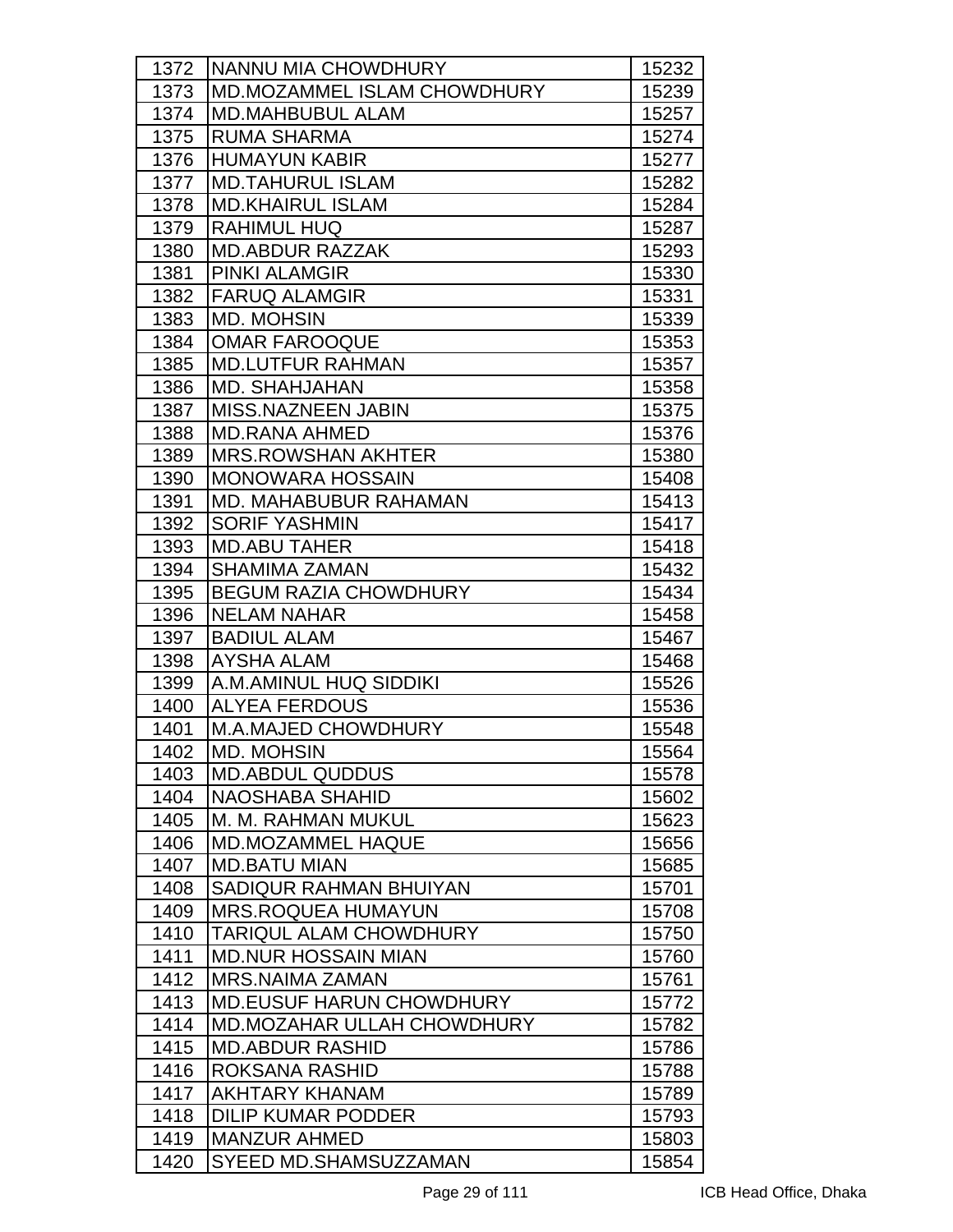| 1372 | NANNU MIA CHOWDHURY | 15232 |
|---|---|---|
| 1373 | MD.MOZAMMEL ISLAM CHOWDHURY | 15239 |
| 1374 | MD.MAHBUBUL ALAM | 15257 |
| 1375 | RUMA SHARMA | 15274 |
| 1376 | HUMAYUN KABIR | 15277 |
| 1377 | MD.TAHURUL ISLAM | 15282 |
| 1378 | MD.KHAIRUL ISLAM | 15284 |
| 1379 | RAHIMUL HUQ | 15287 |
| 1380 | MD.ABDUR RAZZAK | 15293 |
| 1381 | PINKI ALAMGIR | 15330 |
| 1382 | FARUQ ALAMGIR | 15331 |
| 1383 | MD. MOHSIN | 15339 |
| 1384 | OMAR FAROOQUE | 15353 |
| 1385 | MD.LUTFUR RAHMAN | 15357 |
| 1386 | MD. SHAHJAHAN | 15358 |
| 1387 | MISS.NAZNEEN JABIN | 15375 |
| 1388 | MD.RANA AHMED | 15376 |
| 1389 | MRS.ROWSHAN AKHTER | 15380 |
| 1390 | MONOWARA HOSSAIN | 15408 |
| 1391 | MD. MAHABUBUR RAHAMAN | 15413 |
| 1392 | SORIF YASHMIN | 15417 |
| 1393 | MD.ABU TAHER | 15418 |
| 1394 | SHAMIMA ZAMAN | 15432 |
| 1395 | BEGUM RAZIA CHOWDHURY | 15434 |
| 1396 | NELAM NAHAR | 15458 |
| 1397 | BADIUL ALAM | 15467 |
| 1398 | AYSHA ALAM | 15468 |
| 1399 | A.M.AMINUL HUQ SIDDIKI | 15526 |
| 1400 | ALYEA FERDOUS | 15536 |
| 1401 | M.A.MAJED CHOWDHURY | 15548 |
| 1402 | MD. MOHSIN | 15564 |
| 1403 | MD.ABDUL QUDDUS | 15578 |
| 1404 | NAOSHABA SHAHID | 15602 |
| 1405 | M. M. RAHMAN MUKUL | 15623 |
| 1406 | MD.MOZAMMEL HAQUE | 15656 |
| 1407 | MD.BATU MIAN | 15685 |
| 1408 | SADIQUR RAHMAN BHUIYAN | 15701 |
| 1409 | MRS.ROQUEA HUMAYUN | 15708 |
| 1410 | TARIQUL ALAM CHOWDHURY | 15750 |
| 1411 | MD.NUR HOSSAIN MIAN | 15760 |
| 1412 | MRS.NAIMA ZAMAN | 15761 |
| 1413 | MD.EUSUF HARUN CHOWDHURY | 15772 |
| 1414 | MD.MOZAHAR ULLAH CHOWDHURY | 15782 |
| 1415 | MD.ABDUR RASHID | 15786 |
| 1416 | ROKSANA RASHID | 15788 |
| 1417 | AKHTARY KHANAM | 15789 |
| 1418 | DILIP KUMAR PODDER | 15793 |
| 1419 | MANZUR AHMED | 15803 |
| 1420 | SYEED MD.SHAMSUZZAMAN | 15854 |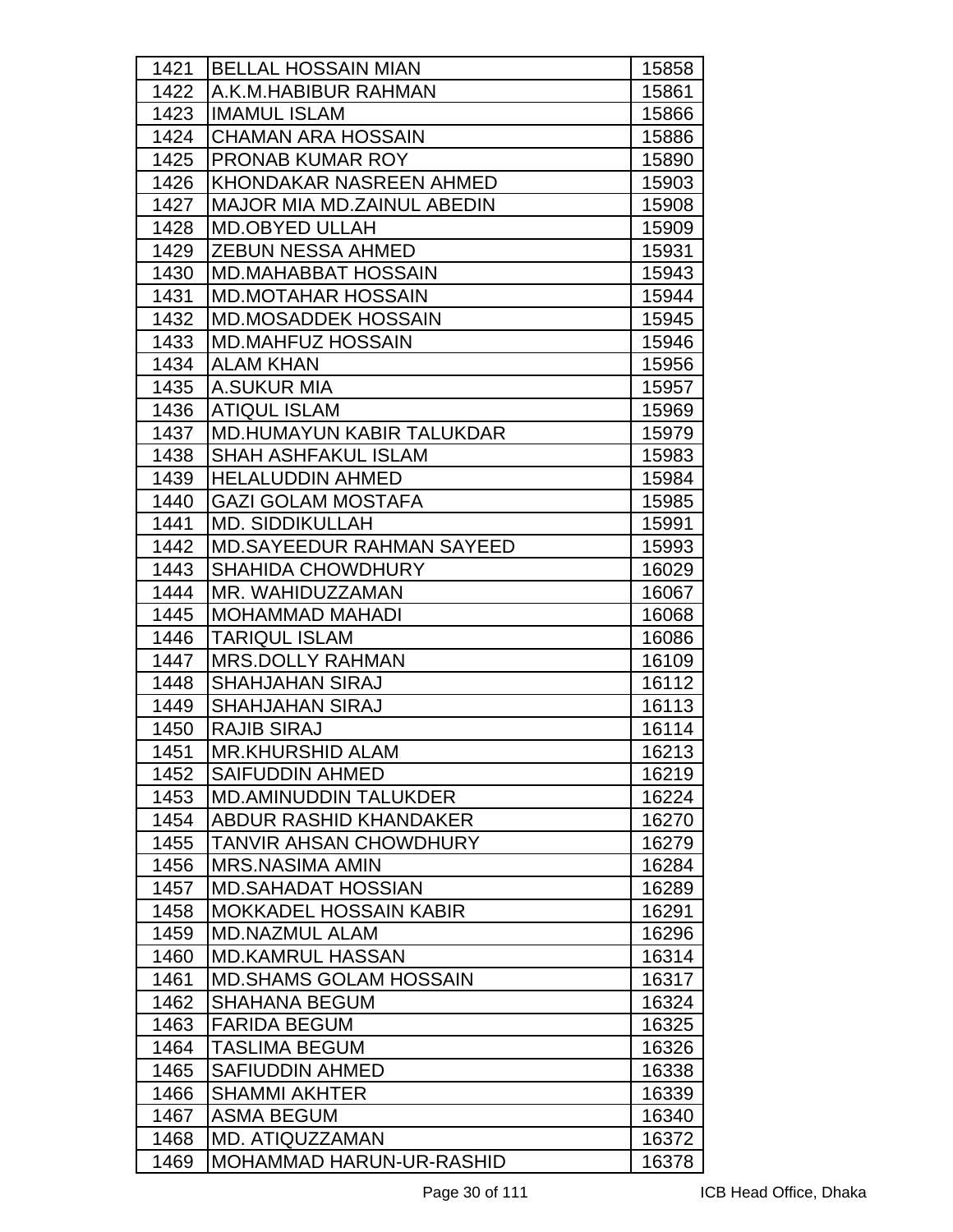| 1421 | BELLAL HOSSAIN MIAN | 15858 |
|---|---|---|
| 1422 | A.K.M.HABIBUR RAHMAN | 15861 |
| 1423 | IMAMUL ISLAM | 15866 |
| 1424 | CHAMAN ARA HOSSAIN | 15886 |
| 1425 | PRONAB KUMAR ROY | 15890 |
| 1426 | KHONDAKAR NASREEN AHMED | 15903 |
| 1427 | MAJOR MIA MD.ZAINUL ABEDIN | 15908 |
| 1428 | MD.OBYED ULLAH | 15909 |
| 1429 | ZEBUN NESSA AHMED | 15931 |
| 1430 | MD.MAHABBAT HOSSAIN | 15943 |
| 1431 | MD.MOTAHAR HOSSAIN | 15944 |
| 1432 | MD.MOSADDEK HOSSAIN | 15945 |
| 1433 | MD.MAHFUZ HOSSAIN | 15946 |
| 1434 | ALAM KHAN | 15956 |
| 1435 | A.SUKUR MIA | 15957 |
| 1436 | ATIQUL ISLAM | 15969 |
| 1437 | MD.HUMAYUN KABIR TALUKDAR | 15979 |
| 1438 | SHAH ASHFAKUL ISLAM | 15983 |
| 1439 | HELALUDDIN AHMED | 15984 |
| 1440 | GAZI GOLAM MOSTAFA | 15985 |
| 1441 | MD. SIDDIKULLAH | 15991 |
| 1442 | MD.SAYEEDUR RAHMAN SAYEED | 15993 |
| 1443 | SHAHIDA CHOWDHURY | 16029 |
| 1444 | MR. WAHIDUZZAMAN | 16067 |
| 1445 | MOHAMMAD MAHADI | 16068 |
| 1446 | TARIQUL ISLAM | 16086 |
| 1447 | MRS.DOLLY RAHMAN | 16109 |
| 1448 | SHAHJAHAN SIRAJ | 16112 |
| 1449 | SHAHJAHAN SIRAJ | 16113 |
| 1450 | RAJIB SIRAJ | 16114 |
| 1451 | MR.KHURSHID ALAM | 16213 |
| 1452 | SAIFUDDIN AHMED | 16219 |
| 1453 | MD.AMINUDDIN TALUKDER | 16224 |
| 1454 | ABDUR RASHID KHANDAKER | 16270 |
| 1455 | TANVIR AHSAN CHOWDHURY | 16279 |
| 1456 | MRS.NASIMA AMIN | 16284 |
| 1457 | MD.SAHADAT HOSSIAN | 16289 |
| 1458 | MOKKADEL HOSSAIN KABIR | 16291 |
| 1459 | MD.NAZMUL ALAM | 16296 |
| 1460 | MD.KAMRUL HASSAN | 16314 |
| 1461 | MD.SHAMS GOLAM HOSSAIN | 16317 |
| 1462 | SHAHANA BEGUM | 16324 |
| 1463 | FARIDA BEGUM | 16325 |
| 1464 | TASLIMA BEGUM | 16326 |
| 1465 | SAFIUDDIN AHMED | 16338 |
| 1466 | SHAMMI AKHTER | 16339 |
| 1467 | ASMA BEGUM | 16340 |
| 1468 | MD. ATIQUZZAMAN | 16372 |
| 1469 | MOHAMMAD HARUN-UR-RASHID | 16378 |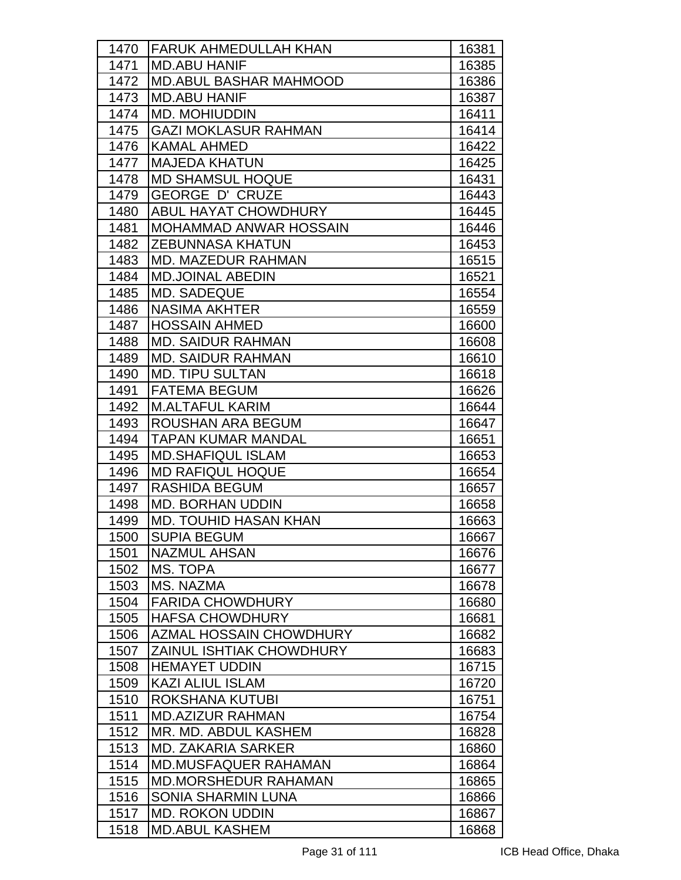| | | |
|---|---|---|
| 1470 | FARUK AHMEDULLAH KHAN | 16381 |
| 1471 | MD.ABU HANIF | 16385 |
| 1472 | MD.ABUL BASHAR MAHMOOD | 16386 |
| 1473 | MD.ABU HANIF | 16387 |
| 1474 | MD. MOHIUDDIN | 16411 |
| 1475 | GAZI MOKLASUR RAHMAN | 16414 |
| 1476 | KAMAL AHMED | 16422 |
| 1477 | MAJEDA KHATUN | 16425 |
| 1478 | MD SHAMSUL HOQUE | 16431 |
| 1479 | GEORGE D' CRUZE | 16443 |
| 1480 | ABUL HAYAT CHOWDHURY | 16445 |
| 1481 | MOHAMMAD ANWAR HOSSAIN | 16446 |
| 1482 | ZEBUNNASA KHATUN | 16453 |
| 1483 | MD. MAZEDUR RAHMAN | 16515 |
| 1484 | MD.JOINAL ABEDIN | 16521 |
| 1485 | MD. SADEQUE | 16554 |
| 1486 | NASIMA AKHTER | 16559 |
| 1487 | HOSSAIN AHMED | 16600 |
| 1488 | MD. SAIDUR RAHMAN | 16608 |
| 1489 | MD. SAIDUR RAHMAN | 16610 |
| 1490 | MD. TIPU SULTAN | 16618 |
| 1491 | FATEMA BEGUM | 16626 |
| 1492 | M.ALTAFUL KARIM | 16644 |
| 1493 | ROUSHAN ARA BEGUM | 16647 |
| 1494 | TAPAN KUMAR MANDAL | 16651 |
| 1495 | MD.SHAFIQUL ISLAM | 16653 |
| 1496 | MD RAFIQUL HOQUE | 16654 |
| 1497 | RASHIDA BEGUM | 16657 |
| 1498 | MD. BORHAN UDDIN | 16658 |
| 1499 | MD. TOUHID HASAN KHAN | 16663 |
| 1500 | SUPIA BEGUM | 16667 |
| 1501 | NAZMUL AHSAN | 16676 |
| 1502 | MS. TOPA | 16677 |
| 1503 | MS. NAZMA | 16678 |
| 1504 | FARIDA CHOWDHURY | 16680 |
| 1505 | HAFSA CHOWDHURY | 16681 |
| 1506 | AZMAL HOSSAIN CHOWDHURY | 16682 |
| 1507 | ZAINUL ISHTIAK CHOWDHURY | 16683 |
| 1508 | HEMAYET UDDIN | 16715 |
| 1509 | KAZI ALIUL ISLAM | 16720 |
| 1510 | ROKSHANA KUTUBI | 16751 |
| 1511 | MD.AZIZUR RAHMAN | 16754 |
| 1512 | MR. MD. ABDUL KASHEM | 16828 |
| 1513 | MD. ZAKARIA SARKER | 16860 |
| 1514 | MD.MUSFAQUER RAHAMAN | 16864 |
| 1515 | MD.MORSHEDUR RAHAMAN | 16865 |
| 1516 | SONIA SHARMIN LUNA | 16866 |
| 1517 | MD. ROKON UDDIN | 16867 |
| 1518 | MD.ABUL KASHEM | 16868 |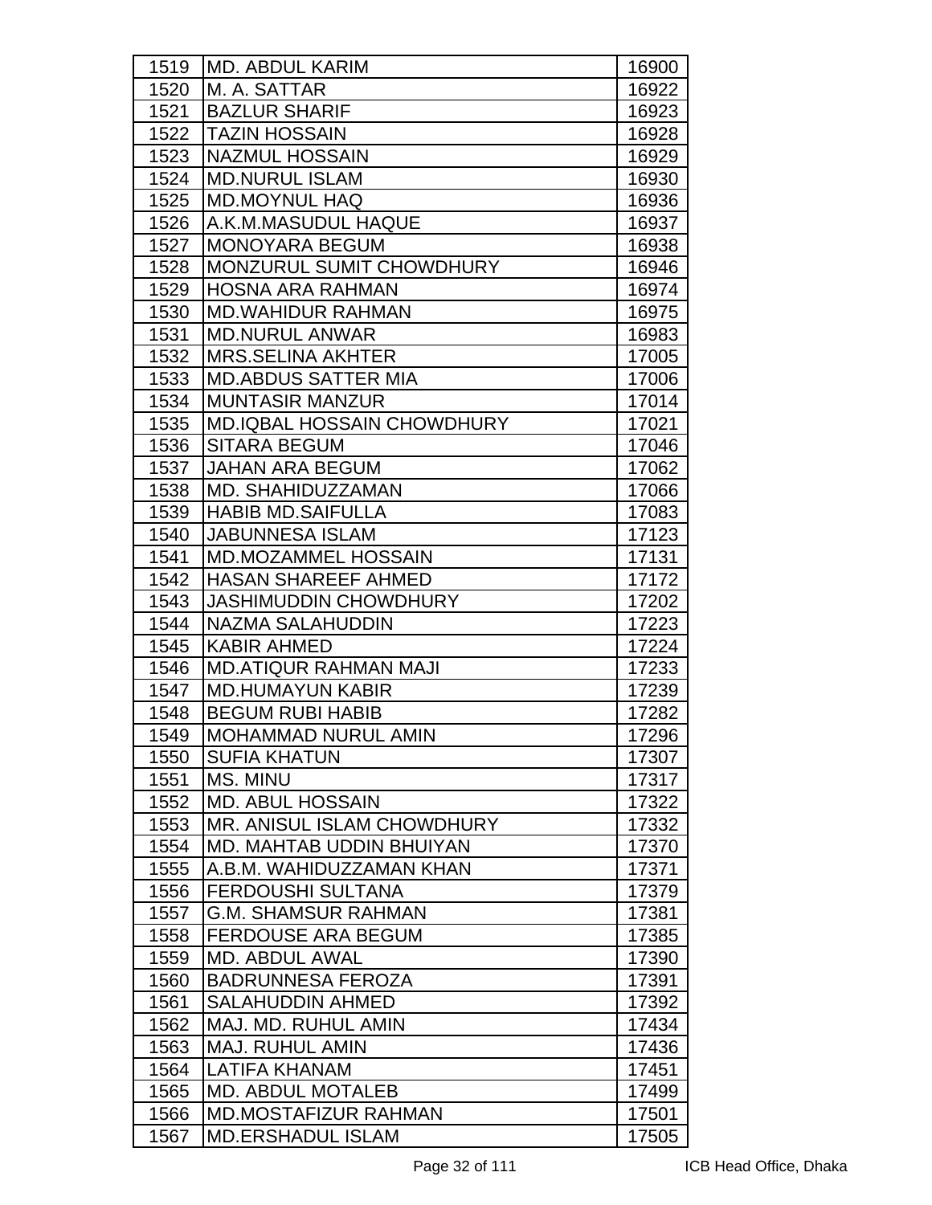| 1519 | MD. ABDUL KARIM | 16900 |
|---|---|---|
| 1520 | M. A. SATTAR | 16922 |
| 1521 | BAZLUR SHARIF | 16923 |
| 1522 | TAZIN HOSSAIN | 16928 |
| 1523 | NAZMUL HOSSAIN | 16929 |
| 1524 | MD.NURUL ISLAM | 16930 |
| 1525 | MD.MOYNUL HAQ | 16936 |
| 1526 | A.K.M.MASUDUL HAQUE | 16937 |
| 1527 | MONOYARA BEGUM | 16938 |
| 1528 | MONZURUL SUMIT CHOWDHURY | 16946 |
| 1529 | HOSNA ARA RAHMAN | 16974 |
| 1530 | MD.WAHIDUR RAHMAN | 16975 |
| 1531 | MD.NURUL ANWAR | 16983 |
| 1532 | MRS.SELINA AKHTER | 17005 |
| 1533 | MD.ABDUS SATTER MIA | 17006 |
| 1534 | MUNTASIR MANZUR | 17014 |
| 1535 | MD.IQBAL HOSSAIN CHOWDHURY | 17021 |
| 1536 | SITARA BEGUM | 17046 |
| 1537 | JAHAN ARA BEGUM | 17062 |
| 1538 | MD. SHAHIDUZZAMAN | 17066 |
| 1539 | HABIB MD.SAIFULLA | 17083 |
| 1540 | JABUNNESA ISLAM | 17123 |
| 1541 | MD.MOZAMMEL HOSSAIN | 17131 |
| 1542 | HASAN SHAREEF AHMED | 17172 |
| 1543 | JASHIMUDDIN CHOWDHURY | 17202 |
| 1544 | NAZMA SALAHUDDIN | 17223 |
| 1545 | KABIR AHMED | 17224 |
| 1546 | MD.ATIQUR RAHMAN MAJI | 17233 |
| 1547 | MD.HUMAYUN KABIR | 17239 |
| 1548 | BEGUM RUBI HABIB | 17282 |
| 1549 | MOHAMMAD NURUL AMIN | 17296 |
| 1550 | SUFIA KHATUN | 17307 |
| 1551 | MS. MINU | 17317 |
| 1552 | MD. ABUL HOSSAIN | 17322 |
| 1553 | MR. ANISUL ISLAM CHOWDHURY | 17332 |
| 1554 | MD. MAHTAB UDDIN BHUIYAN | 17370 |
| 1555 | A.B.M. WAHIDUZZAMAN KHAN | 17371 |
| 1556 | FERDOUSHI SULTANA | 17379 |
| 1557 | G.M. SHAMSUR RAHMAN | 17381 |
| 1558 | FERDOUSE ARA BEGUM | 17385 |
| 1559 | MD. ABDUL AWAL | 17390 |
| 1560 | BADRUNNESA FEROZA | 17391 |
| 1561 | SALAHUDDIN AHMED | 17392 |
| 1562 | MAJ. MD. RUHUL AMIN | 17434 |
| 1563 | MAJ. RUHUL AMIN | 17436 |
| 1564 | LATIFA KHANAM | 17451 |
| 1565 | MD. ABDUL MOTALEB | 17499 |
| 1566 | MD.MOSTAFIZUR RAHMAN | 17501 |
| 1567 | MD.ERSHADUL ISLAM | 17505 |

ICB Head Office, Dhaka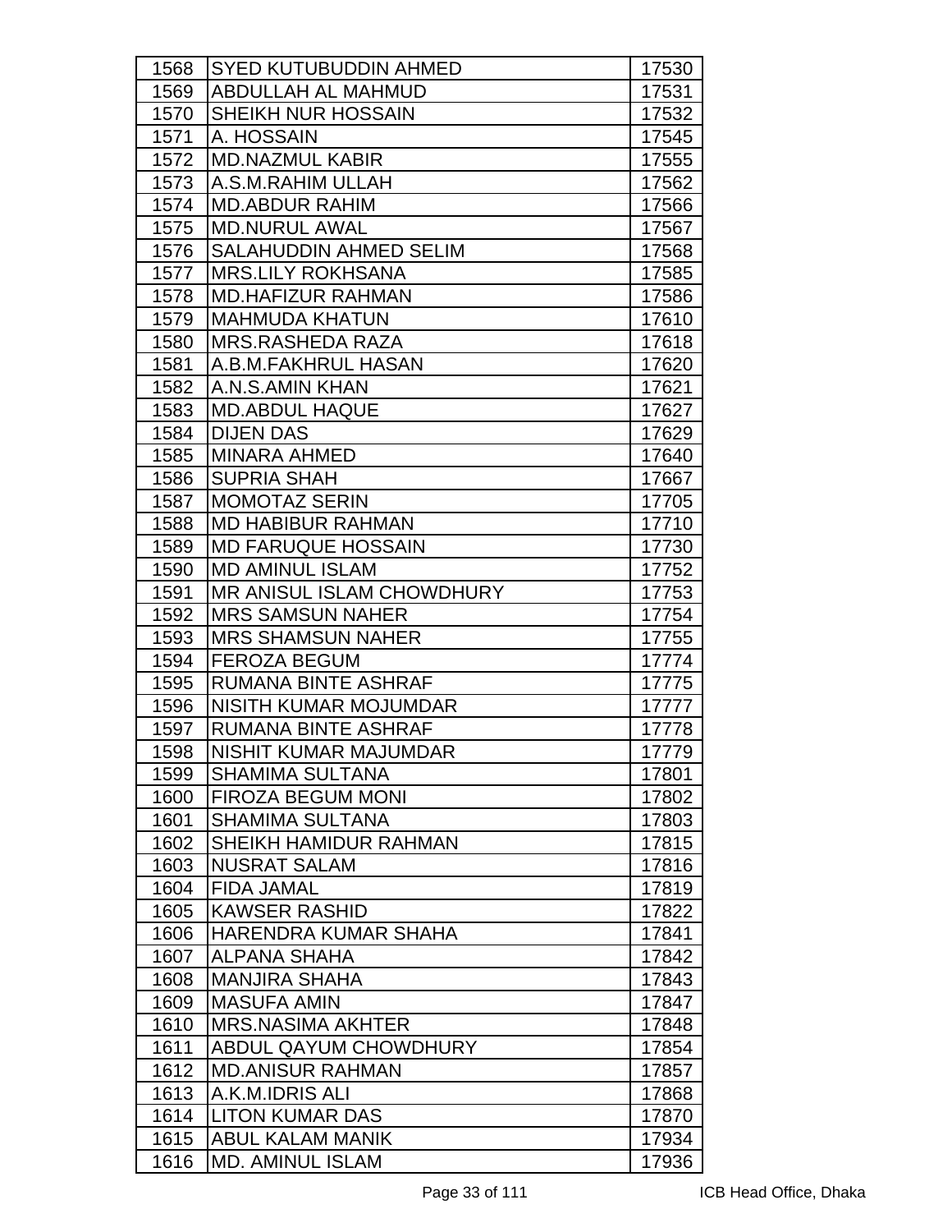| | | |
|---|---|---|
| 1568 | SYED KUTUBUDDIN AHMED | 17530 |
| 1569 | ABDULLAH AL MAHMUD | 17531 |
| 1570 | SHEIKH NUR HOSSAIN | 17532 |
| 1571 | A. HOSSAIN | 17545 |
| 1572 | MD.NAZMUL KABIR | 17555 |
| 1573 | A.S.M.RAHIM ULLAH | 17562 |
| 1574 | MD.ABDUR RAHIM | 17566 |
| 1575 | MD.NURUL AWAL | 17567 |
| 1576 | SALAHUDDIN AHMED SELIM | 17568 |
| 1577 | MRS.LILY ROKHSANA | 17585 |
| 1578 | MD.HAFIZUR RAHMAN | 17586 |
| 1579 | MAHMUDA KHATUN | 17610 |
| 1580 | MRS.RASHEDA RAZA | 17618 |
| 1581 | A.B.M.FAKHRUL HASAN | 17620 |
| 1582 | A.N.S.AMIN KHAN | 17621 |
| 1583 | MD.ABDUL HAQUE | 17627 |
| 1584 | DIJEN DAS | 17629 |
| 1585 | MINARA AHMED | 17640 |
| 1586 | SUPRIA SHAH | 17667 |
| 1587 | MOMOTAZ SERIN | 17705 |
| 1588 | MD HABIBUR RAHMAN | 17710 |
| 1589 | MD FARUQUE HOSSAIN | 17730 |
| 1590 | MD AMINUL ISLAM | 17752 |
| 1591 | MR ANISUL ISLAM CHOWDHURY | 17753 |
| 1592 | MRS SAMSUN NAHER | 17754 |
| 1593 | MRS SHAMSUN NAHER | 17755 |
| 1594 | FEROZA BEGUM | 17774 |
| 1595 | RUMANA BINTE ASHRAF | 17775 |
| 1596 | NISITH KUMAR MOJUMDAR | 17777 |
| 1597 | RUMANA BINTE ASHRAF | 17778 |
| 1598 | NISHIT KUMAR MAJUMDAR | 17779 |
| 1599 | SHAMIMA SULTANA | 17801 |
| 1600 | FIROZA BEGUM MONI | 17802 |
| 1601 | SHAMIMA SULTANA | 17803 |
| 1602 | SHEIKH HAMIDUR RAHMAN | 17815 |
| 1603 | NUSRAT SALAM | 17816 |
| 1604 | FIDA JAMAL | 17819 |
| 1605 | KAWSER RASHID | 17822 |
| 1606 | HARENDRA KUMAR SHAHA | 17841 |
| 1607 | ALPANA SHAHA | 17842 |
| 1608 | MANJIRA SHAHA | 17843 |
| 1609 | MASUFA AMIN | 17847 |
| 1610 | MRS.NASIMA AKHTER | 17848 |
| 1611 | ABDUL QAYUM CHOWDHURY | 17854 |
| 1612 | MD.ANISUR RAHMAN | 17857 |
| 1613 | A.K.M.IDRIS ALI | 17868 |
| 1614 | LITON KUMAR DAS | 17870 |
| 1615 | ABUL KALAM MANIK | 17934 |
| 1616 | MD. AMINUL ISLAM | 17936 |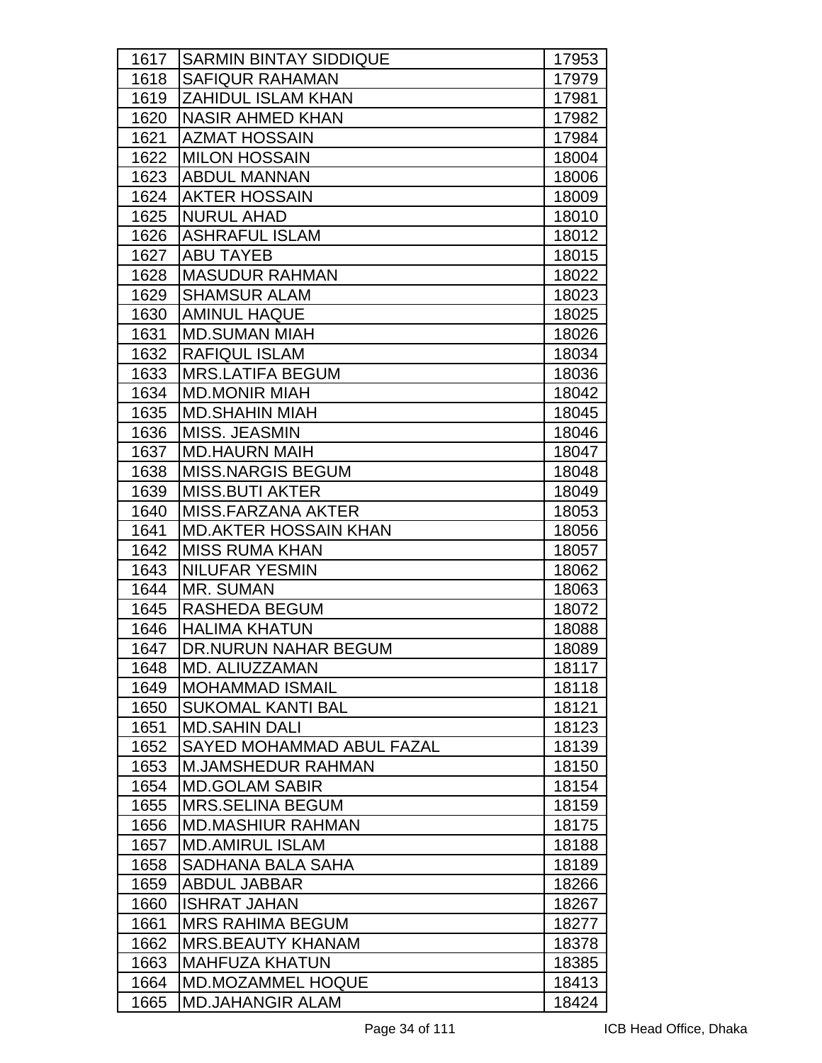| 1617 | SARMIN BINTAY SIDDIQUE | 17953 |
|---|---|---|
| 1618 | SAFIQUR RAHAMAN | 17979 |
| 1619 | ZAHIDUL ISLAM KHAN | 17981 |
| 1620 | NASIR AHMED KHAN | 17982 |
| 1621 | AZMAT HOSSAIN | 17984 |
| 1622 | MILON HOSSAIN | 18004 |
| 1623 | ABDUL MANNAN | 18006 |
| 1624 | AKTER HOSSAIN | 18009 |
| 1625 | NURUL AHAD | 18010 |
| 1626 | ASHRAFUL ISLAM | 18012 |
| 1627 | ABU TAYEB | 18015 |
| 1628 | MASUDUR RAHMAN | 18022 |
| 1629 | SHAMSUR ALAM | 18023 |
| 1630 | AMINUL HAQUE | 18025 |
| 1631 | MD.SUMAN MIAH | 18026 |
| 1632 | RAFIQUL ISLAM | 18034 |
| 1633 | MRS.LATIFA BEGUM | 18036 |
| 1634 | MD.MONIR MIAH | 18042 |
| 1635 | MD.SHAHIN MIAH | 18045 |
| 1636 | MISS. JEASMIN | 18046 |
| 1637 | MD.HAURN MAIH | 18047 |
| 1638 | MISS.NARGIS BEGUM | 18048 |
| 1639 | MISS.BUTI AKTER | 18049 |
| 1640 | MISS.FARZANA AKTER | 18053 |
| 1641 | MD.AKTER HOSSAIN KHAN | 18056 |
| 1642 | MISS RUMA KHAN | 18057 |
| 1643 | NILUFAR YESMIN | 18062 |
| 1644 | MR. SUMAN | 18063 |
| 1645 | RASHEDA BEGUM | 18072 |
| 1646 | HALIMA KHATUN | 18088 |
| 1647 | DR.NURUN NAHAR BEGUM | 18089 |
| 1648 | MD. ALIUZZAMAN | 18117 |
| 1649 | MOHAMMAD ISMAIL | 18118 |
| 1650 | SUKOMAL KANTI BAL | 18121 |
| 1651 | MD.SAHIN DALI | 18123 |
| 1652 | SAYED MOHAMMAD ABUL FAZAL | 18139 |
| 1653 | M.JAMSHEDUR RAHMAN | 18150 |
| 1654 | MD.GOLAM SABIR | 18154 |
| 1655 | MRS.SELINA BEGUM | 18159 |
| 1656 | MD.MASHIUR RAHMAN | 18175 |
| 1657 | MD.AMIRUL ISLAM | 18188 |
| 1658 | SADHANA BALA SAHA | 18189 |
| 1659 | ABDUL JABBAR | 18266 |
| 1660 | ISHRAT JAHAN | 18267 |
| 1661 | MRS RAHIMA BEGUM | 18277 |
| 1662 | MRS.BEAUTY KHANAM | 18378 |
| 1663 | MAHFUZA KHATUN | 18385 |
| 1664 | MD.MOZAMMEL HOQUE | 18413 |
| 1665 | MD.JAHANGIR ALAM | 18424 |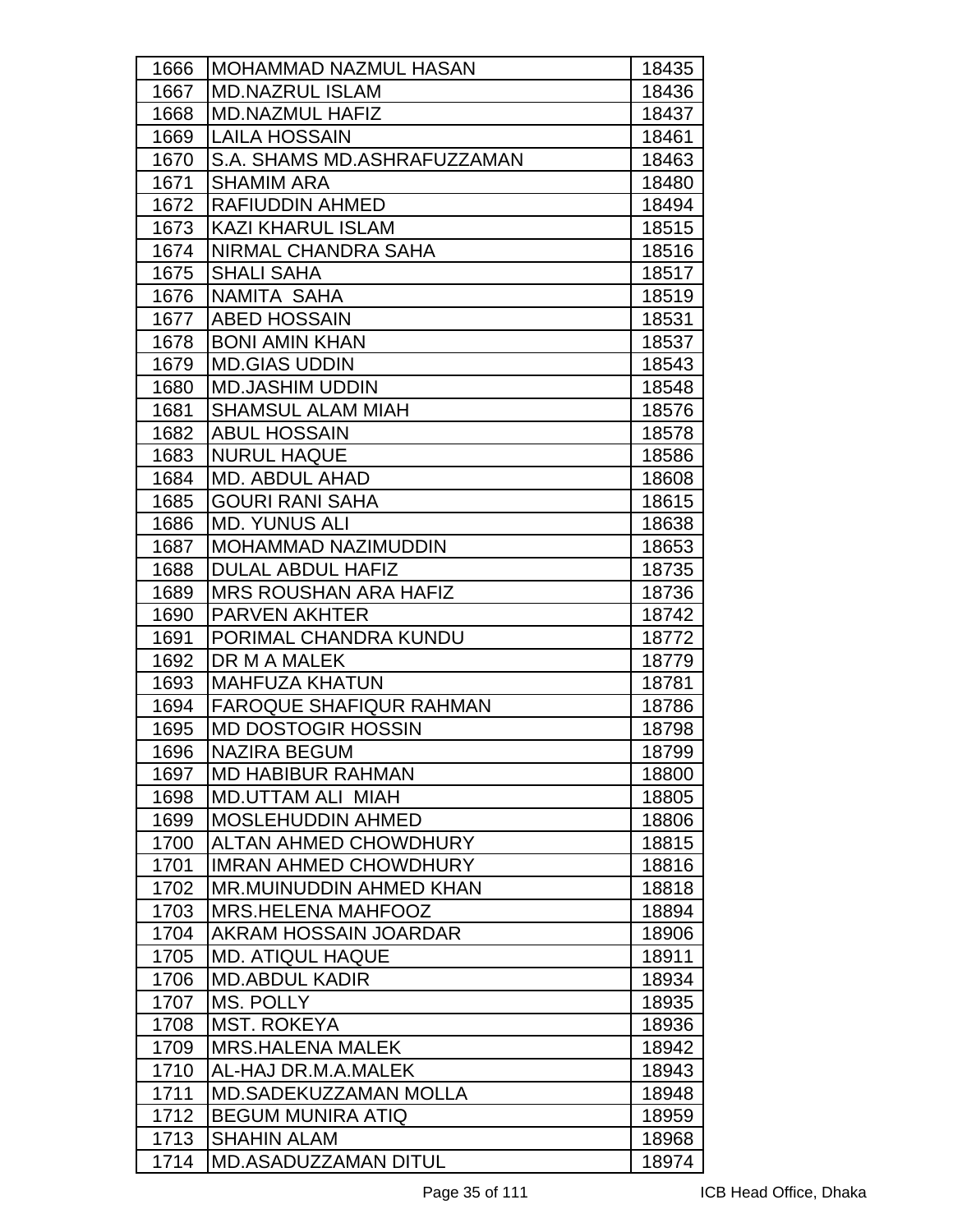| 1666 | MOHAMMAD NAZMUL HASAN | 18435 |
|---|---|---|
| 1667 | MD.NAZRUL ISLAM | 18436 |
| 1668 | MD.NAZMUL HAFIZ | 18437 |
| 1669 | LAILA HOSSAIN | 18461 |
| 1670 | S.A. SHAMS MD.ASHRAFUZZAMAN | 18463 |
| 1671 | SHAMIM ARA | 18480 |
| 1672 | RAFIUDDIN AHMED | 18494 |
| 1673 | KAZI KHARUL ISLAM | 18515 |
| 1674 | NIRMAL CHANDRA SAHA | 18516 |
| 1675 | SHALI SAHA | 18517 |
| 1676 | NAMITA  SAHA | 18519 |
| 1677 | ABED HOSSAIN | 18531 |
| 1678 | BONI AMIN KHAN | 18537 |
| 1679 | MD.GIAS UDDIN | 18543 |
| 1680 | MD.JASHIM UDDIN | 18548 |
| 1681 | SHAMSUL ALAM MIAH | 18576 |
| 1682 | ABUL HOSSAIN | 18578 |
| 1683 | NURUL HAQUE | 18586 |
| 1684 | MD. ABDUL AHAD | 18608 |
| 1685 | GOURI RANI SAHA | 18615 |
| 1686 | MD. YUNUS ALI | 18638 |
| 1687 | MOHAMMAD NAZIMUDDIN | 18653 |
| 1688 | DULAL ABDUL HAFIZ | 18735 |
| 1689 | MRS ROUSHAN ARA HAFIZ | 18736 |
| 1690 | PARVEN AKHTER | 18742 |
| 1691 | PORIMAL CHANDRA KUNDU | 18772 |
| 1692 | DR M A MALEK | 18779 |
| 1693 | MAHFUZA KHATUN | 18781 |
| 1694 | FAROQUE SHAFIQUR RAHMAN | 18786 |
| 1695 | MD DOSTOGIR HOSSIN | 18798 |
| 1696 | NAZIRA BEGUM | 18799 |
| 1697 | MD HABIBUR RAHMAN | 18800 |
| 1698 | MD.UTTAM ALI  MIAH | 18805 |
| 1699 | MOSLEHUDDIN AHMED | 18806 |
| 1700 | ALTAN AHMED CHOWDHURY | 18815 |
| 1701 | IMRAN AHMED CHOWDHURY | 18816 |
| 1702 | MR.MUINUDDIN AHMED KHAN | 18818 |
| 1703 | MRS.HELENA MAHFOOZ | 18894 |
| 1704 | AKRAM HOSSAIN JOARDAR | 18906 |
| 1705 | MD. ATIQUL HAQUE | 18911 |
| 1706 | MD.ABDUL KADIR | 18934 |
| 1707 | MS. POLLY | 18935 |
| 1708 | MST. ROKEYA | 18936 |
| 1709 | MRS.HALENA MALEK | 18942 |
| 1710 | AL-HAJ DR.M.A.MALEK | 18943 |
| 1711 | MD.SADEKUZZAMAN MOLLA | 18948 |
| 1712 | BEGUM MUNIRA ATIQ | 18959 |
| 1713 | SHAHIN ALAM | 18968 |
| 1714 | MD.ASADUZZAMAN DITUL | 18974 |

ICB Head Office, Dhaka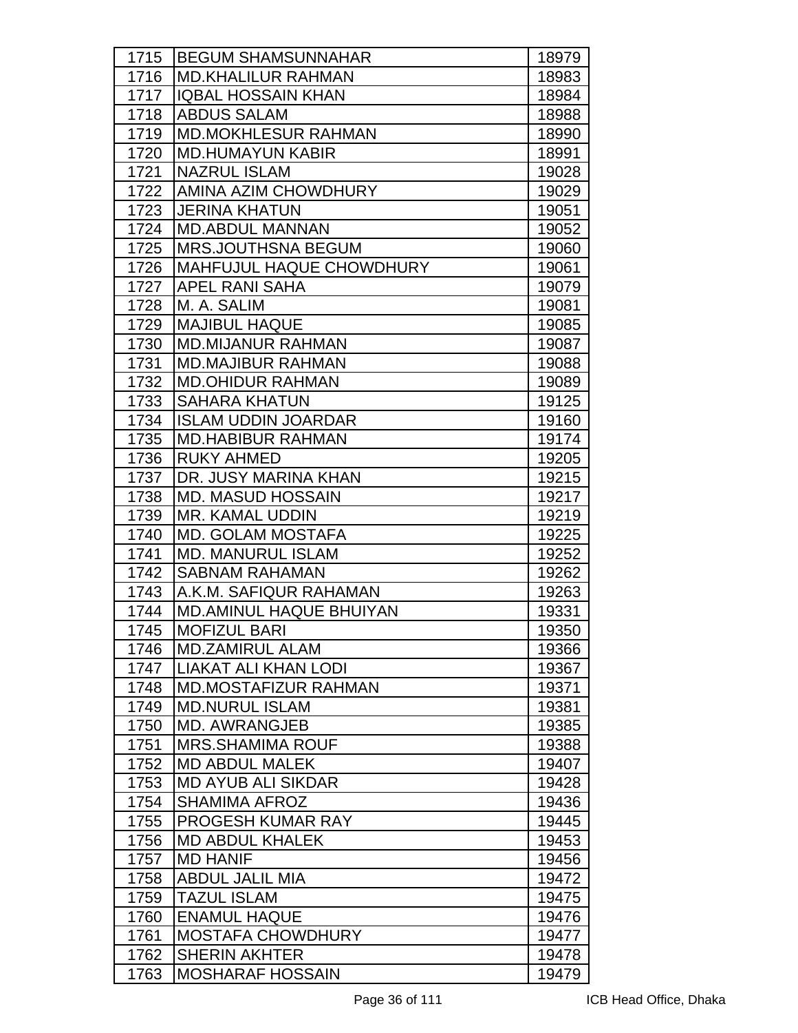| | | |
|---|---|---|
| 1715 | BEGUM SHAMSUNNAHAR | 18979 |
| 1716 | MD.KHALILUR RAHMAN | 18983 |
| 1717 | IQBAL HOSSAIN KHAN | 18984 |
| 1718 | ABDUS SALAM | 18988 |
| 1719 | MD.MOKHLESUR RAHMAN | 18990 |
| 1720 | MD.HUMAYUN KABIR | 18991 |
| 1721 | NAZRUL ISLAM | 19028 |
| 1722 | AMINA AZIM CHOWDHURY | 19029 |
| 1723 | JERINA KHATUN | 19051 |
| 1724 | MD.ABDUL MANNAN | 19052 |
| 1725 | MRS.JOUTHSNA BEGUM | 19060 |
| 1726 | MAHFUJUL HAQUE CHOWDHURY | 19061 |
| 1727 | APEL RANI SAHA | 19079 |
| 1728 | M. A. SALIM | 19081 |
| 1729 | MAJIBUL HAQUE | 19085 |
| 1730 | MD.MIJANUR RAHMAN | 19087 |
| 1731 | MD.MAJIBUR RAHMAN | 19088 |
| 1732 | MD.OHIDUR RAHMAN | 19089 |
| 1733 | SAHARA KHATUN | 19125 |
| 1734 | ISLAM UDDIN JOARDAR | 19160 |
| 1735 | MD.HABIBUR RAHMAN | 19174 |
| 1736 | RUKY AHMED | 19205 |
| 1737 | DR. JUSY MARINA KHAN | 19215 |
| 1738 | MD. MASUD HOSSAIN | 19217 |
| 1739 | MR. KAMAL UDDIN | 19219 |
| 1740 | MD. GOLAM MOSTAFA | 19225 |
| 1741 | MD. MANURUL ISLAM | 19252 |
| 1742 | SABNAM RAHAMAN | 19262 |
| 1743 | A.K.M. SAFIQUR RAHAMAN | 19263 |
| 1744 | MD.AMINUL HAQUE BHUIYAN | 19331 |
| 1745 | MOFIZUL BARI | 19350 |
| 1746 | MD.ZAMIRUL ALAM | 19366 |
| 1747 | LIAKAT ALI KHAN LODI | 19367 |
| 1748 | MD.MOSTAFIZUR RAHMAN | 19371 |
| 1749 | MD.NURUL ISLAM | 19381 |
| 1750 | MD. AWRANGJEB | 19385 |
| 1751 | MRS.SHAMIMA ROUF | 19388 |
| 1752 | MD ABDUL MALEK | 19407 |
| 1753 | MD AYUB ALI SIKDAR | 19428 |
| 1754 | SHAMIMA AFROZ | 19436 |
| 1755 | PROGESH KUMAR RAY | 19445 |
| 1756 | MD ABDUL KHALEK | 19453 |
| 1757 | MD HANIF | 19456 |
| 1758 | ABDUL JALIL MIA | 19472 |
| 1759 | TAZUL ISLAM | 19475 |
| 1760 | ENAMUL HAQUE | 19476 |
| 1761 | MOSTAFA CHOWDHURY | 19477 |
| 1762 | SHERIN AKHTER | 19478 |
| 1763 | MOSHARAF HOSSAIN | 19479 |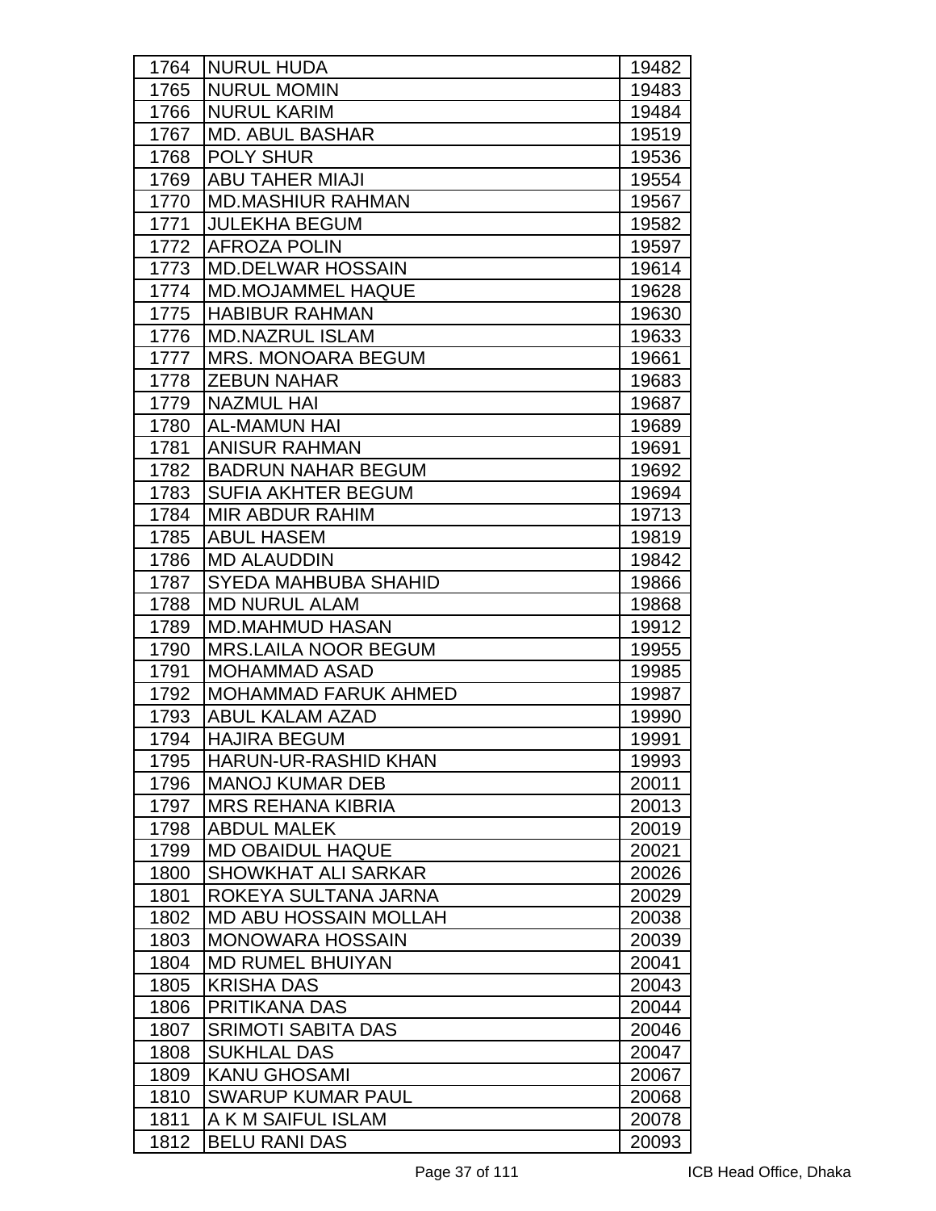| 1764 | NURUL HUDA | 19482 |
|---|---|---|
| 1765 | NURUL MOMIN | 19483 |
| 1766 | NURUL KARIM | 19484 |
| 1767 | MD. ABUL BASHAR | 19519 |
| 1768 | POLY SHUR | 19536 |
| 1769 | ABU TAHER MIAJI | 19554 |
| 1770 | MD.MASHIUR RAHMAN | 19567 |
| 1771 | JULEKHA BEGUM | 19582 |
| 1772 | AFROZA POLIN | 19597 |
| 1773 | MD.DELWAR HOSSAIN | 19614 |
| 1774 | MD.MOJAMMEL HAQUE | 19628 |
| 1775 | HABIBUR RAHMAN | 19630 |
| 1776 | MD.NAZRUL ISLAM | 19633 |
| 1777 | MRS. MONOARA BEGUM | 19661 |
| 1778 | ZEBUN NAHAR | 19683 |
| 1779 | NAZMUL HAI | 19687 |
| 1780 | AL-MAMUN HAI | 19689 |
| 1781 | ANISUR RAHMAN | 19691 |
| 1782 | BADRUN NAHAR BEGUM | 19692 |
| 1783 | SUFIA AKHTER BEGUM | 19694 |
| 1784 | MIR ABDUR RAHIM | 19713 |
| 1785 | ABUL HASEM | 19819 |
| 1786 | MD ALAUDDIN | 19842 |
| 1787 | SYEDA MAHBUBA SHAHID | 19866 |
| 1788 | MD NURUL ALAM | 19868 |
| 1789 | MD.MAHMUD HASAN | 19912 |
| 1790 | MRS.LAILA NOOR BEGUM | 19955 |
| 1791 | MOHAMMAD ASAD | 19985 |
| 1792 | MOHAMMAD FARUK AHMED | 19987 |
| 1793 | ABUL KALAM AZAD | 19990 |
| 1794 | HAJIRA BEGUM | 19991 |
| 1795 | HARUN-UR-RASHID KHAN | 19993 |
| 1796 | MANOJ KUMAR DEB | 20011 |
| 1797 | MRS REHANA KIBRIA | 20013 |
| 1798 | ABDUL MALEK | 20019 |
| 1799 | MD OBAIDUL HAQUE | 20021 |
| 1800 | SHOWKHAT ALI SARKAR | 20026 |
| 1801 | ROKEYA SULTANA JARNA | 20029 |
| 1802 | MD ABU HOSSAIN MOLLAH | 20038 |
| 1803 | MONOWARA HOSSAIN | 20039 |
| 1804 | MD RUMEL BHUIYAN | 20041 |
| 1805 | KRISHA DAS | 20043 |
| 1806 | PRITIKANA DAS | 20044 |
| 1807 | SRIMOTI SABITA DAS | 20046 |
| 1808 | SUKHLAL DAS | 20047 |
| 1809 | KANU GHOSAMI | 20067 |
| 1810 | SWARUP KUMAR PAUL | 20068 |
| 1811 | A K M SAIFUL ISLAM | 20078 |
| 1812 | BELU RANI DAS | 20093 |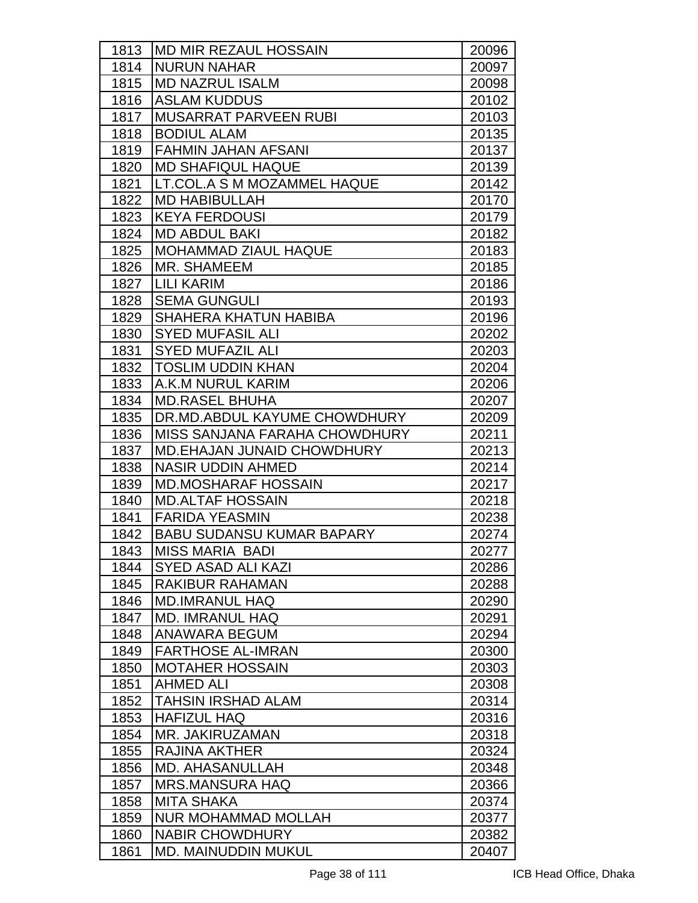| | | |
|---|---|---|
| 1813 | MD MIR REZAUL HOSSAIN | 20096 |
| 1814 | NURUN NAHAR | 20097 |
| 1815 | MD NAZRUL ISALM | 20098 |
| 1816 | ASLAM KUDDUS | 20102 |
| 1817 | MUSARRAT PARVEEN RUBI | 20103 |
| 1818 | BODIUL ALAM | 20135 |
| 1819 | FAHMIN JAHAN AFSANI | 20137 |
| 1820 | MD SHAFIQUL HAQUE | 20139 |
| 1821 | LT.COL.A S M MOZAMMEL HAQUE | 20142 |
| 1822 | MD HABIBULLAH | 20170 |
| 1823 | KEYA FERDOUSI | 20179 |
| 1824 | MD ABDUL BAKI | 20182 |
| 1825 | MOHAMMAD ZIAUL HAQUE | 20183 |
| 1826 | MR. SHAMEEM | 20185 |
| 1827 | LILI KARIM | 20186 |
| 1828 | SEMA GUNGULI | 20193 |
| 1829 | SHAHERA KHATUN HABIBA | 20196 |
| 1830 | SYED MUFASIL ALI | 20202 |
| 1831 | SYED MUFAZIL ALI | 20203 |
| 1832 | TOSLIM UDDIN KHAN | 20204 |
| 1833 | A.K.M NURUL KARIM | 20206 |
| 1834 | MD.RASEL BHUHA | 20207 |
| 1835 | DR.MD.ABDUL KAYUME CHOWDHURY | 20209 |
| 1836 | MISS SANJANA FARAHA CHOWDHURY | 20211 |
| 1837 | MD.EHAJAN JUNAID CHOWDHURY | 20213 |
| 1838 | NASIR UDDIN AHMED | 20214 |
| 1839 | MD.MOSHARAF HOSSAIN | 20217 |
| 1840 | MD.ALTAF HOSSAIN | 20218 |
| 1841 | FARIDA YEASMIN | 20238 |
| 1842 | BABU SUDANSU KUMAR BAPARY | 20274 |
| 1843 | MISS MARIA BADI | 20277 |
| 1844 | SYED ASAD ALI KAZI | 20286 |
| 1845 | RAKIBUR RAHAMAN | 20288 |
| 1846 | MD.IMRANUL HAQ | 20290 |
| 1847 | MD. IMRANUL HAQ | 20291 |
| 1848 | ANAWARA BEGUM | 20294 |
| 1849 | FARTHOSE AL-IMRAN | 20300 |
| 1850 | MOTAHER HOSSAIN | 20303 |
| 1851 | AHMED ALI | 20308 |
| 1852 | TAHSIN IRSHAD ALAM | 20314 |
| 1853 | HAFIZUL HAQ | 20316 |
| 1854 | MR. JAKIRUZAMAN | 20318 |
| 1855 | RAJINA AKTHER | 20324 |
| 1856 | MD. AHASANULLAH | 20348 |
| 1857 | MRS.MANSURA HAQ | 20366 |
| 1858 | MITA SHAKA | 20374 |
| 1859 | NUR MOHAMMAD MOLLAH | 20377 |
| 1860 | NABIR CHOWDHURY | 20382 |
| 1861 | MD. MAINUDDIN MUKUL | 20407 |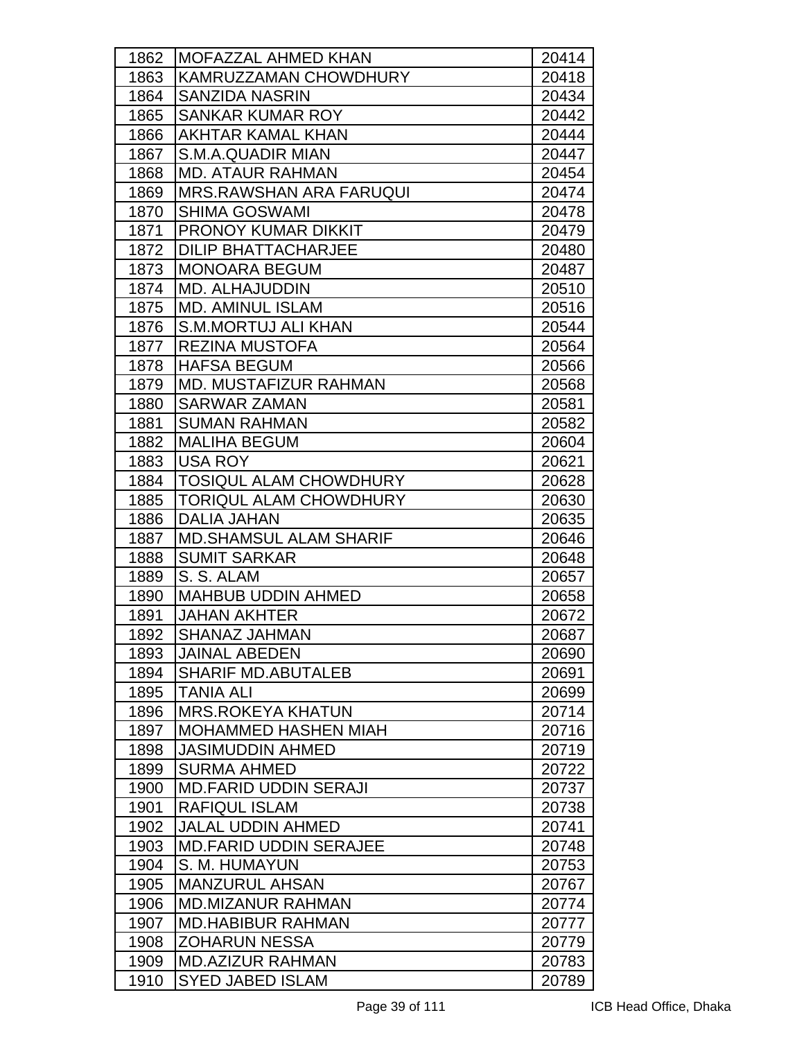| | | |
|---|---|---|
| 1862 | MOFAZZAL AHMED KHAN | 20414 |
| 1863 | KAMRUZZAMAN CHOWDHURY | 20418 |
| 1864 | SANZIDA NASRIN | 20434 |
| 1865 | SANKAR KUMAR ROY | 20442 |
| 1866 | AKHTAR KAMAL KHAN | 20444 |
| 1867 | S.M.A.QUADIR MIAN | 20447 |
| 1868 | MD. ATAUR RAHMAN | 20454 |
| 1869 | MRS.RAWSHAN ARA FARUQUI | 20474 |
| 1870 | SHIMA GOSWAMI | 20478 |
| 1871 | PRONOY KUMAR DIKKIT | 20479 |
| 1872 | DILIP BHATTACHARJEE | 20480 |
| 1873 | MONOARA BEGUM | 20487 |
| 1874 | MD. ALHAJUDDIN | 20510 |
| 1875 | MD. AMINUL ISLAM | 20516 |
| 1876 | S.M.MORTUJ ALI KHAN | 20544 |
| 1877 | REZINA MUSTOFA | 20564 |
| 1878 | HAFSA BEGUM | 20566 |
| 1879 | MD. MUSTAFIZUR RAHMAN | 20568 |
| 1880 | SARWAR ZAMAN | 20581 |
| 1881 | SUMAN RAHMAN | 20582 |
| 1882 | MALIHA BEGUM | 20604 |
| 1883 | USA ROY | 20621 |
| 1884 | TOSIQUL ALAM CHOWDHURY | 20628 |
| 1885 | TORIQUL ALAM CHOWDHURY | 20630 |
| 1886 | DALIA JAHAN | 20635 |
| 1887 | MD.SHAMSUL ALAM SHARIF | 20646 |
| 1888 | SUMIT SARKAR | 20648 |
| 1889 | S. S. ALAM | 20657 |
| 1890 | MAHBUB UDDIN AHMED | 20658 |
| 1891 | JAHAN AKHTER | 20672 |
| 1892 | SHANAZ JAHMAN | 20687 |
| 1893 | JAINAL ABEDEN | 20690 |
| 1894 | SHARIF MD.ABUTALEB | 20691 |
| 1895 | TANIA ALI | 20699 |
| 1896 | MRS.ROKEYA KHATUN | 20714 |
| 1897 | MOHAMMED HASHEN MIAH | 20716 |
| 1898 | JASIMUDDIN AHMED | 20719 |
| 1899 | SURMA AHMED | 20722 |
| 1900 | MD.FARID UDDIN SERAJI | 20737 |
| 1901 | RAFIQUL ISLAM | 20738 |
| 1902 | JALAL UDDIN AHMED | 20741 |
| 1903 | MD.FARID UDDIN SERAJEE | 20748 |
| 1904 | S. M. HUMAYUN | 20753 |
| 1905 | MANZURUL AHSAN | 20767 |
| 1906 | MD.MIZANUR RAHMAN | 20774 |
| 1907 | MD.HABIBUR RAHMAN | 20777 |
| 1908 | ZOHARUN NESSA | 20779 |
| 1909 | MD.AZIZUR RAHMAN | 20783 |
| 1910 | SYED JABED ISLAM | 20789 |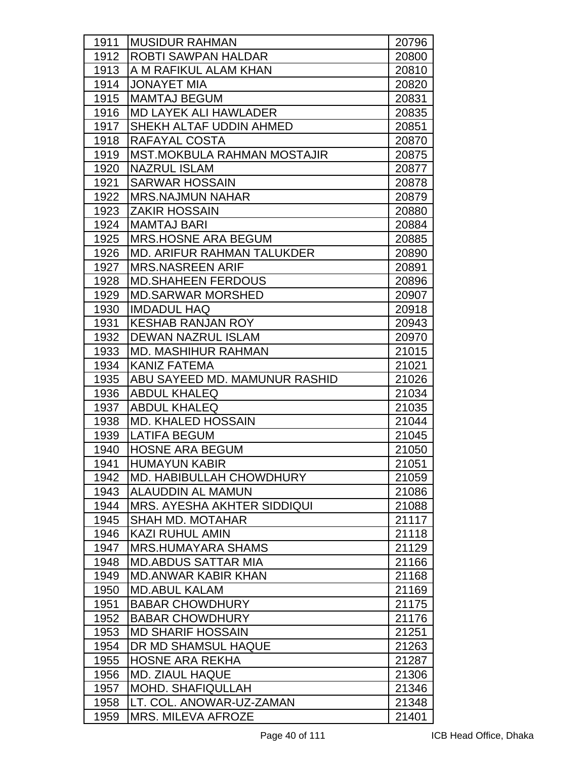| 1911 | MUSIDUR RAHMAN | 20796 |
|---|---|---|
| 1912 | ROBTI SAWPAN HALDAR | 20800 |
| 1913 | A M RAFIKUL ALAM KHAN | 20810 |
| 1914 | JONAYET MIA | 20820 |
| 1915 | MAMTAJ BEGUM | 20831 |
| 1916 | MD LAYEK ALI HAWLADER | 20835 |
| 1917 | SHEKH ALTAF UDDIN AHMED | 20851 |
| 1918 | RAFAYAL COSTA | 20870 |
| 1919 | MST.MOKBULA RAHMAN MOSTAJIR | 20875 |
| 1920 | NAZRUL ISLAM | 20877 |
| 1921 | SARWAR HOSSAIN | 20878 |
| 1922 | MRS.NAJMUN NAHAR | 20879 |
| 1923 | ZAKIR HOSSAIN | 20880 |
| 1924 | MAMTAJ BARI | 20884 |
| 1925 | MRS.HOSNE ARA BEGUM | 20885 |
| 1926 | MD. ARIFUR RAHMAN TALUKDER | 20890 |
| 1927 | MRS.NASREEN ARIF | 20891 |
| 1928 | MD.SHAHEEN FERDOUS | 20896 |
| 1929 | MD.SARWAR MORSHED | 20907 |
| 1930 | IMDADUL HAQ | 20918 |
| 1931 | KESHAB RANJAN ROY | 20943 |
| 1932 | DEWAN NAZRUL ISLAM | 20970 |
| 1933 | MD. MASHIHUR RAHMAN | 21015 |
| 1934 | KANIZ FATEMA | 21021 |
| 1935 | ABU SAYEED MD. MAMUNUR RASHID | 21026 |
| 1936 | ABDUL KHALEQ | 21034 |
| 1937 | ABDUL KHALEQ | 21035 |
| 1938 | MD. KHALED HOSSAIN | 21044 |
| 1939 | LATIFA BEGUM | 21045 |
| 1940 | HOSNE ARA BEGUM | 21050 |
| 1941 | HUMAYUN KABIR | 21051 |
| 1942 | MD. HABIBULLAH CHOWDHURY | 21059 |
| 1943 | ALAUDDIN AL MAMUN | 21086 |
| 1944 | MRS. AYESHA AKHTER SIDDIQUI | 21088 |
| 1945 | SHAH MD. MOTAHAR | 21117 |
| 1946 | KAZI RUHUL AMIN | 21118 |
| 1947 | MRS.HUMAYARA SHAMS | 21129 |
| 1948 | MD.ABDUS SATTAR MIA | 21166 |
| 1949 | MD.ANWAR KABIR KHAN | 21168 |
| 1950 | MD.ABUL KALAM | 21169 |
| 1951 | BABAR CHOWDHURY | 21175 |
| 1952 | BABAR CHOWDHURY | 21176 |
| 1953 | MD SHARIF HOSSAIN | 21251 |
| 1954 | DR MD SHAMSUL HAQUE | 21263 |
| 1955 | HOSNE ARA REKHA | 21287 |
| 1956 | MD. ZIAUL HAQUE | 21306 |
| 1957 | MOHD. SHAFIQULLAH | 21346 |
| 1958 | LT. COL. ANOWAR-UZ-ZAMAN | 21348 |
| 1959 | MRS. MILEVA AFROZE | 21401 |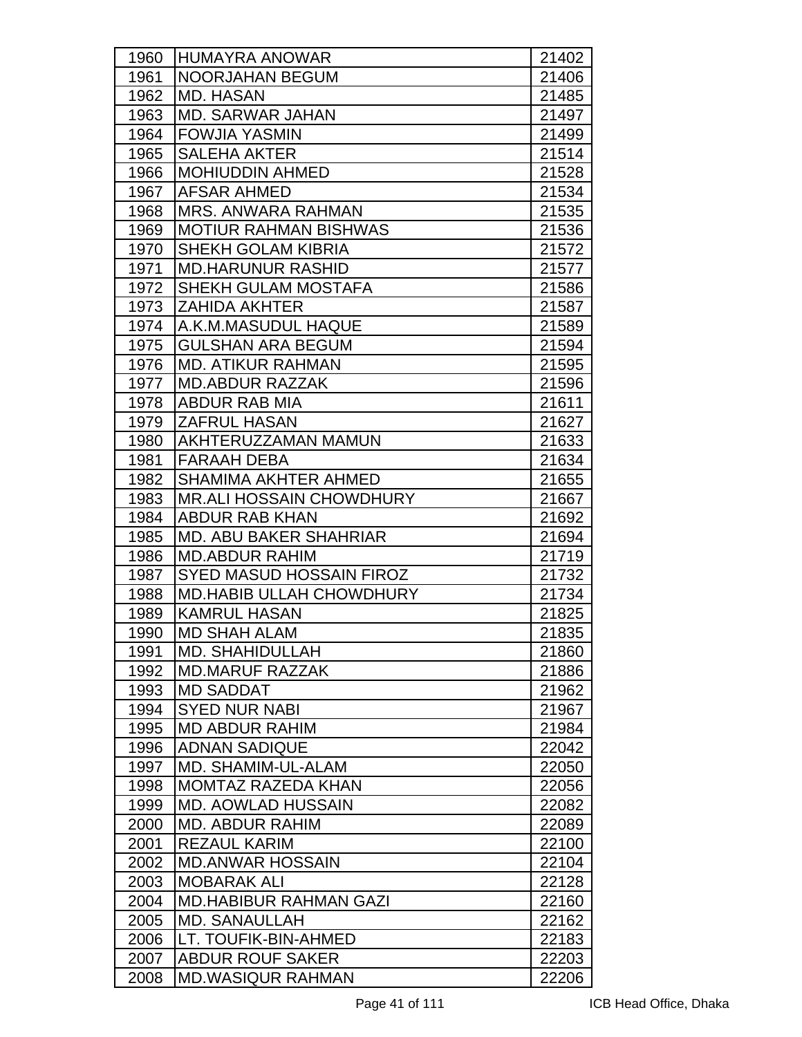| | | |
|---|---|---|
| 1960 | HUMAYRA ANOWAR | 21402 |
| 1961 | NOORJAHAN BEGUM | 21406 |
| 1962 | MD. HASAN | 21485 |
| 1963 | MD. SARWAR JAHAN | 21497 |
| 1964 | FOWJIA YASMIN | 21499 |
| 1965 | SALEHA AKTER | 21514 |
| 1966 | MOHIUDDIN AHMED | 21528 |
| 1967 | AFSAR AHMED | 21534 |
| 1968 | MRS. ANWARA RAHMAN | 21535 |
| 1969 | MOTIUR RAHMAN BISHWAS | 21536 |
| 1970 | SHEKH GOLAM KIBRIA | 21572 |
| 1971 | MD.HARUNUR RASHID | 21577 |
| 1972 | SHEKH GULAM MOSTAFA | 21586 |
| 1973 | ZAHIDA AKHTER | 21587 |
| 1974 | A.K.M.MASUDUL HAQUE | 21589 |
| 1975 | GULSHAN ARA BEGUM | 21594 |
| 1976 | MD. ATIKUR RAHMAN | 21595 |
| 1977 | MD.ABDUR RAZZAK | 21596 |
| 1978 | ABDUR RAB MIA | 21611 |
| 1979 | ZAFRUL HASAN | 21627 |
| 1980 | AKHTERUZZAMAN MAMUN | 21633 |
| 1981 | FARAAH DEBA | 21634 |
| 1982 | SHAMIMA AKHTER AHMED | 21655 |
| 1983 | MR.ALI HOSSAIN CHOWDHURY | 21667 |
| 1984 | ABDUR RAB KHAN | 21692 |
| 1985 | MD. ABU BAKER SHAHRIAR | 21694 |
| 1986 | MD.ABDUR RAHIM | 21719 |
| 1987 | SYED MASUD HOSSAIN FIROZ | 21732 |
| 1988 | MD.HABIB ULLAH CHOWDHURY | 21734 |
| 1989 | KAMRUL HASAN | 21825 |
| 1990 | MD SHAH ALAM | 21835 |
| 1991 | MD. SHAHIDULLAH | 21860 |
| 1992 | MD.MARUF RAZZAK | 21886 |
| 1993 | MD SADDAT | 21962 |
| 1994 | SYED NUR NABI | 21967 |
| 1995 | MD ABDUR RAHIM | 21984 |
| 1996 | ADNAN SADIQUE | 22042 |
| 1997 | MD. SHAMIM-UL-ALAM | 22050 |
| 1998 | MOMTAZ RAZEDA KHAN | 22056 |
| 1999 | MD. AOWLAD HUSSAIN | 22082 |
| 2000 | MD. ABDUR RAHIM | 22089 |
| 2001 | REZAUL KARIM | 22100 |
| 2002 | MD.ANWAR HOSSAIN | 22104 |
| 2003 | MOBARAK ALI | 22128 |
| 2004 | MD.HABIBUR RAHMAN GAZI | 22160 |
| 2005 | MD. SANAULLAH | 22162 |
| 2006 | LT. TOUFIK-BIN-AHMED | 22183 |
| 2007 | ABDUR ROUF SAKER | 22203 |
| 2008 | MD.WASIQUR RAHMAN | 22206 |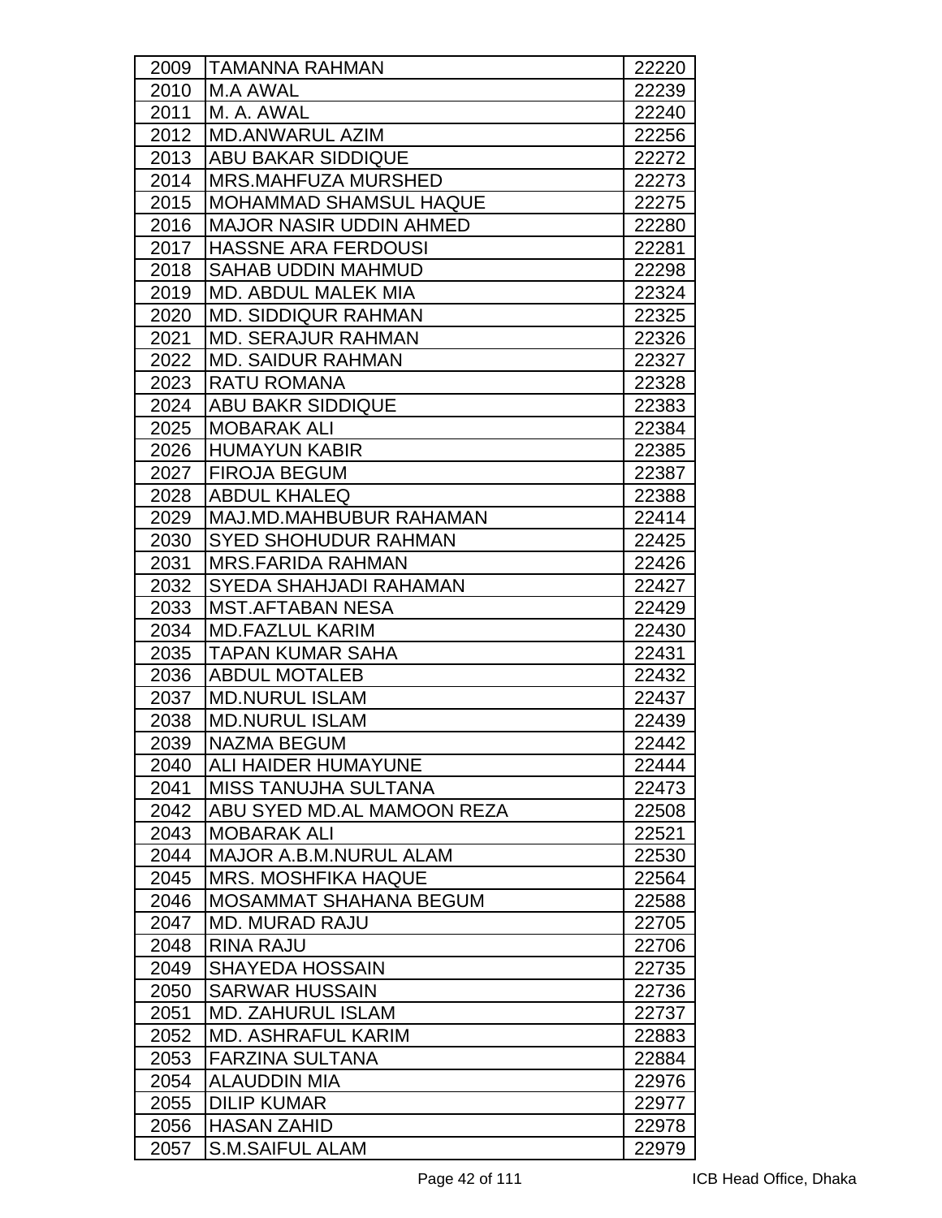| 2009 | TAMANNA RAHMAN | 22220 |
|---|---|---|
| 2010 | M.A AWAL | 22239 |
| 2011 | M. A. AWAL | 22240 |
| 2012 | MD.ANWARUL AZIM | 22256 |
| 2013 | ABU BAKAR SIDDIQUE | 22272 |
| 2014 | MRS.MAHFUZA MURSHED | 22273 |
| 2015 | MOHAMMAD SHAMSUL HAQUE | 22275 |
| 2016 | MAJOR NASIR UDDIN AHMED | 22280 |
| 2017 | HASSNE ARA FERDOUSI | 22281 |
| 2018 | SAHAB UDDIN MAHMUD | 22298 |
| 2019 | MD. ABDUL MALEK MIA | 22324 |
| 2020 | MD. SIDDIQUR RAHMAN | 22325 |
| 2021 | MD. SERAJUR RAHMAN | 22326 |
| 2022 | MD. SAIDUR RAHMAN | 22327 |
| 2023 | RATU ROMANA | 22328 |
| 2024 | ABU BAKR SIDDIQUE | 22383 |
| 2025 | MOBARAK ALI | 22384 |
| 2026 | HUMAYUN KABIR | 22385 |
| 2027 | FIROJA BEGUM | 22387 |
| 2028 | ABDUL KHALEQ | 22388 |
| 2029 | MAJ.MD.MAHBUBUR RAHAMAN | 22414 |
| 2030 | SYED SHOHUDUR RAHMAN | 22425 |
| 2031 | MRS.FARIDA RAHMAN | 22426 |
| 2032 | SYEDA SHAHJADI RAHAMAN | 22427 |
| 2033 | MST.AFTABAN NESA | 22429 |
| 2034 | MD.FAZLUL KARIM | 22430 |
| 2035 | TAPAN KUMAR SAHA | 22431 |
| 2036 | ABDUL MOTALEB | 22432 |
| 2037 | MD.NURUL ISLAM | 22437 |
| 2038 | MD.NURUL ISLAM | 22439 |
| 2039 | NAZMA BEGUM | 22442 |
| 2040 | ALI HAIDER HUMAYUNE | 22444 |
| 2041 | MISS TANUJHA SULTANA | 22473 |
| 2042 | ABU SYED MD.AL MAMOON REZA | 22508 |
| 2043 | MOBARAK ALI | 22521 |
| 2044 | MAJOR A.B.M.NURUL ALAM | 22530 |
| 2045 | MRS. MOSHFIKA HAQUE | 22564 |
| 2046 | MOSAMMAT SHAHANA BEGUM | 22588 |
| 2047 | MD. MURAD RAJU | 22705 |
| 2048 | RINA RAJU | 22706 |
| 2049 | SHAYEDA HOSSAIN | 22735 |
| 2050 | SARWAR HUSSAIN | 22736 |
| 2051 | MD. ZAHURUL ISLAM | 22737 |
| 2052 | MD. ASHRAFUL KARIM | 22883 |
| 2053 | FARZINA SULTANA | 22884 |
| 2054 | ALAUDDIN MIA | 22976 |
| 2055 | DILIP KUMAR | 22977 |
| 2056 | HASAN ZAHID | 22978 |
| 2057 | S.M.SAIFUL ALAM | 22979 |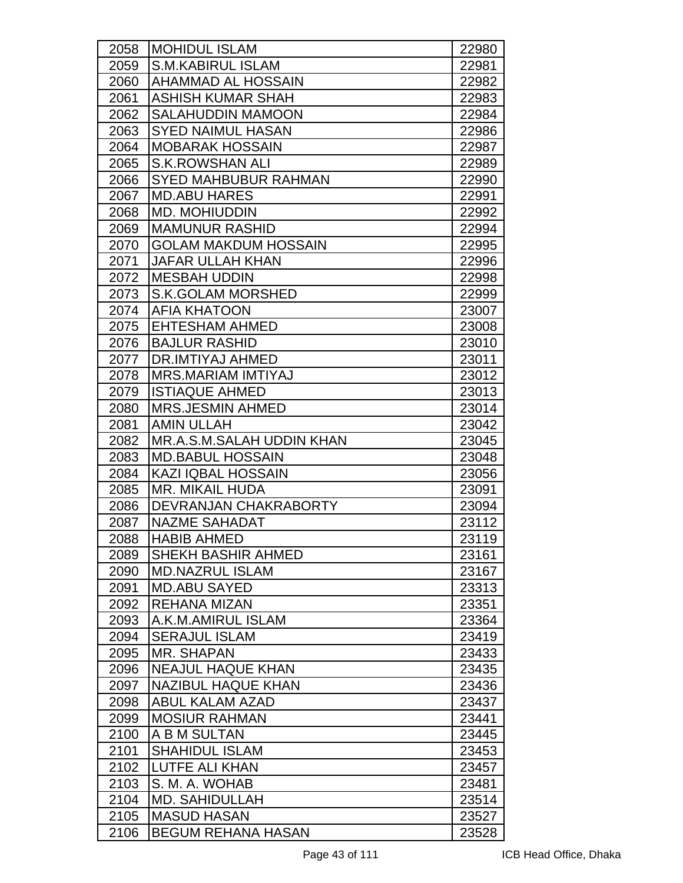| 2058 | MOHIDUL ISLAM | 22980 |
|---|---|---|
| 2059 | S.M.KABIRUL ISLAM | 22981 |
| 2060 | AHAMMAD AL HOSSAIN | 22982 |
| 2061 | ASHISH KUMAR SHAH | 22983 |
| 2062 | SALAHUDDIN MAMOON | 22984 |
| 2063 | SYED NAIMUL HASAN | 22986 |
| 2064 | MOBARAK HOSSAIN | 22987 |
| 2065 | S.K.ROWSHAN ALI | 22989 |
| 2066 | SYED MAHBUBUR RAHMAN | 22990 |
| 2067 | MD.ABU HARES | 22991 |
| 2068 | MD. MOHIUDDIN | 22992 |
| 2069 | MAMUNUR RASHID | 22994 |
| 2070 | GOLAM MAKDUM HOSSAIN | 22995 |
| 2071 | JAFAR ULLAH KHAN | 22996 |
| 2072 | MESBAH UDDIN | 22998 |
| 2073 | S.K.GOLAM MORSHED | 22999 |
| 2074 | AFIA KHATOON | 23007 |
| 2075 | EHTESHAM AHMED | 23008 |
| 2076 | BAJLUR RASHID | 23010 |
| 2077 | DR.IMTIYAJ AHMED | 23011 |
| 2078 | MRS.MARIAM IMTIYAJ | 23012 |
| 2079 | ISTIAQUE AHMED | 23013 |
| 2080 | MRS.JESMIN AHMED | 23014 |
| 2081 | AMIN ULLAH | 23042 |
| 2082 | MR.A.S.M.SALAH UDDIN KHAN | 23045 |
| 2083 | MD.BABUL HOSSAIN | 23048 |
| 2084 | KAZI IQBAL HOSSAIN | 23056 |
| 2085 | MR. MIKAIL HUDA | 23091 |
| 2086 | DEVRANJAN CHAKRABORTY | 23094 |
| 2087 | NAZME SAHADAT | 23112 |
| 2088 | HABIB AHMED | 23119 |
| 2089 | SHEKH BASHIR AHMED | 23161 |
| 2090 | MD.NAZRUL ISLAM | 23167 |
| 2091 | MD.ABU SAYED | 23313 |
| 2092 | REHANA MIZAN | 23351 |
| 2093 | A.K.M.AMIRUL ISLAM | 23364 |
| 2094 | SERAJUL ISLAM | 23419 |
| 2095 | MR. SHAPAN | 23433 |
| 2096 | NEAJUL HAQUE KHAN | 23435 |
| 2097 | NAZIBUL HAQUE KHAN | 23436 |
| 2098 | ABUL KALAM AZAD | 23437 |
| 2099 | MOSIUR RAHMAN | 23441 |
| 2100 | A B M SULTAN | 23445 |
| 2101 | SHAHIDUL ISLAM | 23453 |
| 2102 | LUTFE ALI KHAN | 23457 |
| 2103 | S. M. A. WOHAB | 23481 |
| 2104 | MD. SAHIDULLAH | 23514 |
| 2105 | MASUD HASAN | 23527 |
| 2106 | BEGUM REHANA HASAN | 23528 |

ICB Head Office, Dhaka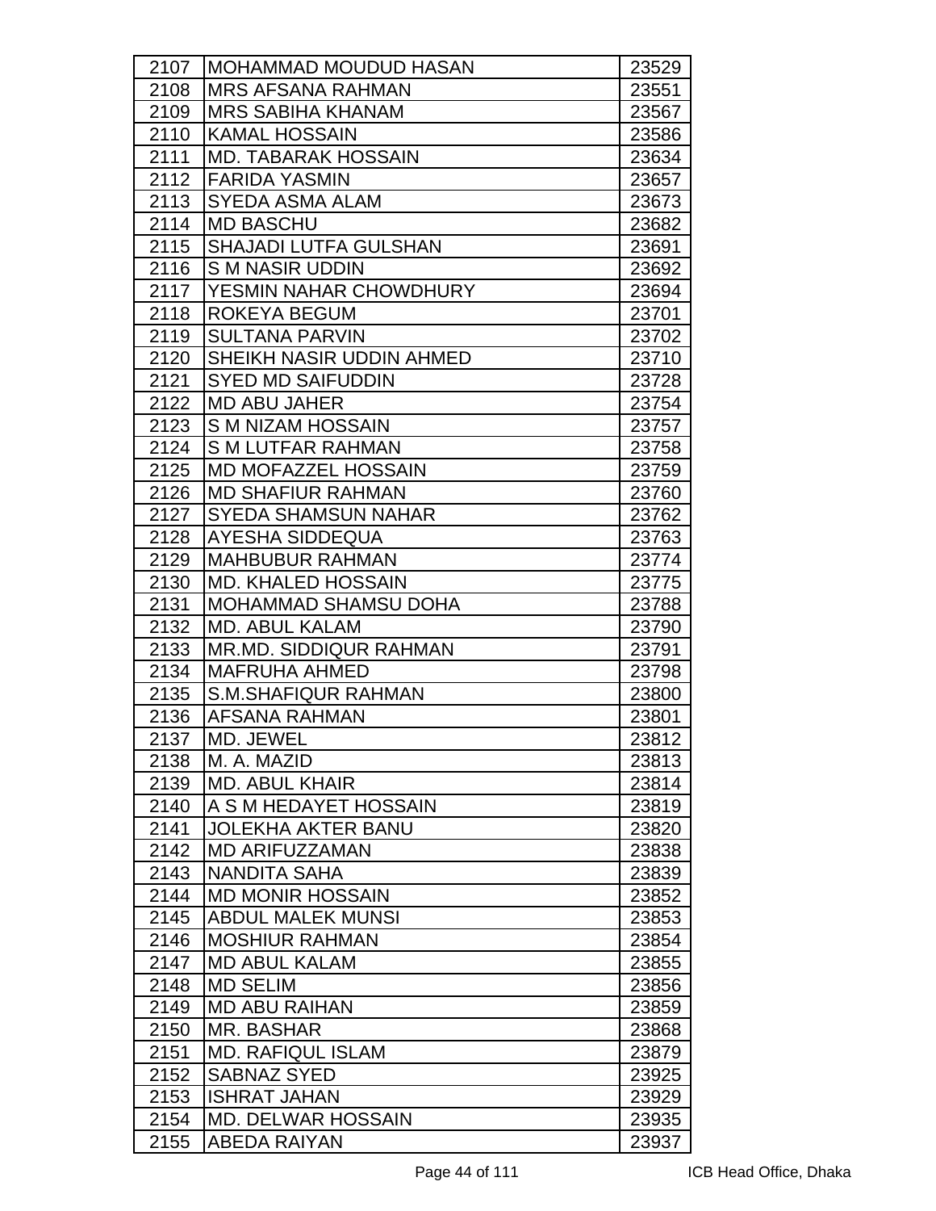| 2107 | MOHAMMAD MOUDUD HASAN | 23529 |
|---|---|---|
| 2108 | MRS AFSANA RAHMAN | 23551 |
| 2109 | MRS SABIHA KHANAM | 23567 |
| 2110 | KAMAL HOSSAIN | 23586 |
| 2111 | MD. TABARAK HOSSAIN | 23634 |
| 2112 | FARIDA YASMIN | 23657 |
| 2113 | SYEDA ASMA ALAM | 23673 |
| 2114 | MD BASCHU | 23682 |
| 2115 | SHAJADI LUTFA GULSHAN | 23691 |
| 2116 | S M NASIR UDDIN | 23692 |
| 2117 | YESMIN NAHAR CHOWDHURY | 23694 |
| 2118 | ROKEYA BEGUM | 23701 |
| 2119 | SULTANA PARVIN | 23702 |
| 2120 | SHEIKH NASIR UDDIN AHMED | 23710 |
| 2121 | SYED MD SAIFUDDIN | 23728 |
| 2122 | MD ABU JAHER | 23754 |
| 2123 | S M NIZAM HOSSAIN | 23757 |
| 2124 | S M LUTFAR RAHMAN | 23758 |
| 2125 | MD MOFAZZEL HOSSAIN | 23759 |
| 2126 | MD SHAFIUR RAHMAN | 23760 |
| 2127 | SYEDA SHAMSUN NAHAR | 23762 |
| 2128 | AYESHA SIDDEQUA | 23763 |
| 2129 | MAHBUBUR RAHMAN | 23774 |
| 2130 | MD. KHALED HOSSAIN | 23775 |
| 2131 | MOHAMMAD SHAMSU DOHA | 23788 |
| 2132 | MD. ABUL KALAM | 23790 |
| 2133 | MR.MD. SIDDIQUR RAHMAN | 23791 |
| 2134 | MAFRUHA AHMED | 23798 |
| 2135 | S.M.SHAFIQUR RAHMAN | 23800 |
| 2136 | AFSANA RAHMAN | 23801 |
| 2137 | MD. JEWEL | 23812 |
| 2138 | M. A. MAZID | 23813 |
| 2139 | MD. ABUL KHAIR | 23814 |
| 2140 | A S M HEDAYET HOSSAIN | 23819 |
| 2141 | JOLEKHA AKTER BANU | 23820 |
| 2142 | MD ARIFUZZAMAN | 23838 |
| 2143 | NANDITA SAHA | 23839 |
| 2144 | MD MONIR HOSSAIN | 23852 |
| 2145 | ABDUL MALEK MUNSI | 23853 |
| 2146 | MOSHIUR RAHMAN | 23854 |
| 2147 | MD ABUL KALAM | 23855 |
| 2148 | MD SELIM | 23856 |
| 2149 | MD ABU RAIHAN | 23859 |
| 2150 | MR. BASHAR | 23868 |
| 2151 | MD. RAFIQUL ISLAM | 23879 |
| 2152 | SABNAZ SYED | 23925 |
| 2153 | ISHRAT JAHAN | 23929 |
| 2154 | MD. DELWAR HOSSAIN | 23935 |
| 2155 | ABEDA RAIYAN | 23937 |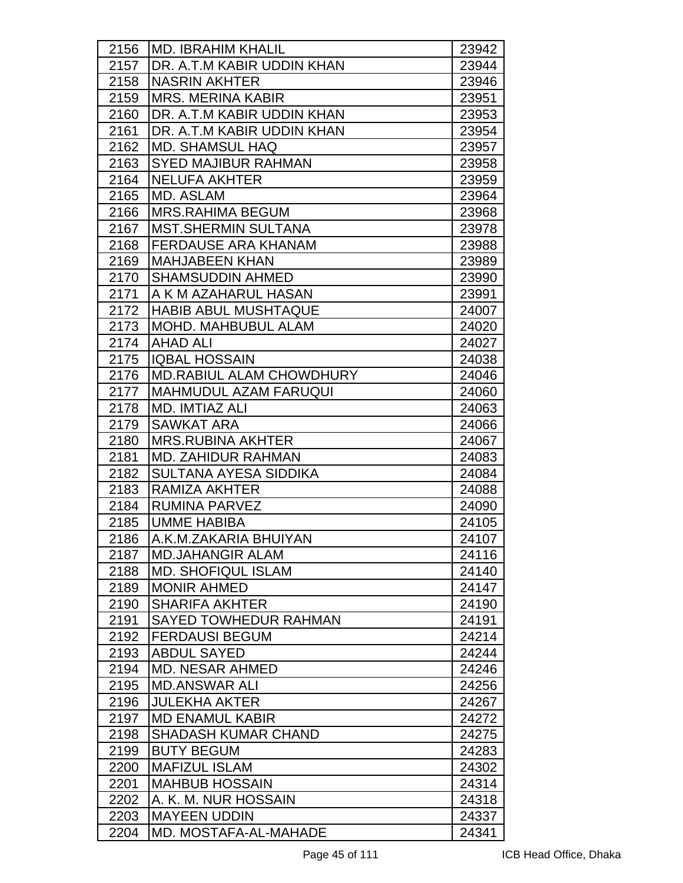| | | |
|---|---|---|
| 2156 | MD. IBRAHIM KHALIL | 23942 |
| 2157 | DR. A.T.M KABIR UDDIN KHAN | 23944 |
| 2158 | NASRIN AKHTER | 23946 |
| 2159 | MRS. MERINA KABIR | 23951 |
| 2160 | DR. A.T.M KABIR UDDIN KHAN | 23953 |
| 2161 | DR. A.T.M KABIR UDDIN KHAN | 23954 |
| 2162 | MD. SHAMSUL HAQ | 23957 |
| 2163 | SYED MAJIBUR RAHMAN | 23958 |
| 2164 | NELUFA AKHTER | 23959 |
| 2165 | MD. ASLAM | 23964 |
| 2166 | MRS.RAHIMA BEGUM | 23968 |
| 2167 | MST.SHERMIN SULTANA | 23978 |
| 2168 | FERDAUSE ARA KHANAM | 23988 |
| 2169 | MAHJABEEN KHAN | 23989 |
| 2170 | SHAMSUDDIN AHMED | 23990 |
| 2171 | A K M AZAHARUL HASAN | 23991 |
| 2172 | HABIB ABUL MUSHTAQUE | 24007 |
| 2173 | MOHD. MAHBUBUL ALAM | 24020 |
| 2174 | AHAD ALI | 24027 |
| 2175 | IQBAL HOSSAIN | 24038 |
| 2176 | MD.RABIUL ALAM CHOWDHURY | 24046 |
| 2177 | MAHMUDUL AZAM FARUQUI | 24060 |
| 2178 | MD. IMTIAZ ALI | 24063 |
| 2179 | SAWKAT ARA | 24066 |
| 2180 | MRS.RUBINA AKHTER | 24067 |
| 2181 | MD. ZAHIDUR RAHMAN | 24083 |
| 2182 | SULTANA AYESA SIDDIKA | 24084 |
| 2183 | RAMIZA AKHTER | 24088 |
| 2184 | RUMINA PARVEZ | 24090 |
| 2185 | UMME HABIBA | 24105 |
| 2186 | A.K.M.ZAKARIA BHUIYAN | 24107 |
| 2187 | MD.JAHANGIR ALAM | 24116 |
| 2188 | MD. SHOFIQUL ISLAM | 24140 |
| 2189 | MONIR AHMED | 24147 |
| 2190 | SHARIFA AKHTER | 24190 |
| 2191 | SAYED TOWHEDUR RAHMAN | 24191 |
| 2192 | FERDAUSI BEGUM | 24214 |
| 2193 | ABDUL SAYED | 24244 |
| 2194 | MD. NESAR AHMED | 24246 |
| 2195 | MD.ANSWAR ALI | 24256 |
| 2196 | JULEKHA AKTER | 24267 |
| 2197 | MD ENAMUL KABIR | 24272 |
| 2198 | SHADASH KUMAR CHAND | 24275 |
| 2199 | BUTY BEGUM | 24283 |
| 2200 | MAFIZUL ISLAM | 24302 |
| 2201 | MAHBUB HOSSAIN | 24314 |
| 2202 | A. K. M. NUR HOSSAIN | 24318 |
| 2203 | MAYEEN UDDIN | 24337 |
| 2204 | MD. MOSTAFA-AL-MAHADE | 24341 |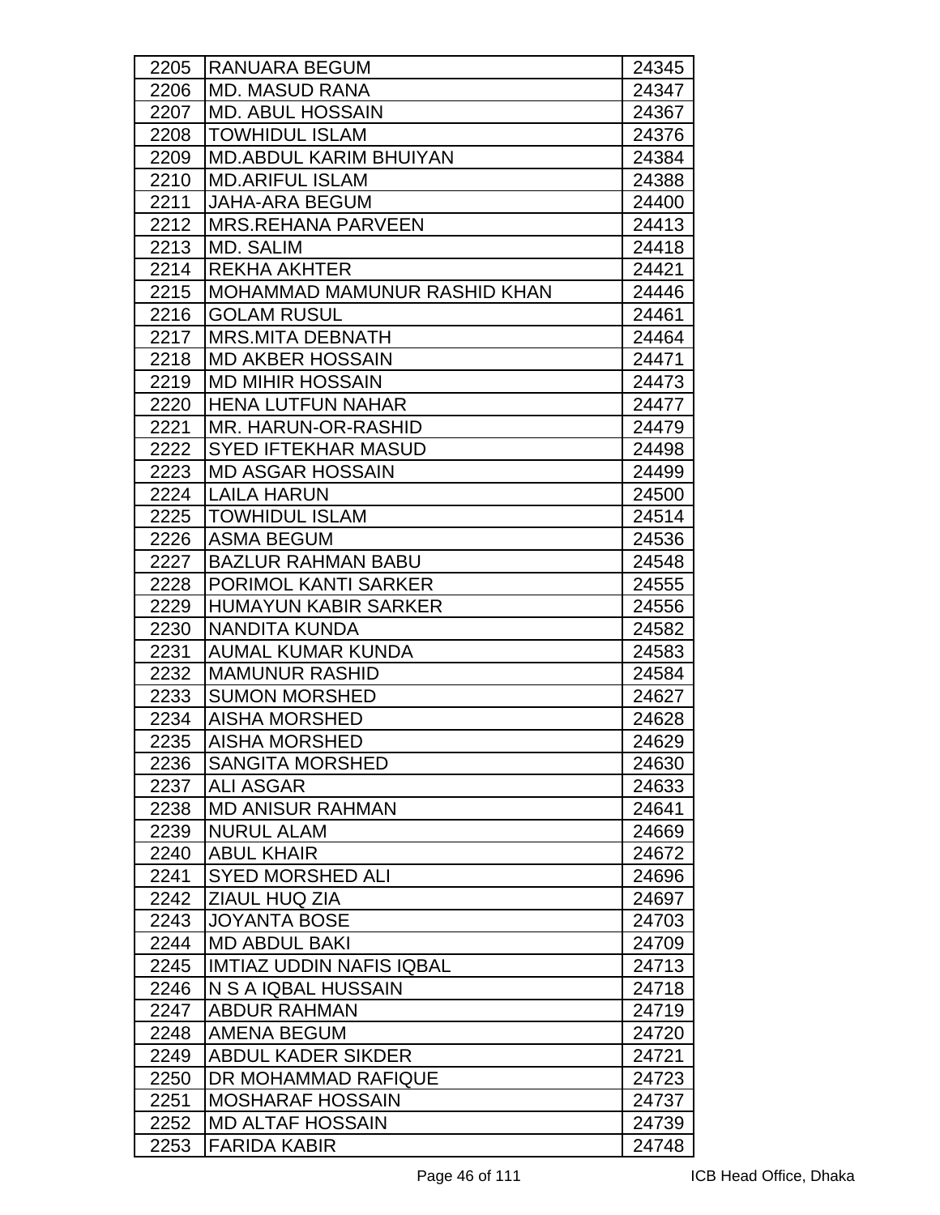| 2205 | RANUARA BEGUM | 24345 |
|---|---|---|
| 2206 | MD. MASUD RANA | 24347 |
| 2207 | MD. ABUL HOSSAIN | 24367 |
| 2208 | TOWHIDUL ISLAM | 24376 |
| 2209 | MD.ABDUL KARIM BHUIYAN | 24384 |
| 2210 | MD.ARIFUL ISLAM | 24388 |
| 2211 | JAHA-ARA BEGUM | 24400 |
| 2212 | MRS.REHANA PARVEEN | 24413 |
| 2213 | MD. SALIM | 24418 |
| 2214 | REKHA AKHTER | 24421 |
| 2215 | MOHAMMAD MAMUNUR RASHID KHAN | 24446 |
| 2216 | GOLAM RUSUL | 24461 |
| 2217 | MRS.MITA DEBNATH | 24464 |
| 2218 | MD AKBER HOSSAIN | 24471 |
| 2219 | MD MIHIR HOSSAIN | 24473 |
| 2220 | HENA LUTFUN NAHAR | 24477 |
| 2221 | MR. HARUN-OR-RASHID | 24479 |
| 2222 | SYED IFTEKHAR MASUD | 24498 |
| 2223 | MD ASGAR HOSSAIN | 24499 |
| 2224 | LAILA HARUN | 24500 |
| 2225 | TOWHIDUL ISLAM | 24514 |
| 2226 | ASMA BEGUM | 24536 |
| 2227 | BAZLUR RAHMAN BABU | 24548 |
| 2228 | PORIMOL KANTI SARKER | 24555 |
| 2229 | HUMAYUN KABIR SARKER | 24556 |
| 2230 | NANDITA KUNDA | 24582 |
| 2231 | AUMAL KUMAR KUNDA | 24583 |
| 2232 | MAMUNUR RASHID | 24584 |
| 2233 | SUMON MORSHED | 24627 |
| 2234 | AISHA MORSHED | 24628 |
| 2235 | AISHA MORSHED | 24629 |
| 2236 | SANGITA MORSHED | 24630 |
| 2237 | ALI ASGAR | 24633 |
| 2238 | MD ANISUR RAHMAN | 24641 |
| 2239 | NURUL ALAM | 24669 |
| 2240 | ABUL KHAIR | 24672 |
| 2241 | SYED MORSHED ALI | 24696 |
| 2242 | ZIAUL HUQ ZIA | 24697 |
| 2243 | JOYANTA BOSE | 24703 |
| 2244 | MD ABDUL BAKI | 24709 |
| 2245 | IMTIAZ UDDIN NAFIS IQBAL | 24713 |
| 2246 | N S A IQBAL HUSSAIN | 24718 |
| 2247 | ABDUR RAHMAN | 24719 |
| 2248 | AMENA BEGUM | 24720 |
| 2249 | ABDUL KADER SIKDER | 24721 |
| 2250 | DR MOHAMMAD RAFIQUE | 24723 |
| 2251 | MOSHARAF HOSSAIN | 24737 |
| 2252 | MD ALTAF HOSSAIN | 24739 |
| 2253 | FARIDA KABIR | 24748 |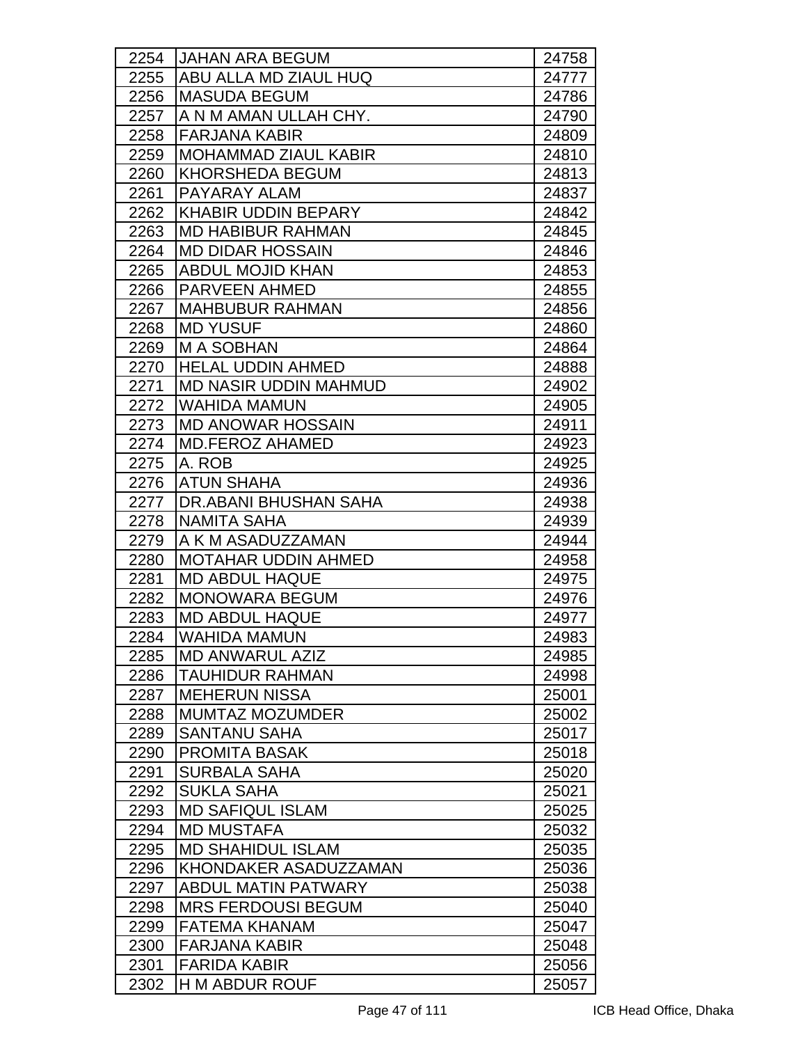| 2254 | JAHAN ARA BEGUM | 24758 |
|---|---|---|
| 2255 | ABU ALLA MD ZIAUL HUQ | 24777 |
| 2256 | MASUDA BEGUM | 24786 |
| 2257 | A N M AMAN ULLAH CHY. | 24790 |
| 2258 | FARJANA KABIR | 24809 |
| 2259 | MOHAMMAD ZIAUL KABIR | 24810 |
| 2260 | KHORSHEDA BEGUM | 24813 |
| 2261 | PAYARAY ALAM | 24837 |
| 2262 | KHABIR UDDIN BEPARY | 24842 |
| 2263 | MD HABIBUR RAHMAN | 24845 |
| 2264 | MD DIDAR HOSSAIN | 24846 |
| 2265 | ABDUL MOJID KHAN | 24853 |
| 2266 | PARVEEN AHMED | 24855 |
| 2267 | MAHBUBUR RAHMAN | 24856 |
| 2268 | MD YUSUF | 24860 |
| 2269 | M A SOBHAN | 24864 |
| 2270 | HELAL UDDIN AHMED | 24888 |
| 2271 | MD NASIR UDDIN MAHMUD | 24902 |
| 2272 | WAHIDA MAMUN | 24905 |
| 2273 | MD ANOWAR HOSSAIN | 24911 |
| 2274 | MD.FEROZ AHAMED | 24923 |
| 2275 | A. ROB | 24925 |
| 2276 | ATUN SHAHA | 24936 |
| 2277 | DR.ABANI BHUSHAN SAHA | 24938 |
| 2278 | NAMITA SAHA | 24939 |
| 2279 | A K M ASADUZZAMAN | 24944 |
| 2280 | MOTAHAR UDDIN AHMED | 24958 |
| 2281 | MD ABDUL HAQUE | 24975 |
| 2282 | MONOWARA BEGUM | 24976 |
| 2283 | MD ABDUL HAQUE | 24977 |
| 2284 | WAHIDA MAMUN | 24983 |
| 2285 | MD ANWARUL AZIZ | 24985 |
| 2286 | TAUHIDUR RAHMAN | 24998 |
| 2287 | MEHERUN NISSA | 25001 |
| 2288 | MUMTAZ MOZUMDER | 25002 |
| 2289 | SANTANU SAHA | 25017 |
| 2290 | PROMITA BASAK | 25018 |
| 2291 | SURBALA SAHA | 25020 |
| 2292 | SUKLA SAHA | 25021 |
| 2293 | MD SAFIQUL ISLAM | 25025 |
| 2294 | MD MUSTAFA | 25032 |
| 2295 | MD SHAHIDUL ISLAM | 25035 |
| 2296 | KHONDAKER ASADUZZAMAN | 25036 |
| 2297 | ABDUL MATIN PATWARY | 25038 |
| 2298 | MRS FERDOUSI BEGUM | 25040 |
| 2299 | FATEMA KHANAM | 25047 |
| 2300 | FARJANA KABIR | 25048 |
| 2301 | FARIDA KABIR | 25056 |
| 2302 | H M ABDUR ROUF | 25057 |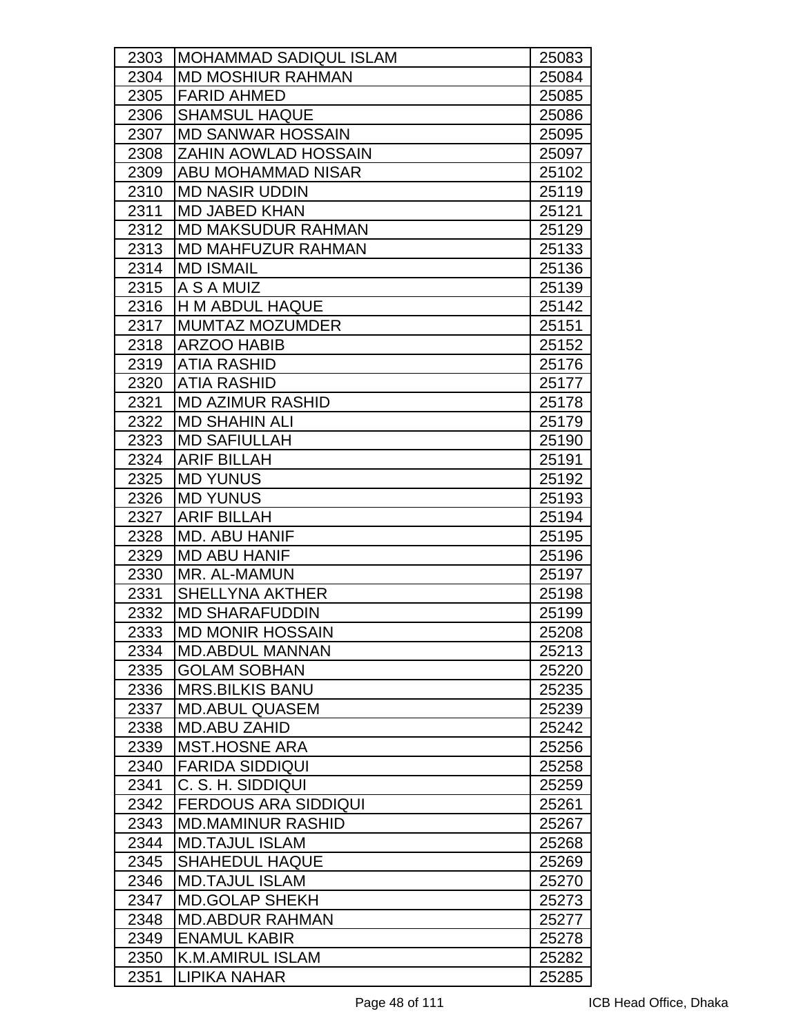| 2303 | MOHAMMAD SADIQUL ISLAM | 25083 |
|---|---|---|
| 2304 | MD MOSHIUR RAHMAN | 25084 |
| 2305 | FARID AHMED | 25085 |
| 2306 | SHAMSUL HAQUE | 25086 |
| 2307 | MD SANWAR HOSSAIN | 25095 |
| 2308 | ZAHIN AOWLAD HOSSAIN | 25097 |
| 2309 | ABU MOHAMMAD NISAR | 25102 |
| 2310 | MD NASIR UDDIN | 25119 |
| 2311 | MD JABED KHAN | 25121 |
| 2312 | MD MAKSUDUR RAHMAN | 25129 |
| 2313 | MD MAHFUZUR RAHMAN | 25133 |
| 2314 | MD ISMAIL | 25136 |
| 2315 | A S A MUIZ | 25139 |
| 2316 | H M ABDUL HAQUE | 25142 |
| 2317 | MUMTAZ MOZUMDER | 25151 |
| 2318 | ARZOO HABIB | 25152 |
| 2319 | ATIA RASHID | 25176 |
| 2320 | ATIA RASHID | 25177 |
| 2321 | MD AZIMUR RASHID | 25178 |
| 2322 | MD SHAHIN ALI | 25179 |
| 2323 | MD SAFIULLAH | 25190 |
| 2324 | ARIF BILLAH | 25191 |
| 2325 | MD YUNUS | 25192 |
| 2326 | MD YUNUS | 25193 |
| 2327 | ARIF BILLAH | 25194 |
| 2328 | MD. ABU HANIF | 25195 |
| 2329 | MD ABU HANIF | 25196 |
| 2330 | MR. AL-MAMUN | 25197 |
| 2331 | SHELLYNA AKTHER | 25198 |
| 2332 | MD SHARAFUDDIN | 25199 |
| 2333 | MD MONIR HOSSAIN | 25208 |
| 2334 | MD.ABDUL MANNAN | 25213 |
| 2335 | GOLAM SOBHAN | 25220 |
| 2336 | MRS.BILKIS BANU | 25235 |
| 2337 | MD.ABUL QUASEM | 25239 |
| 2338 | MD.ABU ZAHID | 25242 |
| 2339 | MST.HOSNE ARA | 25256 |
| 2340 | FARIDA SIDDIQUI | 25258 |
| 2341 | C. S. H. SIDDIQUI | 25259 |
| 2342 | FERDOUS ARA SIDDIQUI | 25261 |
| 2343 | MD.MAMINUR RASHID | 25267 |
| 2344 | MD.TAJUL ISLAM | 25268 |
| 2345 | SHAHEDUL HAQUE | 25269 |
| 2346 | MD.TAJUL ISLAM | 25270 |
| 2347 | MD.GOLAP SHEKH | 25273 |
| 2348 | MD.ABDUR RAHMAN | 25277 |
| 2349 | ENAMUL KABIR | 25278 |
| 2350 | K.M.AMIRUL ISLAM | 25282 |
| 2351 | LIPIKA NAHAR | 25285 |

ICB Head Office, Dhaka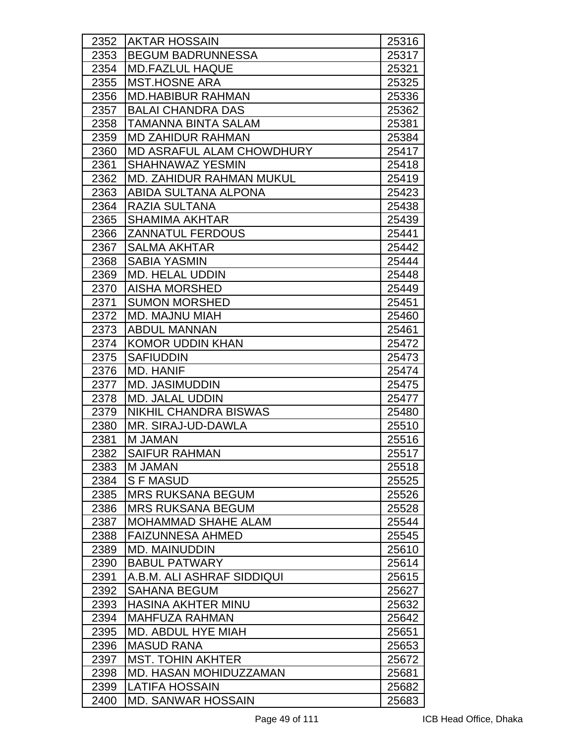| | | |
|---|---|---|
| 2352 | AKTAR HOSSAIN | 25316 |
| 2353 | BEGUM BADRUNNESSA | 25317 |
| 2354 | MD.FAZLUL HAQUE | 25321 |
| 2355 | MST.HOSNE ARA | 25325 |
| 2356 | MD.HABIBUR RAHMAN | 25336 |
| 2357 | BALAI CHANDRA DAS | 25362 |
| 2358 | TAMANNA BINTA SALAM | 25381 |
| 2359 | MD ZAHIDUR RAHMAN | 25384 |
| 2360 | MD ASRAFUL ALAM CHOWDHURY | 25417 |
| 2361 | SHAHNAWAZ YESMIN | 25418 |
| 2362 | MD. ZAHIDUR RAHMAN MUKUL | 25419 |
| 2363 | ABIDA SULTANA ALPONA | 25423 |
| 2364 | RAZIA SULTANA | 25438 |
| 2365 | SHAMIMA AKHTAR | 25439 |
| 2366 | ZANNATUL FERDOUS | 25441 |
| 2367 | SALMA AKHTAR | 25442 |
| 2368 | SABIA YASMIN | 25444 |
| 2369 | MD. HELAL UDDIN | 25448 |
| 2370 | AISHA MORSHED | 25449 |
| 2371 | SUMON MORSHED | 25451 |
| 2372 | MD. MAJNU MIAH | 25460 |
| 2373 | ABDUL MANNAN | 25461 |
| 2374 | KOMOR UDDIN KHAN | 25472 |
| 2375 | SAFIUDDIN | 25473 |
| 2376 | MD. HANIF | 25474 |
| 2377 | MD. JASIMUDDIN | 25475 |
| 2378 | MD. JALAL UDDIN | 25477 |
| 2379 | NIKHIL CHANDRA BISWAS | 25480 |
| 2380 | MR. SIRAJ-UD-DAWLA | 25510 |
| 2381 | M JAMAN | 25516 |
| 2382 | SAIFUR RAHMAN | 25517 |
| 2383 | M JAMAN | 25518 |
| 2384 | S F MASUD | 25525 |
| 2385 | MRS RUKSANA BEGUM | 25526 |
| 2386 | MRS RUKSANA BEGUM | 25528 |
| 2387 | MOHAMMAD SHAHE ALAM | 25544 |
| 2388 | FAIZUNNESA AHMED | 25545 |
| 2389 | MD. MAINUDDIN | 25610 |
| 2390 | BABUL PATWARY | 25614 |
| 2391 | A.B.M. ALI ASHRAF SIDDIQUI | 25615 |
| 2392 | SAHANA BEGUM | 25627 |
| 2393 | HASINA AKHTER MINU | 25632 |
| 2394 | MAHFUZA RAHMAN | 25642 |
| 2395 | MD. ABDUL HYE MIAH | 25651 |
| 2396 | MASUD RANA | 25653 |
| 2397 | MST. TOHIN AKHTER | 25672 |
| 2398 | MD. HASAN MOHIDUZZAMAN | 25681 |
| 2399 | LATIFA HOSSAIN | 25682 |
| 2400 | MD. SANWAR HOSSAIN | 25683 |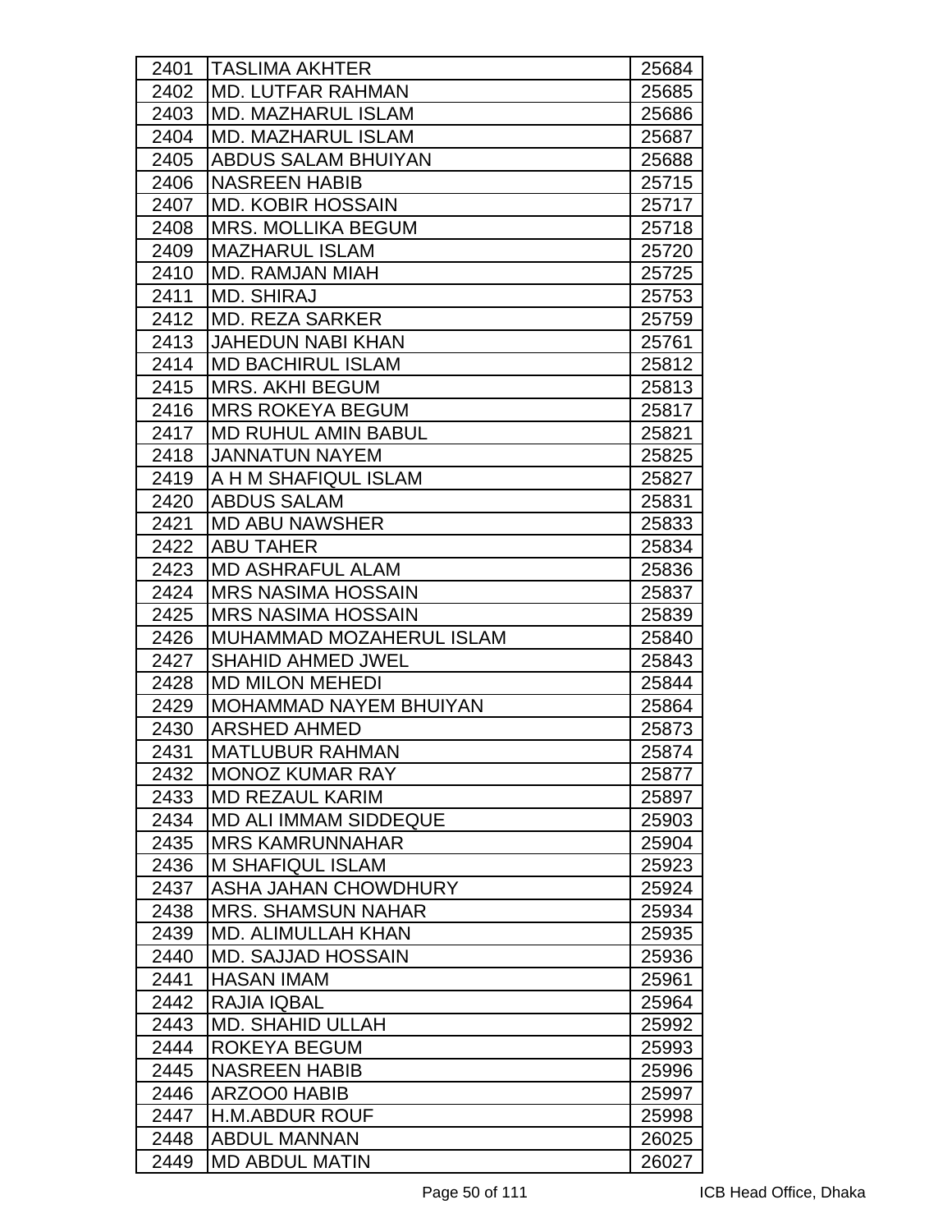| | | |
|---|---|---|
| 2401 | TASLIMA AKHTER | 25684 |
| 2402 | MD. LUTFAR RAHMAN | 25685 |
| 2403 | MD. MAZHARUL ISLAM | 25686 |
| 2404 | MD. MAZHARUL ISLAM | 25687 |
| 2405 | ABDUS SALAM BHUIYAN | 25688 |
| 2406 | NASREEN HABIB | 25715 |
| 2407 | MD. KOBIR HOSSAIN | 25717 |
| 2408 | MRS. MOLLIKA BEGUM | 25718 |
| 2409 | MAZHARUL ISLAM | 25720 |
| 2410 | MD. RAMJAN MIAH | 25725 |
| 2411 | MD. SHIRAJ | 25753 |
| 2412 | MD. REZA SARKER | 25759 |
| 2413 | JAHEDUN NABI KHAN | 25761 |
| 2414 | MD BACHIRUL ISLAM | 25812 |
| 2415 | MRS. AKHI BEGUM | 25813 |
| 2416 | MRS ROKEYA BEGUM | 25817 |
| 2417 | MD RUHUL AMIN BABUL | 25821 |
| 2418 | JANNATUN NAYEM | 25825 |
| 2419 | A H M SHAFIQUL ISLAM | 25827 |
| 2420 | ABDUS SALAM | 25831 |
| 2421 | MD ABU NAWSHER | 25833 |
| 2422 | ABU TAHER | 25834 |
| 2423 | MD ASHRAFUL ALAM | 25836 |
| 2424 | MRS NASIMA HOSSAIN | 25837 |
| 2425 | MRS NASIMA HOSSAIN | 25839 |
| 2426 | MUHAMMAD MOZAHERUL ISLAM | 25840 |
| 2427 | SHAHID AHMED JWEL | 25843 |
| 2428 | MD MILON MEHEDI | 25844 |
| 2429 | MOHAMMAD NAYEM BHUIYAN | 25864 |
| 2430 | ARSHED AHMED | 25873 |
| 2431 | MATLUBUR RAHMAN | 25874 |
| 2432 | MONOZ KUMAR RAY | 25877 |
| 2433 | MD REZAUL KARIM | 25897 |
| 2434 | MD ALI IMMAM SIDDEQUE | 25903 |
| 2435 | MRS KAMRUNNAHAR | 25904 |
| 2436 | M SHAFIQUL ISLAM | 25923 |
| 2437 | ASHA JAHAN CHOWDHURY | 25924 |
| 2438 | MRS. SHAMSUN NAHAR | 25934 |
| 2439 | MD. ALIMULLAH KHAN | 25935 |
| 2440 | MD. SAJJAD HOSSAIN | 25936 |
| 2441 | HASAN IMAM | 25961 |
| 2442 | RAJIA IQBAL | 25964 |
| 2443 | MD. SHAHID ULLAH | 25992 |
| 2444 | ROKEYA BEGUM | 25993 |
| 2445 | NASREEN HABIB | 25996 |
| 2446 | ARZOO0 HABIB | 25997 |
| 2447 | H.M.ABDUR ROUF | 25998 |
| 2448 | ABDUL MANNAN | 26025 |
| 2449 | MD ABDUL MATIN | 26027 |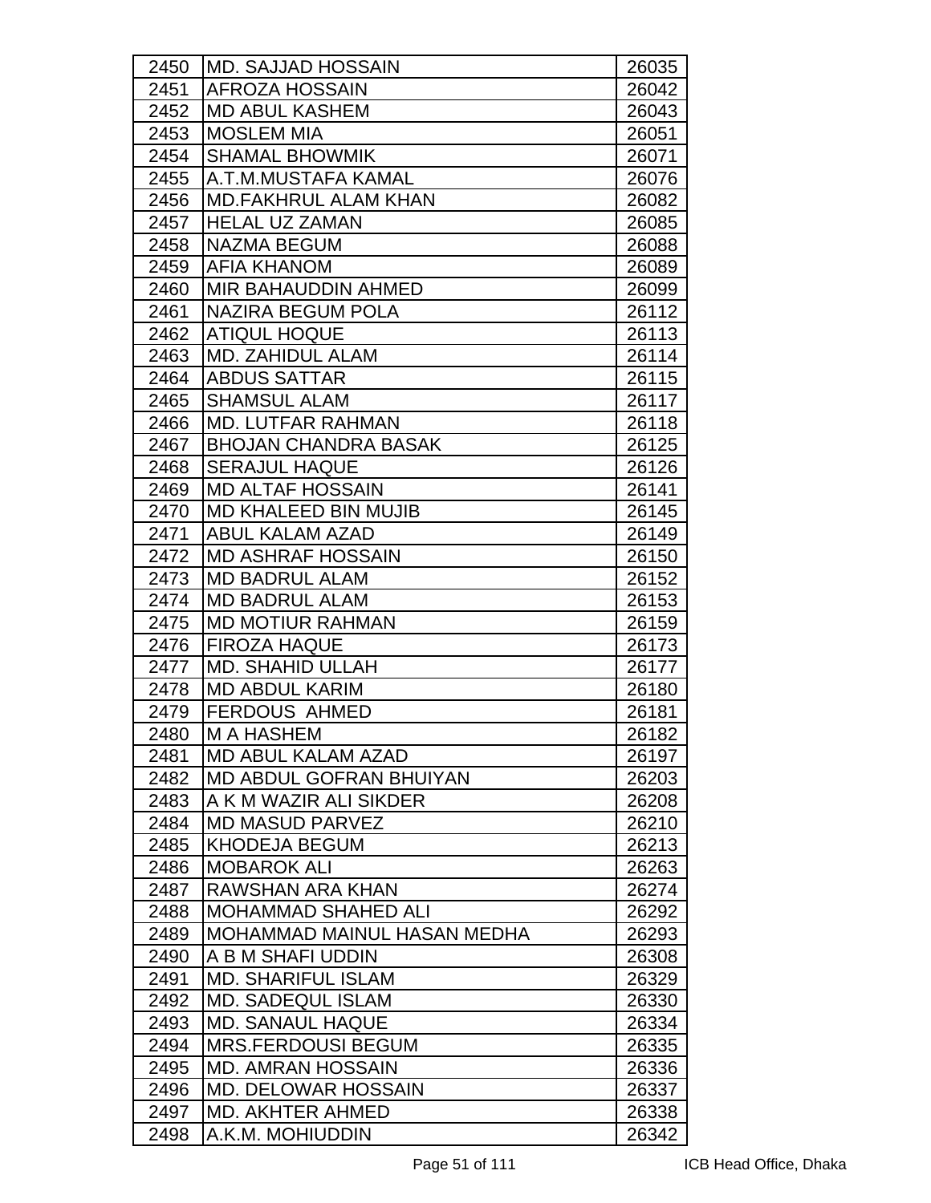| | | |
|---|---|---|
| 2450 | MD. SAJJAD HOSSAIN | 26035 |
| 2451 | AFROZA HOSSAIN | 26042 |
| 2452 | MD ABUL KASHEM | 26043 |
| 2453 | MOSLEM MIA | 26051 |
| 2454 | SHAMAL BHOWMIK | 26071 |
| 2455 | A.T.M.MUSTAFA KAMAL | 26076 |
| 2456 | MD.FAKHRUL ALAM KHAN | 26082 |
| 2457 | HELAL UZ ZAMAN | 26085 |
| 2458 | NAZMA BEGUM | 26088 |
| 2459 | AFIA KHANOM | 26089 |
| 2460 | MIR BAHAUDDIN AHMED | 26099 |
| 2461 | NAZIRA BEGUM POLA | 26112 |
| 2462 | ATIQUL HOQUE | 26113 |
| 2463 | MD. ZAHIDUL ALAM | 26114 |
| 2464 | ABDUS SATTAR | 26115 |
| 2465 | SHAMSUL ALAM | 26117 |
| 2466 | MD. LUTFAR RAHMAN | 26118 |
| 2467 | BHOJAN CHANDRA BASAK | 26125 |
| 2468 | SERAJUL HAQUE | 26126 |
| 2469 | MD ALTAF HOSSAIN | 26141 |
| 2470 | MD KHALEED BIN MUJIB | 26145 |
| 2471 | ABUL KALAM AZAD | 26149 |
| 2472 | MD ASHRAF HOSSAIN | 26150 |
| 2473 | MD BADRUL ALAM | 26152 |
| 2474 | MD BADRUL ALAM | 26153 |
| 2475 | MD MOTIUR RAHMAN | 26159 |
| 2476 | FIROZA HAQUE | 26173 |
| 2477 | MD. SHAHID ULLAH | 26177 |
| 2478 | MD ABDUL KARIM | 26180 |
| 2479 | FERDOUS AHMED | 26181 |
| 2480 | M A HASHEM | 26182 |
| 2481 | MD ABUL KALAM AZAD | 26197 |
| 2482 | MD ABDUL GOFRAN BHUIYAN | 26203 |
| 2483 | A K M WAZIR ALI SIKDER | 26208 |
| 2484 | MD MASUD PARVEZ | 26210 |
| 2485 | KHODEJA BEGUM | 26213 |
| 2486 | MOBAROK ALI | 26263 |
| 2487 | RAWSHAN ARA KHAN | 26274 |
| 2488 | MOHAMMAD SHAHED ALI | 26292 |
| 2489 | MOHAMMAD MAINUL HASAN MEDHA | 26293 |
| 2490 | A B M SHAFI UDDIN | 26308 |
| 2491 | MD. SHARIFUL ISLAM | 26329 |
| 2492 | MD. SADEQUL ISLAM | 26330 |
| 2493 | MD. SANAUL HAQUE | 26334 |
| 2494 | MRS.FERDOUSI BEGUM | 26335 |
| 2495 | MD. AMRAN HOSSAIN | 26336 |
| 2496 | MD. DELOWAR HOSSAIN | 26337 |
| 2497 | MD. AKHTER AHMED | 26338 |
| 2498 | A.K.M. MOHIUDDIN | 26342 |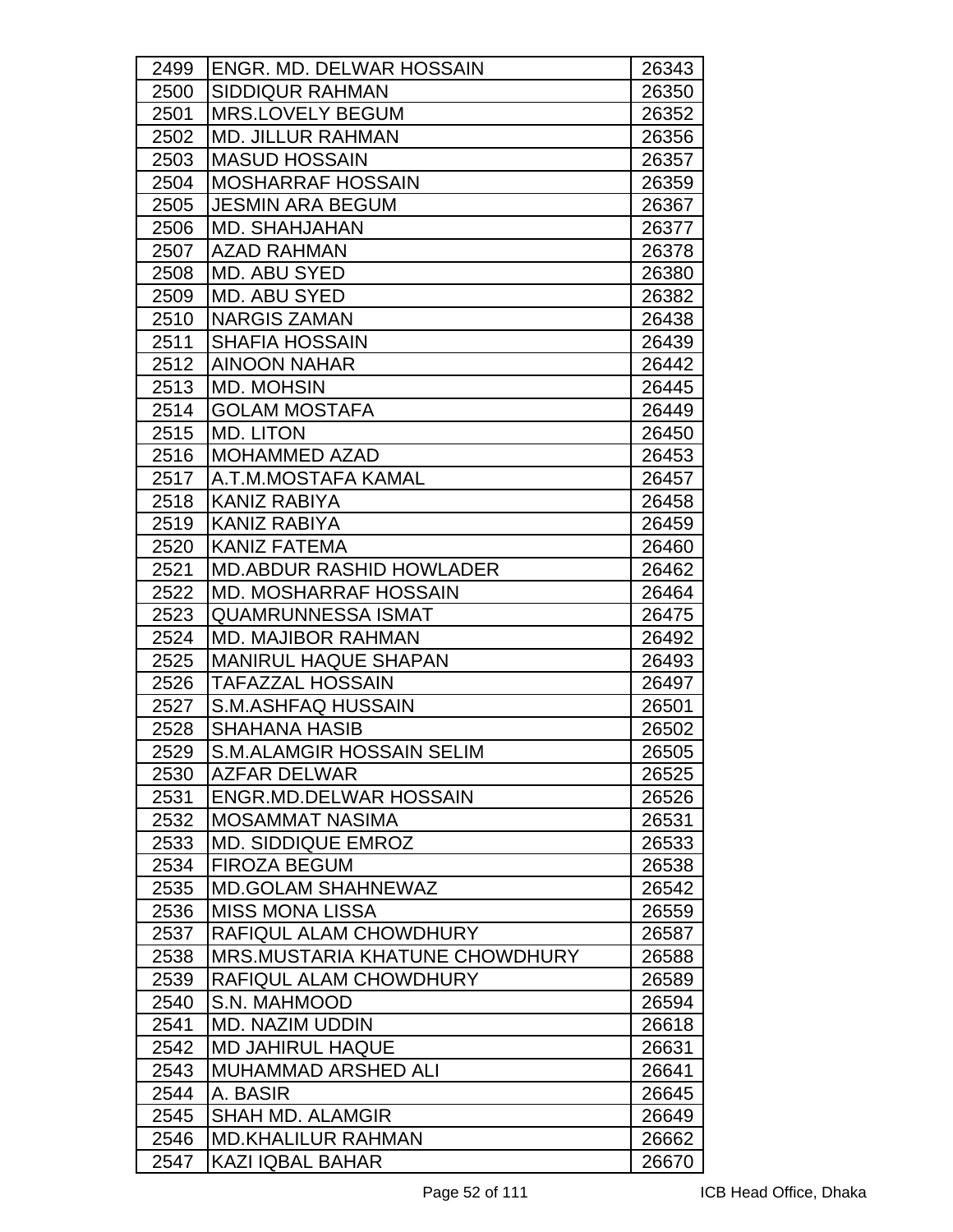| | | |
|---|---|---|
| 2499 | ENGR. MD. DELWAR HOSSAIN | 26343 |
| 2500 | SIDDIQUR RAHMAN | 26350 |
| 2501 | MRS.LOVELY BEGUM | 26352 |
| 2502 | MD. JILLUR RAHMAN | 26356 |
| 2503 | MASUD HOSSAIN | 26357 |
| 2504 | MOSHARRAF HOSSAIN | 26359 |
| 2505 | JESMIN ARA BEGUM | 26367 |
| 2506 | MD. SHAHJAHAN | 26377 |
| 2507 | AZAD RAHMAN | 26378 |
| 2508 | MD. ABU SYED | 26380 |
| 2509 | MD. ABU SYED | 26382 |
| 2510 | NARGIS ZAMAN | 26438 |
| 2511 | SHAFIA HOSSAIN | 26439 |
| 2512 | AINOON NAHAR | 26442 |
| 2513 | MD. MOHSIN | 26445 |
| 2514 | GOLAM MOSTAFA | 26449 |
| 2515 | MD. LITON | 26450 |
| 2516 | MOHAMMED AZAD | 26453 |
| 2517 | A.T.M.MOSTAFA KAMAL | 26457 |
| 2518 | KANIZ RABIYA | 26458 |
| 2519 | KANIZ RABIYA | 26459 |
| 2520 | KANIZ FATEMA | 26460 |
| 2521 | MD.ABDUR RASHID HOWLADER | 26462 |
| 2522 | MD. MOSHARRAF HOSSAIN | 26464 |
| 2523 | QUAMRUNNESSA ISMAT | 26475 |
| 2524 | MD. MAJIBOR RAHMAN | 26492 |
| 2525 | MANIRUL HAQUE SHAPAN | 26493 |
| 2526 | TAFAZZAL HOSSAIN | 26497 |
| 2527 | S.M.ASHFAQ HUSSAIN | 26501 |
| 2528 | SHAHANA HASIB | 26502 |
| 2529 | S.M.ALAMGIR HOSSAIN SELIM | 26505 |
| 2530 | AZFAR DELWAR | 26525 |
| 2531 | ENGR.MD.DELWAR HOSSAIN | 26526 |
| 2532 | MOSAMMAT NASIMA | 26531 |
| 2533 | MD. SIDDIQUE EMROZ | 26533 |
| 2534 | FIROZA BEGUM | 26538 |
| 2535 | MD.GOLAM SHAHNEWAZ | 26542 |
| 2536 | MISS MONA LISSA | 26559 |
| 2537 | RAFIQUL ALAM CHOWDHURY | 26587 |
| 2538 | MRS.MUSTARIA KHATUNE CHOWDHURY | 26588 |
| 2539 | RAFIQUL ALAM CHOWDHURY | 26589 |
| 2540 | S.N. MAHMOOD | 26594 |
| 2541 | MD. NAZIM UDDIN | 26618 |
| 2542 | MD JAHIRUL HAQUE | 26631 |
| 2543 | MUHAMMAD ARSHED ALI | 26641 |
| 2544 | A. BASIR | 26645 |
| 2545 | SHAH MD. ALAMGIR | 26649 |
| 2546 | MD.KHALILUR RAHMAN | 26662 |
| 2547 | KAZI IQBAL BAHAR | 26670 |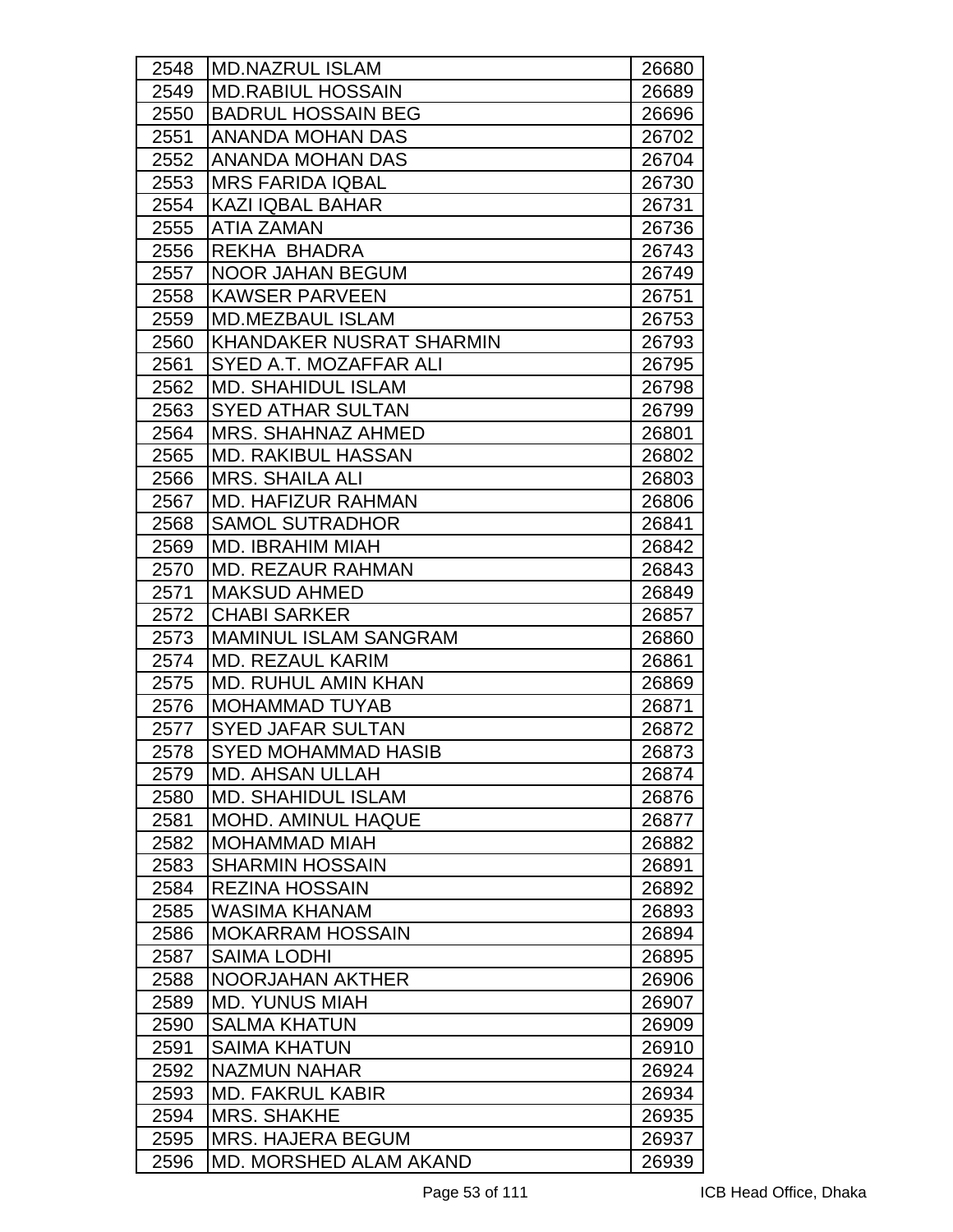| | | |
|---|---|---|
| 2548 | MD.NAZRUL ISLAM | 26680 |
| 2549 | MD.RABIUL HOSSAIN | 26689 |
| 2550 | BADRUL HOSSAIN BEG | 26696 |
| 2551 | ANANDA MOHAN DAS | 26702 |
| 2552 | ANANDA MOHAN DAS | 26704 |
| 2553 | MRS FARIDA IQBAL | 26730 |
| 2554 | KAZI IQBAL BAHAR | 26731 |
| 2555 | ATIA ZAMAN | 26736 |
| 2556 | REKHA BHADRA | 26743 |
| 2557 | NOOR JAHAN BEGUM | 26749 |
| 2558 | KAWSER PARVEEN | 26751 |
| 2559 | MD.MEZBAUL ISLAM | 26753 |
| 2560 | KHANDAKER NUSRAT SHARMIN | 26793 |
| 2561 | SYED A.T. MOZAFFAR ALI | 26795 |
| 2562 | MD. SHAHIDUL ISLAM | 26798 |
| 2563 | SYED ATHAR SULTAN | 26799 |
| 2564 | MRS. SHAHNAZ AHMED | 26801 |
| 2565 | MD. RAKIBUL HASSAN | 26802 |
| 2566 | MRS. SHAILA ALI | 26803 |
| 2567 | MD. HAFIZUR RAHMAN | 26806 |
| 2568 | SAMOL SUTRADHOR | 26841 |
| 2569 | MD. IBRAHIM MIAH | 26842 |
| 2570 | MD. REZAUR RAHMAN | 26843 |
| 2571 | MAKSUD AHMED | 26849 |
| 2572 | CHABI SARKER | 26857 |
| 2573 | MAMINUL ISLAM SANGRAM | 26860 |
| 2574 | MD. REZAUL KARIM | 26861 |
| 2575 | MD. RUHUL AMIN KHAN | 26869 |
| 2576 | MOHAMMAD TUYAB | 26871 |
| 2577 | SYED JAFAR SULTAN | 26872 |
| 2578 | SYED MOHAMMAD HASIB | 26873 |
| 2579 | MD. AHSAN ULLAH | 26874 |
| 2580 | MD. SHAHIDUL ISLAM | 26876 |
| 2581 | MOHD. AMINUL HAQUE | 26877 |
| 2582 | MOHAMMAD MIAH | 26882 |
| 2583 | SHARMIN HOSSAIN | 26891 |
| 2584 | REZINA HOSSAIN | 26892 |
| 2585 | WASIMA KHANAM | 26893 |
| 2586 | MOKARRAM HOSSAIN | 26894 |
| 2587 | SAIMA LODHI | 26895 |
| 2588 | NOORJAHAN AKTHER | 26906 |
| 2589 | MD. YUNUS MIAH | 26907 |
| 2590 | SALMA KHATUN | 26909 |
| 2591 | SAIMA KHATUN | 26910 |
| 2592 | NAZMUN NAHAR | 26924 |
| 2593 | MD. FAKRUL KABIR | 26934 |
| 2594 | MRS. SHAKHE | 26935 |
| 2595 | MRS. HAJERA BEGUM | 26937 |
| 2596 | MD. MORSHED ALAM AKAND | 26939 |

ICB Head Office, Dhaka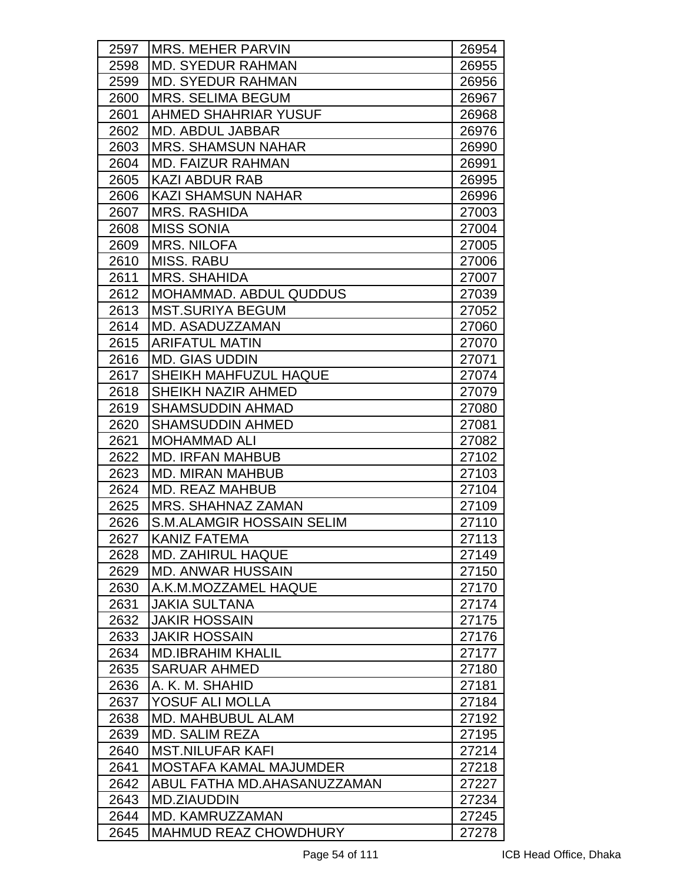| 2597 | MRS. MEHER PARVIN | 26954 |
|---|---|---|
| 2598 | MD. SYEDUR RAHMAN | 26955 |
| 2599 | MD. SYEDUR RAHMAN | 26956 |
| 2600 | MRS. SELIMA BEGUM | 26967 |
| 2601 | AHMED SHAHRIAR YUSUF | 26968 |
| 2602 | MD. ABDUL JABBAR | 26976 |
| 2603 | MRS. SHAMSUN NAHAR | 26990 |
| 2604 | MD. FAIZUR RAHMAN | 26991 |
| 2605 | KAZI ABDUR RAB | 26995 |
| 2606 | KAZI SHAMSUN NAHAR | 26996 |
| 2607 | MRS. RASHIDA | 27003 |
| 2608 | MISS SONIA | 27004 |
| 2609 | MRS. NILOFA | 27005 |
| 2610 | MISS. RABU | 27006 |
| 2611 | MRS. SHAHIDA | 27007 |
| 2612 | MOHAMMAD. ABDUL QUDDUS | 27039 |
| 2613 | MST.SURIYA BEGUM | 27052 |
| 2614 | MD. ASADUZZAMAN | 27060 |
| 2615 | ARIFATUL MATIN | 27070 |
| 2616 | MD. GIAS UDDIN | 27071 |
| 2617 | SHEIKH MAHFUZUL HAQUE | 27074 |
| 2618 | SHEIKH NAZIR AHMED | 27079 |
| 2619 | SHAMSUDDIN AHMAD | 27080 |
| 2620 | SHAMSUDDIN AHMED | 27081 |
| 2621 | MOHAMMAD ALI | 27082 |
| 2622 | MD. IRFAN MAHBUB | 27102 |
| 2623 | MD. MIRAN MAHBUB | 27103 |
| 2624 | MD. REAZ MAHBUB | 27104 |
| 2625 | MRS. SHAHNAZ ZAMAN | 27109 |
| 2626 | S.M.ALAMGIR HOSSAIN SELIM | 27110 |
| 2627 | KANIZ FATEMA | 27113 |
| 2628 | MD. ZAHIRUL HAQUE | 27149 |
| 2629 | MD. ANWAR HUSSAIN | 27150 |
| 2630 | A.K.M.MOZZAMEL HAQUE | 27170 |
| 2631 | JAKIA SULTANA | 27174 |
| 2632 | JAKIR HOSSAIN | 27175 |
| 2633 | JAKIR HOSSAIN | 27176 |
| 2634 | MD.IBRAHIM KHALIL | 27177 |
| 2635 | SARUAR AHMED | 27180 |
| 2636 | A. K. M. SHAHID | 27181 |
| 2637 | YOSUF ALI MOLLA | 27184 |
| 2638 | MD. MAHBUBUL ALAM | 27192 |
| 2639 | MD. SALIM REZA | 27195 |
| 2640 | MST.NILUFAR KAFI | 27214 |
| 2641 | MOSTAFA KAMAL MAJUMDER | 27218 |
| 2642 | ABUL FATHA MD.AHASANUZZAMAN | 27227 |
| 2643 | MD.ZIAUDDIN | 27234 |
| 2644 | MD. KAMRUZZAMAN | 27245 |
| 2645 | MAHMUD REAZ CHOWDHURY | 27278 |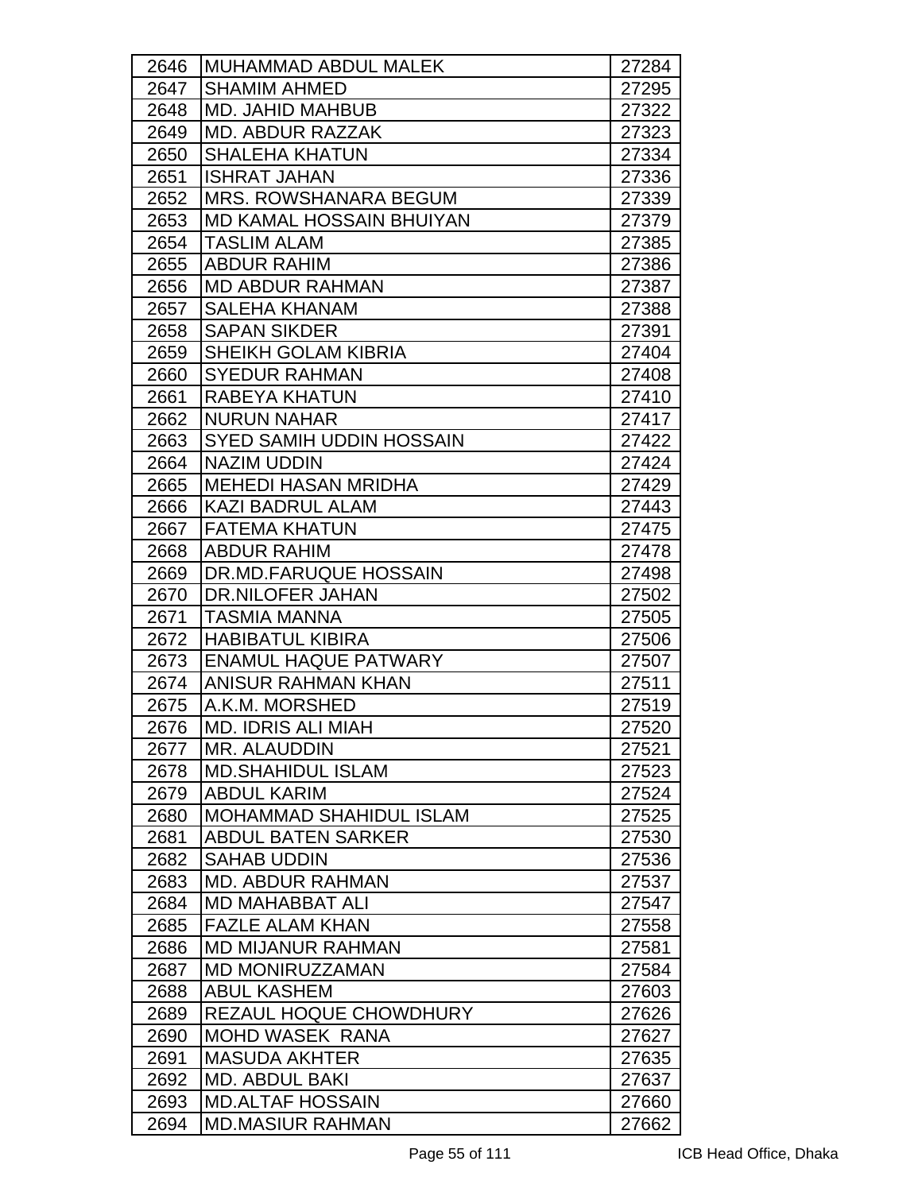| | | |
|---|---|---|
| 2646 | MUHAMMAD ABDUL MALEK | 27284 |
| 2647 | SHAMIM AHMED | 27295 |
| 2648 | MD. JAHID MAHBUB | 27322 |
| 2649 | MD. ABDUR RAZZAK | 27323 |
| 2650 | SHALEHA KHATUN | 27334 |
| 2651 | ISHRAT JAHAN | 27336 |
| 2652 | MRS. ROWSHANARA BEGUM | 27339 |
| 2653 | MD KAMAL HOSSAIN BHUIYAN | 27379 |
| 2654 | TASLIM ALAM | 27385 |
| 2655 | ABDUR RAHIM | 27386 |
| 2656 | MD ABDUR RAHMAN | 27387 |
| 2657 | SALEHA KHANAM | 27388 |
| 2658 | SAPAN SIKDER | 27391 |
| 2659 | SHEIKH GOLAM KIBRIA | 27404 |
| 2660 | SYEDUR RAHMAN | 27408 |
| 2661 | RABEYA KHATUN | 27410 |
| 2662 | NURUN NAHAR | 27417 |
| 2663 | SYED SAMIH UDDIN HOSSAIN | 27422 |
| 2664 | NAZIM UDDIN | 27424 |
| 2665 | MEHEDI HASAN MRIDHA | 27429 |
| 2666 | KAZI BADRUL ALAM | 27443 |
| 2667 | FATEMA KHATUN | 27475 |
| 2668 | ABDUR RAHIM | 27478 |
| 2669 | DR.MD.FARUQUE HOSSAIN | 27498 |
| 2670 | DR.NILOFER JAHAN | 27502 |
| 2671 | TASMIA MANNA | 27505 |
| 2672 | HABIBATUL KIBIRA | 27506 |
| 2673 | ENAMUL HAQUE PATWARY | 27507 |
| 2674 | ANISUR RAHMAN KHAN | 27511 |
| 2675 | A.K.M. MORSHED | 27519 |
| 2676 | MD. IDRIS ALI MIAH | 27520 |
| 2677 | MR. ALAUDDIN | 27521 |
| 2678 | MD.SHAHIDUL ISLAM | 27523 |
| 2679 | ABDUL KARIM | 27524 |
| 2680 | MOHAMMAD SHAHIDUL ISLAM | 27525 |
| 2681 | ABDUL BATEN SARKER | 27530 |
| 2682 | SAHAB UDDIN | 27536 |
| 2683 | MD. ABDUR RAHMAN | 27537 |
| 2684 | MD MAHABBAT ALI | 27547 |
| 2685 | FAZLE ALAM KHAN | 27558 |
| 2686 | MD MIJANUR RAHMAN | 27581 |
| 2687 | MD MONIRUZZAMAN | 27584 |
| 2688 | ABUL KASHEM | 27603 |
| 2689 | REZAUL HOQUE CHOWDHURY | 27626 |
| 2690 | MOHD WASEK RANA | 27627 |
| 2691 | MASUDA AKHTER | 27635 |
| 2692 | MD. ABDUL BAKI | 27637 |
| 2693 | MD.ALTAF HOSSAIN | 27660 |
| 2694 | MD.MASIUR RAHMAN | 27662 |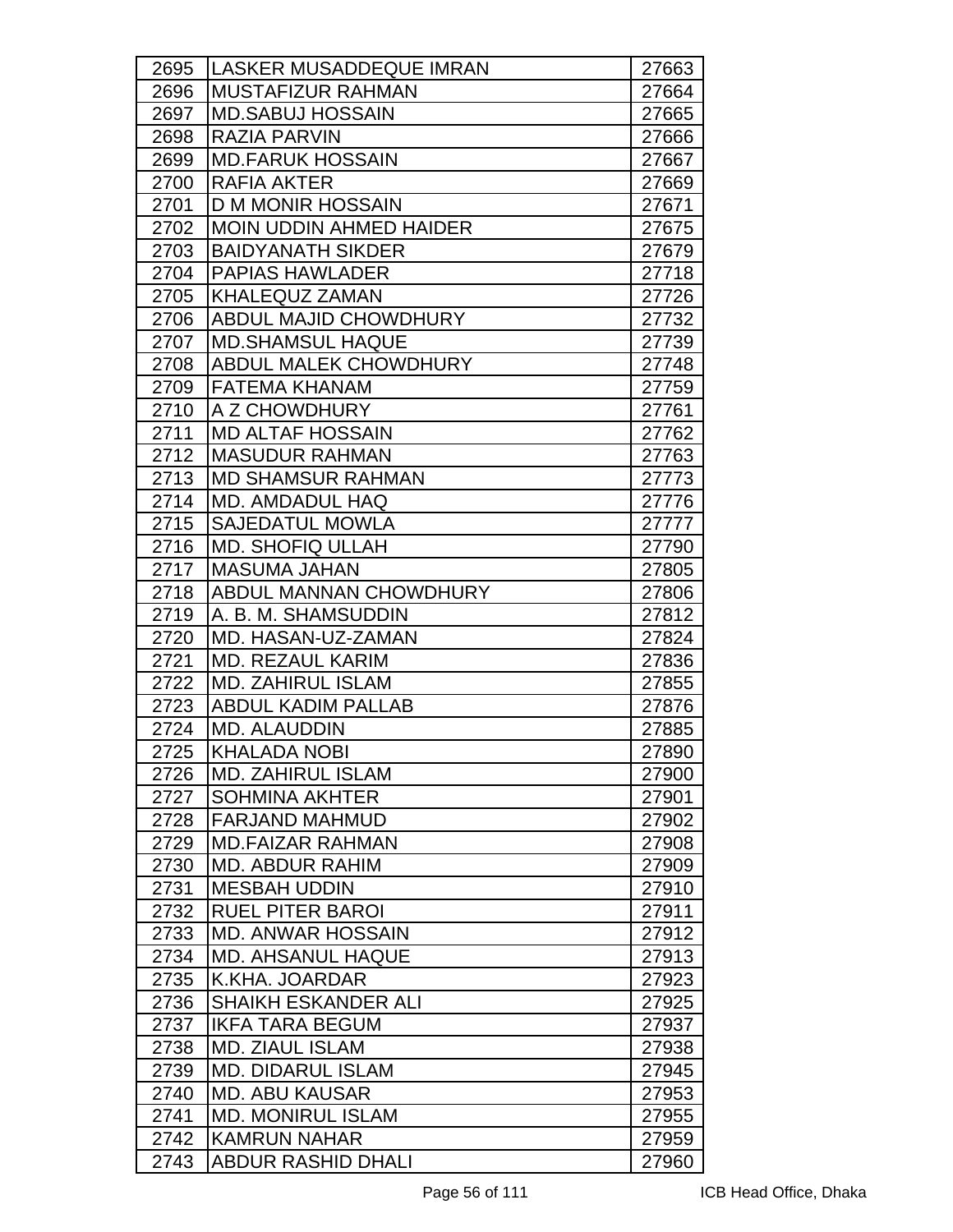| 2695 | LASKER MUSADDEQUE IMRAN | 27663 |
|---|---|---|
| 2696 | MUSTAFIZUR RAHMAN | 27664 |
| 2697 | MD.SABUJ HOSSAIN | 27665 |
| 2698 | RAZIA PARVIN | 27666 |
| 2699 | MD.FARUK HOSSAIN | 27667 |
| 2700 | RAFIA AKTER | 27669 |
| 2701 | D M MONIR HOSSAIN | 27671 |
| 2702 | MOIN UDDIN AHMED HAIDER | 27675 |
| 2703 | BAIDYANATH SIKDER | 27679 |
| 2704 | PAPIAS HAWLADER | 27718 |
| 2705 | KHALEQUZ ZAMAN | 27726 |
| 2706 | ABDUL MAJID CHOWDHURY | 27732 |
| 2707 | MD.SHAMSUL HAQUE | 27739 |
| 2708 | ABDUL MALEK CHOWDHURY | 27748 |
| 2709 | FATEMA KHANAM | 27759 |
| 2710 | A Z CHOWDHURY | 27761 |
| 2711 | MD ALTAF HOSSAIN | 27762 |
| 2712 | MASUDUR RAHMAN | 27763 |
| 2713 | MD SHAMSUR RAHMAN | 27773 |
| 2714 | MD. AMDADUL HAQ | 27776 |
| 2715 | SAJEDATUL MOWLA | 27777 |
| 2716 | MD. SHOFIQ ULLAH | 27790 |
| 2717 | MASUMA JAHAN | 27805 |
| 2718 | ABDUL MANNAN CHOWDHURY | 27806 |
| 2719 | A. B. M. SHAMSUDDIN | 27812 |
| 2720 | MD. HASAN-UZ-ZAMAN | 27824 |
| 2721 | MD. REZAUL KARIM | 27836 |
| 2722 | MD. ZAHIRUL ISLAM | 27855 |
| 2723 | ABDUL KADIM PALLAB | 27876 |
| 2724 | MD. ALAUDDIN | 27885 |
| 2725 | KHALADA NOBI | 27890 |
| 2726 | MD. ZAHIRUL ISLAM | 27900 |
| 2727 | SOHMINA AKHTER | 27901 |
| 2728 | FARJAND MAHMUD | 27902 |
| 2729 | MD.FAIZAR RAHMAN | 27908 |
| 2730 | MD. ABDUR RAHIM | 27909 |
| 2731 | MESBAH UDDIN | 27910 |
| 2732 | RUEL PITER BAROI | 27911 |
| 2733 | MD. ANWAR HOSSAIN | 27912 |
| 2734 | MD. AHSANUL HAQUE | 27913 |
| 2735 | K.KHA. JOARDAR | 27923 |
| 2736 | SHAIKH ESKANDER ALI | 27925 |
| 2737 | IKFA TARA BEGUM | 27937 |
| 2738 | MD. ZIAUL ISLAM | 27938 |
| 2739 | MD. DIDARUL ISLAM | 27945 |
| 2740 | MD. ABU KAUSAR | 27953 |
| 2741 | MD. MONIRUL ISLAM | 27955 |
| 2742 | KAMRUN NAHAR | 27959 |
| 2743 | ABDUR RASHID DHALI | 27960 |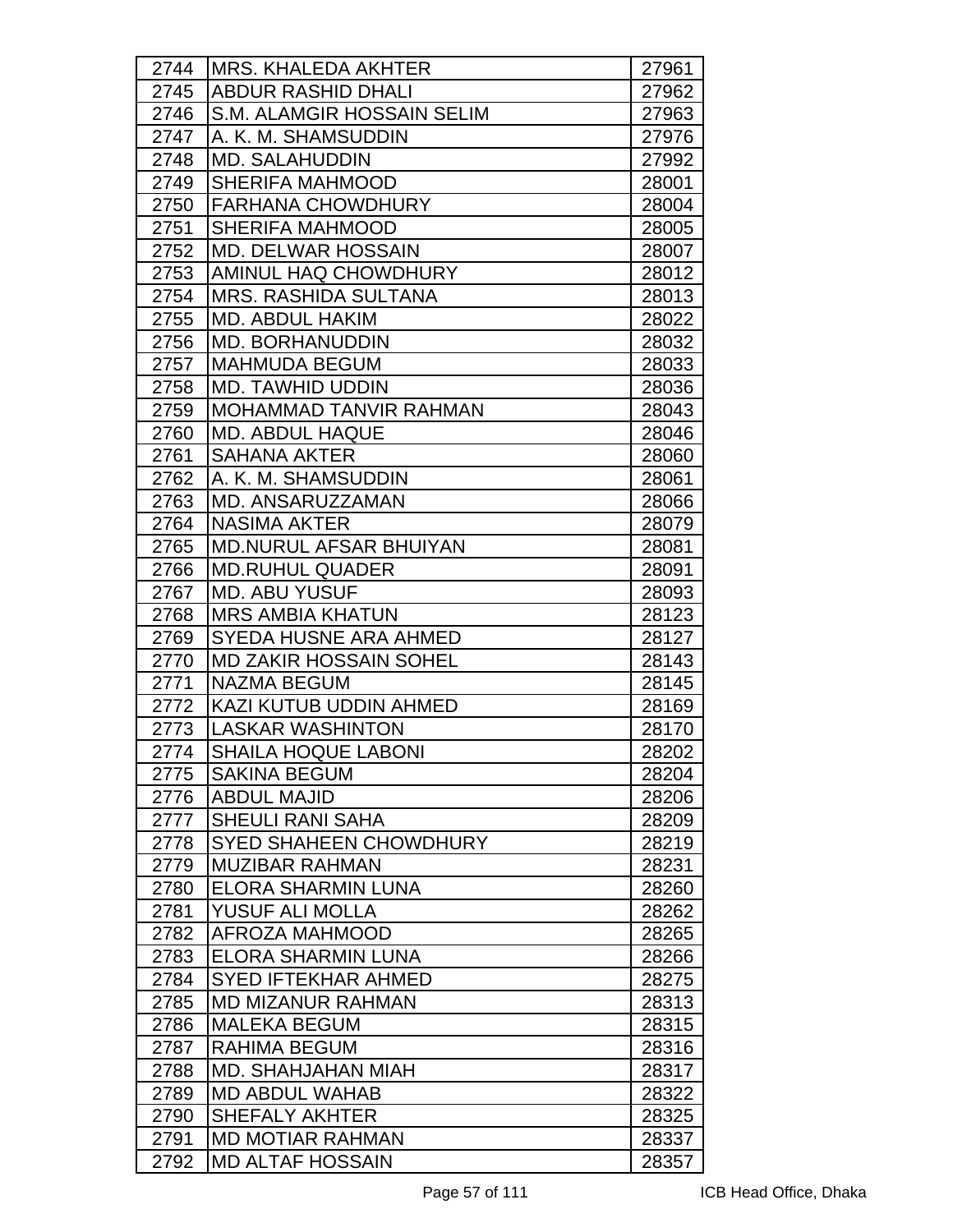| 2744 | MRS. KHALEDA AKHTER | 27961 |
|---|---|---|
| 2745 | ABDUR RASHID DHALI | 27962 |
| 2746 | S.M. ALAMGIR HOSSAIN SELIM | 27963 |
| 2747 | A. K. M. SHAMSUDDIN | 27976 |
| 2748 | MD. SALAHUDDIN | 27992 |
| 2749 | SHERIFA MAHMOOD | 28001 |
| 2750 | FARHANA CHOWDHURY | 28004 |
| 2751 | SHERIFA MAHMOOD | 28005 |
| 2752 | MD. DELWAR HOSSAIN | 28007 |
| 2753 | AMINUL HAQ CHOWDHURY | 28012 |
| 2754 | MRS. RASHIDA SULTANA | 28013 |
| 2755 | MD. ABDUL HAKIM | 28022 |
| 2756 | MD. BORHANUDDIN | 28032 |
| 2757 | MAHMUDA BEGUM | 28033 |
| 2758 | MD. TAWHID UDDIN | 28036 |
| 2759 | MOHAMMAD TANVIR RAHMAN | 28043 |
| 2760 | MD. ABDUL HAQUE | 28046 |
| 2761 | SAHANA AKTER | 28060 |
| 2762 | A. K. M. SHAMSUDDIN | 28061 |
| 2763 | MD. ANSARUZZAMAN | 28066 |
| 2764 | NASIMA AKTER | 28079 |
| 2765 | MD.NURUL AFSAR BHUIYAN | 28081 |
| 2766 | MD.RUHUL QUADER | 28091 |
| 2767 | MD. ABU YUSUF | 28093 |
| 2768 | MRS AMBIA KHATUN | 28123 |
| 2769 | SYEDA HUSNE ARA AHMED | 28127 |
| 2770 | MD ZAKIR HOSSAIN SOHEL | 28143 |
| 2771 | NAZMA BEGUM | 28145 |
| 2772 | KAZI KUTUB UDDIN AHMED | 28169 |
| 2773 | LASKAR WASHINTON | 28170 |
| 2774 | SHAILA HOQUE LABONI | 28202 |
| 2775 | SAKINA BEGUM | 28204 |
| 2776 | ABDUL MAJID | 28206 |
| 2777 | SHEULI RANI SAHA | 28209 |
| 2778 | SYED SHAHEEN CHOWDHURY | 28219 |
| 2779 | MUZIBAR RAHMAN | 28231 |
| 2780 | ELORA SHARMIN LUNA | 28260 |
| 2781 | YUSUF ALI MOLLA | 28262 |
| 2782 | AFROZA MAHMOOD | 28265 |
| 2783 | ELORA SHARMIN LUNA | 28266 |
| 2784 | SYED IFTEKHAR AHMED | 28275 |
| 2785 | MD MIZANUR RAHMAN | 28313 |
| 2786 | MALEKA BEGUM | 28315 |
| 2787 | RAHIMA BEGUM | 28316 |
| 2788 | MD. SHAHJAHAN MIAH | 28317 |
| 2789 | MD ABDUL WAHAB | 28322 |
| 2790 | SHEFALY AKHTER | 28325 |
| 2791 | MD MOTIAR RAHMAN | 28337 |
| 2792 | MD ALTAF HOSSAIN | 28357 |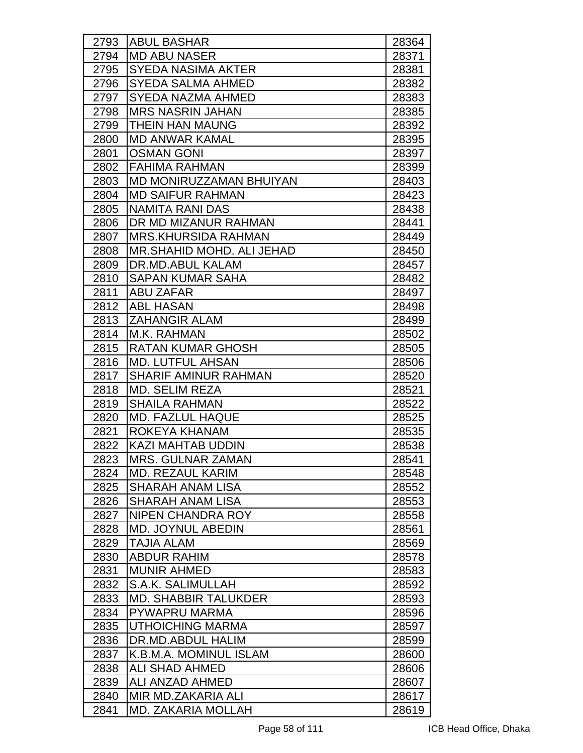| | | |
|---|---|---|
| 2793 | ABUL BASHAR | 28364 |
| 2794 | MD ABU NASER | 28371 |
| 2795 | SYEDA NASIMA AKTER | 28381 |
| 2796 | SYEDA SALMA AHMED | 28382 |
| 2797 | SYEDA NAZMA AHMED | 28383 |
| 2798 | MRS NASRIN JAHAN | 28385 |
| 2799 | THEIN HAN MAUNG | 28392 |
| 2800 | MD ANWAR KAMAL | 28395 |
| 2801 | OSMAN GONI | 28397 |
| 2802 | FAHIMA RAHMAN | 28399 |
| 2803 | MD MONIRUZZAMAN BHUIYAN | 28403 |
| 2804 | MD SAIFUR RAHMAN | 28423 |
| 2805 | NAMITA RANI DAS | 28438 |
| 2806 | DR MD MIZANUR RAHMAN | 28441 |
| 2807 | MRS.KHURSIDA RAHMAN | 28449 |
| 2808 | MR.SHAHID MOHD. ALI JEHAD | 28450 |
| 2809 | DR.MD.ABUL KALAM | 28457 |
| 2810 | SAPAN KUMAR SAHA | 28482 |
| 2811 | ABU ZAFAR | 28497 |
| 2812 | ABL HASAN | 28498 |
| 2813 | ZAHANGIR ALAM | 28499 |
| 2814 | M.K. RAHMAN | 28502 |
| 2815 | RATAN KUMAR GHOSH | 28505 |
| 2816 | MD. LUTFUL AHSAN | 28506 |
| 2817 | SHARIF AMINUR RAHMAN | 28520 |
| 2818 | MD. SELIM REZA | 28521 |
| 2819 | SHAILA RAHMAN | 28522 |
| 2820 | MD. FAZLUL HAQUE | 28525 |
| 2821 | ROKEYA KHANAM | 28535 |
| 2822 | KAZI MAHTAB UDDIN | 28538 |
| 2823 | MRS. GULNAR ZAMAN | 28541 |
| 2824 | MD. REZAUL KARIM | 28548 |
| 2825 | SHARAH ANAM LISA | 28552 |
| 2826 | SHARAH ANAM LISA | 28553 |
| 2827 | NIPEN CHANDRA ROY | 28558 |
| 2828 | MD. JOYNUL ABEDIN | 28561 |
| 2829 | TAJIA ALAM | 28569 |
| 2830 | ABDUR RAHIM | 28578 |
| 2831 | MUNIR AHMED | 28583 |
| 2832 | S.A.K. SALIMULLAH | 28592 |
| 2833 | MD. SHABBIR TALUKDER | 28593 |
| 2834 | PYWAPRU MARMA | 28596 |
| 2835 | UTHOICHING MARMA | 28597 |
| 2836 | DR.MD.ABDUL HALIM | 28599 |
| 2837 | K.B.M.A. MOMINUL ISLAM | 28600 |
| 2838 | ALI SHAD AHMED | 28606 |
| 2839 | ALI ANZAD AHMED | 28607 |
| 2840 | MIR MD.ZAKARIA ALI | 28617 |
| 2841 | MD. ZAKARIA MOLLAH | 28619 |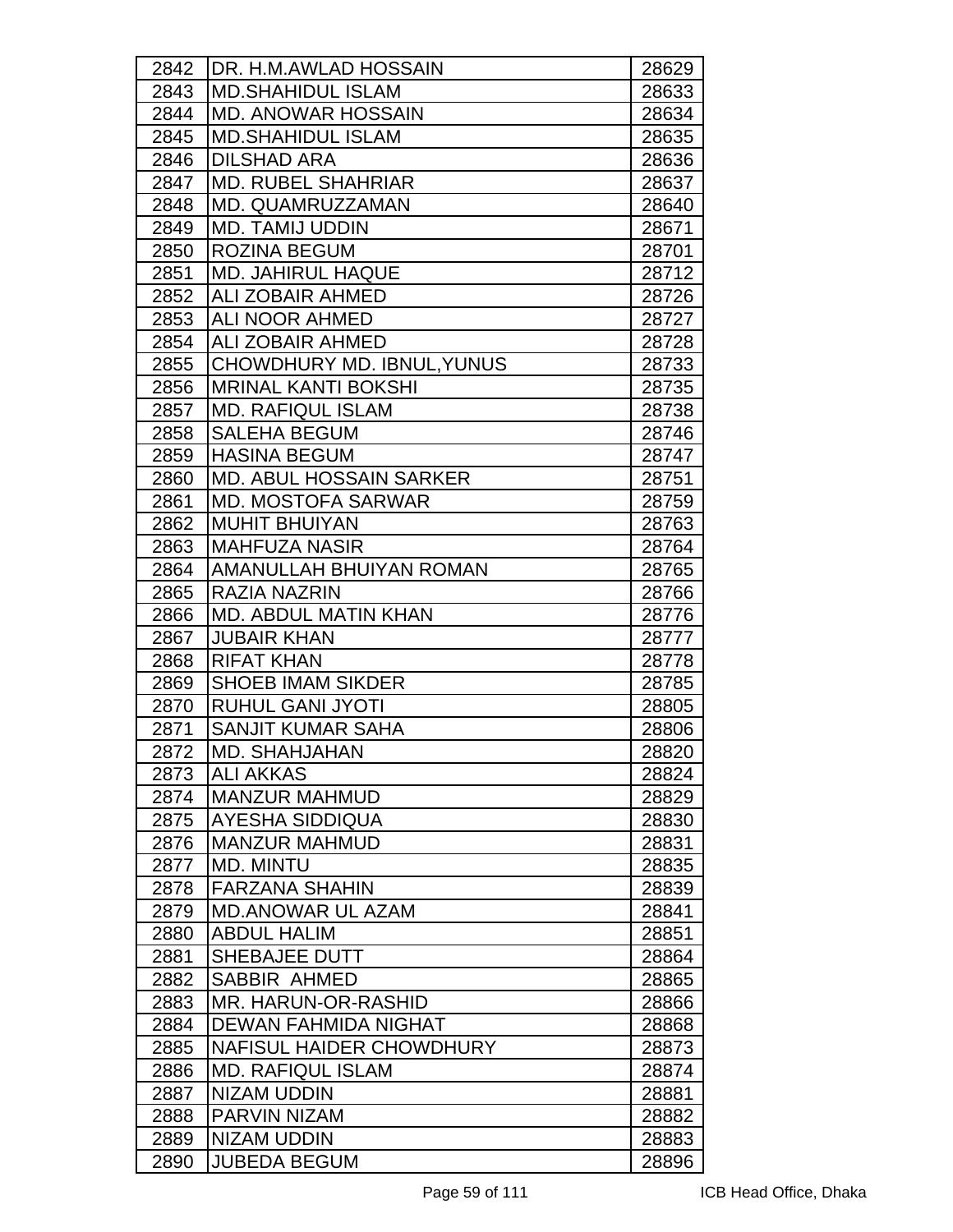| | | |
|---|---|---|
| 2842 | DR. H.M.AWLAD HOSSAIN | 28629 |
| 2843 | MD.SHAHIDUL ISLAM | 28633 |
| 2844 | MD. ANOWAR HOSSAIN | 28634 |
| 2845 | MD.SHAHIDUL ISLAM | 28635 |
| 2846 | DILSHAD ARA | 28636 |
| 2847 | MD. RUBEL SHAHRIAR | 28637 |
| 2848 | MD. QUAMRUZZAMAN | 28640 |
| 2849 | MD. TAMIJ UDDIN | 28671 |
| 2850 | ROZINA BEGUM | 28701 |
| 2851 | MD. JAHIRUL HAQUE | 28712 |
| 2852 | ALI ZOBAIR AHMED | 28726 |
| 2853 | ALI NOOR AHMED | 28727 |
| 2854 | ALI ZOBAIR AHMED | 28728 |
| 2855 | CHOWDHURY MD. IBNUL,YUNUS | 28733 |
| 2856 | MRINAL KANTI BOKSHI | 28735 |
| 2857 | MD. RAFIQUL ISLAM | 28738 |
| 2858 | SALEHA BEGUM | 28746 |
| 2859 | HASINA BEGUM | 28747 |
| 2860 | MD. ABUL HOSSAIN SARKER | 28751 |
| 2861 | MD. MOSTOFA SARWAR | 28759 |
| 2862 | MUHIT BHUIYAN | 28763 |
| 2863 | MAHFUZA NASIR | 28764 |
| 2864 | AMANULLAH BHUIYAN ROMAN | 28765 |
| 2865 | RAZIA NAZRIN | 28766 |
| 2866 | MD. ABDUL MATIN KHAN | 28776 |
| 2867 | JUBAIR KHAN | 28777 |
| 2868 | RIFAT KHAN | 28778 |
| 2869 | SHOEB IMAM SIKDER | 28785 |
| 2870 | RUHUL GANI JYOTI | 28805 |
| 2871 | SANJIT KUMAR SAHA | 28806 |
| 2872 | MD. SHAHJAHAN | 28820 |
| 2873 | ALI AKKAS | 28824 |
| 2874 | MANZUR MAHMUD | 28829 |
| 2875 | AYESHA SIDDIQUA | 28830 |
| 2876 | MANZUR MAHMUD | 28831 |
| 2877 | MD. MINTU | 28835 |
| 2878 | FARZANA SHAHIN | 28839 |
| 2879 | MD.ANOWAR UL AZAM | 28841 |
| 2880 | ABDUL HALIM | 28851 |
| 2881 | SHEBAJEE DUTT | 28864 |
| 2882 | SABBIR AHMED | 28865 |
| 2883 | MR. HARUN-OR-RASHID | 28866 |
| 2884 | DEWAN FAHMIDA NIGHAT | 28868 |
| 2885 | NAFISUL HAIDER CHOWDHURY | 28873 |
| 2886 | MD. RAFIQUL ISLAM | 28874 |
| 2887 | NIZAM UDDIN | 28881 |
| 2888 | PARVIN NIZAM | 28882 |
| 2889 | NIZAM UDDIN | 28883 |
| 2890 | JUBEDA BEGUM | 28896 |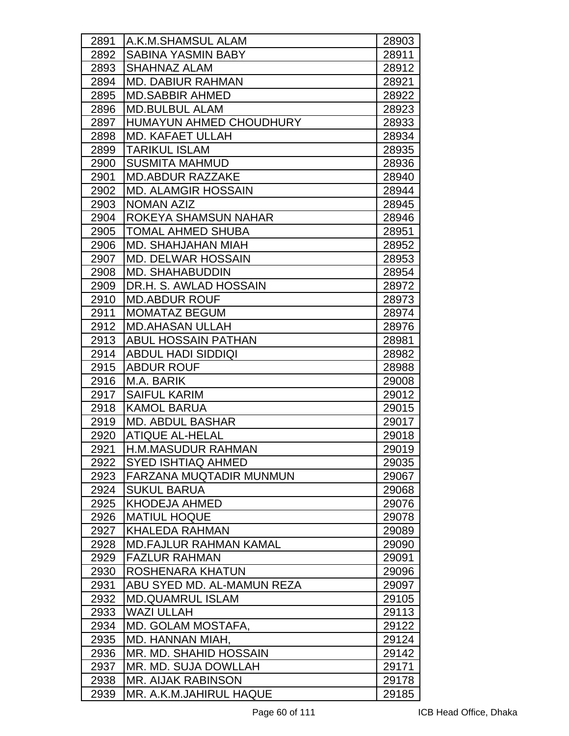| | | |
|---|---|---|
| 2891 | A.K.M.SHAMSUL ALAM | 28903 |
| 2892 | SABINA YASMIN BABY | 28911 |
| 2893 | SHAHNAZ ALAM | 28912 |
| 2894 | MD. DABIUR RAHMAN | 28921 |
| 2895 | MD.SABBIR AHMED | 28922 |
| 2896 | MD.BULBUL ALAM | 28923 |
| 2897 | HUMAYUN AHMED CHOUDHURY | 28933 |
| 2898 | MD. KAFAET ULLAH | 28934 |
| 2899 | TARIKUL ISLAM | 28935 |
| 2900 | SUSMITA MAHMUD | 28936 |
| 2901 | MD.ABDUR RAZZAKE | 28940 |
| 2902 | MD. ALAMGIR HOSSAIN | 28944 |
| 2903 | NOMAN AZIZ | 28945 |
| 2904 | ROKEYA SHAMSUN NAHAR | 28946 |
| 2905 | TOMAL AHMED SHUBA | 28951 |
| 2906 | MD. SHAHJAHAN MIAH | 28952 |
| 2907 | MD. DELWAR HOSSAIN | 28953 |
| 2908 | MD. SHAHABUDDIN | 28954 |
| 2909 | DR.H. S. AWLAD HOSSAIN | 28972 |
| 2910 | MD.ABDUR ROUF | 28973 |
| 2911 | MOMATAZ BEGUM | 28974 |
| 2912 | MD.AHASAN ULLAH | 28976 |
| 2913 | ABUL HOSSAIN PATHAN | 28981 |
| 2914 | ABDUL HADI SIDDIQI | 28982 |
| 2915 | ABDUR ROUF | 28988 |
| 2916 | M.A. BARIK | 29008 |
| 2917 | SAIFUL KARIM | 29012 |
| 2918 | KAMOL BARUA | 29015 |
| 2919 | MD. ABDUL BASHAR | 29017 |
| 2920 | ATIQUE AL-HELAL | 29018 |
| 2921 | H.M.MASUDUR RAHMAN | 29019 |
| 2922 | SYED ISHTIAQ AHMED | 29035 |
| 2923 | FARZANA MUQTADIR MUNMUN | 29067 |
| 2924 | SUKUL BARUA | 29068 |
| 2925 | KHODEJA AHMED | 29076 |
| 2926 | MATIUL HOQUE | 29078 |
| 2927 | KHALEDA RAHMAN | 29089 |
| 2928 | MD.FAJLUR RAHMAN KAMAL | 29090 |
| 2929 | FAZLUR RAHMAN | 29091 |
| 2930 | ROSHENARA KHATUN | 29096 |
| 2931 | ABU SYED MD. AL-MAMUN REZA | 29097 |
| 2932 | MD.QUAMRUL ISLAM | 29105 |
| 2933 | WAZI ULLAH | 29113 |
| 2934 | MD. GOLAM MOSTAFA, | 29122 |
| 2935 | MD. HANNAN MIAH, | 29124 |
| 2936 | MR. MD. SHAHID HOSSAIN | 29142 |
| 2937 | MR. MD. SUJA DOWLLAH | 29171 |
| 2938 | MR. AIJAK RABINSON | 29178 |
| 2939 | MR. A.K.M.JAHIRUL HAQUE | 29185 |

ICB Head Office, Dhaka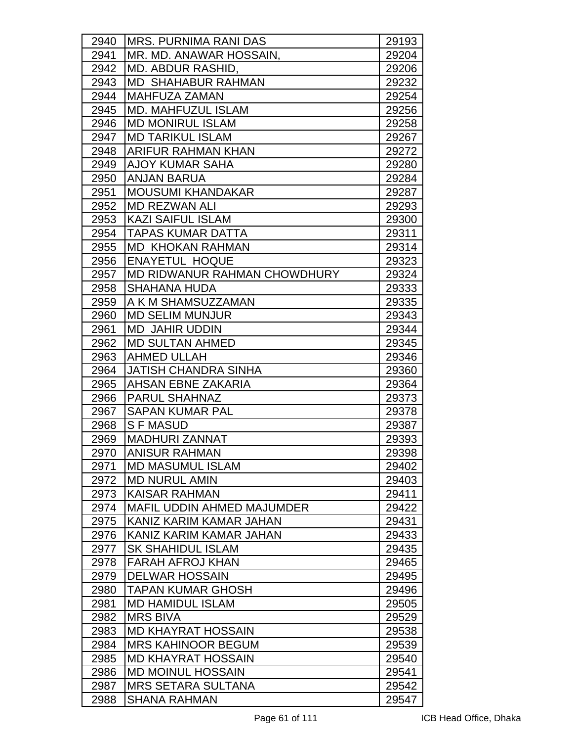| | | |
|---|---|---|
| 2940 | MRS. PURNIMA RANI DAS | 29193 |
| 2941 | MR. MD. ANAWAR HOSSAIN, | 29204 |
| 2942 | MD. ABDUR RASHID, | 29206 |
| 2943 | MD SHAHABUR RAHMAN | 29232 |
| 2944 | MAHFUZA ZAMAN | 29254 |
| 2945 | MD. MAHFUZUL ISLAM | 29256 |
| 2946 | MD MONIRUL ISLAM | 29258 |
| 2947 | MD TARIKUL ISLAM | 29267 |
| 2948 | ARIFUR RAHMAN KHAN | 29272 |
| 2949 | AJOY KUMAR SAHA | 29280 |
| 2950 | ANJAN BARUA | 29284 |
| 2951 | MOUSUMI KHANDAKAR | 29287 |
| 2952 | MD REZWAN ALI | 29293 |
| 2953 | KAZI SAIFUL ISLAM | 29300 |
| 2954 | TAPAS KUMAR DATTA | 29311 |
| 2955 | MD KHOKAN RAHMAN | 29314 |
| 2956 | ENAYETUL HOQUE | 29323 |
| 2957 | MD RIDWANUR RAHMAN CHOWDHURY | 29324 |
| 2958 | SHAHANA HUDA | 29333 |
| 2959 | A K M SHAMSUZZAMAN | 29335 |
| 2960 | MD SELIM MUNJUR | 29343 |
| 2961 | MD JAHIR UDDIN | 29344 |
| 2962 | MD SULTAN AHMED | 29345 |
| 2963 | AHMED ULLAH | 29346 |
| 2964 | JATISH CHANDRA SINHA | 29360 |
| 2965 | AHSAN EBNE ZAKARIA | 29364 |
| 2966 | PARUL SHAHNAZ | 29373 |
| 2967 | SAPAN KUMAR PAL | 29378 |
| 2968 | S F MASUD | 29387 |
| 2969 | MADHURI ZANNAT | 29393 |
| 2970 | ANISUR RAHMAN | 29398 |
| 2971 | MD MASUMUL ISLAM | 29402 |
| 2972 | MD NURUL AMIN | 29403 |
| 2973 | KAISAR RAHMAN | 29411 |
| 2974 | MAFIL UDDIN AHMED MAJUMDER | 29422 |
| 2975 | KANIZ KARIM KAMAR JAHAN | 29431 |
| 2976 | KANIZ KARIM KAMAR JAHAN | 29433 |
| 2977 | SK SHAHIDUL ISLAM | 29435 |
| 2978 | FARAH AFROJ KHAN | 29465 |
| 2979 | DELWAR HOSSAIN | 29495 |
| 2980 | TAPAN KUMAR GHOSH | 29496 |
| 2981 | MD HAMIDUL ISLAM | 29505 |
| 2982 | MRS BIVA | 29529 |
| 2983 | MD KHAYRAT HOSSAIN | 29538 |
| 2984 | MRS KAHINOOR BEGUM | 29539 |
| 2985 | MD KHAYRAT HOSSAIN | 29540 |
| 2986 | MD MOINUL HOSSAIN | 29541 |
| 2987 | MRS SETARA SULTANA | 29542 |
| 2988 | SHANA RAHMAN | 29547 |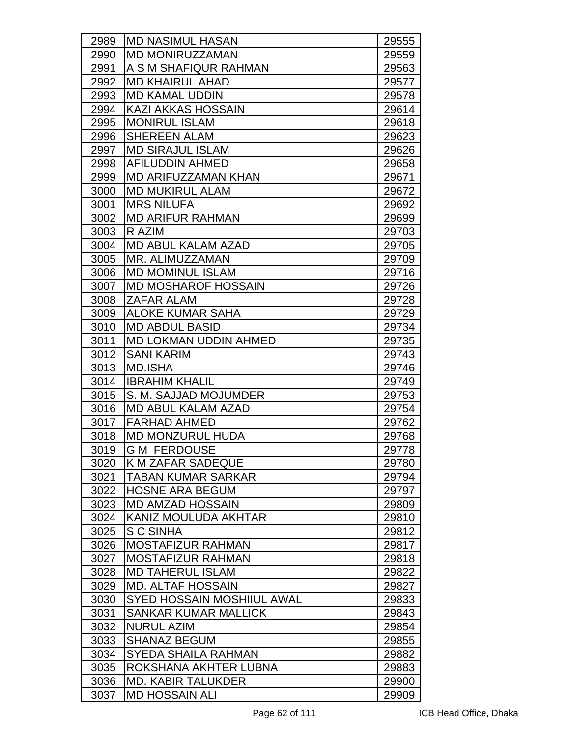| | | |
|---|---|---|
| 2989 | MD NASIMUL HASAN | 29555 |
| 2990 | MD MONIRUZZAMAN | 29559 |
| 2991 | A S M SHAFIQUR RAHMAN | 29563 |
| 2992 | MD KHAIRUL AHAD | 29577 |
| 2993 | MD KAMAL UDDIN | 29578 |
| 2994 | KAZI AKKAS HOSSAIN | 29614 |
| 2995 | MONIRUL ISLAM | 29618 |
| 2996 | SHEREEN ALAM | 29623 |
| 2997 | MD SIRAJUL ISLAM | 29626 |
| 2998 | AFILUDDIN AHMED | 29658 |
| 2999 | MD ARIFUZZAMAN KHAN | 29671 |
| 3000 | MD MUKIRUL ALAM | 29672 |
| 3001 | MRS NILUFA | 29692 |
| 3002 | MD ARIFUR RAHMAN | 29699 |
| 3003 | R AZIM | 29703 |
| 3004 | MD ABUL KALAM AZAD | 29705 |
| 3005 | MR. ALIMUZZAMAN | 29709 |
| 3006 | MD MOMINUL ISLAM | 29716 |
| 3007 | MD MOSHAROF HOSSAIN | 29726 |
| 3008 | ZAFAR ALAM | 29728 |
| 3009 | ALOKE KUMAR SAHA | 29729 |
| 3010 | MD ABDUL BASID | 29734 |
| 3011 | MD LOKMAN UDDIN AHMED | 29735 |
| 3012 | SANI KARIM | 29743 |
| 3013 | MD.ISHA | 29746 |
| 3014 | IBRAHIM KHALIL | 29749 |
| 3015 | S. M. SAJJAD MOJUMDER | 29753 |
| 3016 | MD ABUL KALAM AZAD | 29754 |
| 3017 | FARHAD AHMED | 29762 |
| 3018 | MD MONZURUL HUDA | 29768 |
| 3019 | G M FERDOUSE | 29778 |
| 3020 | K M ZAFAR SADEQUE | 29780 |
| 3021 | TABAN KUMAR SARKAR | 29794 |
| 3022 | HOSNE ARA BEGUM | 29797 |
| 3023 | MD AMZAD HOSSAIN | 29809 |
| 3024 | KANIZ MOULUDA AKHTAR | 29810 |
| 3025 | S C SINHA | 29812 |
| 3026 | MOSTAFIZUR RAHMAN | 29817 |
| 3027 | MOSTAFIZUR RAHMAN | 29818 |
| 3028 | MD TAHERUL ISLAM | 29822 |
| 3029 | MD. ALTAF HOSSAIN | 29827 |
| 3030 | SYED HOSSAIN MOSHIIUL AWAL | 29833 |
| 3031 | SANKAR KUMAR MALLICK | 29843 |
| 3032 | NURUL AZIM | 29854 |
| 3033 | SHANAZ BEGUM | 29855 |
| 3034 | SYEDA SHAILA RAHMAN | 29882 |
| 3035 | ROKSHANA AKHTER LUBNA | 29883 |
| 3036 | MD. KABIR TALUKDER | 29900 |
| 3037 | MD HOSSAIN ALI | 29909 |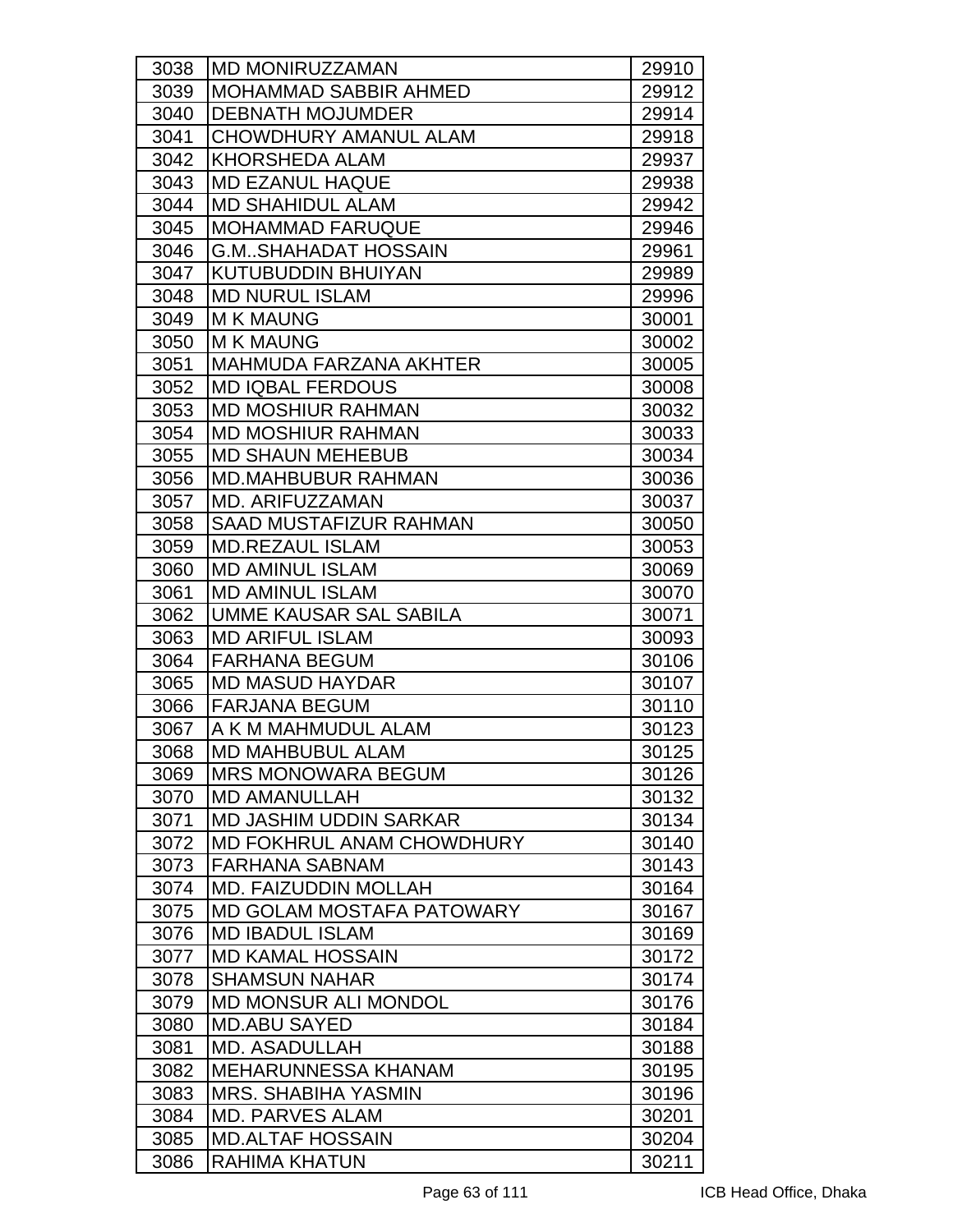| | | |
|---|---|---|
| 3038 | MD MONIRUZZAMAN | 29910 |
| 3039 | MOHAMMAD SABBIR AHMED | 29912 |
| 3040 | DEBNATH MOJUMDER | 29914 |
| 3041 | CHOWDHURY AMANUL ALAM | 29918 |
| 3042 | KHORSHEDA ALAM | 29937 |
| 3043 | MD EZANUL HAQUE | 29938 |
| 3044 | MD SHAHIDUL ALAM | 29942 |
| 3045 | MOHAMMAD FARUQUE | 29946 |
| 3046 | G.M..SHAHADAT HOSSAIN | 29961 |
| 3047 | KUTUBUDDIN BHUIYAN | 29989 |
| 3048 | MD NURUL ISLAM | 29996 |
| 3049 | M K MAUNG | 30001 |
| 3050 | M K MAUNG | 30002 |
| 3051 | MAHMUDA FARZANA AKHTER | 30005 |
| 3052 | MD IQBAL FERDOUS | 30008 |
| 3053 | MD MOSHIUR RAHMAN | 30032 |
| 3054 | MD MOSHIUR RAHMAN | 30033 |
| 3055 | MD SHAUN MEHEBUB | 30034 |
| 3056 | MD.MAHBUBUR RAHMAN | 30036 |
| 3057 | MD. ARIFUZZAMAN | 30037 |
| 3058 | SAAD MUSTAFIZUR RAHMAN | 30050 |
| 3059 | MD.REZAUL ISLAM | 30053 |
| 3060 | MD AMINUL ISLAM | 30069 |
| 3061 | MD AMINUL ISLAM | 30070 |
| 3062 | UMME KAUSAR SAL SABILA | 30071 |
| 3063 | MD ARIFUL ISLAM | 30093 |
| 3064 | FARHANA BEGUM | 30106 |
| 3065 | MD MASUD HAYDAR | 30107 |
| 3066 | FARJANA BEGUM | 30110 |
| 3067 | A K M MAHMUDUL ALAM | 30123 |
| 3068 | MD MAHBUBUL ALAM | 30125 |
| 3069 | MRS MONOWARA BEGUM | 30126 |
| 3070 | MD AMANULLAH | 30132 |
| 3071 | MD JASHIM UDDIN SARKAR | 30134 |
| 3072 | MD FOKHRUL ANAM CHOWDHURY | 30140 |
| 3073 | FARHANA SABNAM | 30143 |
| 3074 | MD. FAIZUDDIN MOLLAH | 30164 |
| 3075 | MD GOLAM MOSTAFA PATOWARY | 30167 |
| 3076 | MD IBADUL ISLAM | 30169 |
| 3077 | MD KAMAL HOSSAIN | 30172 |
| 3078 | SHAMSUN NAHAR | 30174 |
| 3079 | MD MONSUR ALI MONDOL | 30176 |
| 3080 | MD.ABU SAYED | 30184 |
| 3081 | MD. ASADULLAH | 30188 |
| 3082 | MEHARUNNESSA KHANAM | 30195 |
| 3083 | MRS. SHABIHA YASMIN | 30196 |
| 3084 | MD. PARVES ALAM | 30201 |
| 3085 | MD.ALTAF HOSSAIN | 30204 |
| 3086 | RAHIMA KHATUN | 30211 |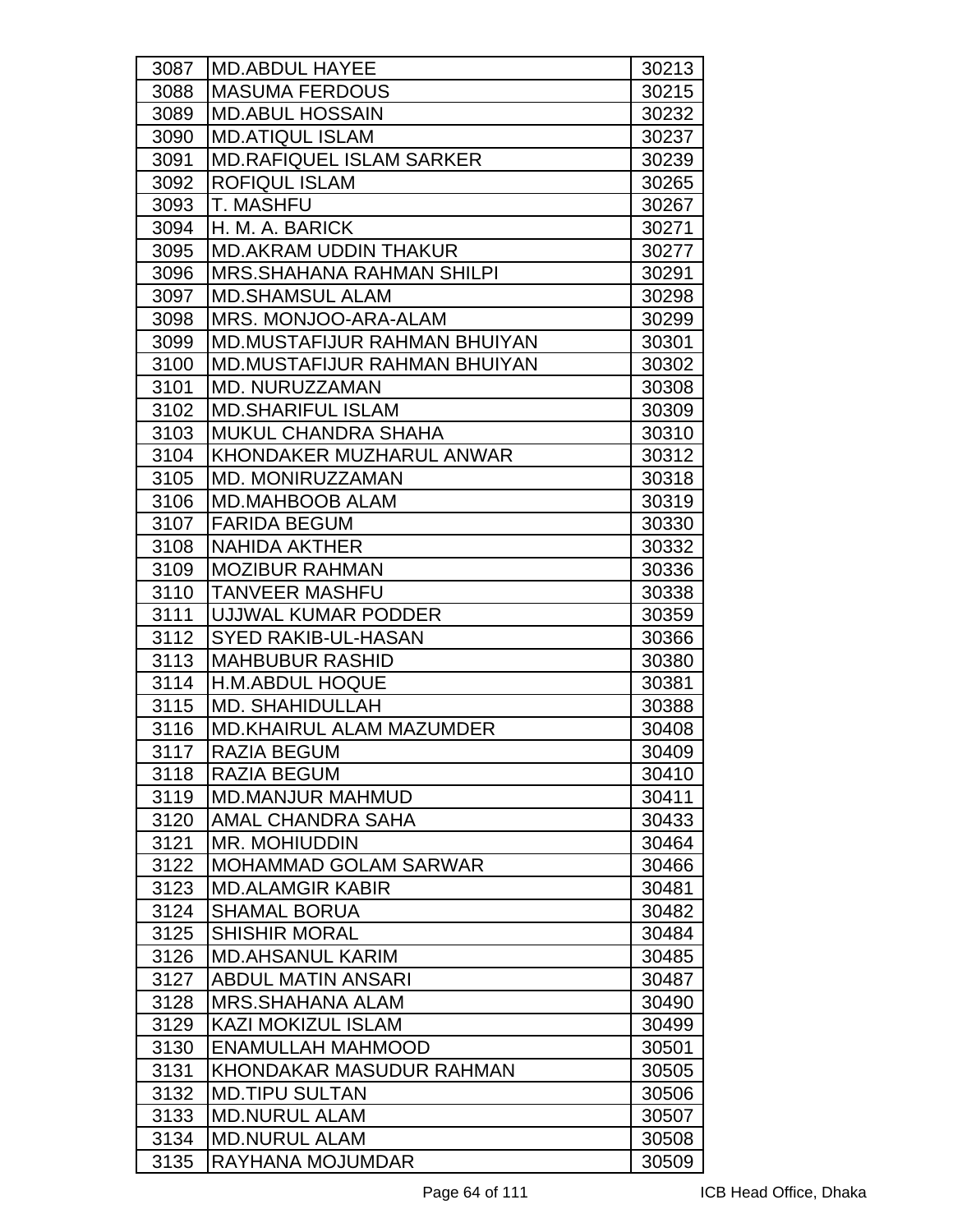| 3087 | MD.ABDUL HAYEE | 30213 |
|---|---|---|
| 3088 | MASUMA FERDOUS | 30215 |
| 3089 | MD.ABUL HOSSAIN | 30232 |
| 3090 | MD.ATIQUL ISLAM | 30237 |
| 3091 | MD.RAFIQUEL ISLAM SARKER | 30239 |
| 3092 | ROFIQUL ISLAM | 30265 |
| 3093 | T. MASHFU | 30267 |
| 3094 | H. M. A. BARICK | 30271 |
| 3095 | MD.AKRAM UDDIN THAKUR | 30277 |
| 3096 | MRS.SHAHANA RAHMAN SHILPI | 30291 |
| 3097 | MD.SHAMSUL ALAM | 30298 |
| 3098 | MRS. MONJOO-ARA-ALAM | 30299 |
| 3099 | MD.MUSTAFIJUR RAHMAN BHUIYAN | 30301 |
| 3100 | MD.MUSTAFIJUR RAHMAN BHUIYAN | 30302 |
| 3101 | MD. NURUZZAMAN | 30308 |
| 3102 | MD.SHARIFUL ISLAM | 30309 |
| 3103 | MUKUL CHANDRA SHAHA | 30310 |
| 3104 | KHONDAKER MUZHARUL ANWAR | 30312 |
| 3105 | MD. MONIRUZZAMAN | 30318 |
| 3106 | MD.MAHBOOB ALAM | 30319 |
| 3107 | FARIDA BEGUM | 30330 |
| 3108 | NAHIDA AKTHER | 30332 |
| 3109 | MOZIBUR RAHMAN | 30336 |
| 3110 | TANVEER MASHFU | 30338 |
| 3111 | UJJWAL KUMAR PODDER | 30359 |
| 3112 | SYED RAKIB-UL-HASAN | 30366 |
| 3113 | MAHBUBUR RASHID | 30380 |
| 3114 | H.M.ABDUL HOQUE | 30381 |
| 3115 | MD. SHAHIDULLAH | 30388 |
| 3116 | MD.KHAIRUL ALAM MAZUMDER | 30408 |
| 3117 | RAZIA BEGUM | 30409 |
| 3118 | RAZIA BEGUM | 30410 |
| 3119 | MD.MANJUR MAHMUD | 30411 |
| 3120 | AMAL CHANDRA SAHA | 30433 |
| 3121 | MR. MOHIUDDIN | 30464 |
| 3122 | MOHAMMAD GOLAM SARWAR | 30466 |
| 3123 | MD.ALAMGIR KABIR | 30481 |
| 3124 | SHAMAL BORUA | 30482 |
| 3125 | SHISHIR MORAL | 30484 |
| 3126 | MD.AHSANUL KARIM | 30485 |
| 3127 | ABDUL MATIN ANSARI | 30487 |
| 3128 | MRS.SHAHANA ALAM | 30490 |
| 3129 | KAZI MOKIZUL ISLAM | 30499 |
| 3130 | ENAMULLAH MAHMOOD | 30501 |
| 3131 | KHONDAKAR MASUDUR RAHMAN | 30505 |
| 3132 | MD.TIPU SULTAN | 30506 |
| 3133 | MD.NURUL ALAM | 30507 |
| 3134 | MD.NURUL ALAM | 30508 |
| 3135 | RAYHANA MOJUMDAR | 30509 |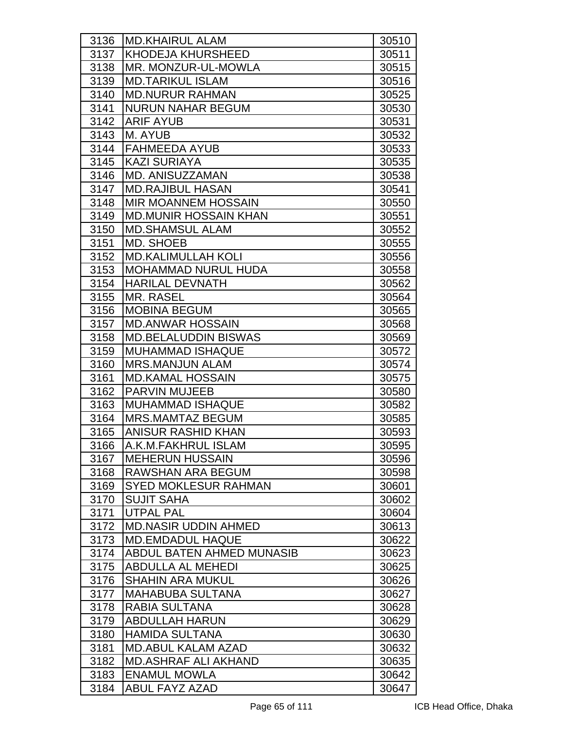| | | |
|---|---|---|
| 3136 | MD.KHAIRUL ALAM | 30510 |
| 3137 | KHODEJA KHURSHEED | 30511 |
| 3138 | MR. MONZUR-UL-MOWLA | 30515 |
| 3139 | MD.TARIKUL ISLAM | 30516 |
| 3140 | MD.NURUR RAHMAN | 30525 |
| 3141 | NURUN NAHAR BEGUM | 30530 |
| 3142 | ARIF AYUB | 30531 |
| 3143 | M. AYUB | 30532 |
| 3144 | FAHMEEDA AYUB | 30533 |
| 3145 | KAZI SURIAYA | 30535 |
| 3146 | MD. ANISUZZAMAN | 30538 |
| 3147 | MD.RAJIBUL HASAN | 30541 |
| 3148 | MIR MOANNEM HOSSAIN | 30550 |
| 3149 | MD.MUNIR HOSSAIN KHAN | 30551 |
| 3150 | MD.SHAMSUL ALAM | 30552 |
| 3151 | MD. SHOEB | 30555 |
| 3152 | MD.KALIMULLAH KOLI | 30556 |
| 3153 | MOHAMMAD NURUL HUDA | 30558 |
| 3154 | HARILAL DEVNATH | 30562 |
| 3155 | MR. RASEL | 30564 |
| 3156 | MOBINA BEGUM | 30565 |
| 3157 | MD.ANWAR HOSSAIN | 30568 |
| 3158 | MD.BELALUDDIN BISWAS | 30569 |
| 3159 | MUHAMMAD ISHAQUE | 30572 |
| 3160 | MRS.MANJUN ALAM | 30574 |
| 3161 | MD.KAMAL HOSSAIN | 30575 |
| 3162 | PARVIN MUJEEB | 30580 |
| 3163 | MUHAMMAD ISHAQUE | 30582 |
| 3164 | MRS.MAMTAZ BEGUM | 30585 |
| 3165 | ANISUR RASHID KHAN | 30593 |
| 3166 | A.K.M.FAKHRUL ISLAM | 30595 |
| 3167 | MEHERUN HUSSAIN | 30596 |
| 3168 | RAWSHAN ARA BEGUM | 30598 |
| 3169 | SYED MOKLESUR RAHMAN | 30601 |
| 3170 | SUJIT SAHA | 30602 |
| 3171 | UTPAL PAL | 30604 |
| 3172 | MD.NASIR UDDIN AHMED | 30613 |
| 3173 | MD.EMDADUL HAQUE | 30622 |
| 3174 | ABDUL BATEN AHMED MUNASIB | 30623 |
| 3175 | ABDULLA AL MEHEDI | 30625 |
| 3176 | SHAHIN ARA MUKUL | 30626 |
| 3177 | MAHABUBA SULTANA | 30627 |
| 3178 | RABIA SULTANA | 30628 |
| 3179 | ABDULLAH HARUN | 30629 |
| 3180 | HAMIDA SULTANA | 30630 |
| 3181 | MD.ABUL KALAM AZAD | 30632 |
| 3182 | MD.ASHRAF ALI AKHAND | 30635 |
| 3183 | ENAMUL MOWLA | 30642 |
| 3184 | ABUL FAYZ AZAD | 30647 |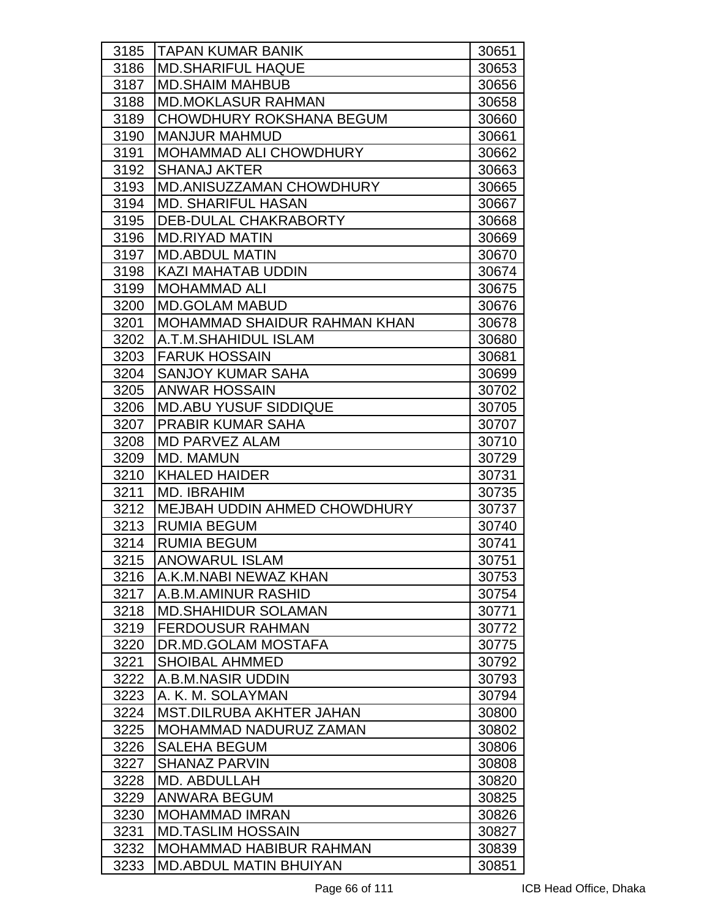| | | |
|---|---|---|
| 3185 | TAPAN KUMAR BANIK | 30651 |
| 3186 | MD.SHARIFUL HAQUE | 30653 |
| 3187 | MD.SHAIM MAHBUB | 30656 |
| 3188 | MD.MOKLASUR RAHMAN | 30658 |
| 3189 | CHOWDHURY ROKSHANA BEGUM | 30660 |
| 3190 | MANJUR MAHMUD | 30661 |
| 3191 | MOHAMMAD ALI CHOWDHURY | 30662 |
| 3192 | SHANAJ AKTER | 30663 |
| 3193 | MD.ANISUZZAMAN CHOWDHURY | 30665 |
| 3194 | MD. SHARIFUL HASAN | 30667 |
| 3195 | DEB-DULAL CHAKRABORTY | 30668 |
| 3196 | MD.RIYAD MATIN | 30669 |
| 3197 | MD.ABDUL MATIN | 30670 |
| 3198 | KAZI MAHATAB UDDIN | 30674 |
| 3199 | MOHAMMAD ALI | 30675 |
| 3200 | MD.GOLAM MABUD | 30676 |
| 3201 | MOHAMMAD SHAIDUR RAHMAN KHAN | 30678 |
| 3202 | A.T.M.SHAHIDUL ISLAM | 30680 |
| 3203 | FARUK HOSSAIN | 30681 |
| 3204 | SANJOY KUMAR SAHA | 30699 |
| 3205 | ANWAR HOSSAIN | 30702 |
| 3206 | MD.ABU YUSUF SIDDIQUE | 30705 |
| 3207 | PRABIR KUMAR SAHA | 30707 |
| 3208 | MD PARVEZ ALAM | 30710 |
| 3209 | MD. MAMUN | 30729 |
| 3210 | KHALED HAIDER | 30731 |
| 3211 | MD. IBRAHIM | 30735 |
| 3212 | MEJBAH UDDIN AHMED CHOWDHURY | 30737 |
| 3213 | RUMIA BEGUM | 30740 |
| 3214 | RUMIA BEGUM | 30741 |
| 3215 | ANOWARUL ISLAM | 30751 |
| 3216 | A.K.M.NABI NEWAZ KHAN | 30753 |
| 3217 | A.B.M.AMINUR RASHID | 30754 |
| 3218 | MD.SHAHIDUR SOLAMAN | 30771 |
| 3219 | FERDOUSUR RAHMAN | 30772 |
| 3220 | DR.MD.GOLAM MOSTAFA | 30775 |
| 3221 | SHOIBAL AHMMED | 30792 |
| 3222 | A.B.M.NASIR UDDIN | 30793 |
| 3223 | A. K. M. SOLAYMAN | 30794 |
| 3224 | MST.DILRUBA AKHTER JAHAN | 30800 |
| 3225 | MOHAMMAD NADURUZ ZAMAN | 30802 |
| 3226 | SALEHA BEGUM | 30806 |
| 3227 | SHANAZ PARVIN | 30808 |
| 3228 | MD. ABDULLAH | 30820 |
| 3229 | ANWARA BEGUM | 30825 |
| 3230 | MOHAMMAD IMRAN | 30826 |
| 3231 | MD.TASLIM HOSSAIN | 30827 |
| 3232 | MOHAMMAD HABIBUR RAHMAN | 30839 |
| 3233 | MD.ABDUL MATIN BHUIYAN | 30851 |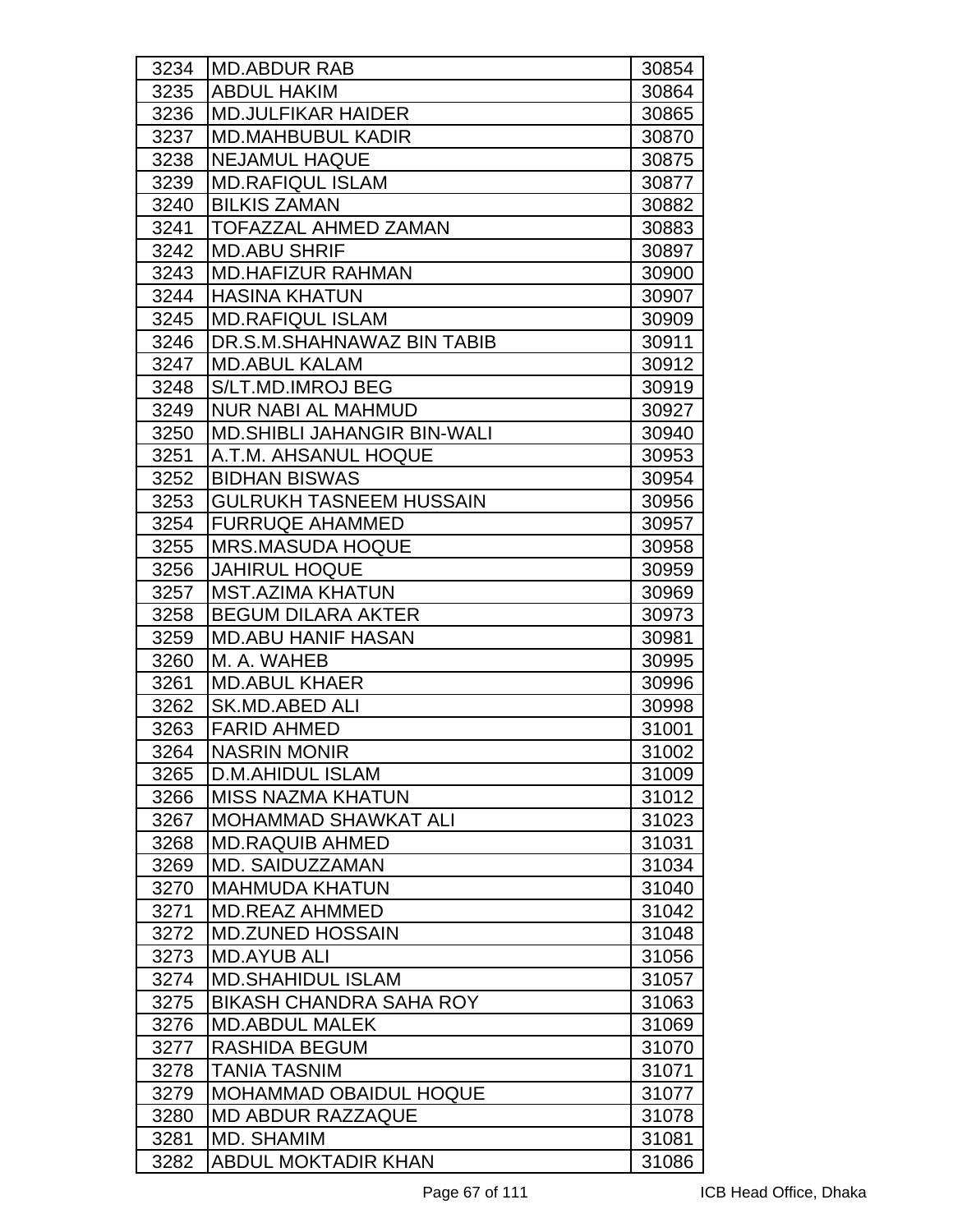| | | |
|---|---|---|
| 3234 | MD.ABDUR RAB | 30854 |
| 3235 | ABDUL HAKIM | 30864 |
| 3236 | MD.JULFIKAR HAIDER | 30865 |
| 3237 | MD.MAHBUBUL KADIR | 30870 |
| 3238 | NEJAMUL HAQUE | 30875 |
| 3239 | MD.RAFIQUL ISLAM | 30877 |
| 3240 | BILKIS ZAMAN | 30882 |
| 3241 | TOFAZZAL AHMED ZAMAN | 30883 |
| 3242 | MD.ABU SHRIF | 30897 |
| 3243 | MD.HAFIZUR RAHMAN | 30900 |
| 3244 | HASINA KHATUN | 30907 |
| 3245 | MD.RAFIQUL ISLAM | 30909 |
| 3246 | DR.S.M.SHAHNAWAZ BIN TABIB | 30911 |
| 3247 | MD.ABUL KALAM | 30912 |
| 3248 | S/LT.MD.IMROJ BEG | 30919 |
| 3249 | NUR NABI AL MAHMUD | 30927 |
| 3250 | MD.SHIBLI JAHANGIR BIN-WALI | 30940 |
| 3251 | A.T.M. AHSANUL HOQUE | 30953 |
| 3252 | BIDHAN BISWAS | 30954 |
| 3253 | GULRUKH TASNEEM HUSSAIN | 30956 |
| 3254 | FURRUQE AHAMMED | 30957 |
| 3255 | MRS.MASUDA HOQUE | 30958 |
| 3256 | JAHIRUL HOQUE | 30959 |
| 3257 | MST.AZIMA KHATUN | 30969 |
| 3258 | BEGUM DILARA AKTER | 30973 |
| 3259 | MD.ABU HANIF HASAN | 30981 |
| 3260 | M. A. WAHEB | 30995 |
| 3261 | MD.ABUL KHAER | 30996 |
| 3262 | SK.MD.ABED ALI | 30998 |
| 3263 | FARID AHMED | 31001 |
| 3264 | NASRIN MONIR | 31002 |
| 3265 | D.M.AHIDUL ISLAM | 31009 |
| 3266 | MISS NAZMA KHATUN | 31012 |
| 3267 | MOHAMMAD SHAWKAT ALI | 31023 |
| 3268 | MD.RAQUIB AHMED | 31031 |
| 3269 | MD. SAIDUZZAMAN | 31034 |
| 3270 | MAHMUDA KHATUN | 31040 |
| 3271 | MD.REAZ AHMMED | 31042 |
| 3272 | MD.ZUNED HOSSAIN | 31048 |
| 3273 | MD.AYUB ALI | 31056 |
| 3274 | MD.SHAHIDUL ISLAM | 31057 |
| 3275 | BIKASH CHANDRA SAHA ROY | 31063 |
| 3276 | MD.ABDUL MALEK | 31069 |
| 3277 | RASHIDA BEGUM | 31070 |
| 3278 | TANIA TASNIM | 31071 |
| 3279 | MOHAMMAD OBAIDUL HOQUE | 31077 |
| 3280 | MD ABDUR RAZZAQUE | 31078 |
| 3281 | MD. SHAMIM | 31081 |
| 3282 | ABDUL MOKTADIR KHAN | 31086 |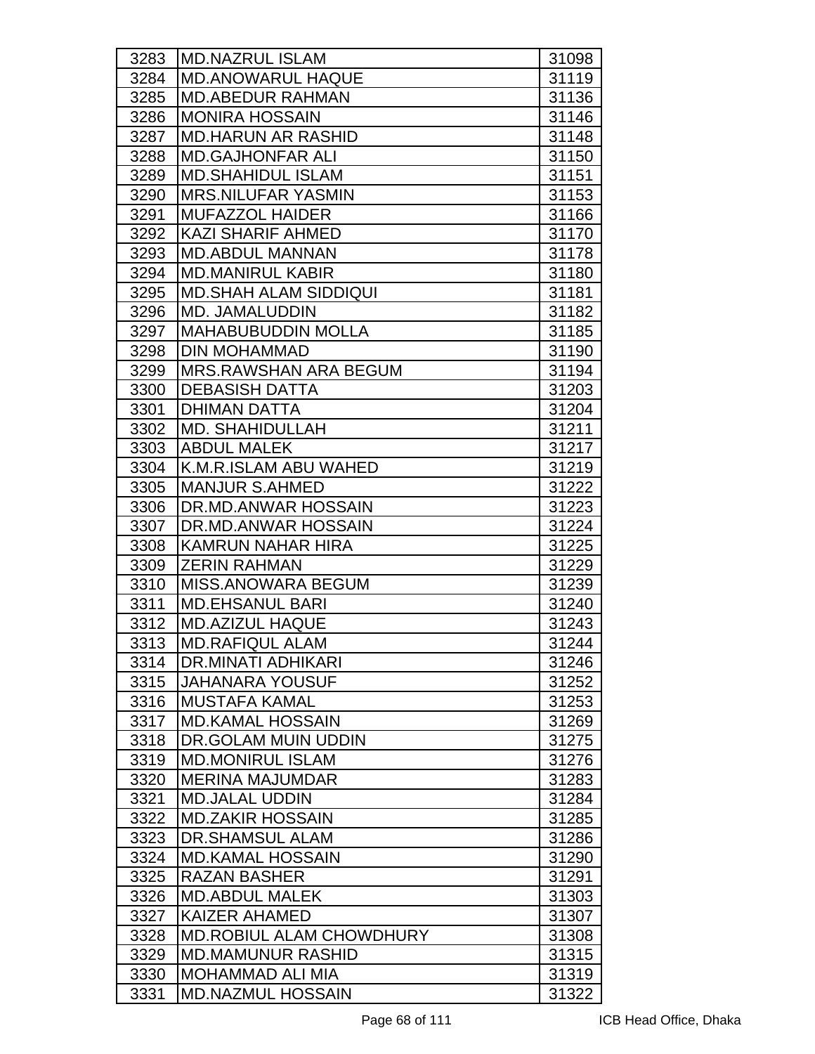| 3283 | MD.NAZRUL ISLAM | 31098 |
|---|---|---|
| 3284 | MD.ANOWARUL HAQUE | 31119 |
| 3285 | MD.ABEDUR RAHMAN | 31136 |
| 3286 | MONIRA HOSSAIN | 31146 |
| 3287 | MD.HARUN AR RASHID | 31148 |
| 3288 | MD.GAJHONFAR ALI | 31150 |
| 3289 | MD.SHAHIDUL ISLAM | 31151 |
| 3290 | MRS.NILUFAR YASMIN | 31153 |
| 3291 | MUFAZZOL HAIDER | 31166 |
| 3292 | KAZI SHARIF AHMED | 31170 |
| 3293 | MD.ABDUL MANNAN | 31178 |
| 3294 | MD.MANIRUL KABIR | 31180 |
| 3295 | MD.SHAH ALAM SIDDIQUI | 31181 |
| 3296 | MD. JAMALUDDIN | 31182 |
| 3297 | MAHABUBUDDIN MOLLA | 31185 |
| 3298 | DIN MOHAMMAD | 31190 |
| 3299 | MRS.RAWSHAN ARA BEGUM | 31194 |
| 3300 | DEBASISH DATTA | 31203 |
| 3301 | DHIMAN DATTA | 31204 |
| 3302 | MD. SHAHIDULLAH | 31211 |
| 3303 | ABDUL MALEK | 31217 |
| 3304 | K.M.R.ISLAM ABU WAHED | 31219 |
| 3305 | MANJUR S.AHMED | 31222 |
| 3306 | DR.MD.ANWAR HOSSAIN | 31223 |
| 3307 | DR.MD.ANWAR HOSSAIN | 31224 |
| 3308 | KAMRUN NAHAR HIRA | 31225 |
| 3309 | ZERIN RAHMAN | 31229 |
| 3310 | MISS.ANOWARA BEGUM | 31239 |
| 3311 | MD.EHSANUL BARI | 31240 |
| 3312 | MD.AZIZUL HAQUE | 31243 |
| 3313 | MD.RAFIQUL ALAM | 31244 |
| 3314 | DR.MINATI ADHIKARI | 31246 |
| 3315 | JAHANARA YOUSUF | 31252 |
| 3316 | MUSTAFA KAMAL | 31253 |
| 3317 | MD.KAMAL HOSSAIN | 31269 |
| 3318 | DR.GOLAM MUIN UDDIN | 31275 |
| 3319 | MD.MONIRUL ISLAM | 31276 |
| 3320 | MERINA MAJUMDAR | 31283 |
| 3321 | MD.JALAL UDDIN | 31284 |
| 3322 | MD.ZAKIR HOSSAIN | 31285 |
| 3323 | DR.SHAMSUL ALAM | 31286 |
| 3324 | MD.KAMAL HOSSAIN | 31290 |
| 3325 | RAZAN BASHER | 31291 |
| 3326 | MD.ABDUL MALEK | 31303 |
| 3327 | KAIZER AHAMED | 31307 |
| 3328 | MD.ROBIUL ALAM CHOWDHURY | 31308 |
| 3329 | MD.MAMUNUR RASHID | 31315 |
| 3330 | MOHAMMAD ALI MIA | 31319 |
| 3331 | MD.NAZMUL HOSSAIN | 31322 |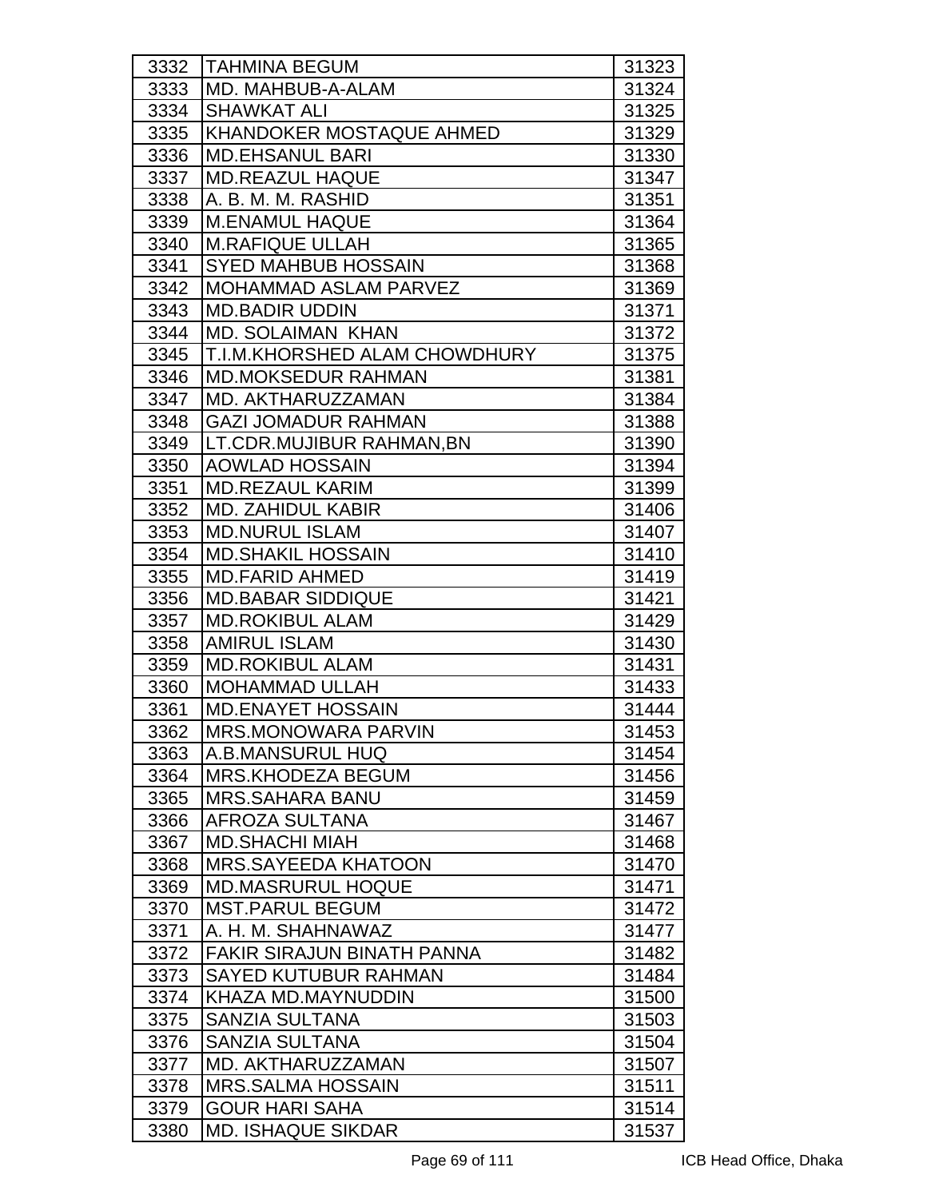| 3332 | TAHMINA BEGUM | 31323 |
|---|---|---|
| 3333 | MD. MAHBUB-A-ALAM | 31324 |
| 3334 | SHAWKAT ALI | 31325 |
| 3335 | KHANDOKER MOSTAQUE AHMED | 31329 |
| 3336 | MD.EHSANUL BARI | 31330 |
| 3337 | MD.REAZUL HAQUE | 31347 |
| 3338 | A. B. M. M. RASHID | 31351 |
| 3339 | M.ENAMUL HAQUE | 31364 |
| 3340 | M.RAFIQUE ULLAH | 31365 |
| 3341 | SYED MAHBUB HOSSAIN | 31368 |
| 3342 | MOHAMMAD ASLAM PARVEZ | 31369 |
| 3343 | MD.BADIR UDDIN | 31371 |
| 3344 | MD. SOLAIMAN KHAN | 31372 |
| 3345 | T.I.M.KHORSHED ALAM CHOWDHURY | 31375 |
| 3346 | MD.MOKSEDUR RAHMAN | 31381 |
| 3347 | MD. AKTHARUZZAMAN | 31384 |
| 3348 | GAZI JOMADUR RAHMAN | 31388 |
| 3349 | LT.CDR.MUJIBUR RAHMAN,BN | 31390 |
| 3350 | AOWLAD HOSSAIN | 31394 |
| 3351 | MD.REZAUL KARIM | 31399 |
| 3352 | MD. ZAHIDUL KABIR | 31406 |
| 3353 | MD.NURUL ISLAM | 31407 |
| 3354 | MD.SHAKIL HOSSAIN | 31410 |
| 3355 | MD.FARID AHMED | 31419 |
| 3356 | MD.BABAR SIDDIQUE | 31421 |
| 3357 | MD.ROKIBUL ALAM | 31429 |
| 3358 | AMIRUL ISLAM | 31430 |
| 3359 | MD.ROKIBUL ALAM | 31431 |
| 3360 | MOHAMMAD ULLAH | 31433 |
| 3361 | MD.ENAYET HOSSAIN | 31444 |
| 3362 | MRS.MONOWARA PARVIN | 31453 |
| 3363 | A.B.MANSURUL HUQ | 31454 |
| 3364 | MRS.KHODEZA BEGUM | 31456 |
| 3365 | MRS.SAHARA BANU | 31459 |
| 3366 | AFROZA SULTANA | 31467 |
| 3367 | MD.SHACHI MIAH | 31468 |
| 3368 | MRS.SAYEEDA KHATOON | 31470 |
| 3369 | MD.MASRURUL HOQUE | 31471 |
| 3370 | MST.PARUL BEGUM | 31472 |
| 3371 | A. H. M. SHAHNAWAZ | 31477 |
| 3372 | FAKIR SIRAJUN BINATH PANNA | 31482 |
| 3373 | SAYED KUTUBUR RAHMAN | 31484 |
| 3374 | KHAZA MD.MAYNUDDIN | 31500 |
| 3375 | SANZIA SULTANA | 31503 |
| 3376 | SANZIA SULTANA | 31504 |
| 3377 | MD. AKTHARUZZAMAN | 31507 |
| 3378 | MRS.SALMA HOSSAIN | 31511 |
| 3379 | GOUR HARI SAHA | 31514 |
| 3380 | MD. ISHAQUE SIKDAR | 31537 |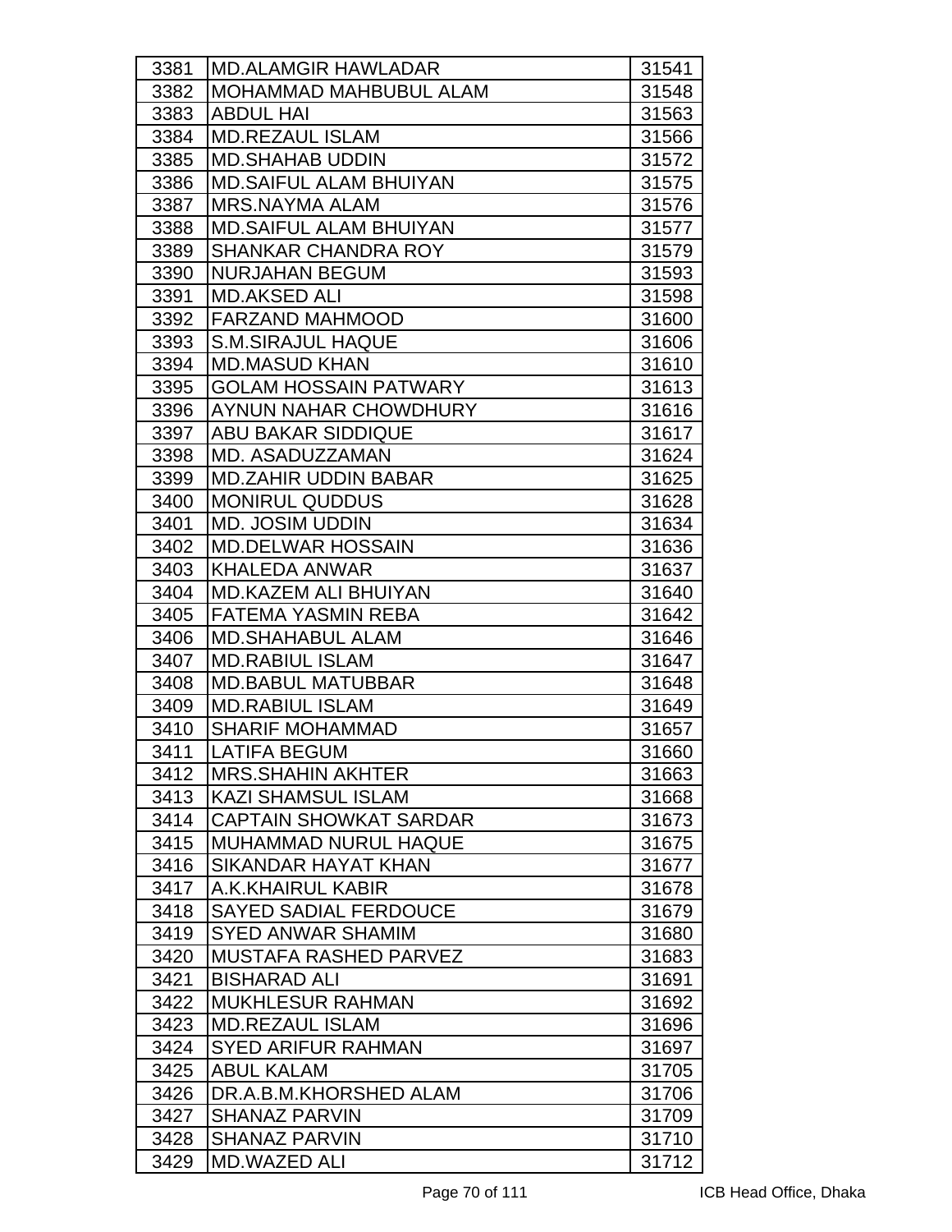| | | |
|---|---|---|
| 3381 | MD.ALAMGIR HAWLADAR | 31541 |
| 3382 | MOHAMMAD MAHBUBUL ALAM | 31548 |
| 3383 | ABDUL HAI | 31563 |
| 3384 | MD.REZAUL ISLAM | 31566 |
| 3385 | MD.SHAHAB UDDIN | 31572 |
| 3386 | MD.SAIFUL ALAM BHUIYAN | 31575 |
| 3387 | MRS.NAYMA ALAM | 31576 |
| 3388 | MD.SAIFUL ALAM BHUIYAN | 31577 |
| 3389 | SHANKAR CHANDRA ROY | 31579 |
| 3390 | NURJAHAN BEGUM | 31593 |
| 3391 | MD.AKSED ALI | 31598 |
| 3392 | FARZAND MAHMOOD | 31600 |
| 3393 | S.M.SIRAJUL HAQUE | 31606 |
| 3394 | MD.MASUD KHAN | 31610 |
| 3395 | GOLAM HOSSAIN PATWARY | 31613 |
| 3396 | AYNUN NAHAR CHOWDHURY | 31616 |
| 3397 | ABU BAKAR SIDDIQUE | 31617 |
| 3398 | MD. ASADUZZAMAN | 31624 |
| 3399 | MD.ZAHIR UDDIN BABAR | 31625 |
| 3400 | MONIRUL QUDDUS | 31628 |
| 3401 | MD. JOSIM UDDIN | 31634 |
| 3402 | MD.DELWAR HOSSAIN | 31636 |
| 3403 | KHALEDA ANWAR | 31637 |
| 3404 | MD.KAZEM ALI BHUIYAN | 31640 |
| 3405 | FATEMA YASMIN REBA | 31642 |
| 3406 | MD.SHAHABUL ALAM | 31646 |
| 3407 | MD.RABIUL ISLAM | 31647 |
| 3408 | MD.BABUL MATUBBAR | 31648 |
| 3409 | MD.RABIUL ISLAM | 31649 |
| 3410 | SHARIF MOHAMMAD | 31657 |
| 3411 | LATIFA BEGUM | 31660 |
| 3412 | MRS.SHAHIN AKHTER | 31663 |
| 3413 | KAZI SHAMSUL ISLAM | 31668 |
| 3414 | CAPTAIN SHOWKAT SARDAR | 31673 |
| 3415 | MUHAMMAD NURUL HAQUE | 31675 |
| 3416 | SIKANDAR HAYAT KHAN | 31677 |
| 3417 | A.K.KHAIRUL KABIR | 31678 |
| 3418 | SAYED SADIAL FERDOUCE | 31679 |
| 3419 | SYED ANWAR SHAMIM | 31680 |
| 3420 | MUSTAFA RASHED PARVEZ | 31683 |
| 3421 | BISHARAD ALI | 31691 |
| 3422 | MUKHLESUR RAHMAN | 31692 |
| 3423 | MD.REZAUL ISLAM | 31696 |
| 3424 | SYED ARIFUR RAHMAN | 31697 |
| 3425 | ABUL KALAM | 31705 |
| 3426 | DR.A.B.M.KHORSHED ALAM | 31706 |
| 3427 | SHANAZ PARVIN | 31709 |
| 3428 | SHANAZ PARVIN | 31710 |
| 3429 | MD.WAZED ALI | 31712 |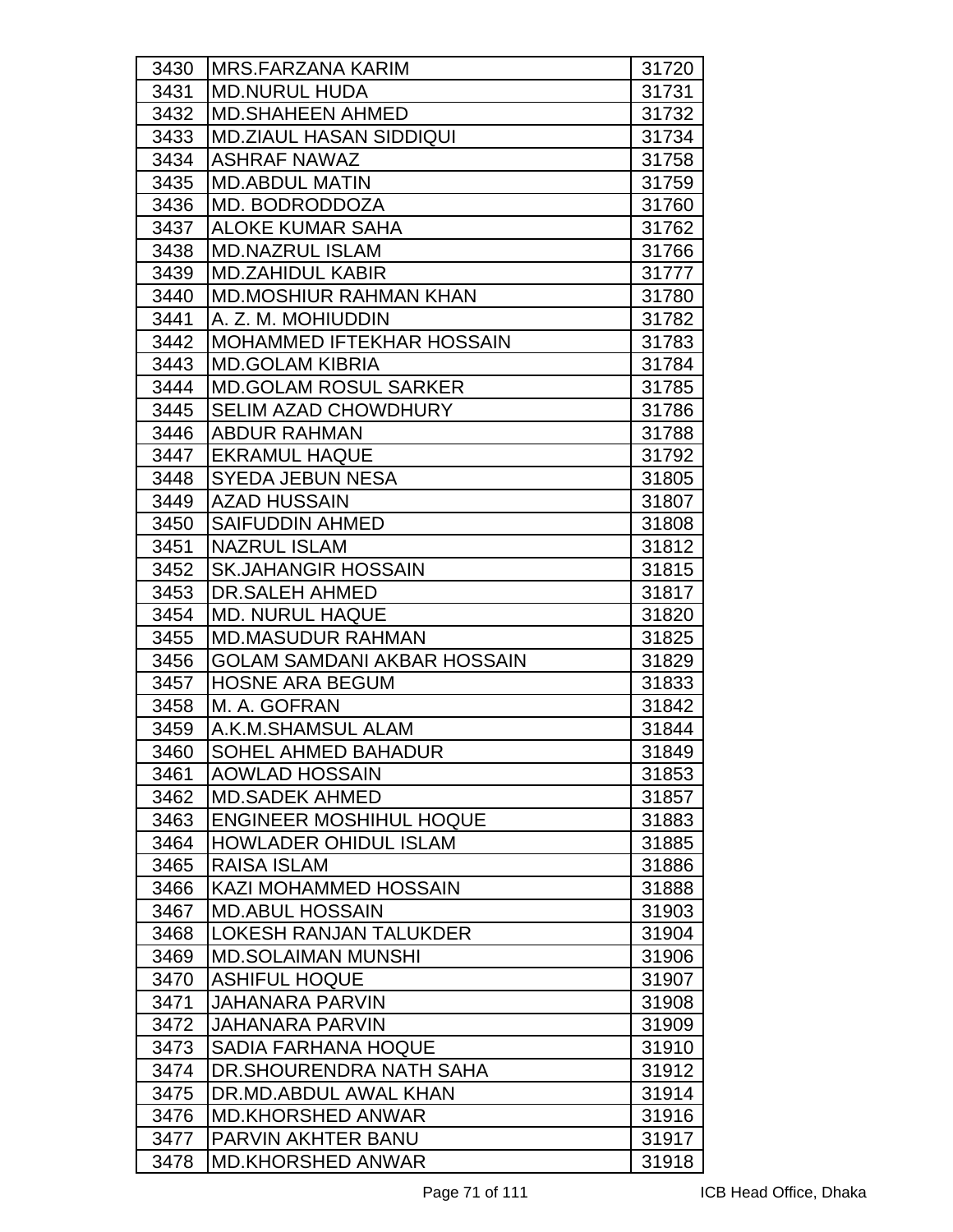| 3430 | MRS.FARZANA KARIM | 31720 |
|---|---|---|
| 3431 | MD.NURUL HUDA | 31731 |
| 3432 | MD.SHAHEEN AHMED | 31732 |
| 3433 | MD.ZIAUL HASAN SIDDIQUI | 31734 |
| 3434 | ASHRAF NAWAZ | 31758 |
| 3435 | MD.ABDUL MATIN | 31759 |
| 3436 | MD. BODRODDOZA | 31760 |
| 3437 | ALOKE KUMAR SAHA | 31762 |
| 3438 | MD.NAZRUL ISLAM | 31766 |
| 3439 | MD.ZAHIDUL KABIR | 31777 |
| 3440 | MD.MOSHIUR RAHMAN KHAN | 31780 |
| 3441 | A. Z. M. MOHIUDDIN | 31782 |
| 3442 | MOHAMMED IFTEKHAR HOSSAIN | 31783 |
| 3443 | MD.GOLAM KIBRIA | 31784 |
| 3444 | MD.GOLAM ROSUL SARKER | 31785 |
| 3445 | SELIM AZAD CHOWDHURY | 31786 |
| 3446 | ABDUR RAHMAN | 31788 |
| 3447 | EKRAMUL HAQUE | 31792 |
| 3448 | SYEDA JEBUN NESA | 31805 |
| 3449 | AZAD HUSSAIN | 31807 |
| 3450 | SAIFUDDIN AHMED | 31808 |
| 3451 | NAZRUL ISLAM | 31812 |
| 3452 | SK.JAHANGIR HOSSAIN | 31815 |
| 3453 | DR.SALEH AHMED | 31817 |
| 3454 | MD. NURUL HAQUE | 31820 |
| 3455 | MD.MASUDUR RAHMAN | 31825 |
| 3456 | GOLAM SAMDANI AKBAR HOSSAIN | 31829 |
| 3457 | HOSNE ARA BEGUM | 31833 |
| 3458 | M. A. GOFRAN | 31842 |
| 3459 | A.K.M.SHAMSUL ALAM | 31844 |
| 3460 | SOHEL AHMED BAHADUR | 31849 |
| 3461 | AOWLAD HOSSAIN | 31853 |
| 3462 | MD.SADEK AHMED | 31857 |
| 3463 | ENGINEER MOSHIHUL HOQUE | 31883 |
| 3464 | HOWLADER OHIDUL ISLAM | 31885 |
| 3465 | RAISA ISLAM | 31886 |
| 3466 | KAZI MOHAMMED HOSSAIN | 31888 |
| 3467 | MD.ABUL HOSSAIN | 31903 |
| 3468 | LOKESH RANJAN TALUKDER | 31904 |
| 3469 | MD.SOLAIMAN MUNSHI | 31906 |
| 3470 | ASHIFUL HOQUE | 31907 |
| 3471 | JAHANARA PARVIN | 31908 |
| 3472 | JAHANARA PARVIN | 31909 |
| 3473 | SADIA FARHANA HOQUE | 31910 |
| 3474 | DR.SHOURENDRA NATH SAHA | 31912 |
| 3475 | DR.MD.ABDUL AWAL KHAN | 31914 |
| 3476 | MD.KHORSHED ANWAR | 31916 |
| 3477 | PARVIN AKHTER BANU | 31917 |
| 3478 | MD.KHORSHED ANWAR | 31918 |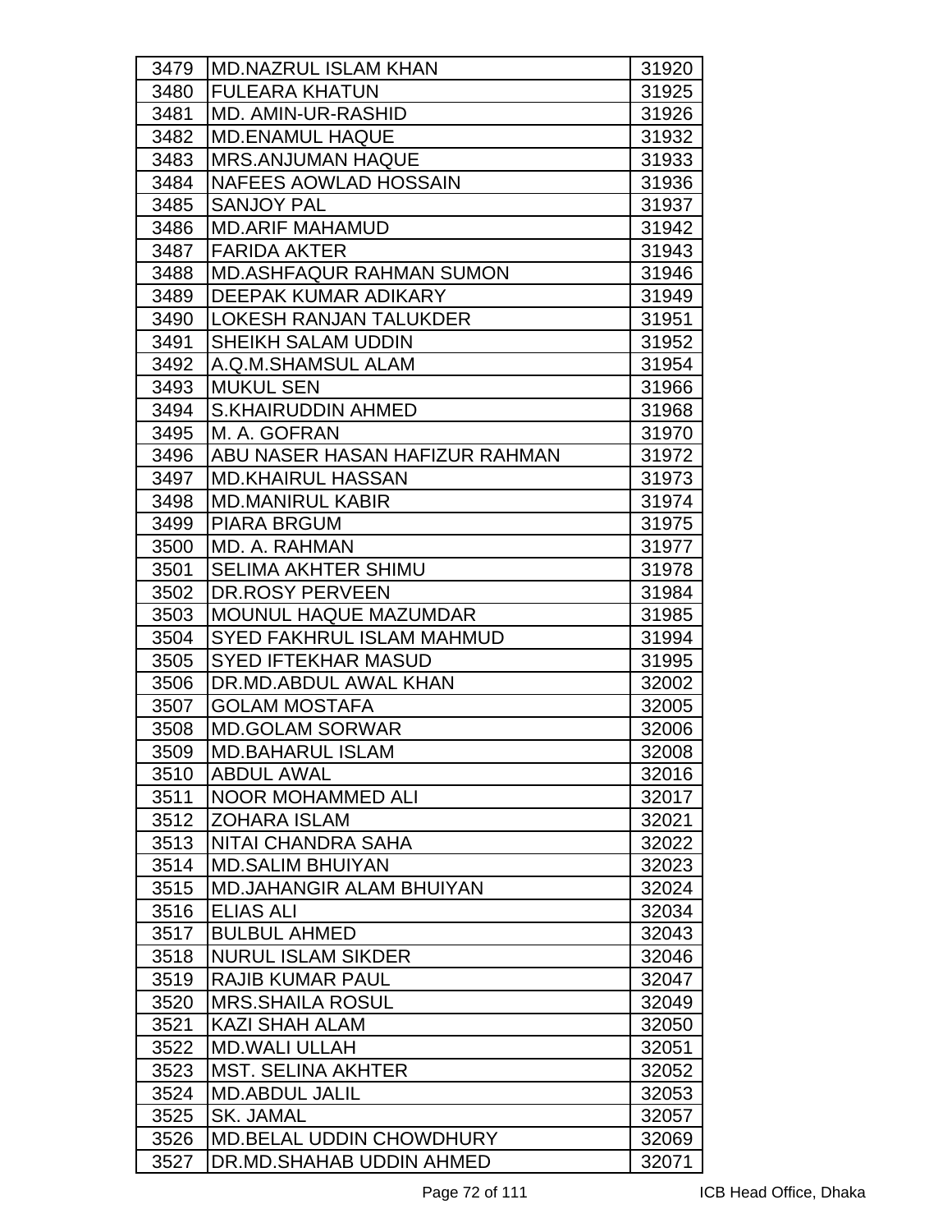| | | |
|---|---|---|
| 3479 | MD.NAZRUL ISLAM KHAN | 31920 |
| 3480 | FULEARA KHATUN | 31925 |
| 3481 | MD. AMIN-UR-RASHID | 31926 |
| 3482 | MD.ENAMUL HAQUE | 31932 |
| 3483 | MRS.ANJUMAN HAQUE | 31933 |
| 3484 | NAFEES AOWLAD HOSSAIN | 31936 |
| 3485 | SANJOY PAL | 31937 |
| 3486 | MD.ARIF MAHAMUD | 31942 |
| 3487 | FARIDA AKTER | 31943 |
| 3488 | MD.ASHFAQUR RAHMAN SUMON | 31946 |
| 3489 | DEEPAK KUMAR ADIKARY | 31949 |
| 3490 | LOKESH RANJAN TALUKDER | 31951 |
| 3491 | SHEIKH SALAM UDDIN | 31952 |
| 3492 | A.Q.M.SHAMSUL ALAM | 31954 |
| 3493 | MUKUL SEN | 31966 |
| 3494 | S.KHAIRUDDIN AHMED | 31968 |
| 3495 | M. A. GOFRAN | 31970 |
| 3496 | ABU NASER HASAN HAFIZUR RAHMAN | 31972 |
| 3497 | MD.KHAIRUL HASSAN | 31973 |
| 3498 | MD.MANIRUL KABIR | 31974 |
| 3499 | PIARA BRGUM | 31975 |
| 3500 | MD. A. RAHMAN | 31977 |
| 3501 | SELIMA AKHTER SHIMU | 31978 |
| 3502 | DR.ROSY PERVEEN | 31984 |
| 3503 | MOUNUL HAQUE MAZUMDAR | 31985 |
| 3504 | SYED FAKHRUL ISLAM MAHMUD | 31994 |
| 3505 | SYED IFTEKHAR MASUD | 31995 |
| 3506 | DR.MD.ABDUL AWAL KHAN | 32002 |
| 3507 | GOLAM MOSTAFA | 32005 |
| 3508 | MD.GOLAM SORWAR | 32006 |
| 3509 | MD.BAHARUL ISLAM | 32008 |
| 3510 | ABDUL AWAL | 32016 |
| 3511 | NOOR MOHAMMED ALI | 32017 |
| 3512 | ZOHARA ISLAM | 32021 |
| 3513 | NITAI CHANDRA SAHA | 32022 |
| 3514 | MD.SALIM BHUIYAN | 32023 |
| 3515 | MD.JAHANGIR ALAM BHUIYAN | 32024 |
| 3516 | ELIAS ALI | 32034 |
| 3517 | BULBUL AHMED | 32043 |
| 3518 | NURUL ISLAM SIKDER | 32046 |
| 3519 | RAJIB KUMAR PAUL | 32047 |
| 3520 | MRS.SHAILA ROSUL | 32049 |
| 3521 | KAZI SHAH ALAM | 32050 |
| 3522 | MD.WALI ULLAH | 32051 |
| 3523 | MST. SELINA AKHTER | 32052 |
| 3524 | MD.ABDUL JALIL | 32053 |
| 3525 | SK. JAMAL | 32057 |
| 3526 | MD.BELAL UDDIN CHOWDHURY | 32069 |
| 3527 | DR.MD.SHAHAB UDDIN AHMED | 32071 |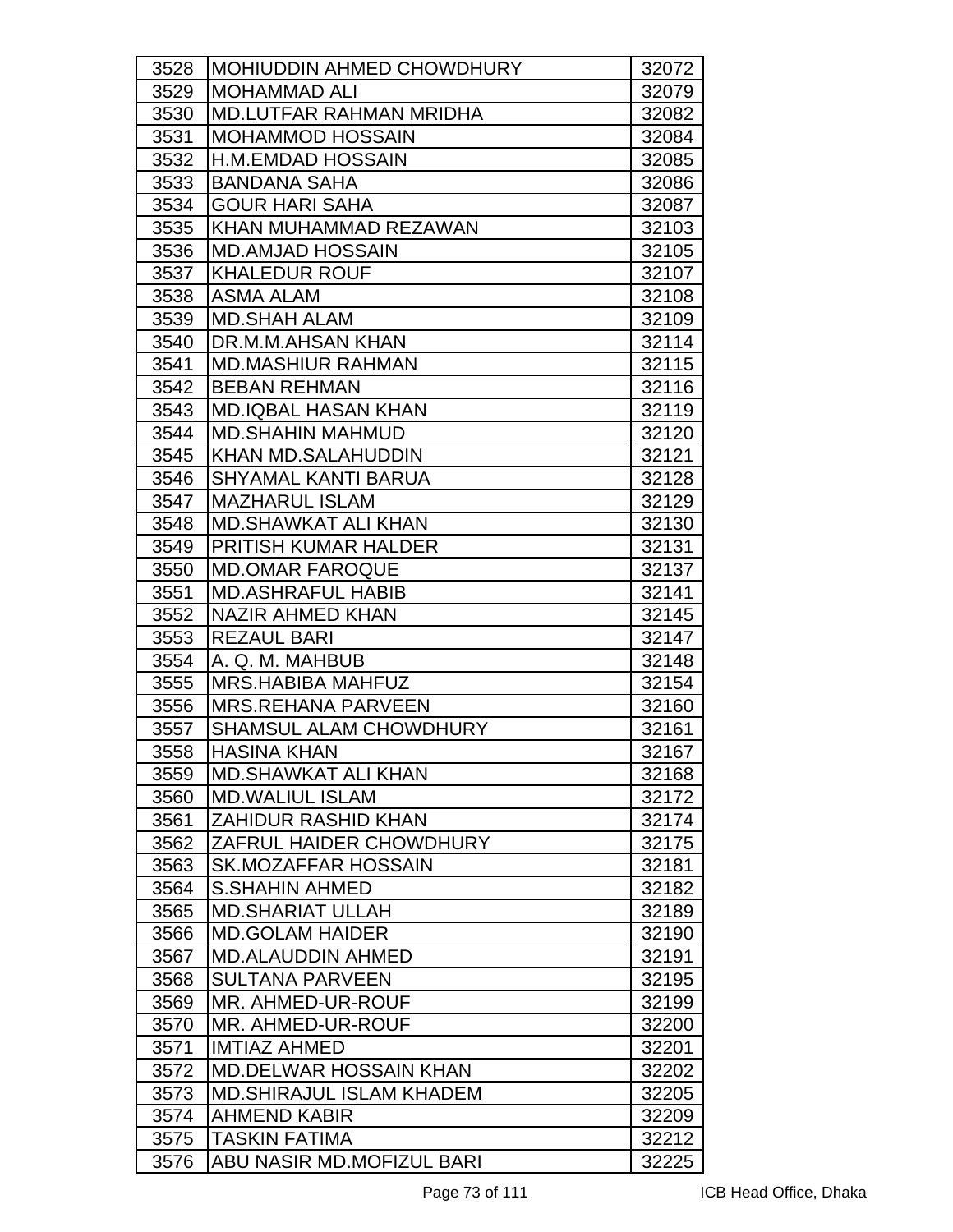| | | |
|---|---|---|
| 3528 | MOHIUDDIN AHMED CHOWDHURY | 32072 |
| 3529 | MOHAMMAD ALI | 32079 |
| 3530 | MD.LUTFAR RAHMAN MRIDHA | 32082 |
| 3531 | MOHAMMOD HOSSAIN | 32084 |
| 3532 | H.M.EMDAD HOSSAIN | 32085 |
| 3533 | BANDANA SAHA | 32086 |
| 3534 | GOUR HARI SAHA | 32087 |
| 3535 | KHAN MUHAMMAD REZAWAN | 32103 |
| 3536 | MD.AMJAD HOSSAIN | 32105 |
| 3537 | KHALEDUR ROUF | 32107 |
| 3538 | ASMA ALAM | 32108 |
| 3539 | MD.SHAH ALAM | 32109 |
| 3540 | DR.M.M.AHSAN KHAN | 32114 |
| 3541 | MD.MASHIUR RAHMAN | 32115 |
| 3542 | BEBAN REHMAN | 32116 |
| 3543 | MD.IQBAL HASAN KHAN | 32119 |
| 3544 | MD.SHAHIN MAHMUD | 32120 |
| 3545 | KHAN MD.SALAHUDDIN | 32121 |
| 3546 | SHYAMAL KANTI BARUA | 32128 |
| 3547 | MAZHARUL ISLAM | 32129 |
| 3548 | MD.SHAWKAT ALI KHAN | 32130 |
| 3549 | PRITISH KUMAR HALDER | 32131 |
| 3550 | MD.OMAR FAROQUE | 32137 |
| 3551 | MD.ASHRAFUL HABIB | 32141 |
| 3552 | NAZIR AHMED KHAN | 32145 |
| 3553 | REZAUL BARI | 32147 |
| 3554 | A. Q. M. MAHBUB | 32148 |
| 3555 | MRS.HABIBA MAHFUZ | 32154 |
| 3556 | MRS.REHANA PARVEEN | 32160 |
| 3557 | SHAMSUL ALAM CHOWDHURY | 32161 |
| 3558 | HASINA KHAN | 32167 |
| 3559 | MD.SHAWKAT ALI KHAN | 32168 |
| 3560 | MD.WALIUL ISLAM | 32172 |
| 3561 | ZAHIDUR RASHID KHAN | 32174 |
| 3562 | ZAFRUL HAIDER CHOWDHURY | 32175 |
| 3563 | SK.MOZAFFAR HOSSAIN | 32181 |
| 3564 | S.SHAHIN AHMED | 32182 |
| 3565 | MD.SHARIAT ULLAH | 32189 |
| 3566 | MD.GOLAM HAIDER | 32190 |
| 3567 | MD.ALAUDDIN AHMED | 32191 |
| 3568 | SULTANA PARVEEN | 32195 |
| 3569 | MR. AHMED-UR-ROUF | 32199 |
| 3570 | MR. AHMED-UR-ROUF | 32200 |
| 3571 | IMTIAZ AHMED | 32201 |
| 3572 | MD.DELWAR HOSSAIN KHAN | 32202 |
| 3573 | MD.SHIRAJUL ISLAM KHADEM | 32205 |
| 3574 | AHMEND KABIR | 32209 |
| 3575 | TASKIN FATIMA | 32212 |
| 3576 | ABU NASIR MD.MOFIZUL BARI | 32225 |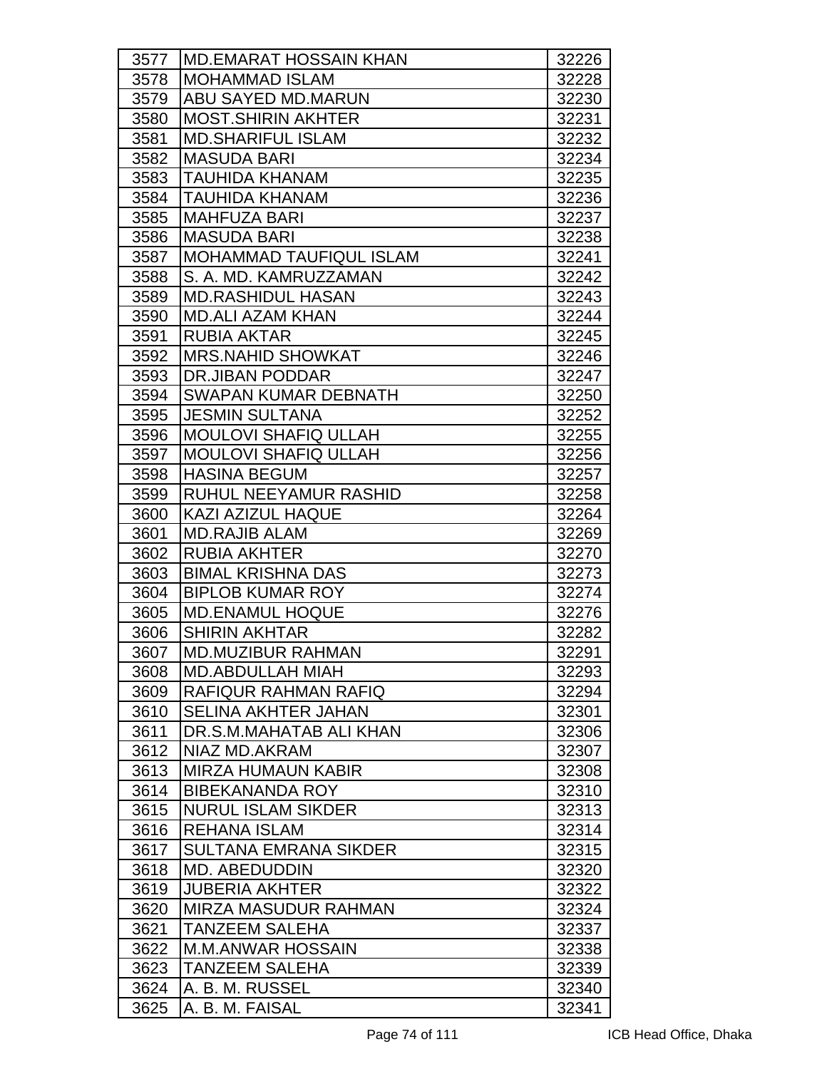| 3577 | MD.EMARAT HOSSAIN KHAN | 32226 |
|---|---|---|
| 3578 | MOHAMMAD ISLAM | 32228 |
| 3579 | ABU SAYED MD.MARUN | 32230 |
| 3580 | MOST.SHIRIN AKHTER | 32231 |
| 3581 | MD.SHARIFUL ISLAM | 32232 |
| 3582 | MASUDA BARI | 32234 |
| 3583 | TAUHIDA KHANAM | 32235 |
| 3584 | TAUHIDA KHANAM | 32236 |
| 3585 | MAHFUZA BARI | 32237 |
| 3586 | MASUDA BARI | 32238 |
| 3587 | MOHAMMAD TAUFIQUL ISLAM | 32241 |
| 3588 | S. A. MD. KAMRUZZAMAN | 32242 |
| 3589 | MD.RASHIDUL HASAN | 32243 |
| 3590 | MD.ALI AZAM KHAN | 32244 |
| 3591 | RUBIA AKTAR | 32245 |
| 3592 | MRS.NAHID SHOWKAT | 32246 |
| 3593 | DR.JIBAN PODDAR | 32247 |
| 3594 | SWAPAN KUMAR DEBNATH | 32250 |
| 3595 | JESMIN SULTANA | 32252 |
| 3596 | MOULOVI SHAFIQ ULLAH | 32255 |
| 3597 | MOULOVI SHAFIQ ULLAH | 32256 |
| 3598 | HASINA BEGUM | 32257 |
| 3599 | RUHUL NEEYAMUR RASHID | 32258 |
| 3600 | KAZI AZIZUL HAQUE | 32264 |
| 3601 | MD.RAJIB ALAM | 32269 |
| 3602 | RUBIA AKHTER | 32270 |
| 3603 | BIMAL KRISHNA DAS | 32273 |
| 3604 | BIPLOB KUMAR ROY | 32274 |
| 3605 | MD.ENAMUL HOQUE | 32276 |
| 3606 | SHIRIN AKHTAR | 32282 |
| 3607 | MD.MUZIBUR RAHMAN | 32291 |
| 3608 | MD.ABDULLAH MIAH | 32293 |
| 3609 | RAFIQUR RAHMAN RAFIQ | 32294 |
| 3610 | SELINA AKHTER JAHAN | 32301 |
| 3611 | DR.S.M.MAHATAB ALI KHAN | 32306 |
| 3612 | NIAZ MD.AKRAM | 32307 |
| 3613 | MIRZA HUMAUN KABIR | 32308 |
| 3614 | BIBEKANANDA ROY | 32310 |
| 3615 | NURUL ISLAM SIKDER | 32313 |
| 3616 | REHANA ISLAM | 32314 |
| 3617 | SULTANA EMRANA SIKDER | 32315 |
| 3618 | MD. ABEDUDDIN | 32320 |
| 3619 | JUBERIA AKHTER | 32322 |
| 3620 | MIRZA MASUDUR RAHMAN | 32324 |
| 3621 | TANZEEM SALEHA | 32337 |
| 3622 | M.M.ANWAR HOSSAIN | 32338 |
| 3623 | TANZEEM SALEHA | 32339 |
| 3624 | A. B. M. RUSSEL | 32340 |
| 3625 | A. B. M. FAISAL | 32341 |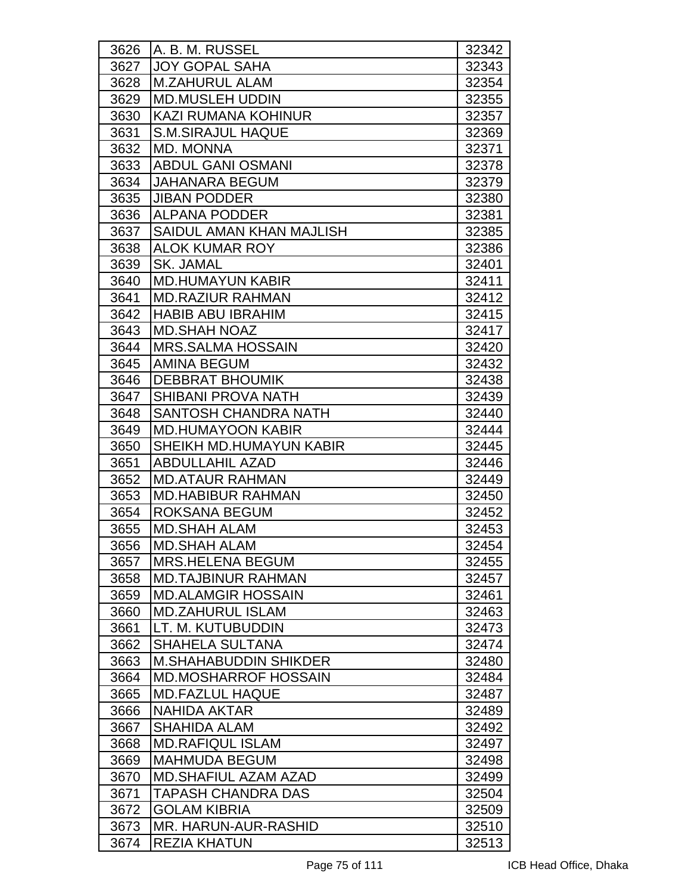| 3626 | A. B. M. RUSSEL | 32342 |
|---|---|---|
| 3627 | JOY GOPAL SAHA | 32343 |
| 3628 | M.ZAHURUL ALAM | 32354 |
| 3629 | MD.MUSLEH UDDIN | 32355 |
| 3630 | KAZI RUMANA KOHINUR | 32357 |
| 3631 | S.M.SIRAJUL HAQUE | 32369 |
| 3632 | MD. MONNA | 32371 |
| 3633 | ABDUL GANI OSMANI | 32378 |
| 3634 | JAHANARA BEGUM | 32379 |
| 3635 | JIBAN PODDER | 32380 |
| 3636 | ALPANA PODDER | 32381 |
| 3637 | SAIDUL AMAN KHAN MAJLISH | 32385 |
| 3638 | ALOK KUMAR ROY | 32386 |
| 3639 | SK. JAMAL | 32401 |
| 3640 | MD.HUMAYUN KABIR | 32411 |
| 3641 | MD.RAZIUR RAHMAN | 32412 |
| 3642 | HABIB ABU IBRAHIM | 32415 |
| 3643 | MD.SHAH NOAZ | 32417 |
| 3644 | MRS.SALMA HOSSAIN | 32420 |
| 3645 | AMINA BEGUM | 32432 |
| 3646 | DEBBRAT BHOUMIK | 32438 |
| 3647 | SHIBANI PROVA NATH | 32439 |
| 3648 | SANTOSH CHANDRA NATH | 32440 |
| 3649 | MD.HUMAYOON KABIR | 32444 |
| 3650 | SHEIKH MD.HUMAYUN KABIR | 32445 |
| 3651 | ABDULLAHIL AZAD | 32446 |
| 3652 | MD.ATAUR RAHMAN | 32449 |
| 3653 | MD.HABIBUR RAHMAN | 32450 |
| 3654 | ROKSANA BEGUM | 32452 |
| 3655 | MD.SHAH ALAM | 32453 |
| 3656 | MD.SHAH ALAM | 32454 |
| 3657 | MRS.HELENA BEGUM | 32455 |
| 3658 | MD.TAJBINUR RAHMAN | 32457 |
| 3659 | MD.ALAMGIR HOSSAIN | 32461 |
| 3660 | MD.ZAHURUL ISLAM | 32463 |
| 3661 | LT. M. KUTUBUDDIN | 32473 |
| 3662 | SHAHELA SULTANA | 32474 |
| 3663 | M.SHAHABUDDIN SHIKDER | 32480 |
| 3664 | MD.MOSHARROF HOSSAIN | 32484 |
| 3665 | MD.FAZLUL HAQUE | 32487 |
| 3666 | NAHIDA AKTAR | 32489 |
| 3667 | SHAHIDA ALAM | 32492 |
| 3668 | MD.RAFIQUL ISLAM | 32497 |
| 3669 | MAHMUDA BEGUM | 32498 |
| 3670 | MD.SHAFIUL AZAM AZAD | 32499 |
| 3671 | TAPASH CHANDRA DAS | 32504 |
| 3672 | GOLAM KIBRIA | 32509 |
| 3673 | MR. HARUN-AUR-RASHID | 32510 |
| 3674 | REZIA KHATUN | 32513 |

ICB Head Office, Dhaka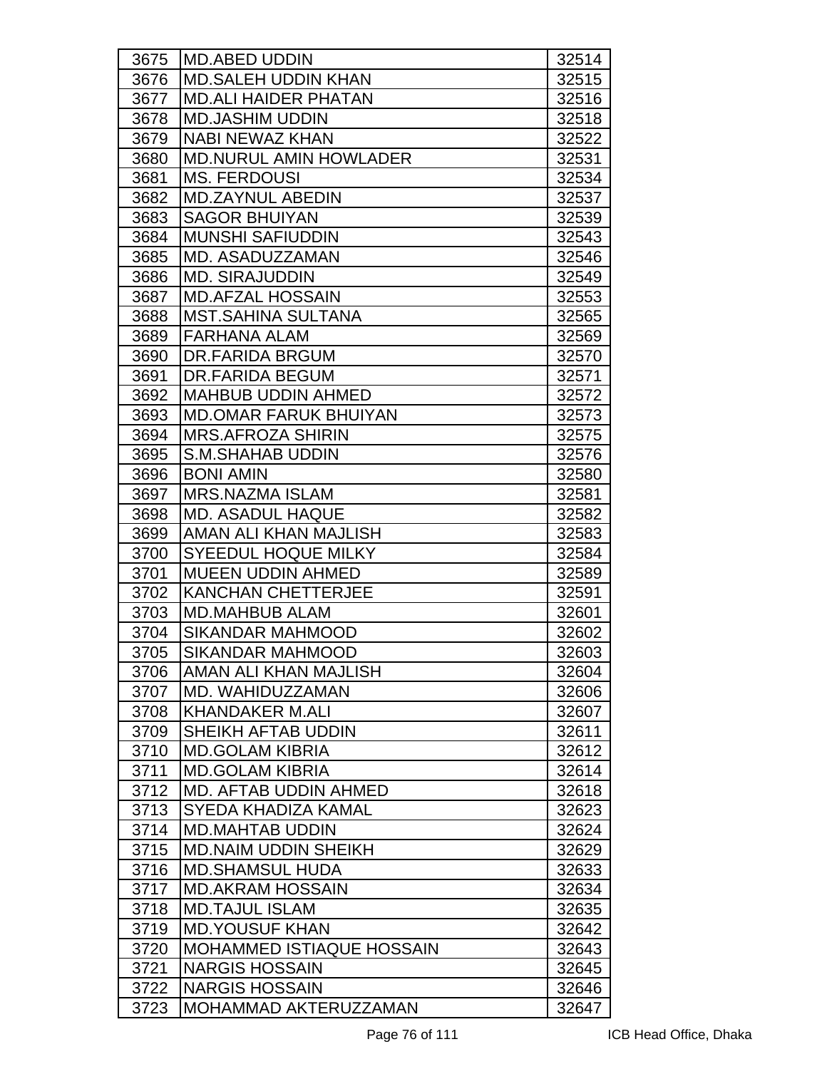| | | |
|---|---|---|
| 3675 | MD.ABED UDDIN | 32514 |
| 3676 | MD.SALEH UDDIN KHAN | 32515 |
| 3677 | MD.ALI HAIDER PHATAN | 32516 |
| 3678 | MD.JASHIM UDDIN | 32518 |
| 3679 | NABI NEWAZ KHAN | 32522 |
| 3680 | MD.NURUL AMIN HOWLADER | 32531 |
| 3681 | MS. FERDOUSI | 32534 |
| 3682 | MD.ZAYNUL ABEDIN | 32537 |
| 3683 | SAGOR BHUIYAN | 32539 |
| 3684 | MUNSHI SAFIUDDIN | 32543 |
| 3685 | MD. ASADUZZAMAN | 32546 |
| 3686 | MD. SIRAJUDDIN | 32549 |
| 3687 | MD.AFZAL HOSSAIN | 32553 |
| 3688 | MST.SAHINA SULTANA | 32565 |
| 3689 | FARHANA ALAM | 32569 |
| 3690 | DR.FARIDA BRGUM | 32570 |
| 3691 | DR.FARIDA BEGUM | 32571 |
| 3692 | MAHBUB UDDIN AHMED | 32572 |
| 3693 | MD.OMAR FARUK BHUIYAN | 32573 |
| 3694 | MRS.AFROZA SHIRIN | 32575 |
| 3695 | S.M.SHAHAB UDDIN | 32576 |
| 3696 | BONI AMIN | 32580 |
| 3697 | MRS.NAZMA ISLAM | 32581 |
| 3698 | MD. ASADUL HAQUE | 32582 |
| 3699 | AMAN ALI KHAN MAJLISH | 32583 |
| 3700 | SYEEDUL HOQUE MILKY | 32584 |
| 3701 | MUEEN UDDIN AHMED | 32589 |
| 3702 | KANCHAN CHETTERJEE | 32591 |
| 3703 | MD.MAHBUB ALAM | 32601 |
| 3704 | SIKANDAR MAHMOOD | 32602 |
| 3705 | SIKANDAR MAHMOOD | 32603 |
| 3706 | AMAN ALI KHAN MAJLISH | 32604 |
| 3707 | MD. WAHIDUZZAMAN | 32606 |
| 3708 | KHANDAKER M.ALI | 32607 |
| 3709 | SHEIKH AFTAB UDDIN | 32611 |
| 3710 | MD.GOLAM KIBRIA | 32612 |
| 3711 | MD.GOLAM KIBRIA | 32614 |
| 3712 | MD. AFTAB UDDIN AHMED | 32618 |
| 3713 | SYEDA KHADIZA KAMAL | 32623 |
| 3714 | MD.MAHTAB UDDIN | 32624 |
| 3715 | MD.NAIM UDDIN SHEIKH | 32629 |
| 3716 | MD.SHAMSUL HUDA | 32633 |
| 3717 | MD.AKRAM HOSSAIN | 32634 |
| 3718 | MD.TAJUL ISLAM | 32635 |
| 3719 | MD.YOUSUF KHAN | 32642 |
| 3720 | MOHAMMED ISTIAQUE HOSSAIN | 32643 |
| 3721 | NARGIS HOSSAIN | 32645 |
| 3722 | NARGIS HOSSAIN | 32646 |
| 3723 | MOHAMMAD AKTERUZZAMAN | 32647 |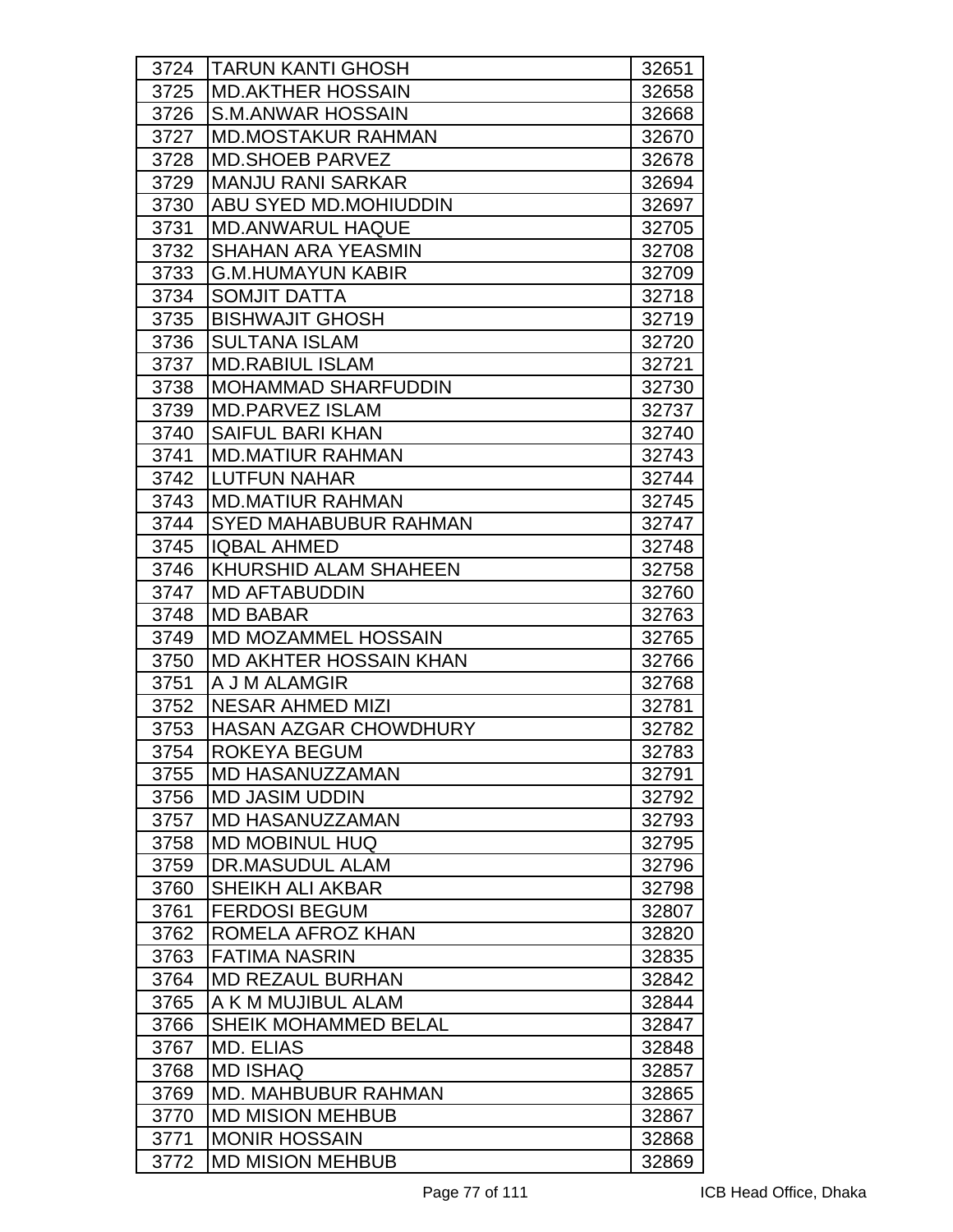| | | |
|---|---|---|
| 3724 | TARUN KANTI GHOSH | 32651 |
| 3725 | MD.AKTHER HOSSAIN | 32658 |
| 3726 | S.M.ANWAR HOSSAIN | 32668 |
| 3727 | MD.MOSTAKUR RAHMAN | 32670 |
| 3728 | MD.SHOEB PARVEZ | 32678 |
| 3729 | MANJU RANI SARKAR | 32694 |
| 3730 | ABU SYED MD.MOHIUDDIN | 32697 |
| 3731 | MD.ANWARUL HAQUE | 32705 |
| 3732 | SHAHAN ARA YEASMIN | 32708 |
| 3733 | G.M.HUMAYUN KABIR | 32709 |
| 3734 | SOMJIT DATTA | 32718 |
| 3735 | BISHWAJIT GHOSH | 32719 |
| 3736 | SULTANA ISLAM | 32720 |
| 3737 | MD.RABIUL ISLAM | 32721 |
| 3738 | MOHAMMAD SHARFUDDIN | 32730 |
| 3739 | MD.PARVEZ ISLAM | 32737 |
| 3740 | SAIFUL BARI KHAN | 32740 |
| 3741 | MD.MATIUR RAHMAN | 32743 |
| 3742 | LUTFUN NAHAR | 32744 |
| 3743 | MD.MATIUR RAHMAN | 32745 |
| 3744 | SYED MAHABUBUR RAHMAN | 32747 |
| 3745 | IQBAL AHMED | 32748 |
| 3746 | KHURSHID ALAM SHAHEEN | 32758 |
| 3747 | MD AFTABUDDIN | 32760 |
| 3748 | MD BABAR | 32763 |
| 3749 | MD MOZAMMEL HOSSAIN | 32765 |
| 3750 | MD AKHTER HOSSAIN KHAN | 32766 |
| 3751 | A J M ALAMGIR | 32768 |
| 3752 | NESAR AHMED MIZI | 32781 |
| 3753 | HASAN AZGAR CHOWDHURY | 32782 |
| 3754 | ROKEYA BEGUM | 32783 |
| 3755 | MD HASANUZZAMAN | 32791 |
| 3756 | MD JASIM UDDIN | 32792 |
| 3757 | MD HASANUZZAMAN | 32793 |
| 3758 | MD MOBINUL HUQ | 32795 |
| 3759 | DR.MASUDUL ALAM | 32796 |
| 3760 | SHEIKH ALI AKBAR | 32798 |
| 3761 | FERDOSI BEGUM | 32807 |
| 3762 | ROMELA AFROZ KHAN | 32820 |
| 3763 | FATIMA NASRIN | 32835 |
| 3764 | MD REZAUL BURHAN | 32842 |
| 3765 | A K M MUJIBUL ALAM | 32844 |
| 3766 | SHEIK MOHAMMED BELAL | 32847 |
| 3767 | MD. ELIAS | 32848 |
| 3768 | MD ISHAQ | 32857 |
| 3769 | MD. MAHBUBUR RAHMAN | 32865 |
| 3770 | MD MISION MEHBUB | 32867 |
| 3771 | MONIR HOSSAIN | 32868 |
| 3772 | MD MISION MEHBUB | 32869 |

ICB Head Office, Dhaka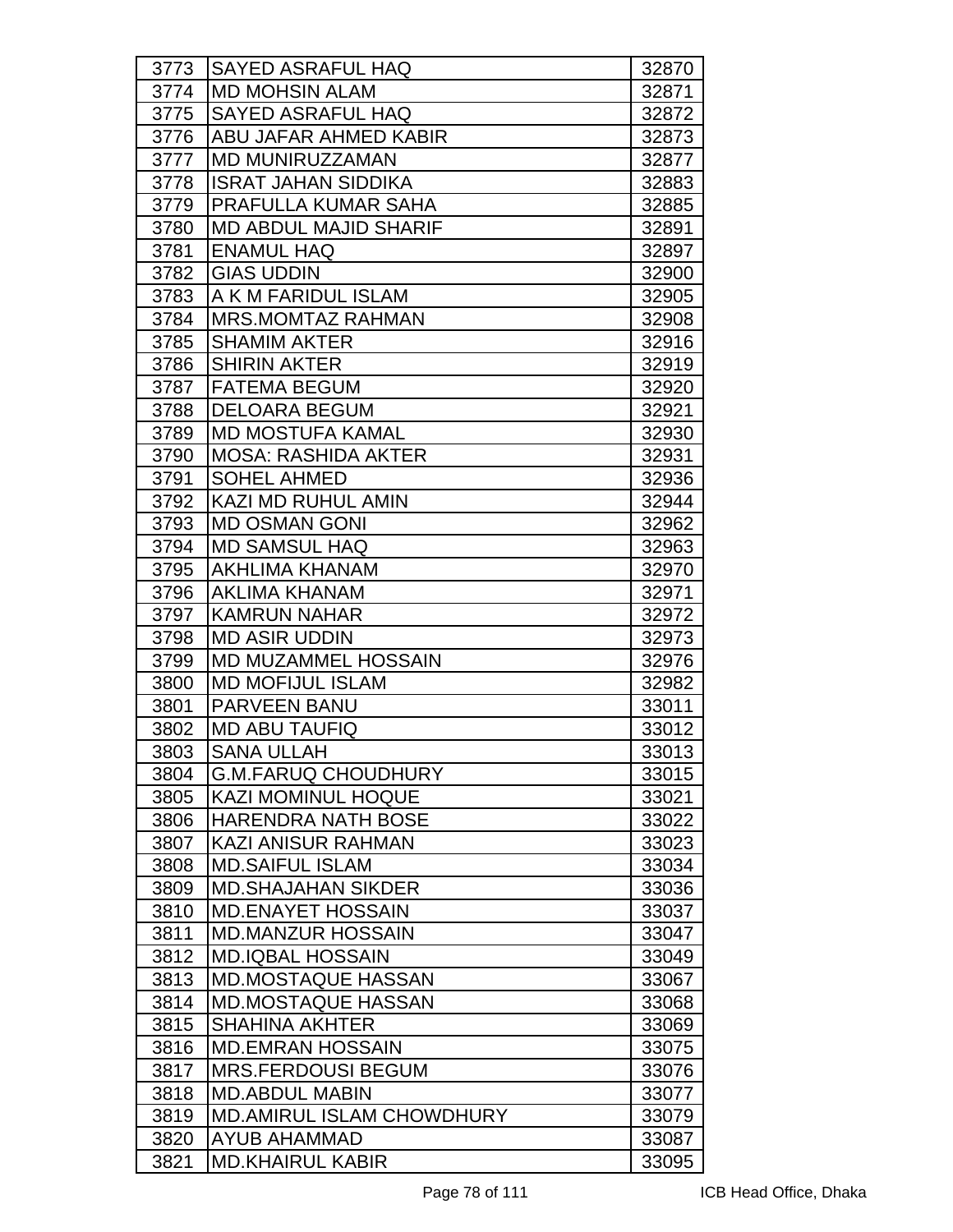| | | |
|---|---|---|
| 3773 | SAYED ASRAFUL HAQ | 32870 |
| 3774 | MD MOHSIN ALAM | 32871 |
| 3775 | SAYED ASRAFUL HAQ | 32872 |
| 3776 | ABU JAFAR AHMED KABIR | 32873 |
| 3777 | MD MUNIRUZZAMAN | 32877 |
| 3778 | ISRAT JAHAN SIDDIKA | 32883 |
| 3779 | PRAFULLA KUMAR SAHA | 32885 |
| 3780 | MD ABDUL MAJID SHARIF | 32891 |
| 3781 | ENAMUL HAQ | 32897 |
| 3782 | GIAS UDDIN | 32900 |
| 3783 | A K M FARIDUL ISLAM | 32905 |
| 3784 | MRS.MOMTAZ RAHMAN | 32908 |
| 3785 | SHAMIM AKTER | 32916 |
| 3786 | SHIRIN AKTER | 32919 |
| 3787 | FATEMA BEGUM | 32920 |
| 3788 | DELOARA BEGUM | 32921 |
| 3789 | MD MOSTUFA KAMAL | 32930 |
| 3790 | MOSA: RASHIDA AKTER | 32931 |
| 3791 | SOHEL AHMED | 32936 |
| 3792 | KAZI MD RUHUL AMIN | 32944 |
| 3793 | MD OSMAN GONI | 32962 |
| 3794 | MD SAMSUL HAQ | 32963 |
| 3795 | AKHLIMA KHANAM | 32970 |
| 3796 | AKLIMA KHANAM | 32971 |
| 3797 | KAMRUN NAHAR | 32972 |
| 3798 | MD ASIR UDDIN | 32973 |
| 3799 | MD MUZAMMEL HOSSAIN | 32976 |
| 3800 | MD MOFIJUL ISLAM | 32982 |
| 3801 | PARVEEN BANU | 33011 |
| 3802 | MD ABU TAUFIQ | 33012 |
| 3803 | SANA ULLAH | 33013 |
| 3804 | G.M.FARUQ CHOUDHURY | 33015 |
| 3805 | KAZI MOMINUL HOQUE | 33021 |
| 3806 | HARENDRA NATH BOSE | 33022 |
| 3807 | KAZI ANISUR RAHMAN | 33023 |
| 3808 | MD.SAIFUL ISLAM | 33034 |
| 3809 | MD.SHAJAHAN SIKDER | 33036 |
| 3810 | MD.ENAYET HOSSAIN | 33037 |
| 3811 | MD.MANZUR HOSSAIN | 33047 |
| 3812 | MD.IQBAL HOSSAIN | 33049 |
| 3813 | MD.MOSTAQUE HASSAN | 33067 |
| 3814 | MD.MOSTAQUE HASSAN | 33068 |
| 3815 | SHAHINA AKHTER | 33069 |
| 3816 | MD.EMRAN HOSSAIN | 33075 |
| 3817 | MRS.FERDOUSI BEGUM | 33076 |
| 3818 | MD.ABDUL MABIN | 33077 |
| 3819 | MD.AMIRUL ISLAM CHOWDHURY | 33079 |
| 3820 | AYUB AHAMMAD | 33087 |
| 3821 | MD.KHAIRUL KABIR | 33095 |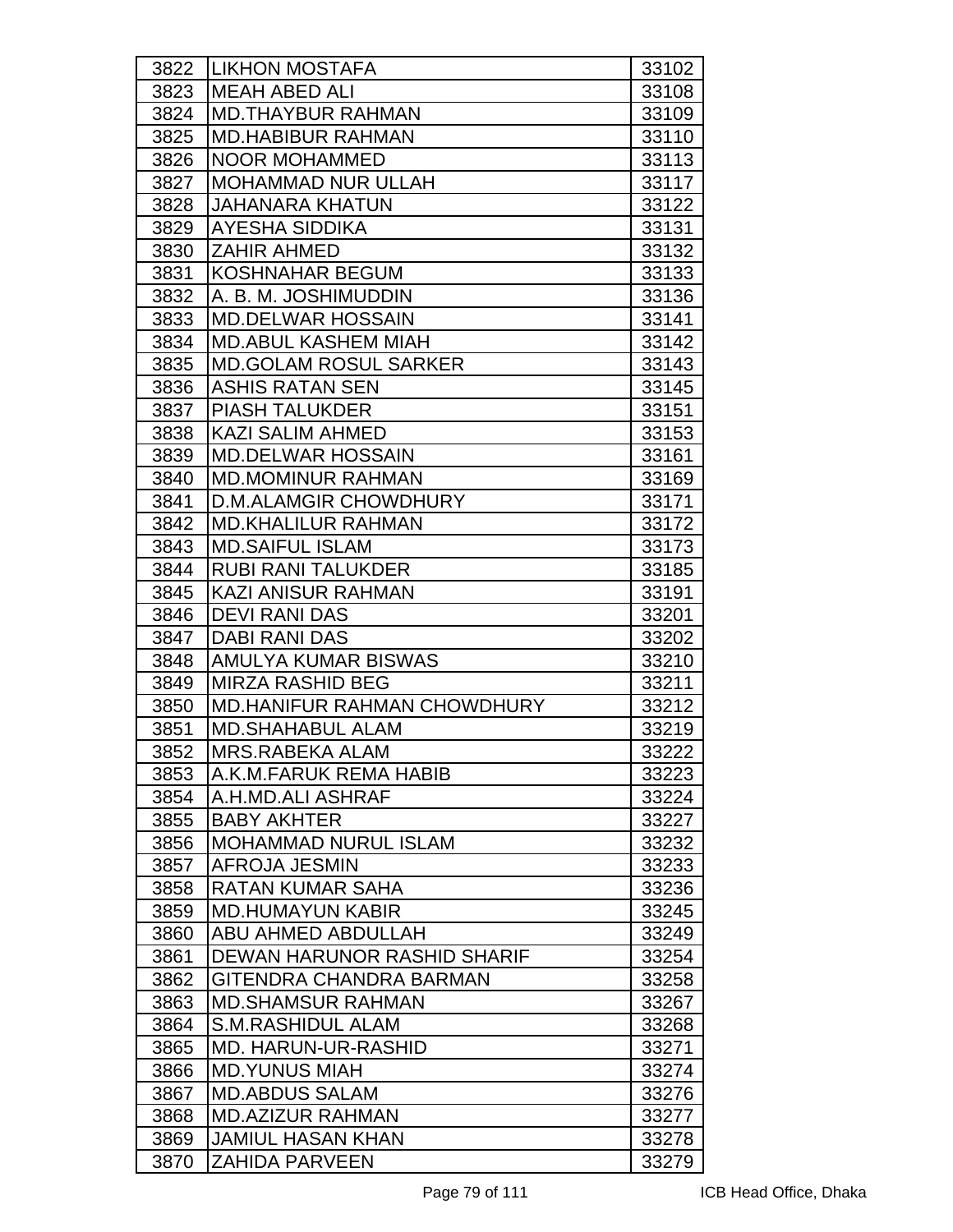| 3822 | LIKHON MOSTAFA | 33102 |
|---|---|---|
| 3823 | MEAH ABED ALI | 33108 |
| 3824 | MD.THAYBUR RAHMAN | 33109 |
| 3825 | MD.HABIBUR RAHMAN | 33110 |
| 3826 | NOOR MOHAMMED | 33113 |
| 3827 | MOHAMMAD NUR ULLAH | 33117 |
| 3828 | JAHANARA KHATUN | 33122 |
| 3829 | AYESHA SIDDIKA | 33131 |
| 3830 | ZAHIR AHMED | 33132 |
| 3831 | KOSHNAHAR BEGUM | 33133 |
| 3832 | A. B. M. JOSHIMUDDIN | 33136 |
| 3833 | MD.DELWAR HOSSAIN | 33141 |
| 3834 | MD.ABUL KASHEM MIAH | 33142 |
| 3835 | MD.GOLAM ROSUL SARKER | 33143 |
| 3836 | ASHIS RATAN SEN | 33145 |
| 3837 | PIASH TALUKDER | 33151 |
| 3838 | KAZI SALIM AHMED | 33153 |
| 3839 | MD.DELWAR HOSSAIN | 33161 |
| 3840 | MD.MOMINUR RAHMAN | 33169 |
| 3841 | D.M.ALAMGIR CHOWDHURY | 33171 |
| 3842 | MD.KHALILUR RAHMAN | 33172 |
| 3843 | MD.SAIFUL ISLAM | 33173 |
| 3844 | RUBI RANI TALUKDER | 33185 |
| 3845 | KAZI ANISUR RAHMAN | 33191 |
| 3846 | DEVI RANI DAS | 33201 |
| 3847 | DABI RANI DAS | 33202 |
| 3848 | AMULYA KUMAR BISWAS | 33210 |
| 3849 | MIRZA RASHID BEG | 33211 |
| 3850 | MD.HANIFUR RAHMAN CHOWDHURY | 33212 |
| 3851 | MD.SHAHABUL ALAM | 33219 |
| 3852 | MRS.RABEKA ALAM | 33222 |
| 3853 | A.K.M.FARUK REMA HABIB | 33223 |
| 3854 | A.H.MD.ALI ASHRAF | 33224 |
| 3855 | BABY AKHTER | 33227 |
| 3856 | MOHAMMAD NURUL ISLAM | 33232 |
| 3857 | AFROJA JESMIN | 33233 |
| 3858 | RATAN KUMAR SAHA | 33236 |
| 3859 | MD.HUMAYUN KABIR | 33245 |
| 3860 | ABU AHMED ABDULLAH | 33249 |
| 3861 | DEWAN HARUNOR RASHID SHARIF | 33254 |
| 3862 | GITENDRA CHANDRA BARMAN | 33258 |
| 3863 | MD.SHAMSUR RAHMAN | 33267 |
| 3864 | S.M.RASHIDUL ALAM | 33268 |
| 3865 | MD. HARUN-UR-RASHID | 33271 |
| 3866 | MD.YUNUS MIAH | 33274 |
| 3867 | MD.ABDUS SALAM | 33276 |
| 3868 | MD.AZIZUR RAHMAN | 33277 |
| 3869 | JAMIUL HASAN KHAN | 33278 |
| 3870 | ZAHIDA PARVEEN | 33279 |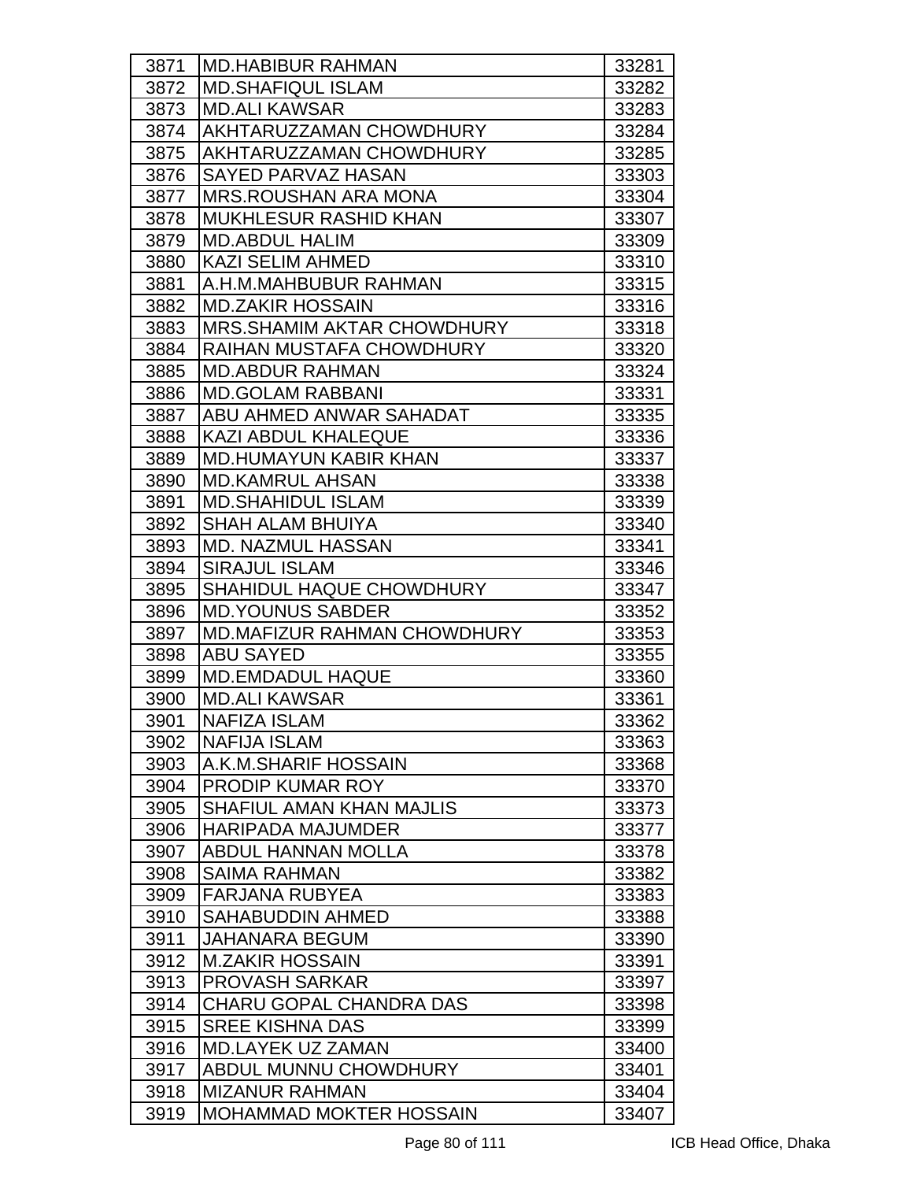| 3871 | MD.HABIBUR RAHMAN | 33281 |
|---|---|---|
| 3872 | MD.SHAFIQUL ISLAM | 33282 |
| 3873 | MD.ALI KAWSAR | 33283 |
| 3874 | AKHTARUZZAMAN CHOWDHURY | 33284 |
| 3875 | AKHTARUZZAMAN CHOWDHURY | 33285 |
| 3876 | SAYED PARVAZ HASAN | 33303 |
| 3877 | MRS.ROUSHAN ARA MONA | 33304 |
| 3878 | MUKHLESUR RASHID KHAN | 33307 |
| 3879 | MD.ABDUL HALIM | 33309 |
| 3880 | KAZI SELIM AHMED | 33310 |
| 3881 | A.H.M.MAHBUBUR RAHMAN | 33315 |
| 3882 | MD.ZAKIR HOSSAIN | 33316 |
| 3883 | MRS.SHAMIM AKTAR CHOWDHURY | 33318 |
| 3884 | RAIHAN MUSTAFA CHOWDHURY | 33320 |
| 3885 | MD.ABDUR RAHMAN | 33324 |
| 3886 | MD.GOLAM RABBANI | 33331 |
| 3887 | ABU AHMED ANWAR SAHADAT | 33335 |
| 3888 | KAZI ABDUL KHALEQUE | 33336 |
| 3889 | MD.HUMAYUN KABIR KHAN | 33337 |
| 3890 | MD.KAMRUL AHSAN | 33338 |
| 3891 | MD.SHAHIDUL ISLAM | 33339 |
| 3892 | SHAH ALAM BHUIYA | 33340 |
| 3893 | MD. NAZMUL HASSAN | 33341 |
| 3894 | SIRAJUL ISLAM | 33346 |
| 3895 | SHAHIDUL HAQUE CHOWDHURY | 33347 |
| 3896 | MD.YOUNUS SABDER | 33352 |
| 3897 | MD.MAFIZUR RAHMAN CHOWDHURY | 33353 |
| 3898 | ABU SAYED | 33355 |
| 3899 | MD.EMDADUL HAQUE | 33360 |
| 3900 | MD.ALI KAWSAR | 33361 |
| 3901 | NAFIZA ISLAM | 33362 |
| 3902 | NAFIJA ISLAM | 33363 |
| 3903 | A.K.M.SHARIF HOSSAIN | 33368 |
| 3904 | PRODIP KUMAR ROY | 33370 |
| 3905 | SHAFIUL AMAN KHAN MAJLIS | 33373 |
| 3906 | HARIPADA MAJUMDER | 33377 |
| 3907 | ABDUL HANNAN MOLLA | 33378 |
| 3908 | SAIMA RAHMAN | 33382 |
| 3909 | FARJANA RUBYEA | 33383 |
| 3910 | SAHABUDDIN AHMED | 33388 |
| 3911 | JAHANARA BEGUM | 33390 |
| 3912 | M.ZAKIR HOSSAIN | 33391 |
| 3913 | PROVASH SARKAR | 33397 |
| 3914 | CHARU GOPAL CHANDRA DAS | 33398 |
| 3915 | SREE KISHNA DAS | 33399 |
| 3916 | MD.LAYEK UZ ZAMAN | 33400 |
| 3917 | ABDUL MUNNU CHOWDHURY | 33401 |
| 3918 | MIZANUR RAHMAN | 33404 |
| 3919 | MOHAMMAD MOKTER HOSSAIN | 33407 |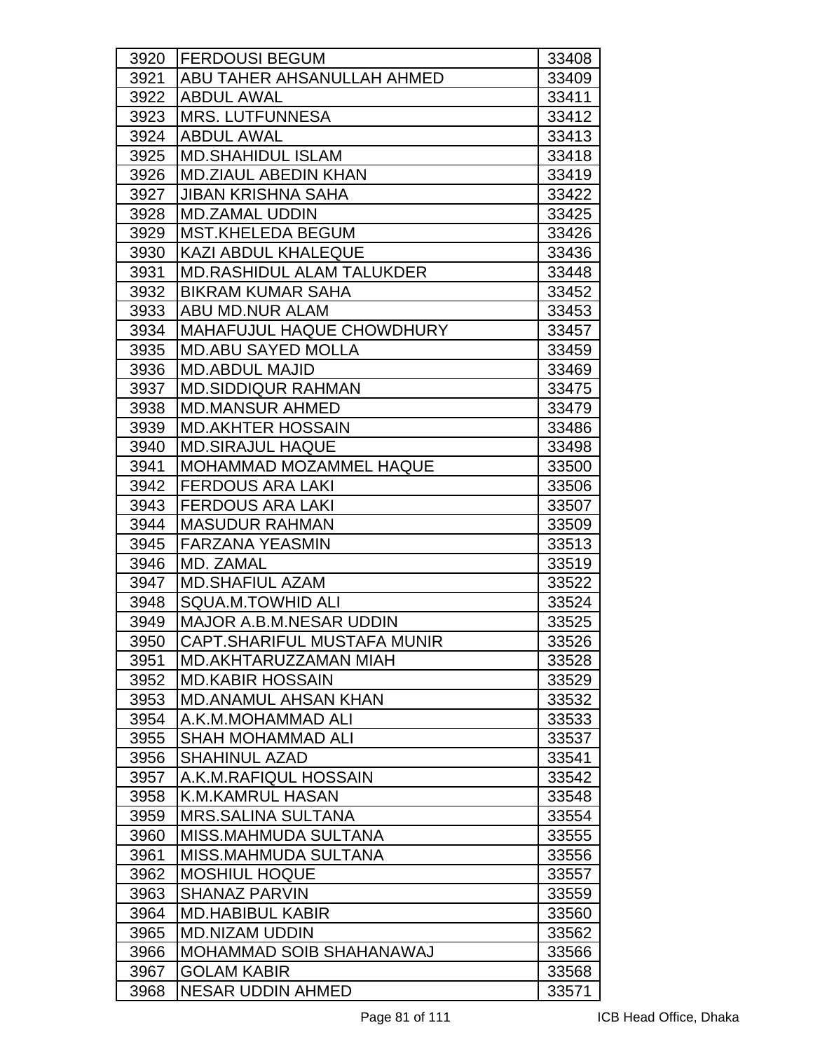| | | |
|---|---|---|
| 3920 | FERDOUSI BEGUM | 33408 |
| 3921 | ABU TAHER AHSANULLAH AHMED | 33409 |
| 3922 | ABDUL AWAL | 33411 |
| 3923 | MRS. LUTFUNNESA | 33412 |
| 3924 | ABDUL AWAL | 33413 |
| 3925 | MD.SHAHIDUL ISLAM | 33418 |
| 3926 | MD.ZIAUL ABEDIN KHAN | 33419 |
| 3927 | JIBAN KRISHNA SAHA | 33422 |
| 3928 | MD.ZAMAL UDDIN | 33425 |
| 3929 | MST.KHELEDA BEGUM | 33426 |
| 3930 | KAZI ABDUL KHALEQUE | 33436 |
| 3931 | MD.RASHIDUL ALAM TALUKDER | 33448 |
| 3932 | BIKRAM KUMAR SAHA | 33452 |
| 3933 | ABU MD.NUR ALAM | 33453 |
| 3934 | MAHAFUJUL HAQUE CHOWDHURY | 33457 |
| 3935 | MD.ABU SAYED MOLLA | 33459 |
| 3936 | MD.ABDUL MAJID | 33469 |
| 3937 | MD.SIDDIQUR RAHMAN | 33475 |
| 3938 | MD.MANSUR AHMED | 33479 |
| 3939 | MD.AKHTER HOSSAIN | 33486 |
| 3940 | MD.SIRAJUL HAQUE | 33498 |
| 3941 | MOHAMMAD MOZAMMEL HAQUE | 33500 |
| 3942 | FERDOUS ARA LAKI | 33506 |
| 3943 | FERDOUS ARA LAKI | 33507 |
| 3944 | MASUDUR RAHMAN | 33509 |
| 3945 | FARZANA YEASMIN | 33513 |
| 3946 | MD. ZAMAL | 33519 |
| 3947 | MD.SHAFIUL AZAM | 33522 |
| 3948 | SQUA.M.TOWHID ALI | 33524 |
| 3949 | MAJOR A.B.M.NESAR UDDIN | 33525 |
| 3950 | CAPT.SHARIFUL MUSTAFA MUNIR | 33526 |
| 3951 | MD.AKHTARUZZAMAN MIAH | 33528 |
| 3952 | MD.KABIR HOSSAIN | 33529 |
| 3953 | MD.ANAMUL AHSAN KHAN | 33532 |
| 3954 | A.K.M.MOHAMMAD ALI | 33533 |
| 3955 | SHAH MOHAMMAD ALI | 33537 |
| 3956 | SHAHINUL AZAD | 33541 |
| 3957 | A.K.M.RAFIQUL HOSSAIN | 33542 |
| 3958 | K.M.KAMRUL HASAN | 33548 |
| 3959 | MRS.SALINA SULTANA | 33554 |
| 3960 | MISS.MAHMUDA SULTANA | 33555 |
| 3961 | MISS.MAHMUDA SULTANA | 33556 |
| 3962 | MOSHIUL HOQUE | 33557 |
| 3963 | SHANAZ PARVIN | 33559 |
| 3964 | MD.HABIBUL KABIR | 33560 |
| 3965 | MD.NIZAM UDDIN | 33562 |
| 3966 | MOHAMMAD SOIB SHAHANAWAJ | 33566 |
| 3967 | GOLAM KABIR | 33568 |
| 3968 | NESAR UDDIN AHMED | 33571 |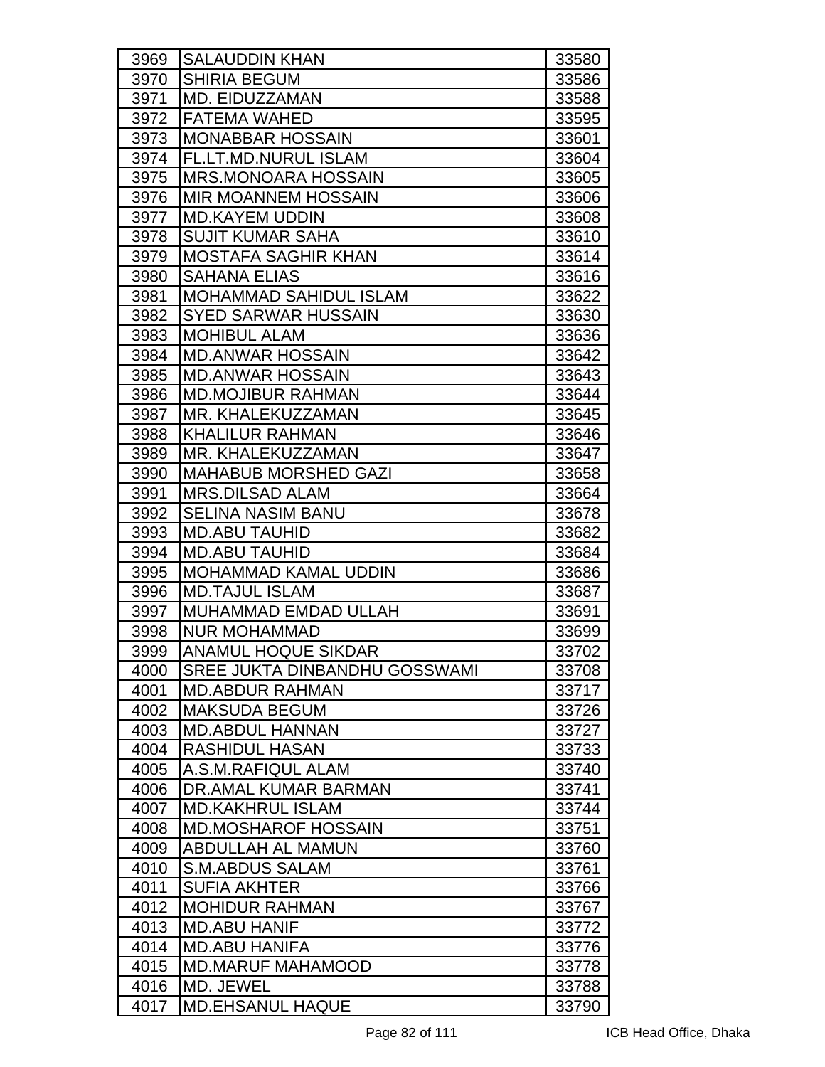| | | |
|---|---|---|
| 3969 | SALAUDDIN KHAN | 33580 |
| 3970 | SHIRIA BEGUM | 33586 |
| 3971 | MD. EIDUZZAMAN | 33588 |
| 3972 | FATEMA WAHED | 33595 |
| 3973 | MONABBAR HOSSAIN | 33601 |
| 3974 | FL.LT.MD.NURUL ISLAM | 33604 |
| 3975 | MRS.MONOARA HOSSAIN | 33605 |
| 3976 | MIR MOANNEM HOSSAIN | 33606 |
| 3977 | MD.KAYEM UDDIN | 33608 |
| 3978 | SUJIT KUMAR SAHA | 33610 |
| 3979 | MOSTAFA SAGHIR KHAN | 33614 |
| 3980 | SAHANA ELIAS | 33616 |
| 3981 | MOHAMMAD SAHIDUL ISLAM | 33622 |
| 3982 | SYED SARWAR HUSSAIN | 33630 |
| 3983 | MOHIBUL ALAM | 33636 |
| 3984 | MD.ANWAR HOSSAIN | 33642 |
| 3985 | MD.ANWAR HOSSAIN | 33643 |
| 3986 | MD.MOJIBUR RAHMAN | 33644 |
| 3987 | MR. KHALEKUZZAMAN | 33645 |
| 3988 | KHALILUR RAHMAN | 33646 |
| 3989 | MR. KHALEKUZZAMAN | 33647 |
| 3990 | MAHABUB MORSHED GAZI | 33658 |
| 3991 | MRS.DILSAD ALAM | 33664 |
| 3992 | SELINA NASIM BANU | 33678 |
| 3993 | MD.ABU TAUHID | 33682 |
| 3994 | MD.ABU TAUHID | 33684 |
| 3995 | MOHAMMAD KAMAL UDDIN | 33686 |
| 3996 | MD.TAJUL ISLAM | 33687 |
| 3997 | MUHAMMAD EMDAD ULLAH | 33691 |
| 3998 | NUR MOHAMMAD | 33699 |
| 3999 | ANAMUL HOQUE SIKDAR | 33702 |
| 4000 | SREE JUKTA DINBANDHU GOSSWAMI | 33708 |
| 4001 | MD.ABDUR RAHMAN | 33717 |
| 4002 | MAKSUDA BEGUM | 33726 |
| 4003 | MD.ABDUL HANNAN | 33727 |
| 4004 | RASHIDUL HASAN | 33733 |
| 4005 | A.S.M.RAFIQUL ALAM | 33740 |
| 4006 | DR.AMAL KUMAR BARMAN | 33741 |
| 4007 | MD.KAKHRUL ISLAM | 33744 |
| 4008 | MD.MOSHAROF HOSSAIN | 33751 |
| 4009 | ABDULLAH AL MAMUN | 33760 |
| 4010 | S.M.ABDUS SALAM | 33761 |
| 4011 | SUFIA AKHTER | 33766 |
| 4012 | MOHIDUR RAHMAN | 33767 |
| 4013 | MD.ABU HANIF | 33772 |
| 4014 | MD.ABU HANIFA | 33776 |
| 4015 | MD.MARUF MAHAMOOD | 33778 |
| 4016 | MD. JEWEL | 33788 |
| 4017 | MD.EHSANUL HAQUE | 33790 |

ICB Head Office, Dhaka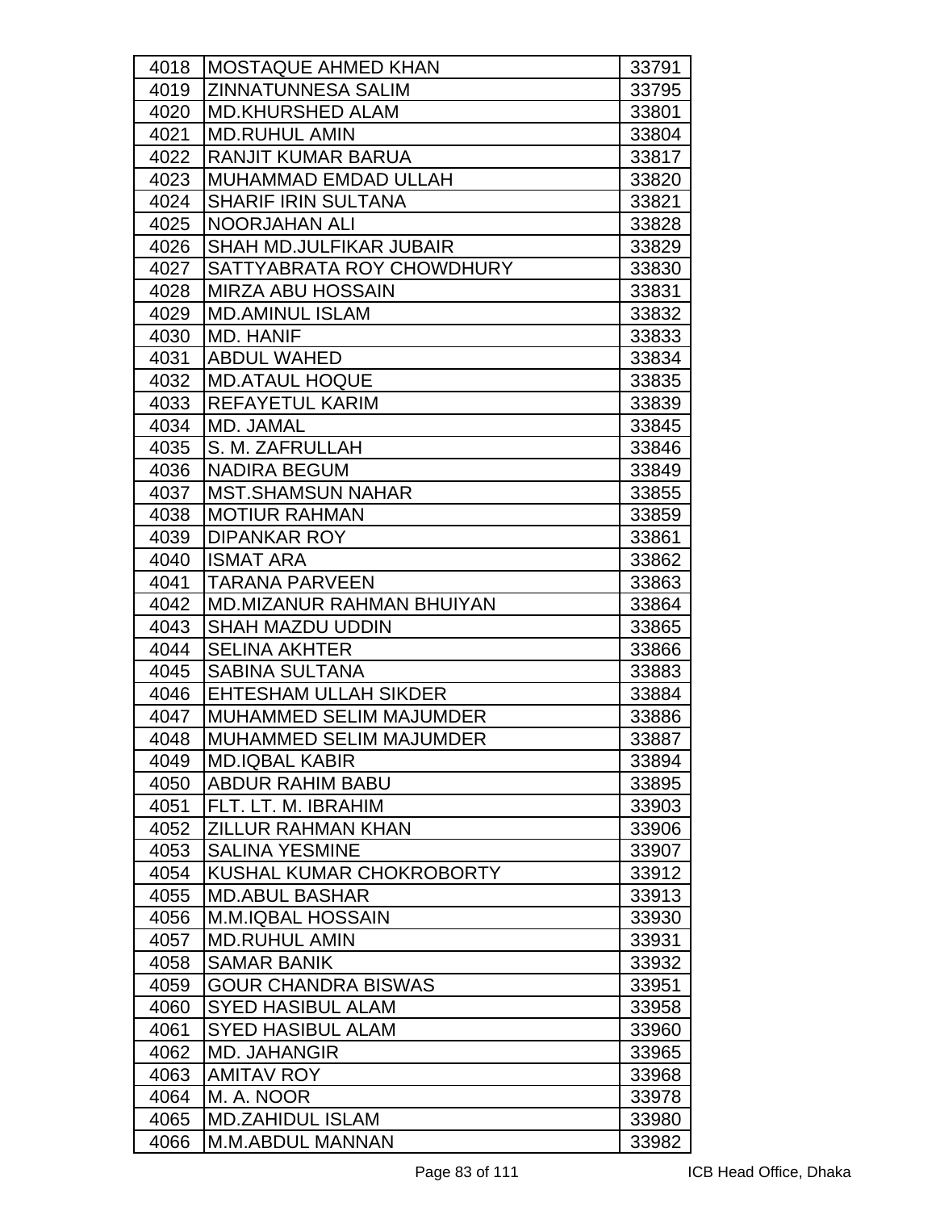| | | |
|---|---|---|
| 4018 | MOSTAQUE AHMED KHAN | 33791 |
| 4019 | ZINNATUNNESA SALIM | 33795 |
| 4020 | MD.KHURSHED ALAM | 33801 |
| 4021 | MD.RUHUL AMIN | 33804 |
| 4022 | RANJIT KUMAR BARUA | 33817 |
| 4023 | MUHAMMAD EMDAD ULLAH | 33820 |
| 4024 | SHARIF IRIN SULTANA | 33821 |
| 4025 | NOORJAHAN ALI | 33828 |
| 4026 | SHAH MD.JULFIKAR JUBAIR | 33829 |
| 4027 | SATTYABRATA ROY CHOWDHURY | 33830 |
| 4028 | MIRZA ABU HOSSAIN | 33831 |
| 4029 | MD.AMINUL ISLAM | 33832 |
| 4030 | MD. HANIF | 33833 |
| 4031 | ABDUL WAHED | 33834 |
| 4032 | MD.ATAUL HOQUE | 33835 |
| 4033 | REFAYETUL KARIM | 33839 |
| 4034 | MD. JAMAL | 33845 |
| 4035 | S. M. ZAFRULLAH | 33846 |
| 4036 | NADIRA BEGUM | 33849 |
| 4037 | MST.SHAMSUN NAHAR | 33855 |
| 4038 | MOTIUR RAHMAN | 33859 |
| 4039 | DIPANKAR ROY | 33861 |
| 4040 | ISMAT ARA | 33862 |
| 4041 | TARANA PARVEEN | 33863 |
| 4042 | MD.MIZANUR RAHMAN BHUIYAN | 33864 |
| 4043 | SHAH MAZDU UDDIN | 33865 |
| 4044 | SELINA AKHTER | 33866 |
| 4045 | SABINA SULTANA | 33883 |
| 4046 | EHTESHAM ULLAH SIKDER | 33884 |
| 4047 | MUHAMMED SELIM MAJUMDER | 33886 |
| 4048 | MUHAMMED SELIM MAJUMDER | 33887 |
| 4049 | MD.IQBAL KABIR | 33894 |
| 4050 | ABDUR RAHIM BABU | 33895 |
| 4051 | FLT. LT. M. IBRAHIM | 33903 |
| 4052 | ZILLUR RAHMAN KHAN | 33906 |
| 4053 | SALINA YESMINE | 33907 |
| 4054 | KUSHAL KUMAR CHOKROBORTY | 33912 |
| 4055 | MD.ABUL BASHAR | 33913 |
| 4056 | M.M.IQBAL HOSSAIN | 33930 |
| 4057 | MD.RUHUL AMIN | 33931 |
| 4058 | SAMAR BANIK | 33932 |
| 4059 | GOUR CHANDRA BISWAS | 33951 |
| 4060 | SYED HASIBUL ALAM | 33958 |
| 4061 | SYED HASIBUL ALAM | 33960 |
| 4062 | MD. JAHANGIR | 33965 |
| 4063 | AMITAV ROY | 33968 |
| 4064 | M. A. NOOR | 33978 |
| 4065 | MD.ZAHIDUL ISLAM | 33980 |
| 4066 | M.M.ABDUL MANNAN | 33982 |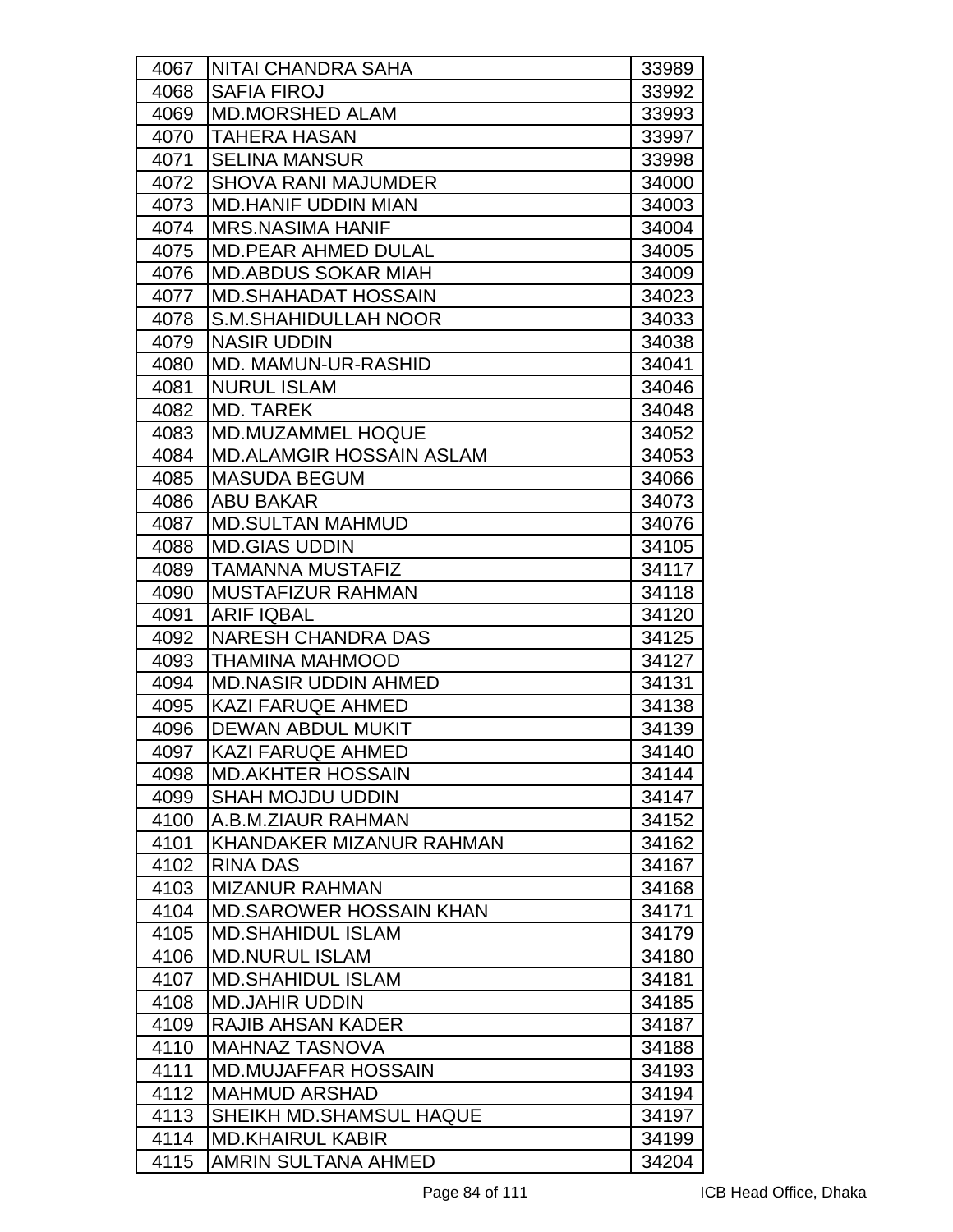| | | |
|---|---|---|
| 4067 | NITAI CHANDRA SAHA | 33989 |
| 4068 | SAFIA FIROJ | 33992 |
| 4069 | MD.MORSHED ALAM | 33993 |
| 4070 | TAHERA HASAN | 33997 |
| 4071 | SELINA MANSUR | 33998 |
| 4072 | SHOVA RANI MAJUMDER | 34000 |
| 4073 | MD.HANIF UDDIN MIAN | 34003 |
| 4074 | MRS.NASIMA HANIF | 34004 |
| 4075 | MD.PEAR AHMED DULAL | 34005 |
| 4076 | MD.ABDUS SOKAR MIAH | 34009 |
| 4077 | MD.SHAHADAT HOSSAIN | 34023 |
| 4078 | S.M.SHAHIDULLAH NOOR | 34033 |
| 4079 | NASIR UDDIN | 34038 |
| 4080 | MD. MAMUN-UR-RASHID | 34041 |
| 4081 | NURUL ISLAM | 34046 |
| 4082 | MD. TAREK | 34048 |
| 4083 | MD.MUZAMMEL HOQUE | 34052 |
| 4084 | MD.ALAMGIR HOSSAIN ASLAM | 34053 |
| 4085 | MASUDA BEGUM | 34066 |
| 4086 | ABU BAKAR | 34073 |
| 4087 | MD.SULTAN MAHMUD | 34076 |
| 4088 | MD.GIAS UDDIN | 34105 |
| 4089 | TAMANNA MUSTAFIZ | 34117 |
| 4090 | MUSTAFIZUR RAHMAN | 34118 |
| 4091 | ARIF IQBAL | 34120 |
| 4092 | NARESH CHANDRA DAS | 34125 |
| 4093 | THAMINA MAHMOOD | 34127 |
| 4094 | MD.NASIR UDDIN AHMED | 34131 |
| 4095 | KAZI FARUQE AHMED | 34138 |
| 4096 | DEWAN ABDUL MUKIT | 34139 |
| 4097 | KAZI FARUQE AHMED | 34140 |
| 4098 | MD.AKHTER HOSSAIN | 34144 |
| 4099 | SHAH MOJDU UDDIN | 34147 |
| 4100 | A.B.M.ZIAUR RAHMAN | 34152 |
| 4101 | KHANDAKER MIZANUR RAHMAN | 34162 |
| 4102 | RINA DAS | 34167 |
| 4103 | MIZANUR RAHMAN | 34168 |
| 4104 | MD.SAROWER HOSSAIN KHAN | 34171 |
| 4105 | MD.SHAHIDUL ISLAM | 34179 |
| 4106 | MD.NURUL ISLAM | 34180 |
| 4107 | MD.SHAHIDUL ISLAM | 34181 |
| 4108 | MD.JAHIR UDDIN | 34185 |
| 4109 | RAJIB AHSAN KADER | 34187 |
| 4110 | MAHNAZ TASNOVA | 34188 |
| 4111 | MD.MUJAFFAR HOSSAIN | 34193 |
| 4112 | MAHMUD ARSHAD | 34194 |
| 4113 | SHEIKH MD.SHAMSUL HAQUE | 34197 |
| 4114 | MD.KHAIRUL KABIR | 34199 |
| 4115 | AMRIN SULTANA AHMED | 34204 |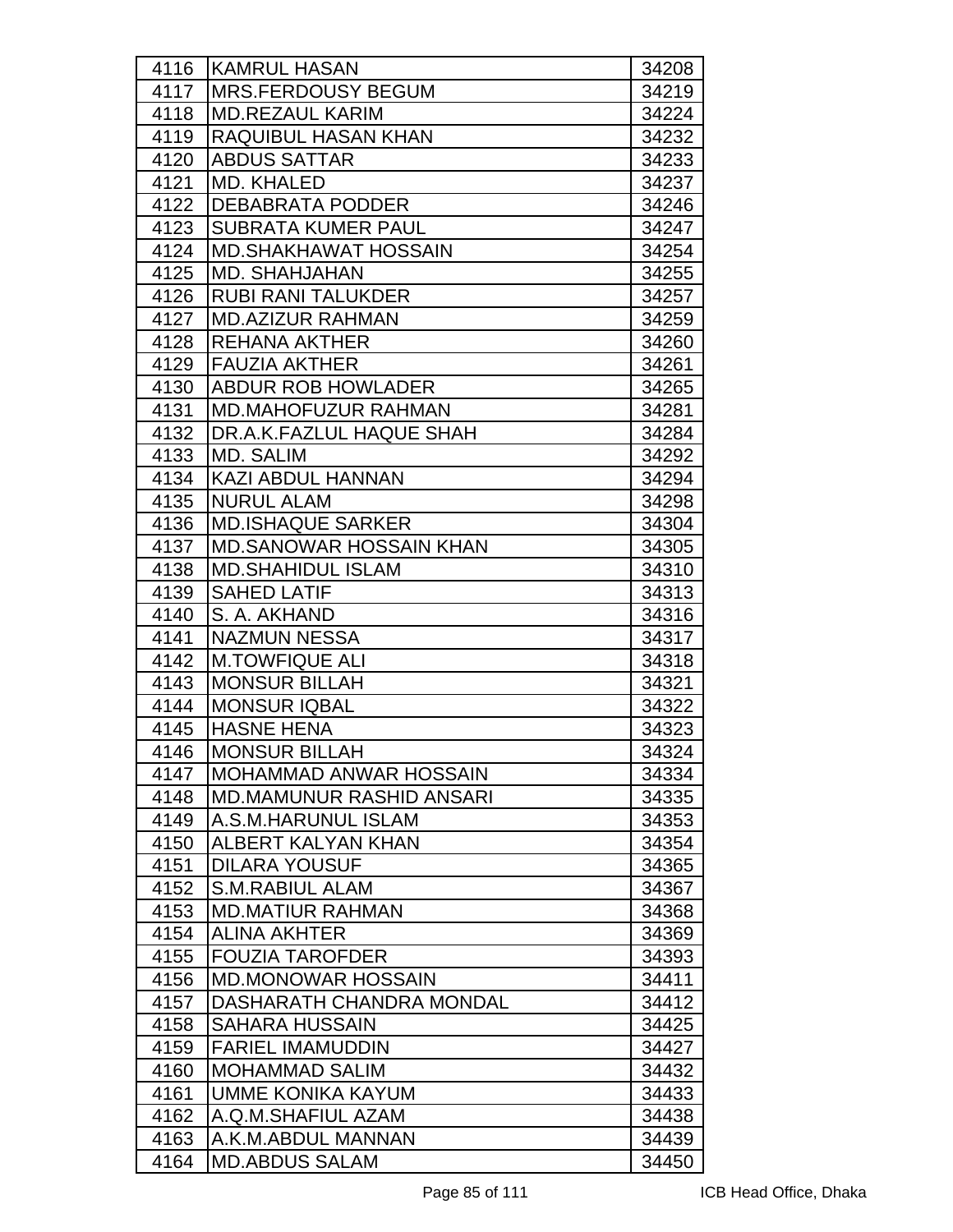| | | |
|---|---|---|
| 4116 | KAMRUL HASAN | 34208 |
| 4117 | MRS.FERDOUSY BEGUM | 34219 |
| 4118 | MD.REZAUL KARIM | 34224 |
| 4119 | RAQUIBUL HASAN KHAN | 34232 |
| 4120 | ABDUS SATTAR | 34233 |
| 4121 | MD. KHALED | 34237 |
| 4122 | DEBABRATA PODDER | 34246 |
| 4123 | SUBRATA KUMER PAUL | 34247 |
| 4124 | MD.SHAKHAWAT HOSSAIN | 34254 |
| 4125 | MD. SHAHJAHAN | 34255 |
| 4126 | RUBI RANI TALUKDER | 34257 |
| 4127 | MD.AZIZUR RAHMAN | 34259 |
| 4128 | REHANA AKTHER | 34260 |
| 4129 | FAUZIA AKTHER | 34261 |
| 4130 | ABDUR ROB HOWLADER | 34265 |
| 4131 | MD.MAHOFUZUR RAHMAN | 34281 |
| 4132 | DR.A.K.FAZLUL HAQUE SHAH | 34284 |
| 4133 | MD. SALIM | 34292 |
| 4134 | KAZI ABDUL HANNAN | 34294 |
| 4135 | NURUL ALAM | 34298 |
| 4136 | MD.ISHAQUE SARKER | 34304 |
| 4137 | MD.SANOWAR HOSSAIN KHAN | 34305 |
| 4138 | MD.SHAHIDUL ISLAM | 34310 |
| 4139 | SAHED LATIF | 34313 |
| 4140 | S. A. AKHAND | 34316 |
| 4141 | NAZMUN NESSA | 34317 |
| 4142 | M.TOWFIQUE ALI | 34318 |
| 4143 | MONSUR BILLAH | 34321 |
| 4144 | MONSUR IQBAL | 34322 |
| 4145 | HASNE HENA | 34323 |
| 4146 | MONSUR BILLAH | 34324 |
| 4147 | MOHAMMAD ANWAR HOSSAIN | 34334 |
| 4148 | MD.MAMUNUR RASHID ANSARI | 34335 |
| 4149 | A.S.M.HARUNUL ISLAM | 34353 |
| 4150 | ALBERT KALYAN KHAN | 34354 |
| 4151 | DILARA YOUSUF | 34365 |
| 4152 | S.M.RABIUL ALAM | 34367 |
| 4153 | MD.MATIUR RAHMAN | 34368 |
| 4154 | ALINA AKHTER | 34369 |
| 4155 | FOUZIA TAROFDER | 34393 |
| 4156 | MD.MONOWAR HOSSAIN | 34411 |
| 4157 | DASHARATH CHANDRA MONDAL | 34412 |
| 4158 | SAHARA HUSSAIN | 34425 |
| 4159 | FARIEL IMAMUDDIN | 34427 |
| 4160 | MOHAMMAD SALIM | 34432 |
| 4161 | UMME KONIKA KAYUM | 34433 |
| 4162 | A.Q.M.SHAFIUL AZAM | 34438 |
| 4163 | A.K.M.ABDUL MANNAN | 34439 |
| 4164 | MD.ABDUS SALAM | 34450 |

ICB Head Office, Dhaka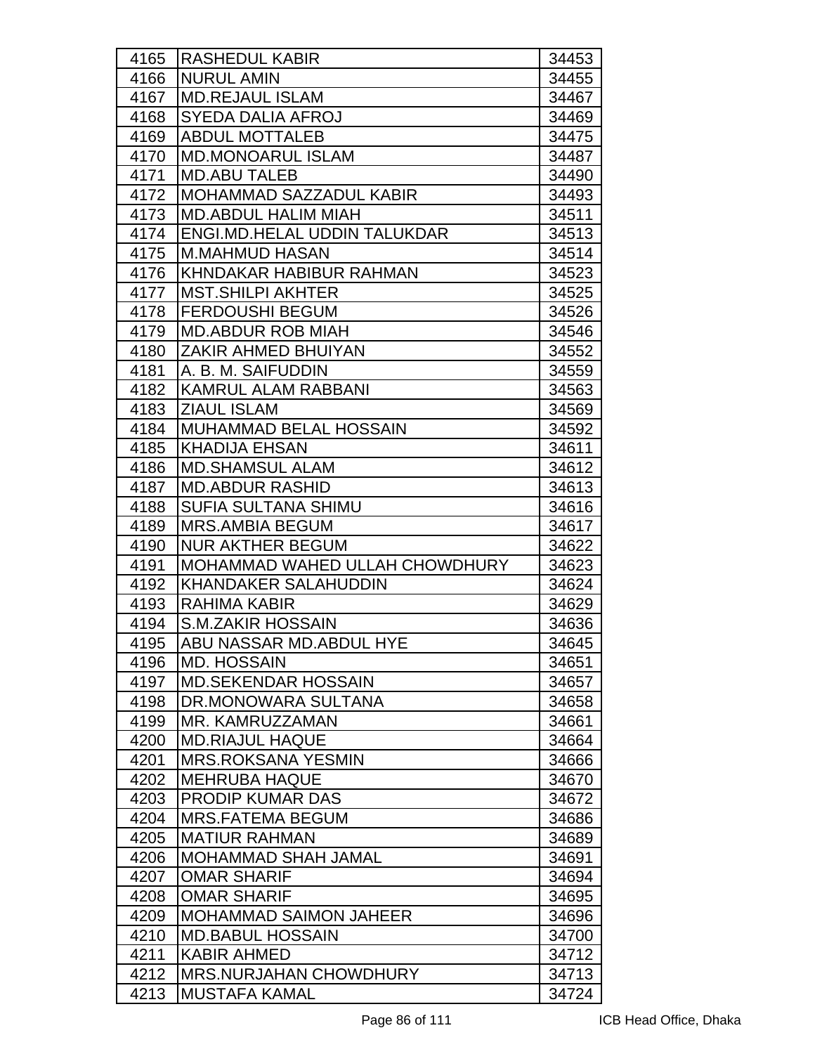| | | |
|---|---|---|
| 4165 | RASHEDUL KABIR | 34453 |
| 4166 | NURUL AMIN | 34455 |
| 4167 | MD.REJAUL ISLAM | 34467 |
| 4168 | SYEDA DALIA AFROJ | 34469 |
| 4169 | ABDUL MOTTALEB | 34475 |
| 4170 | MD.MONOARUL ISLAM | 34487 |
| 4171 | MD.ABU TALEB | 34490 |
| 4172 | MOHAMMAD SAZZADUL KABIR | 34493 |
| 4173 | MD.ABDUL HALIM MIAH | 34511 |
| 4174 | ENGI.MD.HELAL UDDIN TALUKDAR | 34513 |
| 4175 | M.MAHMUD HASAN | 34514 |
| 4176 | KHNDAKAR HABIBUR RAHMAN | 34523 |
| 4177 | MST.SHILPI AKHTER | 34525 |
| 4178 | FERDOUSHI BEGUM | 34526 |
| 4179 | MD.ABDUR ROB MIAH | 34546 |
| 4180 | ZAKIR AHMED BHUIYAN | 34552 |
| 4181 | A. B. M. SAIFUDDIN | 34559 |
| 4182 | KAMRUL ALAM RABBANI | 34563 |
| 4183 | ZIAUL ISLAM | 34569 |
| 4184 | MUHAMMAD BELAL HOSSAIN | 34592 |
| 4185 | KHADIJA EHSAN | 34611 |
| 4186 | MD.SHAMSUL ALAM | 34612 |
| 4187 | MD.ABDUR RASHID | 34613 |
| 4188 | SUFIA SULTANA SHIMU | 34616 |
| 4189 | MRS.AMBIA BEGUM | 34617 |
| 4190 | NUR AKTHER BEGUM | 34622 |
| 4191 | MOHAMMAD WAHED ULLAH CHOWDHURY | 34623 |
| 4192 | KHANDAKER SALAHUDDIN | 34624 |
| 4193 | RAHIMA KABIR | 34629 |
| 4194 | S.M.ZAKIR HOSSAIN | 34636 |
| 4195 | ABU NASSAR MD.ABDUL HYE | 34645 |
| 4196 | MD. HOSSAIN | 34651 |
| 4197 | MD.SEKENDAR HOSSAIN | 34657 |
| 4198 | DR.MONOWARA SULTANA | 34658 |
| 4199 | MR. KAMRUZZAMAN | 34661 |
| 4200 | MD.RIAJUL HAQUE | 34664 |
| 4201 | MRS.ROKSANA YESMIN | 34666 |
| 4202 | MEHRUBA HAQUE | 34670 |
| 4203 | PRODIP KUMAR DAS | 34672 |
| 4204 | MRS.FATEMA BEGUM | 34686 |
| 4205 | MATIUR RAHMAN | 34689 |
| 4206 | MOHAMMAD SHAH JAMAL | 34691 |
| 4207 | OMAR SHARIF | 34694 |
| 4208 | OMAR SHARIF | 34695 |
| 4209 | MOHAMMAD SAIMON JAHEER | 34696 |
| 4210 | MD.BABUL HOSSAIN | 34700 |
| 4211 | KABIR AHMED | 34712 |
| 4212 | MRS.NURJAHAN CHOWDHURY | 34713 |
| 4213 | MUSTAFA KAMAL | 34724 |

ICB Head Office, Dhaka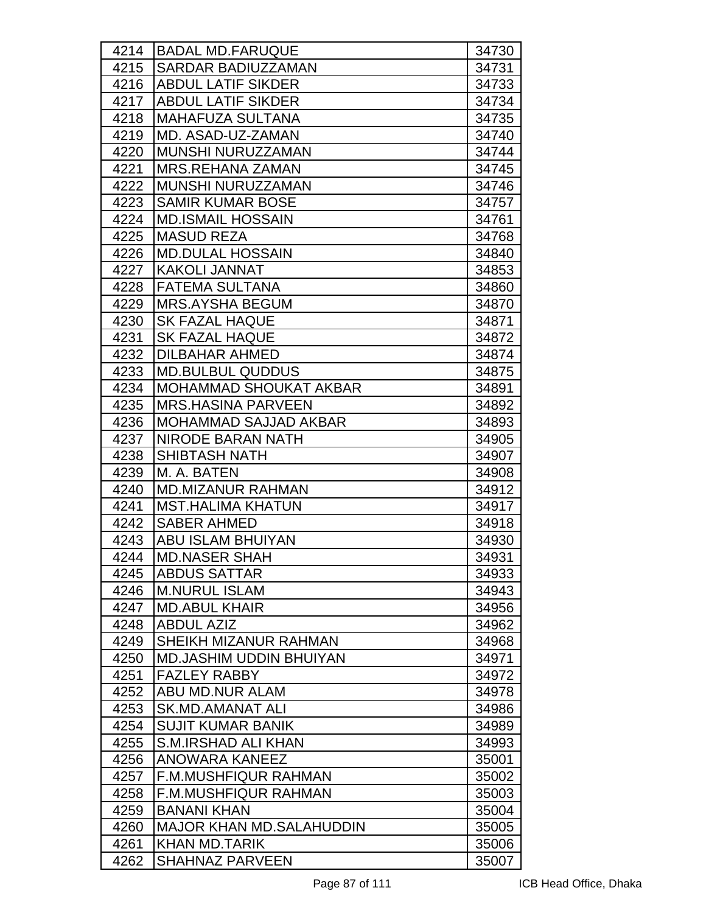| 4214 | BADAL MD.FARUQUE | 34730 |
|---|---|---|
| 4215 | SARDAR BADIUZZAMAN | 34731 |
| 4216 | ABDUL LATIF SIKDER | 34733 |
| 4217 | ABDUL LATIF SIKDER | 34734 |
| 4218 | MAHAFUZA SULTANA | 34735 |
| 4219 | MD. ASAD-UZ-ZAMAN | 34740 |
| 4220 | MUNSHI NURUZZAMAN | 34744 |
| 4221 | MRS.REHANA ZAMAN | 34745 |
| 4222 | MUNSHI NURUZZAMAN | 34746 |
| 4223 | SAMIR KUMAR BOSE | 34757 |
| 4224 | MD.ISMAIL HOSSAIN | 34761 |
| 4225 | MASUD REZA | 34768 |
| 4226 | MD.DULAL HOSSAIN | 34840 |
| 4227 | KAKOLI JANNAT | 34853 |
| 4228 | FATEMA SULTANA | 34860 |
| 4229 | MRS.AYSHA BEGUM | 34870 |
| 4230 | SK FAZAL HAQUE | 34871 |
| 4231 | SK FAZAL HAQUE | 34872 |
| 4232 | DILBAHAR AHMED | 34874 |
| 4233 | MD.BULBUL QUDDUS | 34875 |
| 4234 | MOHAMMAD SHOUKAT AKBAR | 34891 |
| 4235 | MRS.HASINA PARVEEN | 34892 |
| 4236 | MOHAMMAD SAJJAD AKBAR | 34893 |
| 4237 | NIRODE BARAN NATH | 34905 |
| 4238 | SHIBTASH NATH | 34907 |
| 4239 | M. A. BATEN | 34908 |
| 4240 | MD.MIZANUR RAHMAN | 34912 |
| 4241 | MST.HALIMA KHATUN | 34917 |
| 4242 | SABER AHMED | 34918 |
| 4243 | ABU ISLAM BHUIYAN | 34930 |
| 4244 | MD.NASER SHAH | 34931 |
| 4245 | ABDUS SATTAR | 34933 |
| 4246 | M.NURUL ISLAM | 34943 |
| 4247 | MD.ABUL KHAIR | 34956 |
| 4248 | ABDUL AZIZ | 34962 |
| 4249 | SHEIKH MIZANUR RAHMAN | 34968 |
| 4250 | MD.JASHIM UDDIN BHUIYAN | 34971 |
| 4251 | FAZLEY RABBY | 34972 |
| 4252 | ABU MD.NUR ALAM | 34978 |
| 4253 | SK.MD.AMANAT ALI | 34986 |
| 4254 | SUJIT KUMAR BANIK | 34989 |
| 4255 | S.M.IRSHAD ALI KHAN | 34993 |
| 4256 | ANOWARA KANEEZ | 35001 |
| 4257 | F.M.MUSHFIQUR RAHMAN | 35002 |
| 4258 | F.M.MUSHFIQUR RAHMAN | 35003 |
| 4259 | BANANI KHAN | 35004 |
| 4260 | MAJOR KHAN MD.SALAHUDDIN | 35005 |
| 4261 | KHAN MD.TARIK | 35006 |
| 4262 | SHAHNAZ PARVEEN | 35007 |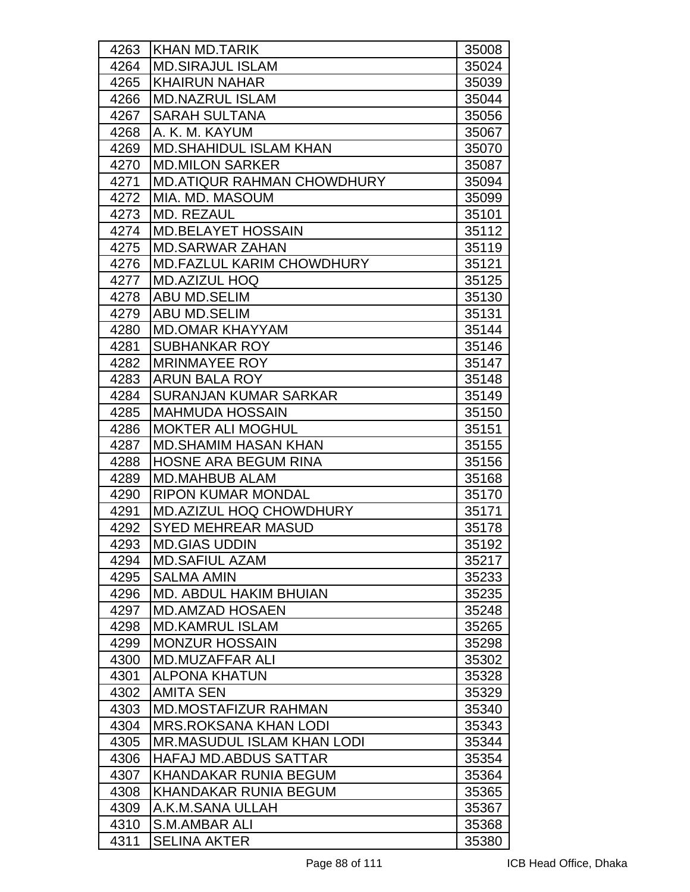| | | |
|---|---|---|
| 4263 | KHAN MD.TARIK | 35008 |
| 4264 | MD.SIRAJUL ISLAM | 35024 |
| 4265 | KHAIRUN NAHAR | 35039 |
| 4266 | MD.NAZRUL ISLAM | 35044 |
| 4267 | SARAH SULTANA | 35056 |
| 4268 | A. K. M. KAYUM | 35067 |
| 4269 | MD.SHAHIDUL ISLAM KHAN | 35070 |
| 4270 | MD.MILON SARKER | 35087 |
| 4271 | MD.ATIQUR RAHMAN CHOWDHURY | 35094 |
| 4272 | MIA. MD. MASOUM | 35099 |
| 4273 | MD. REZAUL | 35101 |
| 4274 | MD.BELAYET HOSSAIN | 35112 |
| 4275 | MD.SARWAR ZAHAN | 35119 |
| 4276 | MD.FAZLUL KARIM CHOWDHURY | 35121 |
| 4277 | MD.AZIZUL HOQ | 35125 |
| 4278 | ABU MD.SELIM | 35130 |
| 4279 | ABU MD.SELIM | 35131 |
| 4280 | MD.OMAR KHAYYAM | 35144 |
| 4281 | SUBHANKAR ROY | 35146 |
| 4282 | MRINMAYEE ROY | 35147 |
| 4283 | ARUN BALA ROY | 35148 |
| 4284 | SURANJAN KUMAR SARKAR | 35149 |
| 4285 | MAHMUDA HOSSAIN | 35150 |
| 4286 | MOKTER ALI MOGHUL | 35151 |
| 4287 | MD.SHAMIM HASAN KHAN | 35155 |
| 4288 | HOSNE ARA BEGUM RINA | 35156 |
| 4289 | MD.MAHBUB ALAM | 35168 |
| 4290 | RIPON KUMAR MONDAL | 35170 |
| 4291 | MD.AZIZUL HOQ CHOWDHURY | 35171 |
| 4292 | SYED MEHREAR MASUD | 35178 |
| 4293 | MD.GIAS UDDIN | 35192 |
| 4294 | MD.SAFIUL AZAM | 35217 |
| 4295 | SALMA AMIN | 35233 |
| 4296 | MD. ABDUL HAKIM BHUIAN | 35235 |
| 4297 | MD.AMZAD HOSAEN | 35248 |
| 4298 | MD.KAMRUL ISLAM | 35265 |
| 4299 | MONZUR HOSSAIN | 35298 |
| 4300 | MD.MUZAFFAR ALI | 35302 |
| 4301 | ALPONA KHATUN | 35328 |
| 4302 | AMITA SEN | 35329 |
| 4303 | MD.MOSTAFIZUR RAHMAN | 35340 |
| 4304 | MRS.ROKSANA KHAN LODI | 35343 |
| 4305 | MR.MASUDUL ISLAM KHAN LODI | 35344 |
| 4306 | HAFAJ MD.ABDUS SATTAR | 35354 |
| 4307 | KHANDAKAR RUNIA BEGUM | 35364 |
| 4308 | KHANDAKAR RUNIA BEGUM | 35365 |
| 4309 | A.K.M.SANA ULLAH | 35367 |
| 4310 | S.M.AMBAR ALI | 35368 |
| 4311 | SELINA AKTER | 35380 |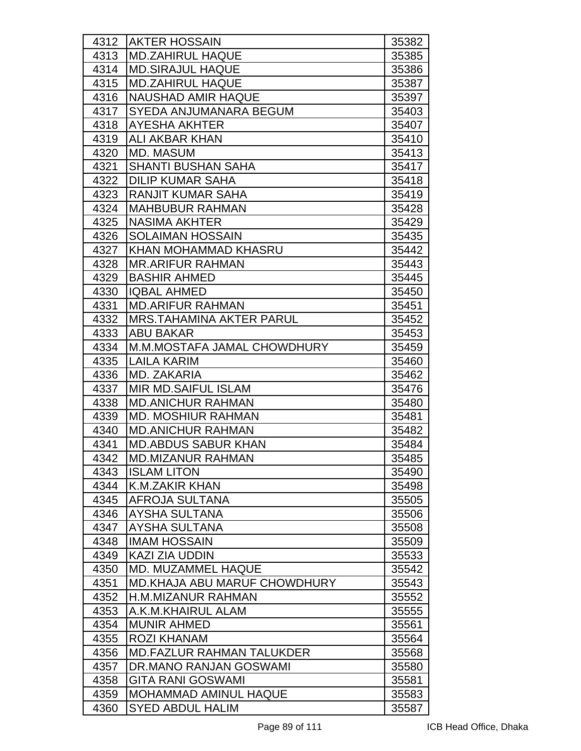| | | |
|---|---|---|
| 4312 | AKTER HOSSAIN | 35382 |
| 4313 | MD.ZAHIRUL HAQUE | 35385 |
| 4314 | MD.SIRAJUL HAQUE | 35386 |
| 4315 | MD.ZAHIRUL HAQUE | 35387 |
| 4316 | NAUSHAD AMIR HAQUE | 35397 |
| 4317 | SYEDA ANJUMANARA BEGUM | 35403 |
| 4318 | AYESHA AKHTER | 35407 |
| 4319 | ALI AKBAR KHAN | 35410 |
| 4320 | MD. MASUM | 35413 |
| 4321 | SHANTI BUSHAN SAHA | 35417 |
| 4322 | DILIP KUMAR SAHA | 35418 |
| 4323 | RANJIT KUMAR SAHA | 35419 |
| 4324 | MAHBUBUR RAHMAN | 35428 |
| 4325 | NASIMA AKHTER | 35429 |
| 4326 | SOLAIMAN HOSSAIN | 35435 |
| 4327 | KHAN MOHAMMAD KHASRU | 35442 |
| 4328 | MR.ARIFUR RAHMAN | 35443 |
| 4329 | BASHIR AHMED | 35445 |
| 4330 | IQBAL AHMED | 35450 |
| 4331 | MD.ARIFUR RAHMAN | 35451 |
| 4332 | MRS.TAHAMINA AKTER PARUL | 35452 |
| 4333 | ABU BAKAR | 35453 |
| 4334 | M.M.MOSTAFA JAMAL CHOWDHURY | 35459 |
| 4335 | LAILA KARIM | 35460 |
| 4336 | MD. ZAKARIA | 35462 |
| 4337 | MIR MD.SAIFUL ISLAM | 35476 |
| 4338 | MD.ANICHUR RAHMAN | 35480 |
| 4339 | MD. MOSHIUR RAHMAN | 35481 |
| 4340 | MD.ANICHUR RAHMAN | 35482 |
| 4341 | MD.ABDUS SABUR KHAN | 35484 |
| 4342 | MD.MIZANUR RAHMAN | 35485 |
| 4343 | ISLAM LITON | 35490 |
| 4344 | K.M.ZAKIR KHAN | 35498 |
| 4345 | AFROJA SULTANA | 35505 |
| 4346 | AYSHA SULTANA | 35506 |
| 4347 | AYSHA SULTANA | 35508 |
| 4348 | IMAM HOSSAIN | 35509 |
| 4349 | KAZI ZIA UDDIN | 35533 |
| 4350 | MD. MUZAMMEL HAQUE | 35542 |
| 4351 | MD.KHAJA ABU MARUF CHOWDHURY | 35543 |
| 4352 | H.M.MIZANUR RAHMAN | 35552 |
| 4353 | A.K.M.KHAIRUL ALAM | 35555 |
| 4354 | MUNIR AHMED | 35561 |
| 4355 | ROZI KHANAM | 35564 |
| 4356 | MD.FAZLUR RAHMAN TALUKDER | 35568 |
| 4357 | DR.MANO RANJAN GOSWAMI | 35580 |
| 4358 | GITA RANI GOSWAMI | 35581 |
| 4359 | MOHAMMAD AMINUL HAQUE | 35583 |
| 4360 | SYED ABDUL HALIM | 35587 |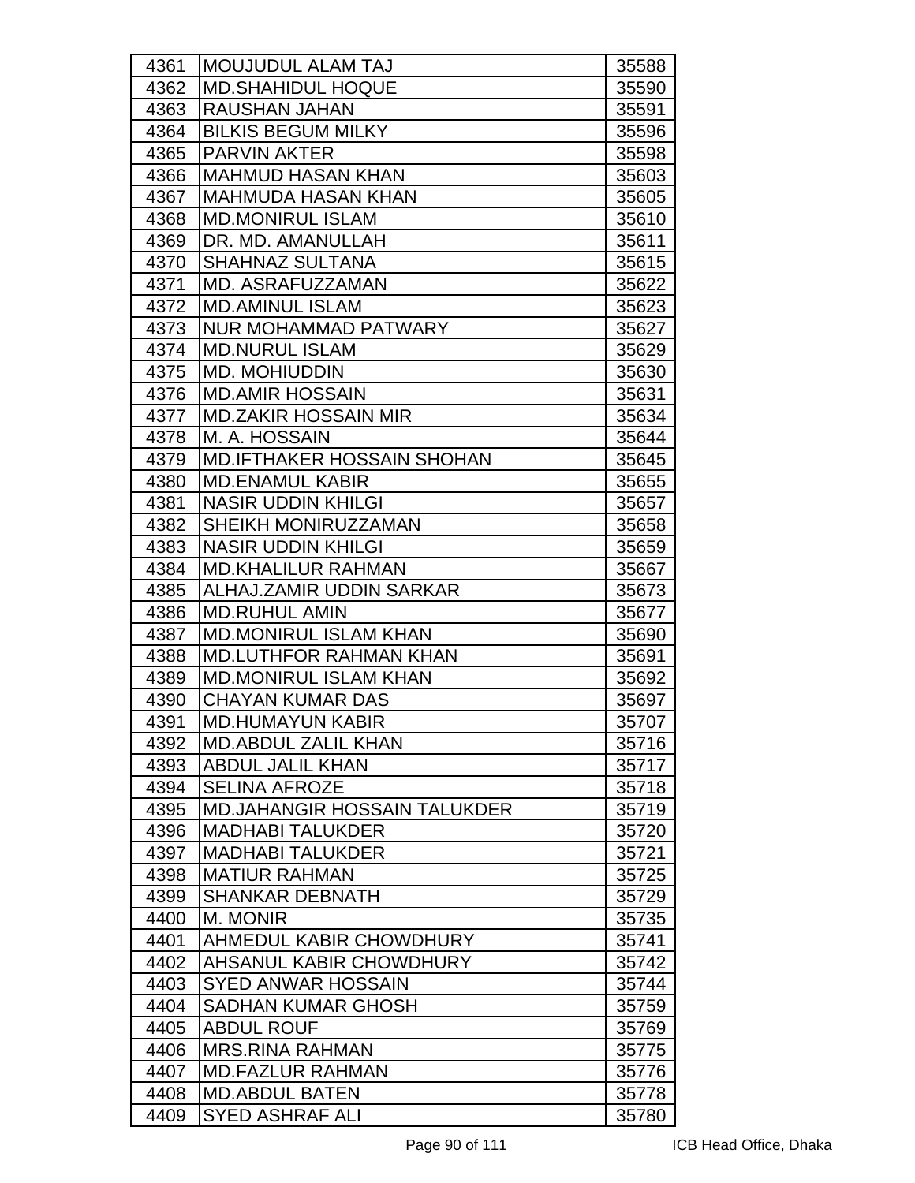| | | |
|---|---|---|
| 4361 | MOUJUDUL ALAM TAJ | 35588 |
| 4362 | MD.SHAHIDUL HOQUE | 35590 |
| 4363 | RAUSHAN JAHAN | 35591 |
| 4364 | BILKIS BEGUM MILKY | 35596 |
| 4365 | PARVIN AKTER | 35598 |
| 4366 | MAHMUD HASAN KHAN | 35603 |
| 4367 | MAHMUDA HASAN KHAN | 35605 |
| 4368 | MD.MONIRUL ISLAM | 35610 |
| 4369 | DR. MD. AMANULLAH | 35611 |
| 4370 | SHAHNAZ SULTANA | 35615 |
| 4371 | MD. ASRAFUZZAMAN | 35622 |
| 4372 | MD.AMINUL ISLAM | 35623 |
| 4373 | NUR MOHAMMAD PATWARY | 35627 |
| 4374 | MD.NURUL ISLAM | 35629 |
| 4375 | MD. MOHIUDDIN | 35630 |
| 4376 | MD.AMIR HOSSAIN | 35631 |
| 4377 | MD.ZAKIR HOSSAIN MIR | 35634 |
| 4378 | M. A. HOSSAIN | 35644 |
| 4379 | MD.IFTHAKER HOSSAIN SHOHAN | 35645 |
| 4380 | MD.ENAMUL KABIR | 35655 |
| 4381 | NASIR UDDIN KHILGI | 35657 |
| 4382 | SHEIKH MONIRUZZAMAN | 35658 |
| 4383 | NASIR UDDIN KHILGI | 35659 |
| 4384 | MD.KHALILUR RAHMAN | 35667 |
| 4385 | ALHAJ.ZAMIR UDDIN SARKAR | 35673 |
| 4386 | MD.RUHUL AMIN | 35677 |
| 4387 | MD.MONIRUL ISLAM KHAN | 35690 |
| 4388 | MD.LUTHFOR RAHMAN KHAN | 35691 |
| 4389 | MD.MONIRUL ISLAM KHAN | 35692 |
| 4390 | CHAYAN KUMAR DAS | 35697 |
| 4391 | MD.HUMAYUN KABIR | 35707 |
| 4392 | MD.ABDUL ZALIL KHAN | 35716 |
| 4393 | ABDUL JALIL KHAN | 35717 |
| 4394 | SELINA AFROZE | 35718 |
| 4395 | MD.JAHANGIR HOSSAIN TALUKDER | 35719 |
| 4396 | MADHABI TALUKDER | 35720 |
| 4397 | MADHABI TALUKDER | 35721 |
| 4398 | MATIUR RAHMAN | 35725 |
| 4399 | SHANKAR DEBNATH | 35729 |
| 4400 | M. MONIR | 35735 |
| 4401 | AHMEDUL KABIR CHOWDHURY | 35741 |
| 4402 | AHSANUL KABIR CHOWDHURY | 35742 |
| 4403 | SYED ANWAR HOSSAIN | 35744 |
| 4404 | SADHAN KUMAR GHOSH | 35759 |
| 4405 | ABDUL ROUF | 35769 |
| 4406 | MRS.RINA RAHMAN | 35775 |
| 4407 | MD.FAZLUR RAHMAN | 35776 |
| 4408 | MD.ABDUL BATEN | 35778 |
| 4409 | SYED ASHRAF ALI | 35780 |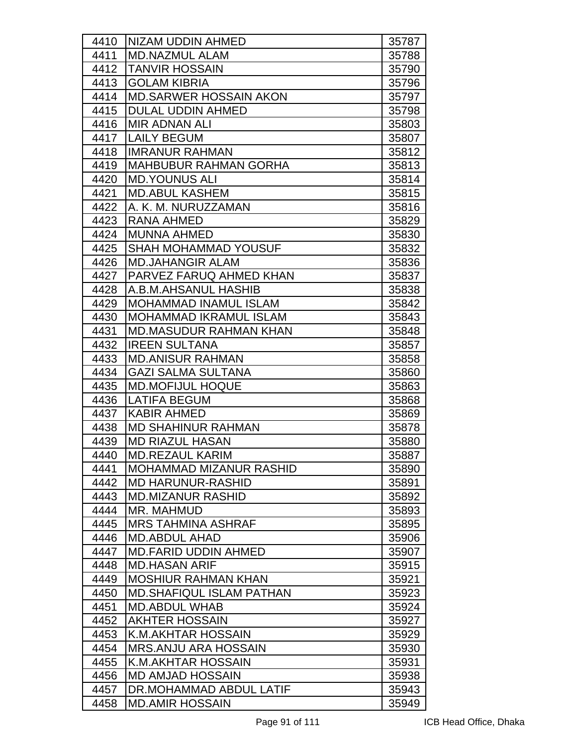| 4410 | NIZAM UDDIN AHMED | 35787 |
|---|---|---|
| 4411 | MD.NAZMUL ALAM | 35788 |
| 4412 | TANVIR HOSSAIN | 35790 |
| 4413 | GOLAM KIBRIA | 35796 |
| 4414 | MD.SARWER HOSSAIN AKON | 35797 |
| 4415 | DULAL UDDIN AHMED | 35798 |
| 4416 | MIR ADNAN ALI | 35803 |
| 4417 | LAILY BEGUM | 35807 |
| 4418 | IMRANUR RAHMAN | 35812 |
| 4419 | MAHBUBUR RAHMAN GORHA | 35813 |
| 4420 | MD.YOUNUS ALI | 35814 |
| 4421 | MD.ABUL KASHEM | 35815 |
| 4422 | A. K. M. NURUZZAMAN | 35816 |
| 4423 | RANA AHMED | 35829 |
| 4424 | MUNNA AHMED | 35830 |
| 4425 | SHAH MOHAMMAD YOUSUF | 35832 |
| 4426 | MD.JAHANGIR ALAM | 35836 |
| 4427 | PARVEZ FARUQ AHMED KHAN | 35837 |
| 4428 | A.B.M.AHSANUL HASHIB | 35838 |
| 4429 | MOHAMMAD INAMUL ISLAM | 35842 |
| 4430 | MOHAMMAD IKRAMUL ISLAM | 35843 |
| 4431 | MD.MASUDUR RAHMAN KHAN | 35848 |
| 4432 | IREEN SULTANA | 35857 |
| 4433 | MD.ANISUR RAHMAN | 35858 |
| 4434 | GAZI SALMA SULTANA | 35860 |
| 4435 | MD.MOFIJUL HOQUE | 35863 |
| 4436 | LATIFA BEGUM | 35868 |
| 4437 | KABIR AHMED | 35869 |
| 4438 | MD SHAHINUR RAHMAN | 35878 |
| 4439 | MD RIAZUL HASAN | 35880 |
| 4440 | MD.REZAUL KARIM | 35887 |
| 4441 | MOHAMMAD MIZANUR RASHID | 35890 |
| 4442 | MD HARUNUR-RASHID | 35891 |
| 4443 | MD.MIZANUR RASHID | 35892 |
| 4444 | MR. MAHMUD | 35893 |
| 4445 | MRS TAHMINA ASHRAF | 35895 |
| 4446 | MD.ABDUL AHAD | 35906 |
| 4447 | MD.FARID UDDIN AHMED | 35907 |
| 4448 | MD.HASAN ARIF | 35915 |
| 4449 | MOSHIUR RAHMAN KHAN | 35921 |
| 4450 | MD.SHAFIQUL ISLAM PATHAN | 35923 |
| 4451 | MD.ABDUL WHAB | 35924 |
| 4452 | AKHTER HOSSAIN | 35927 |
| 4453 | K.M.AKHTAR HOSSAIN | 35929 |
| 4454 | MRS.ANJU ARA HOSSAIN | 35930 |
| 4455 | K.M.AKHTAR HOSSAIN | 35931 |
| 4456 | MD AMJAD HOSSAIN | 35938 |
| 4457 | DR.MOHAMMAD ABDUL LATIF | 35943 |
| 4458 | MD.AMIR HOSSAIN | 35949 |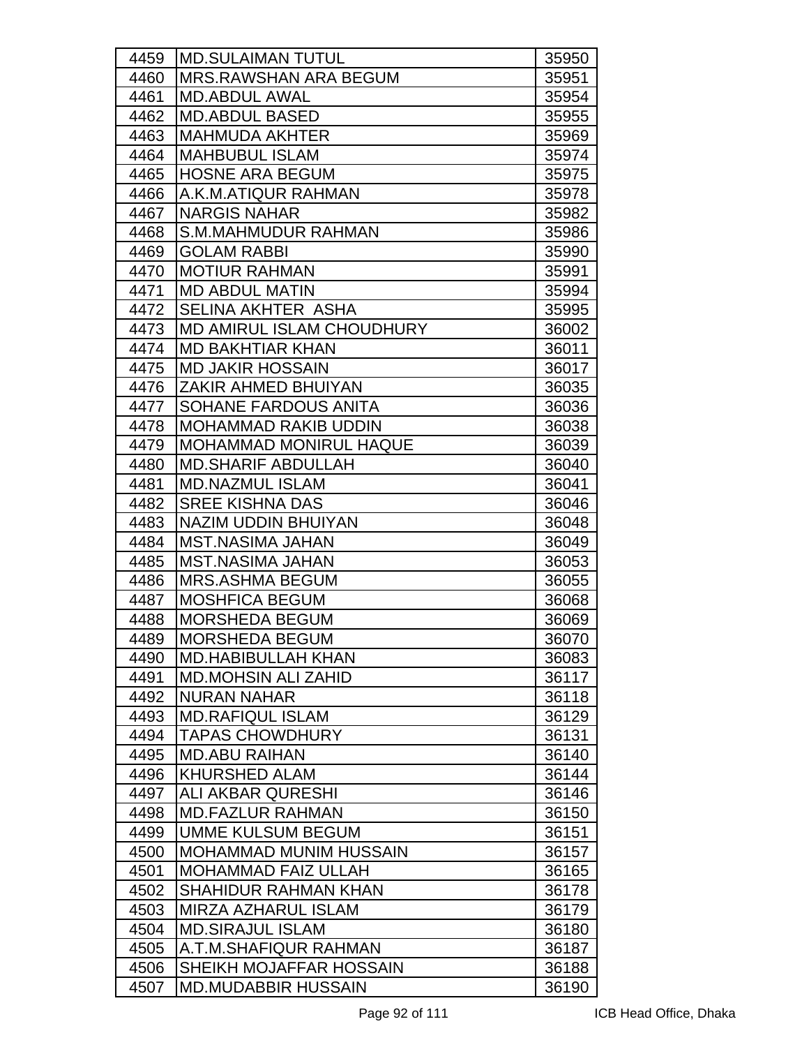| | | |
|---|---|---|
| 4459 | MD.SULAIMAN TUTUL | 35950 |
| 4460 | MRS.RAWSHAN ARA BEGUM | 35951 |
| 4461 | MD.ABDUL AWAL | 35954 |
| 4462 | MD.ABDUL BASED | 35955 |
| 4463 | MAHMUDA AKHTER | 35969 |
| 4464 | MAHBUBUL ISLAM | 35974 |
| 4465 | HOSNE ARA BEGUM | 35975 |
| 4466 | A.K.M.ATIQUR RAHMAN | 35978 |
| 4467 | NARGIS NAHAR | 35982 |
| 4468 | S.M.MAHMUDUR RAHMAN | 35986 |
| 4469 | GOLAM RABBI | 35990 |
| 4470 | MOTIUR RAHMAN | 35991 |
| 4471 | MD ABDUL MATIN | 35994 |
| 4472 | SELINA AKHTER ASHA | 35995 |
| 4473 | MD AMIRUL ISLAM CHOUDHURY | 36002 |
| 4474 | MD BAKHTIAR KHAN | 36011 |
| 4475 | MD JAKIR HOSSAIN | 36017 |
| 4476 | ZAKIR AHMED BHUIYAN | 36035 |
| 4477 | SOHANE FARDOUS ANITA | 36036 |
| 4478 | MOHAMMAD RAKIB UDDIN | 36038 |
| 4479 | MOHAMMAD MONIRUL HAQUE | 36039 |
| 4480 | MD.SHARIF ABDULLAH | 36040 |
| 4481 | MD.NAZMUL ISLAM | 36041 |
| 4482 | SREE KISHNA DAS | 36046 |
| 4483 | NAZIM UDDIN BHUIYAN | 36048 |
| 4484 | MST.NASIMA JAHAN | 36049 |
| 4485 | MST.NASIMA JAHAN | 36053 |
| 4486 | MRS.ASHMA BEGUM | 36055 |
| 4487 | MOSHFICA BEGUM | 36068 |
| 4488 | MORSHEDA BEGUM | 36069 |
| 4489 | MORSHEDA BEGUM | 36070 |
| 4490 | MD.HABIBULLAH KHAN | 36083 |
| 4491 | MD.MOHSIN ALI ZAHID | 36117 |
| 4492 | NURAN NAHAR | 36118 |
| 4493 | MD.RAFIQUL ISLAM | 36129 |
| 4494 | TAPAS CHOWDHURY | 36131 |
| 4495 | MD.ABU RAIHAN | 36140 |
| 4496 | KHURSHED ALAM | 36144 |
| 4497 | ALI AKBAR QURESHI | 36146 |
| 4498 | MD.FAZLUR RAHMAN | 36150 |
| 4499 | UMME KULSUM BEGUM | 36151 |
| 4500 | MOHAMMAD MUNIM HUSSAIN | 36157 |
| 4501 | MOHAMMAD FAIZ ULLAH | 36165 |
| 4502 | SHAHIDUR RAHMAN KHAN | 36178 |
| 4503 | MIRZA AZHARUL ISLAM | 36179 |
| 4504 | MD.SIRAJUL ISLAM | 36180 |
| 4505 | A.T.M.SHAFIQUR RAHMAN | 36187 |
| 4506 | SHEIKH MOJAFFAR HOSSAIN | 36188 |
| 4507 | MD.MUDABBIR HUSSAIN | 36190 |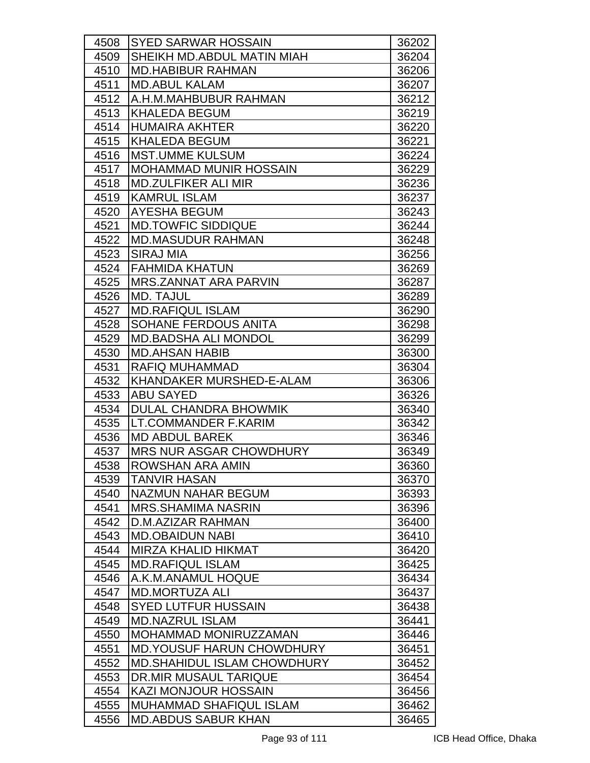| 4508 | SYED SARWAR HOSSAIN | 36202 |
|---|---|---|
| 4509 | SHEIKH MD.ABDUL MATIN MIAH | 36204 |
| 4510 | MD.HABIBUR RAHMAN | 36206 |
| 4511 | MD.ABUL KALAM | 36207 |
| 4512 | A.H.M.MAHBUBUR RAHMAN | 36212 |
| 4513 | KHALEDA BEGUM | 36219 |
| 4514 | HUMAIRA AKHTER | 36220 |
| 4515 | KHALEDA BEGUM | 36221 |
| 4516 | MST.UMME KULSUM | 36224 |
| 4517 | MOHAMMAD MUNIR HOSSAIN | 36229 |
| 4518 | MD.ZULFIKER ALI MIR | 36236 |
| 4519 | KAMRUL ISLAM | 36237 |
| 4520 | AYESHA BEGUM | 36243 |
| 4521 | MD.TOWFIC SIDDIQUE | 36244 |
| 4522 | MD.MASUDUR RAHMAN | 36248 |
| 4523 | SIRAJ MIA | 36256 |
| 4524 | FAHMIDA KHATUN | 36269 |
| 4525 | MRS.ZANNAT ARA PARVIN | 36287 |
| 4526 | MD. TAJUL | 36289 |
| 4527 | MD.RAFIQUL ISLAM | 36290 |
| 4528 | SOHANE FERDOUS ANITA | 36298 |
| 4529 | MD.BADSHA ALI MONDOL | 36299 |
| 4530 | MD.AHSAN HABIB | 36300 |
| 4531 | RAFIQ MUHAMMAD | 36304 |
| 4532 | KHANDAKER MURSHED-E-ALAM | 36306 |
| 4533 | ABU SAYED | 36326 |
| 4534 | DULAL CHANDRA BHOWMIK | 36340 |
| 4535 | LT.COMMANDER F.KARIM | 36342 |
| 4536 | MD ABDUL BAREK | 36346 |
| 4537 | MRS NUR ASGAR CHOWDHURY | 36349 |
| 4538 | ROWSHAN ARA AMIN | 36360 |
| 4539 | TANVIR HASAN | 36370 |
| 4540 | NAZMUN NAHAR BEGUM | 36393 |
| 4541 | MRS.SHAMIMA NASRIN | 36396 |
| 4542 | D.M.AZIZAR RAHMAN | 36400 |
| 4543 | MD.OBAIDUN NABI | 36410 |
| 4544 | MIRZA KHALID HIKMAT | 36420 |
| 4545 | MD.RAFIQUL ISLAM | 36425 |
| 4546 | A.K.M.ANAMUL HOQUE | 36434 |
| 4547 | MD.MORTUZA ALI | 36437 |
| 4548 | SYED LUTFUR HUSSAIN | 36438 |
| 4549 | MD.NAZRUL ISLAM | 36441 |
| 4550 | MOHAMMAD MONIRUZZAMAN | 36446 |
| 4551 | MD.YOUSUF HARUN CHOWDHURY | 36451 |
| 4552 | MD.SHAHIDUL ISLAM CHOWDHURY | 36452 |
| 4553 | DR.MIR MUSAUL TARIQUE | 36454 |
| 4554 | KAZI MONJOUR HOSSAIN | 36456 |
| 4555 | MUHAMMAD SHAFIQUL ISLAM | 36462 |
| 4556 | MD.ABDUS SABUR KHAN | 36465 |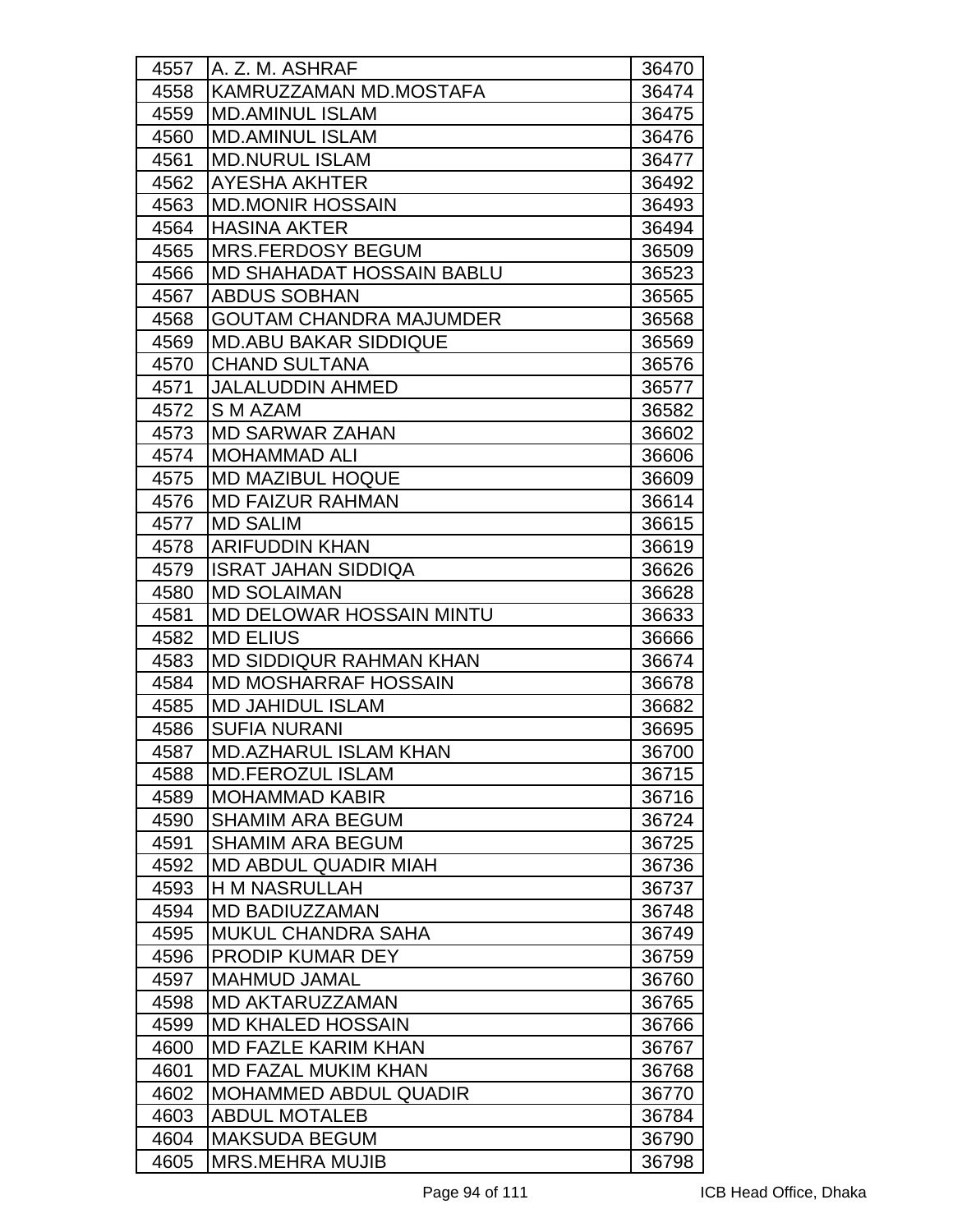| | | |
|---|---|---|
| 4557 | A. Z. M. ASHRAF | 36470 |
| 4558 | KAMRUZZAMAN MD.MOSTAFA | 36474 |
| 4559 | MD.AMINUL ISLAM | 36475 |
| 4560 | MD.AMINUL ISLAM | 36476 |
| 4561 | MD.NURUL ISLAM | 36477 |
| 4562 | AYESHA AKHTER | 36492 |
| 4563 | MD.MONIR HOSSAIN | 36493 |
| 4564 | HASINA AKTER | 36494 |
| 4565 | MRS.FERDOSY BEGUM | 36509 |
| 4566 | MD SHAHADAT HOSSAIN BABLU | 36523 |
| 4567 | ABDUS SOBHAN | 36565 |
| 4568 | GOUTAM CHANDRA MAJUMDER | 36568 |
| 4569 | MD.ABU BAKAR SIDDIQUE | 36569 |
| 4570 | CHAND SULTANA | 36576 |
| 4571 | JALALUDDIN AHMED | 36577 |
| 4572 | S M AZAM | 36582 |
| 4573 | MD SARWAR ZAHAN | 36602 |
| 4574 | MOHAMMAD ALI | 36606 |
| 4575 | MD MAZIBUL HOQUE | 36609 |
| 4576 | MD FAIZUR RAHMAN | 36614 |
| 4577 | MD SALIM | 36615 |
| 4578 | ARIFUDDIN KHAN | 36619 |
| 4579 | ISRAT JAHAN SIDDIQA | 36626 |
| 4580 | MD SOLAIMAN | 36628 |
| 4581 | MD DELOWAR HOSSAIN MINTU | 36633 |
| 4582 | MD ELIUS | 36666 |
| 4583 | MD SIDDIQUR RAHMAN KHAN | 36674 |
| 4584 | MD MOSHARRAF HOSSAIN | 36678 |
| 4585 | MD JAHIDUL ISLAM | 36682 |
| 4586 | SUFIA NURANI | 36695 |
| 4587 | MD.AZHARUL ISLAM KHAN | 36700 |
| 4588 | MD.FEROZUL ISLAM | 36715 |
| 4589 | MOHAMMAD KABIR | 36716 |
| 4590 | SHAMIM ARA BEGUM | 36724 |
| 4591 | SHAMIM ARA BEGUM | 36725 |
| 4592 | MD ABDUL QUADIR MIAH | 36736 |
| 4593 | H M NASRULLAH | 36737 |
| 4594 | MD BADIUZZAMAN | 36748 |
| 4595 | MUKUL CHANDRA SAHA | 36749 |
| 4596 | PRODIP KUMAR DEY | 36759 |
| 4597 | MAHMUD JAMAL | 36760 |
| 4598 | MD AKTARUZZAMAN | 36765 |
| 4599 | MD KHALED HOSSAIN | 36766 |
| 4600 | MD FAZLE KARIM KHAN | 36767 |
| 4601 | MD FAZAL MUKIM KHAN | 36768 |
| 4602 | MOHAMMED ABDUL QUADIR | 36770 |
| 4603 | ABDUL MOTALEB | 36784 |
| 4604 | MAKSUDA BEGUM | 36790 |
| 4605 | MRS.MEHRA MUJIB | 36798 |

ICB Head Office, Dhaka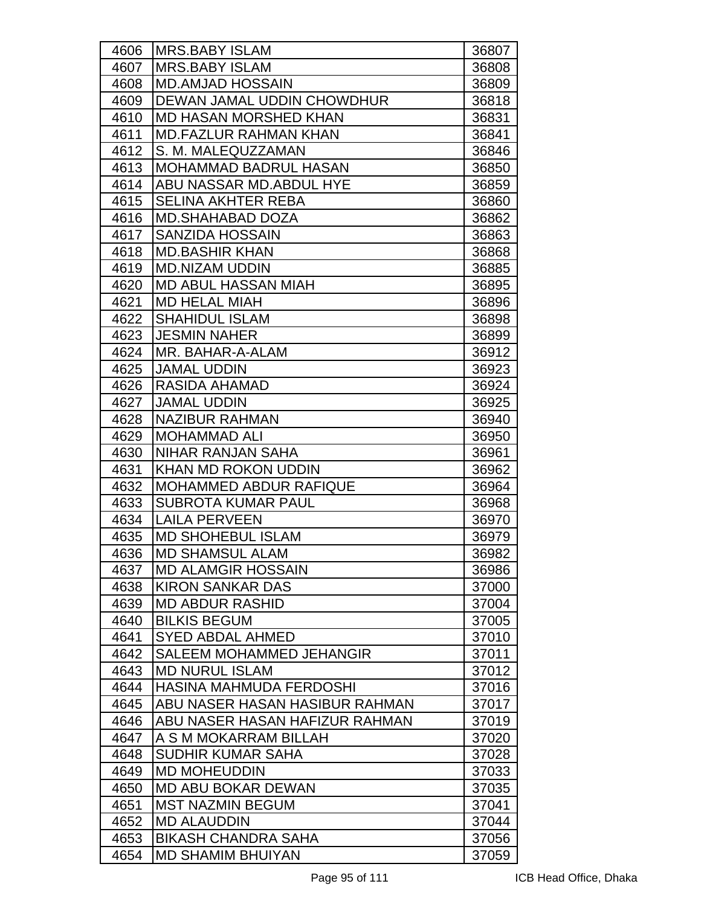| 4606 | MRS.BABY ISLAM | 36807 |
|---|---|---|
| 4607 | MRS.BABY ISLAM | 36808 |
| 4608 | MD.AMJAD HOSSAIN | 36809 |
| 4609 | DEWAN JAMAL UDDIN CHOWDHUR | 36818 |
| 4610 | MD HASAN MORSHED KHAN | 36831 |
| 4611 | MD.FAZLUR RAHMAN KHAN | 36841 |
| 4612 | S. M. MALEQUZZAMAN | 36846 |
| 4613 | MOHAMMAD BADRUL HASAN | 36850 |
| 4614 | ABU NASSAR MD.ABDUL HYE | 36859 |
| 4615 | SELINA AKHTER REBA | 36860 |
| 4616 | MD.SHAHABAD DOZA | 36862 |
| 4617 | SANZIDA HOSSAIN | 36863 |
| 4618 | MD.BASHIR KHAN | 36868 |
| 4619 | MD.NIZAM UDDIN | 36885 |
| 4620 | MD ABUL HASSAN MIAH | 36895 |
| 4621 | MD HELAL MIAH | 36896 |
| 4622 | SHAHIDUL ISLAM | 36898 |
| 4623 | JESMIN NAHER | 36899 |
| 4624 | MR. BAHAR-A-ALAM | 36912 |
| 4625 | JAMAL UDDIN | 36923 |
| 4626 | RASIDA AHAMAD | 36924 |
| 4627 | JAMAL UDDIN | 36925 |
| 4628 | NAZIBUR RAHMAN | 36940 |
| 4629 | MOHAMMAD ALI | 36950 |
| 4630 | NIHAR RANJAN SAHA | 36961 |
| 4631 | KHAN MD ROKON UDDIN | 36962 |
| 4632 | MOHAMMED ABDUR RAFIQUE | 36964 |
| 4633 | SUBROTA KUMAR PAUL | 36968 |
| 4634 | LAILA PERVEEN | 36970 |
| 4635 | MD SHOHEBUL ISLAM | 36979 |
| 4636 | MD SHAMSUL ALAM | 36982 |
| 4637 | MD ALAMGIR HOSSAIN | 36986 |
| 4638 | KIRON SANKAR DAS | 37000 |
| 4639 | MD ABDUR RASHID | 37004 |
| 4640 | BILKIS BEGUM | 37005 |
| 4641 | SYED ABDAL AHMED | 37010 |
| 4642 | SALEEM MOHAMMED JEHANGIR | 37011 |
| 4643 | MD NURUL ISLAM | 37012 |
| 4644 | HASINA MAHMUDA FERDOSHI | 37016 |
| 4645 | ABU NASER HASAN HASIBUR RAHMAN | 37017 |
| 4646 | ABU NASER HASAN HAFIZUR RAHMAN | 37019 |
| 4647 | A S M MOKARRAM BILLAH | 37020 |
| 4648 | SUDHIR KUMAR SAHA | 37028 |
| 4649 | MD MOHEUDDIN | 37033 |
| 4650 | MD ABU BOKAR DEWAN | 37035 |
| 4651 | MST NAZMIN BEGUM | 37041 |
| 4652 | MD ALAUDDIN | 37044 |
| 4653 | BIKASH CHANDRA SAHA | 37056 |
| 4654 | MD SHAMIM BHUIYAN | 37059 |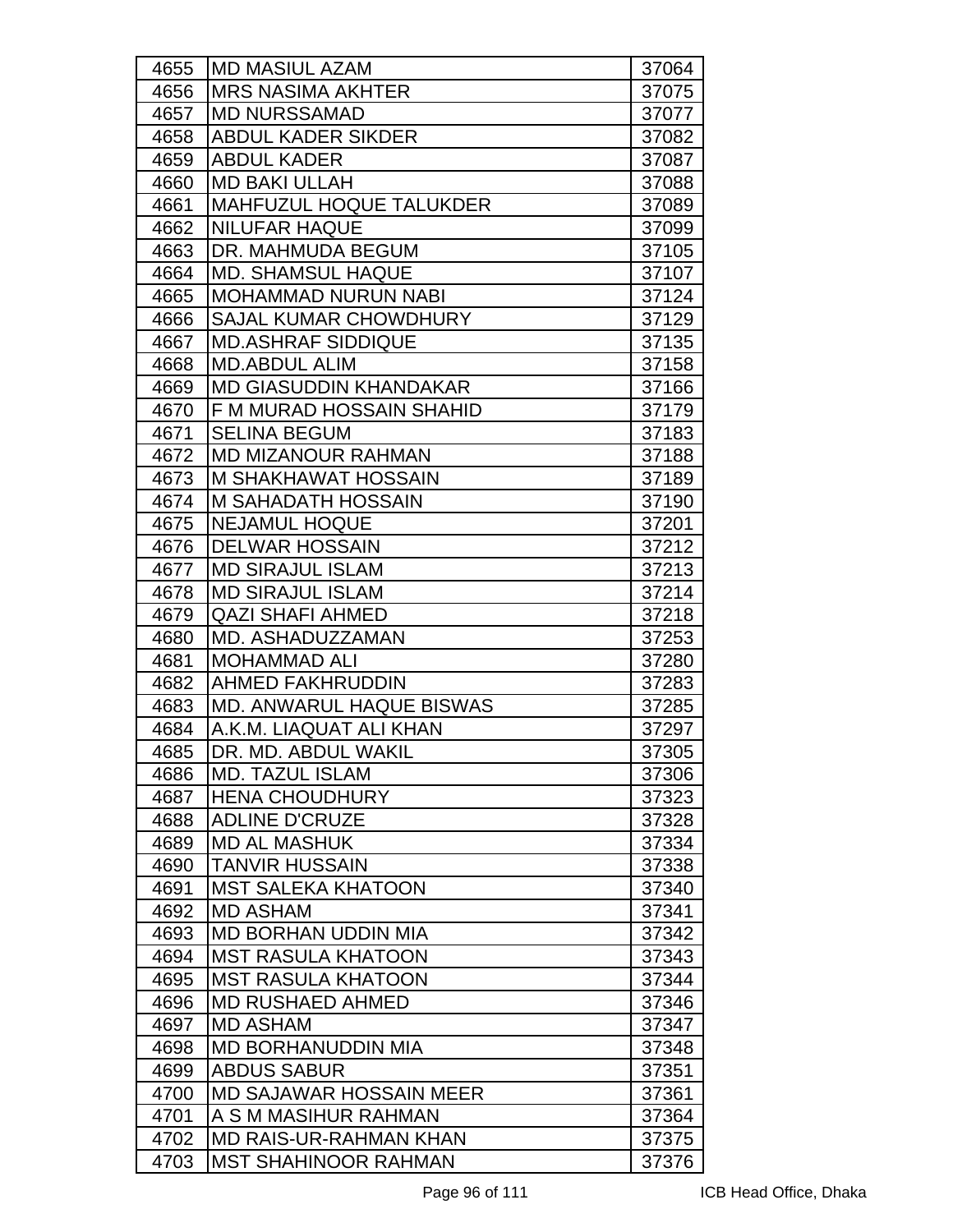| | | |
|---|---|---|
| 4655 | MD MASIUL AZAM | 37064 |
| 4656 | MRS NASIMA AKHTER | 37075 |
| 4657 | MD NURSSAMAD | 37077 |
| 4658 | ABDUL KADER SIKDER | 37082 |
| 4659 | ABDUL KADER | 37087 |
| 4660 | MD BAKI ULLAH | 37088 |
| 4661 | MAHFUZUL HOQUE TALUKDER | 37089 |
| 4662 | NILUFAR HAQUE | 37099 |
| 4663 | DR. MAHMUDA BEGUM | 37105 |
| 4664 | MD. SHAMSUL HAQUE | 37107 |
| 4665 | MOHAMMAD NURUN NABI | 37124 |
| 4666 | SAJAL KUMAR CHOWDHURY | 37129 |
| 4667 | MD.ASHRAF SIDDIQUE | 37135 |
| 4668 | MD.ABDUL ALIM | 37158 |
| 4669 | MD GIASUDDIN KHANDAKAR | 37166 |
| 4670 | F M MURAD HOSSAIN SHAHID | 37179 |
| 4671 | SELINA BEGUM | 37183 |
| 4672 | MD MIZANOUR RAHMAN | 37188 |
| 4673 | M SHAKHAWAT HOSSAIN | 37189 |
| 4674 | M SAHADATH HOSSAIN | 37190 |
| 4675 | NEJAMUL HOQUE | 37201 |
| 4676 | DELWAR HOSSAIN | 37212 |
| 4677 | MD SIRAJUL ISLAM | 37213 |
| 4678 | MD SIRAJUL ISLAM | 37214 |
| 4679 | QAZI SHAFI AHMED | 37218 |
| 4680 | MD. ASHADUZZAMAN | 37253 |
| 4681 | MOHAMMAD ALI | 37280 |
| 4682 | AHMED FAKHRUDDIN | 37283 |
| 4683 | MD. ANWARUL HAQUE BISWAS | 37285 |
| 4684 | A.K.M. LIAQUAT ALI KHAN | 37297 |
| 4685 | DR. MD. ABDUL WAKIL | 37305 |
| 4686 | MD. TAZUL ISLAM | 37306 |
| 4687 | HENA CHOUDHURY | 37323 |
| 4688 | ADLINE D'CRUZE | 37328 |
| 4689 | MD AL MASHUK | 37334 |
| 4690 | TANVIR HUSSAIN | 37338 |
| 4691 | MST SALEKA KHATOON | 37340 |
| 4692 | MD ASHAM | 37341 |
| 4693 | MD BORHAN UDDIN MIA | 37342 |
| 4694 | MST RASULA KHATOON | 37343 |
| 4695 | MST RASULA KHATOON | 37344 |
| 4696 | MD RUSHAED AHMED | 37346 |
| 4697 | MD ASHAM | 37347 |
| 4698 | MD BORHANUDDIN MIA | 37348 |
| 4699 | ABDUS SABUR | 37351 |
| 4700 | MD SAJAWAR HOSSAIN MEER | 37361 |
| 4701 | A S M MASIHUR RAHMAN | 37364 |
| 4702 | MD RAIS-UR-RAHMAN KHAN | 37375 |
| 4703 | MST SHAHINOOR RAHMAN | 37376 |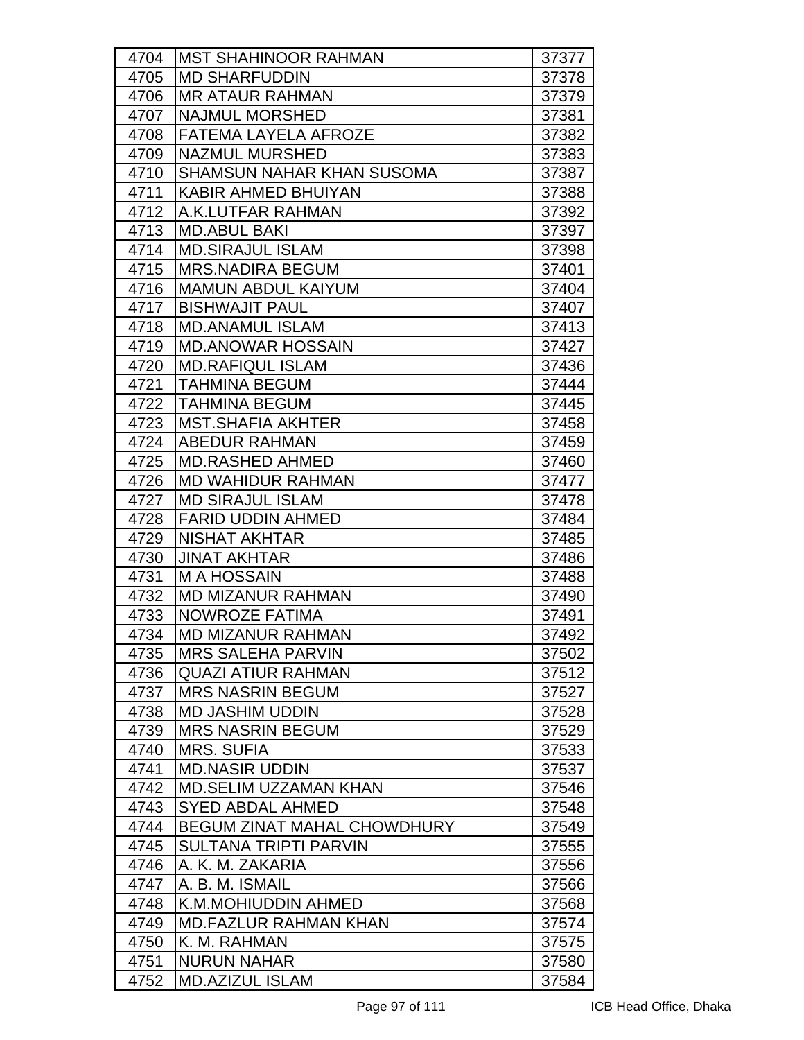| | | |
|---|---|---|
| 4704 | MST SHAHINOOR RAHMAN | 37377 |
| 4705 | MD SHARFUDDIN | 37378 |
| 4706 | MR ATAUR RAHMAN | 37379 |
| 4707 | NAJMUL MORSHED | 37381 |
| 4708 | FATEMA LAYELA AFROZE | 37382 |
| 4709 | NAZMUL MURSHED | 37383 |
| 4710 | SHAMSUN NAHAR KHAN SUSOMA | 37387 |
| 4711 | KABIR AHMED BHUIYAN | 37388 |
| 4712 | A.K.LUTFAR RAHMAN | 37392 |
| 4713 | MD.ABUL BAKI | 37397 |
| 4714 | MD.SIRAJUL ISLAM | 37398 |
| 4715 | MRS.NADIRA BEGUM | 37401 |
| 4716 | MAMUN ABDUL KAIYUM | 37404 |
| 4717 | BISHWAJIT PAUL | 37407 |
| 4718 | MD.ANAMUL ISLAM | 37413 |
| 4719 | MD.ANOWAR HOSSAIN | 37427 |
| 4720 | MD.RAFIQUL ISLAM | 37436 |
| 4721 | TAHMINA BEGUM | 37444 |
| 4722 | TAHMINA BEGUM | 37445 |
| 4723 | MST.SHAFIA AKHTER | 37458 |
| 4724 | ABEDUR RAHMAN | 37459 |
| 4725 | MD.RASHED AHMED | 37460 |
| 4726 | MD WAHIDUR RAHMAN | 37477 |
| 4727 | MD SIRAJUL ISLAM | 37478 |
| 4728 | FARID UDDIN AHMED | 37484 |
| 4729 | NISHAT AKHTAR | 37485 |
| 4730 | JINAT AKHTAR | 37486 |
| 4731 | M A HOSSAIN | 37488 |
| 4732 | MD MIZANUR RAHMAN | 37490 |
| 4733 | NOWROZE FATIMA | 37491 |
| 4734 | MD MIZANUR RAHMAN | 37492 |
| 4735 | MRS SALEHA PARVIN | 37502 |
| 4736 | QUAZI ATIUR RAHMAN | 37512 |
| 4737 | MRS NASRIN BEGUM | 37527 |
| 4738 | MD JASHIM UDDIN | 37528 |
| 4739 | MRS NASRIN BEGUM | 37529 |
| 4740 | MRS. SUFIA | 37533 |
| 4741 | MD.NASIR UDDIN | 37537 |
| 4742 | MD.SELIM UZZAMAN KHAN | 37546 |
| 4743 | SYED ABDAL AHMED | 37548 |
| 4744 | BEGUM ZINAT MAHAL CHOWDHURY | 37549 |
| 4745 | SULTANA TRIPTI PARVIN | 37555 |
| 4746 | A. K. M. ZAKARIA | 37556 |
| 4747 | A. B. M. ISMAIL | 37566 |
| 4748 | K.M.MOHIUDDIN AHMED | 37568 |
| 4749 | MD.FAZLUR RAHMAN KHAN | 37574 |
| 4750 | K. M. RAHMAN | 37575 |
| 4751 | NURUN NAHAR | 37580 |
| 4752 | MD.AZIZUL ISLAM | 37584 |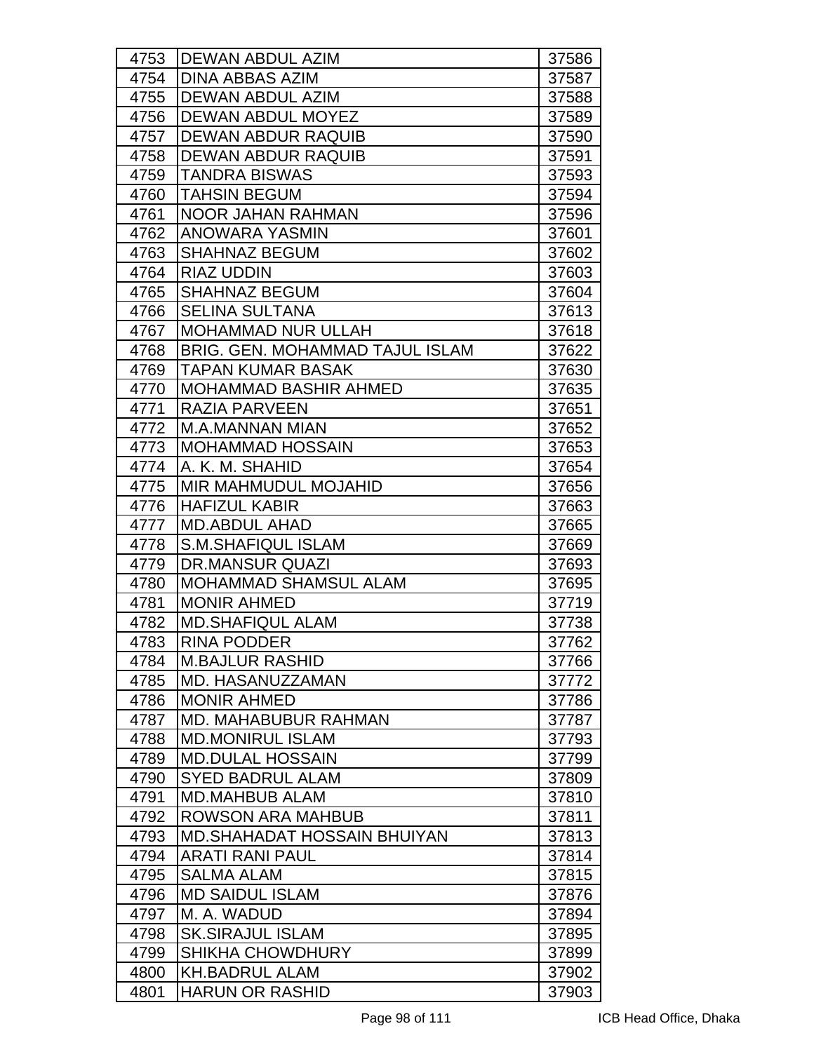| 4753 | DEWAN ABDUL AZIM | 37586 |
|---|---|---|
| 4754 | DINA ABBAS AZIM | 37587 |
| 4755 | DEWAN ABDUL AZIM | 37588 |
| 4756 | DEWAN ABDUL MOYEZ | 37589 |
| 4757 | DEWAN ABDUR RAQUIB | 37590 |
| 4758 | DEWAN ABDUR RAQUIB | 37591 |
| 4759 | TANDRA BISWAS | 37593 |
| 4760 | TAHSIN BEGUM | 37594 |
| 4761 | NOOR JAHAN RAHMAN | 37596 |
| 4762 | ANOWARA YASMIN | 37601 |
| 4763 | SHAHNAZ BEGUM | 37602 |
| 4764 | RIAZ UDDIN | 37603 |
| 4765 | SHAHNAZ BEGUM | 37604 |
| 4766 | SELINA SULTANA | 37613 |
| 4767 | MOHAMMAD NUR ULLAH | 37618 |
| 4768 | BRIG. GEN. MOHAMMAD TAJUL ISLAM | 37622 |
| 4769 | TAPAN KUMAR BASAK | 37630 |
| 4770 | MOHAMMAD BASHIR AHMED | 37635 |
| 4771 | RAZIA PARVEEN | 37651 |
| 4772 | M.A.MANNAN MIAN | 37652 |
| 4773 | MOHAMMAD HOSSAIN | 37653 |
| 4774 | A. K. M. SHAHID | 37654 |
| 4775 | MIR MAHMUDUL MOJAHID | 37656 |
| 4776 | HAFIZUL KABIR | 37663 |
| 4777 | MD.ABDUL AHAD | 37665 |
| 4778 | S.M.SHAFIQUL ISLAM | 37669 |
| 4779 | DR.MANSUR QUAZI | 37693 |
| 4780 | MOHAMMAD SHAMSUL ALAM | 37695 |
| 4781 | MONIR AHMED | 37719 |
| 4782 | MD.SHAFIQUL ALAM | 37738 |
| 4783 | RINA PODDER | 37762 |
| 4784 | M.BAJLUR RASHID | 37766 |
| 4785 | MD. HASANUZZAMAN | 37772 |
| 4786 | MONIR AHMED | 37786 |
| 4787 | MD. MAHABUBUR RAHMAN | 37787 |
| 4788 | MD.MONIRUL ISLAM | 37793 |
| 4789 | MD.DULAL HOSSAIN | 37799 |
| 4790 | SYED BADRUL ALAM | 37809 |
| 4791 | MD.MAHBUB ALAM | 37810 |
| 4792 | ROWSON ARA MAHBUB | 37811 |
| 4793 | MD.SHAHADAT HOSSAIN BHUIYAN | 37813 |
| 4794 | ARATI RANI PAUL | 37814 |
| 4795 | SALMA ALAM | 37815 |
| 4796 | MD SAIDUL ISLAM | 37876 |
| 4797 | M. A. WADUD | 37894 |
| 4798 | SK.SIRAJUL ISLAM | 37895 |
| 4799 | SHIKHA CHOWDHURY | 37899 |
| 4800 | KH.BADRUL ALAM | 37902 |
| 4801 | HARUN OR RASHID | 37903 |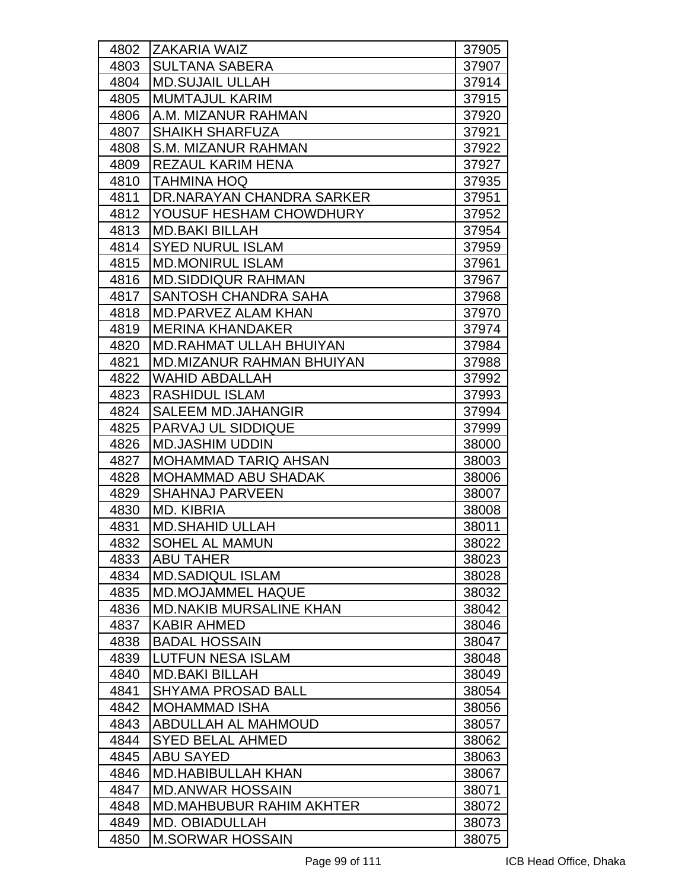| 4802 | ZAKARIA WAIZ | 37905 |
|---|---|---|
| 4803 | SULTANA SABERA | 37907 |
| 4804 | MD.SUJAIL ULLAH | 37914 |
| 4805 | MUMTAJUL KARIM | 37915 |
| 4806 | A.M. MIZANUR RAHMAN | 37920 |
| 4807 | SHAIKH SHARFUZA | 37921 |
| 4808 | S.M. MIZANUR RAHMAN | 37922 |
| 4809 | REZAUL KARIM HENA | 37927 |
| 4810 | TAHMINA HOQ | 37935 |
| 4811 | DR.NARAYAN CHANDRA SARKER | 37951 |
| 4812 | YOUSUF HESHAM CHOWDHURY | 37952 |
| 4813 | MD.BAKI BILLAH | 37954 |
| 4814 | SYED NURUL ISLAM | 37959 |
| 4815 | MD.MONIRUL ISLAM | 37961 |
| 4816 | MD.SIDDIQUR RAHMAN | 37967 |
| 4817 | SANTOSH CHANDRA SAHA | 37968 |
| 4818 | MD.PARVEZ ALAM KHAN | 37970 |
| 4819 | MERINA KHANDAKER | 37974 |
| 4820 | MD.RAHMAT ULLAH BHUIYAN | 37984 |
| 4821 | MD.MIZANUR RAHMAN BHUIYAN | 37988 |
| 4822 | WAHID ABDALLAH | 37992 |
| 4823 | RASHIDUL ISLAM | 37993 |
| 4824 | SALEEM MD.JAHANGIR | 37994 |
| 4825 | PARVAJ UL SIDDIQUE | 37999 |
| 4826 | MD.JASHIM UDDIN | 38000 |
| 4827 | MOHAMMAD TARIQ AHSAN | 38003 |
| 4828 | MOHAMMAD ABU SHADAK | 38006 |
| 4829 | SHAHNAJ PARVEEN | 38007 |
| 4830 | MD. KIBRIA | 38008 |
| 4831 | MD.SHAHID ULLAH | 38011 |
| 4832 | SOHEL AL MAMUN | 38022 |
| 4833 | ABU TAHER | 38023 |
| 4834 | MD.SADIQUL ISLAM | 38028 |
| 4835 | MD.MOJAMMEL HAQUE | 38032 |
| 4836 | MD.NAKIB MURSALINE KHAN | 38042 |
| 4837 | KABIR AHMED | 38046 |
| 4838 | BADAL HOSSAIN | 38047 |
| 4839 | LUTFUN NESA ISLAM | 38048 |
| 4840 | MD.BAKI BILLAH | 38049 |
| 4841 | SHYAMA PROSAD BALL | 38054 |
| 4842 | MOHAMMAD ISHA | 38056 |
| 4843 | ABDULLAH AL MAHMOUD | 38057 |
| 4844 | SYED BELAL AHMED | 38062 |
| 4845 | ABU SAYED | 38063 |
| 4846 | MD.HABIBULLAH KHAN | 38067 |
| 4847 | MD.ANWAR HOSSAIN | 38071 |
| 4848 | MD.MAHBUBUR RAHIM AKHTER | 38072 |
| 4849 | MD. OBIADULLAH | 38073 |
| 4850 | M.SORWAR HOSSAIN | 38075 |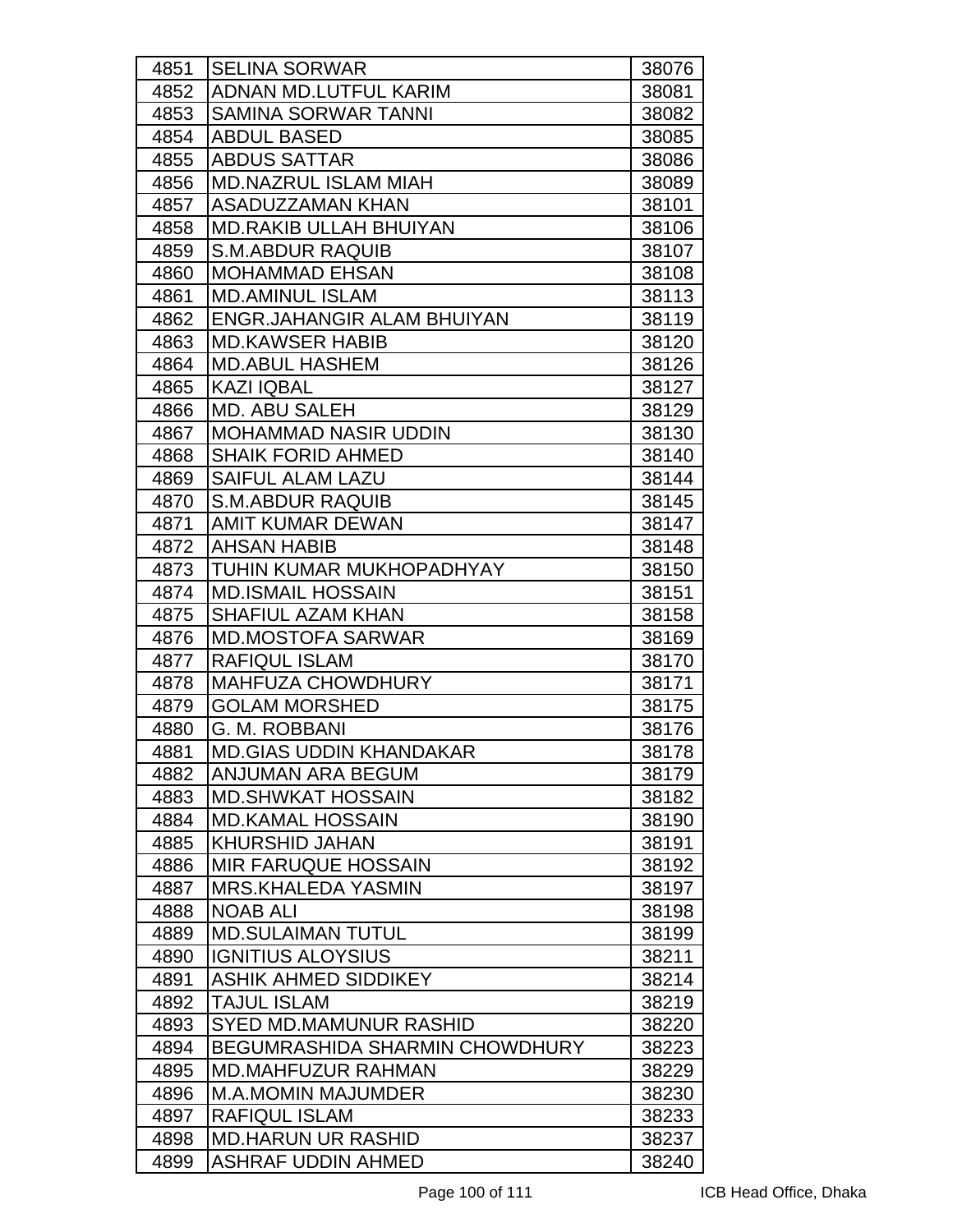| | | |
|---|---|---|
| 4851 | SELINA SORWAR | 38076 |
| 4852 | ADNAN MD.LUTFUL KARIM | 38081 |
| 4853 | SAMINA SORWAR TANNI | 38082 |
| 4854 | ABDUL BASED | 38085 |
| 4855 | ABDUS SATTAR | 38086 |
| 4856 | MD.NAZRUL ISLAM MIAH | 38089 |
| 4857 | ASADUZZAMAN KHAN | 38101 |
| 4858 | MD.RAKIB ULLAH BHUIYAN | 38106 |
| 4859 | S.M.ABDUR RAQUIB | 38107 |
| 4860 | MOHAMMAD EHSAN | 38108 |
| 4861 | MD.AMINUL ISLAM | 38113 |
| 4862 | ENGR.JAHANGIR ALAM BHUIYAN | 38119 |
| 4863 | MD.KAWSER HABIB | 38120 |
| 4864 | MD.ABUL HASHEM | 38126 |
| 4865 | KAZI IQBAL | 38127 |
| 4866 | MD. ABU SALEH | 38129 |
| 4867 | MOHAMMAD NASIR UDDIN | 38130 |
| 4868 | SHAIK FORID AHMED | 38140 |
| 4869 | SAIFUL ALAM LAZU | 38144 |
| 4870 | S.M.ABDUR RAQUIB | 38145 |
| 4871 | AMIT KUMAR DEWAN | 38147 |
| 4872 | AHSAN HABIB | 38148 |
| 4873 | TUHIN KUMAR MUKHOPADHYAY | 38150 |
| 4874 | MD.ISMAIL HOSSAIN | 38151 |
| 4875 | SHAFIUL AZAM KHAN | 38158 |
| 4876 | MD.MOSTOFA SARWAR | 38169 |
| 4877 | RAFIQUL ISLAM | 38170 |
| 4878 | MAHFUZA CHOWDHURY | 38171 |
| 4879 | GOLAM MORSHED | 38175 |
| 4880 | G. M. ROBBANI | 38176 |
| 4881 | MD.GIAS UDDIN KHANDAKAR | 38178 |
| 4882 | ANJUMAN ARA BEGUM | 38179 |
| 4883 | MD.SHWKAT HOSSAIN | 38182 |
| 4884 | MD.KAMAL HOSSAIN | 38190 |
| 4885 | KHURSHID JAHAN | 38191 |
| 4886 | MIR FARUQUE HOSSAIN | 38192 |
| 4887 | MRS.KHALEDA YASMIN | 38197 |
| 4888 | NOAB ALI | 38198 |
| 4889 | MD.SULAIMAN TUTUL | 38199 |
| 4890 | IGNITIUS ALOYSIUS | 38211 |
| 4891 | ASHIK AHMED SIDDIKEY | 38214 |
| 4892 | TAJUL ISLAM | 38219 |
| 4893 | SYED MD.MAMUNUR RASHID | 38220 |
| 4894 | BEGUMRASHIDA SHARMIN CHOWDHURY | 38223 |
| 4895 | MD.MAHFUZUR RAHMAN | 38229 |
| 4896 | M.A.MOMIN MAJUMDER | 38230 |
| 4897 | RAFIQUL ISLAM | 38233 |
| 4898 | MD.HARUN UR RASHID | 38237 |
| 4899 | ASHRAF UDDIN AHMED | 38240 |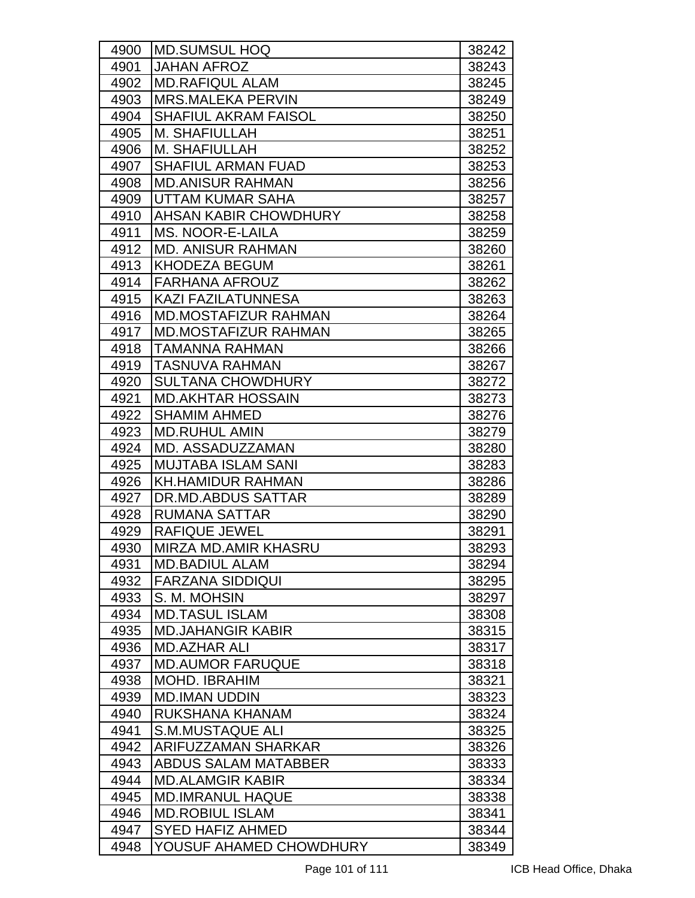| | | |
|---|---|---|
| 4900 | MD.SUMSUL HOQ | 38242 |
| 4901 | JAHAN AFROZ | 38243 |
| 4902 | MD.RAFIQUL ALAM | 38245 |
| 4903 | MRS.MALEKA PERVIN | 38249 |
| 4904 | SHAFIUL AKRAM FAISOL | 38250 |
| 4905 | M. SHAFIULLAH | 38251 |
| 4906 | M. SHAFIULLAH | 38252 |
| 4907 | SHAFIUL ARMAN FUAD | 38253 |
| 4908 | MD.ANISUR RAHMAN | 38256 |
| 4909 | UTTAM KUMAR SAHA | 38257 |
| 4910 | AHSAN KABIR CHOWDHURY | 38258 |
| 4911 | MS. NOOR-E-LAILA | 38259 |
| 4912 | MD. ANISUR RAHMAN | 38260 |
| 4913 | KHODEZA BEGUM | 38261 |
| 4914 | FARHANA AFROUZ | 38262 |
| 4915 | KAZI FAZILATUNNESA | 38263 |
| 4916 | MD.MOSTAFIZUR RAHMAN | 38264 |
| 4917 | MD.MOSTAFIZUR RAHMAN | 38265 |
| 4918 | TAMANNA RAHMAN | 38266 |
| 4919 | TASNUVA RAHMAN | 38267 |
| 4920 | SULTANA CHOWDHURY | 38272 |
| 4921 | MD.AKHTAR HOSSAIN | 38273 |
| 4922 | SHAMIM AHMED | 38276 |
| 4923 | MD.RUHUL AMIN | 38279 |
| 4924 | MD. ASSADUZZAMAN | 38280 |
| 4925 | MUJTABA ISLAM SANI | 38283 |
| 4926 | KH.HAMIDUR RAHMAN | 38286 |
| 4927 | DR.MD.ABDUS SATTAR | 38289 |
| 4928 | RUMANA SATTAR | 38290 |
| 4929 | RAFIQUE JEWEL | 38291 |
| 4930 | MIRZA MD.AMIR KHASRU | 38293 |
| 4931 | MD.BADIUL ALAM | 38294 |
| 4932 | FARZANA SIDDIQUI | 38295 |
| 4933 | S. M. MOHSIN | 38297 |
| 4934 | MD.TASUL ISLAM | 38308 |
| 4935 | MD.JAHANGIR KABIR | 38315 |
| 4936 | MD.AZHAR ALI | 38317 |
| 4937 | MD.AUMOR FARUQUE | 38318 |
| 4938 | MOHD. IBRAHIM | 38321 |
| 4939 | MD.IMAN UDDIN | 38323 |
| 4940 | RUKSHANA KHANAM | 38324 |
| 4941 | S.M.MUSTAQUE ALI | 38325 |
| 4942 | ARIFUZZAMAN SHARKAR | 38326 |
| 4943 | ABDUS SALAM MATABBER | 38333 |
| 4944 | MD.ALAMGIR KABIR | 38334 |
| 4945 | MD.IMRANUL HAQUE | 38338 |
| 4946 | MD.ROBIUL ISLAM | 38341 |
| 4947 | SYED HAFIZ AHMED | 38344 |
| 4948 | YOUSUF AHAMED CHOWDHURY | 38349 |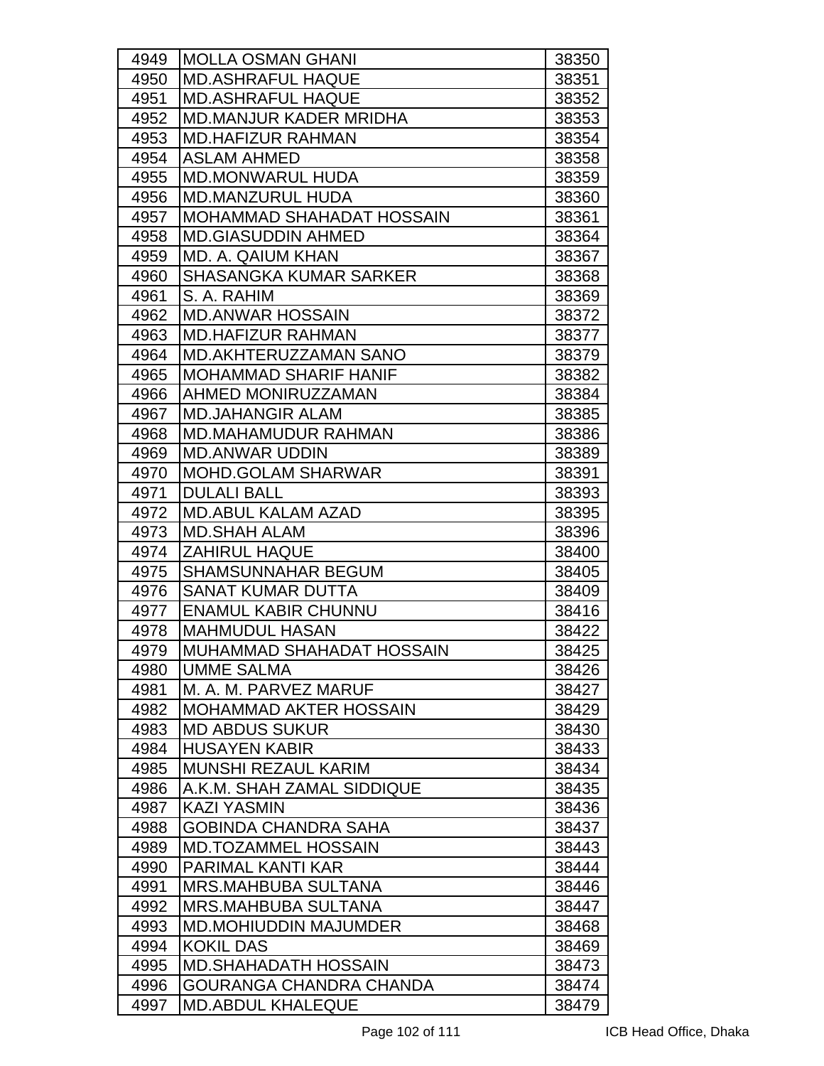| 4949 | MOLLA OSMAN GHANI | 38350 |
|---|---|---|
| 4950 | MD.ASHRAFUL HAQUE | 38351 |
| 4951 | MD.ASHRAFUL HAQUE | 38352 |
| 4952 | MD.MANJUR KADER MRIDHA | 38353 |
| 4953 | MD.HAFIZUR RAHMAN | 38354 |
| 4954 | ASLAM AHMED | 38358 |
| 4955 | MD.MONWARUL HUDA | 38359 |
| 4956 | MD.MANZURUL HUDA | 38360 |
| 4957 | MOHAMMAD SHAHADAT HOSSAIN | 38361 |
| 4958 | MD.GIASUDDIN AHMED | 38364 |
| 4959 | MD. A. QAIUM KHAN | 38367 |
| 4960 | SHASANGKA KUMAR SARKER | 38368 |
| 4961 | S. A. RAHIM | 38369 |
| 4962 | MD.ANWAR HOSSAIN | 38372 |
| 4963 | MD.HAFIZUR RAHMAN | 38377 |
| 4964 | MD.AKHTERUZZAMAN SANO | 38379 |
| 4965 | MOHAMMAD SHARIF HANIF | 38382 |
| 4966 | AHMED MONIRUZZAMAN | 38384 |
| 4967 | MD.JAHANGIR ALAM | 38385 |
| 4968 | MD.MAHAMUDUR RAHMAN | 38386 |
| 4969 | MD.ANWAR UDDIN | 38389 |
| 4970 | MOHD.GOLAM SHARWAR | 38391 |
| 4971 | DULALI BALL | 38393 |
| 4972 | MD.ABUL KALAM AZAD | 38395 |
| 4973 | MD.SHAH ALAM | 38396 |
| 4974 | ZAHIRUL HAQUE | 38400 |
| 4975 | SHAMSUNNAHAR BEGUM | 38405 |
| 4976 | SANAT KUMAR DUTTA | 38409 |
| 4977 | ENAMUL KABIR CHUNNU | 38416 |
| 4978 | MAHMUDUL HASAN | 38422 |
| 4979 | MUHAMMAD SHAHADAT HOSSAIN | 38425 |
| 4980 | UMME SALMA | 38426 |
| 4981 | M. A. M. PARVEZ MARUF | 38427 |
| 4982 | MOHAMMAD AKTER HOSSAIN | 38429 |
| 4983 | MD ABDUS SUKUR | 38430 |
| 4984 | HUSAYEN KABIR | 38433 |
| 4985 | MUNSHI REZAUL KARIM | 38434 |
| 4986 | A.K.M. SHAH ZAMAL SIDDIQUE | 38435 |
| 4987 | KAZI YASMIN | 38436 |
| 4988 | GOBINDA CHANDRA SAHA | 38437 |
| 4989 | MD.TOZAMMEL HOSSAIN | 38443 |
| 4990 | PARIMAL KANTI KAR | 38444 |
| 4991 | MRS.MAHBUBA SULTANA | 38446 |
| 4992 | MRS.MAHBUBA SULTANA | 38447 |
| 4993 | MD.MOHIUDDIN MAJUMDER | 38468 |
| 4994 | KOKIL DAS | 38469 |
| 4995 | MD.SHAHADATH HOSSAIN | 38473 |
| 4996 | GOURANGA CHANDRA CHANDA | 38474 |
| 4997 | MD.ABDUL KHALEQUE | 38479 |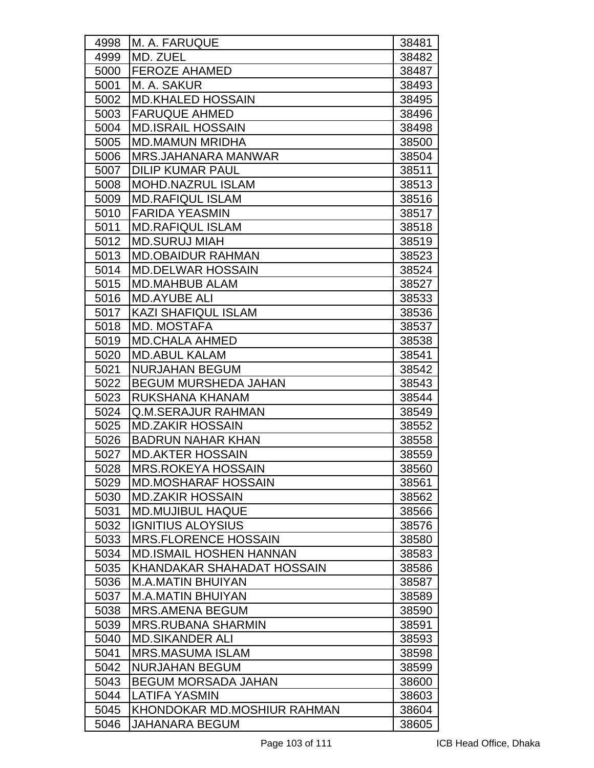| 4998 | M. A. FARUQUE | 38481 |
|---|---|---|
| 4999 | MD. ZUEL | 38482 |
| 5000 | FEROZE AHAMED | 38487 |
| 5001 | M. A. SAKUR | 38493 |
| 5002 | MD.KHALED HOSSAIN | 38495 |
| 5003 | FARUQUE AHMED | 38496 |
| 5004 | MD.ISRAIL HOSSAIN | 38498 |
| 5005 | MD.MAMUN MRIDHA | 38500 |
| 5006 | MRS.JAHANARA MANWAR | 38504 |
| 5007 | DILIP KUMAR PAUL | 38511 |
| 5008 | MOHD.NAZRUL ISLAM | 38513 |
| 5009 | MD.RAFIQUL ISLAM | 38516 |
| 5010 | FARIDA YEASMIN | 38517 |
| 5011 | MD.RAFIQUL ISLAM | 38518 |
| 5012 | MD.SURUJ MIAH | 38519 |
| 5013 | MD.OBAIDUR RAHMAN | 38523 |
| 5014 | MD.DELWAR HOSSAIN | 38524 |
| 5015 | MD.MAHBUB ALAM | 38527 |
| 5016 | MD.AYUBE ALI | 38533 |
| 5017 | KAZI SHAFIQUL ISLAM | 38536 |
| 5018 | MD. MOSTAFA | 38537 |
| 5019 | MD.CHALA AHMED | 38538 |
| 5020 | MD.ABUL KALAM | 38541 |
| 5021 | NURJAHAN BEGUM | 38542 |
| 5022 | BEGUM MURSHEDA JAHAN | 38543 |
| 5023 | RUKSHANA KHANAM | 38544 |
| 5024 | Q.M.SERAJUR RAHMAN | 38549 |
| 5025 | MD.ZAKIR HOSSAIN | 38552 |
| 5026 | BADRUN NAHAR KHAN | 38558 |
| 5027 | MD.AKTER HOSSAIN | 38559 |
| 5028 | MRS.ROKEYA HOSSAIN | 38560 |
| 5029 | MD.MOSHARAF HOSSAIN | 38561 |
| 5030 | MD.ZAKIR HOSSAIN | 38562 |
| 5031 | MD.MUJIBUL HAQUE | 38566 |
| 5032 | IGNITIUS ALOYSIUS | 38576 |
| 5033 | MRS.FLORENCE HOSSAIN | 38580 |
| 5034 | MD.ISMAIL HOSHEN HANNAN | 38583 |
| 5035 | KHANDAKAR SHAHADAT HOSSAIN | 38586 |
| 5036 | M.A.MATIN BHUIYAN | 38587 |
| 5037 | M.A.MATIN BHUIYAN | 38589 |
| 5038 | MRS.AMENA BEGUM | 38590 |
| 5039 | MRS.RUBANA SHARMIN | 38591 |
| 5040 | MD.SIKANDER ALI | 38593 |
| 5041 | MRS.MASUMA ISLAM | 38598 |
| 5042 | NURJAHAN BEGUM | 38599 |
| 5043 | BEGUM MORSADA JAHAN | 38600 |
| 5044 | LATIFA YASMIN | 38603 |
| 5045 | KHONDOKAR MD.MOSHIUR RAHMAN | 38604 |
| 5046 | JAHANARA BEGUM | 38605 |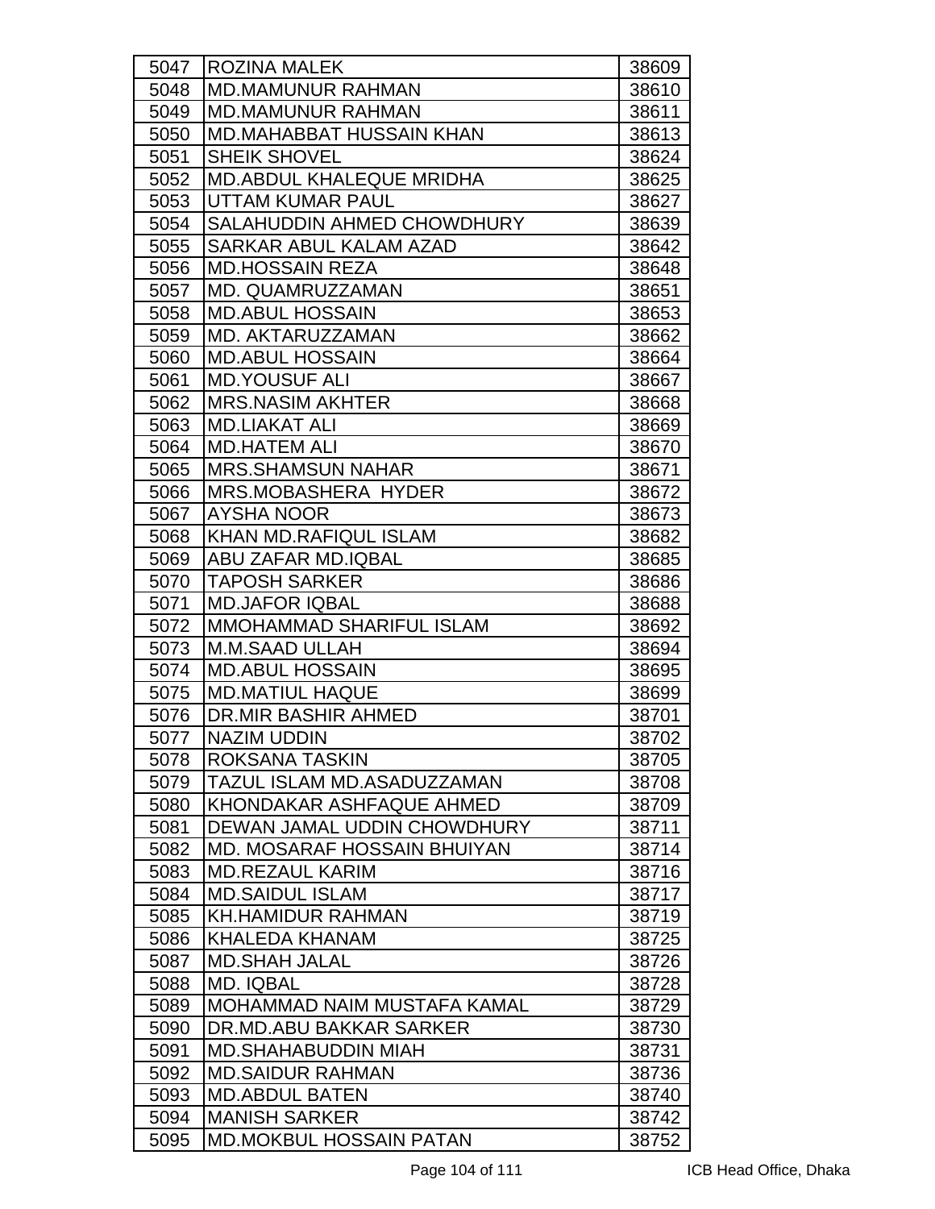| | | |
|---|---|---|
| 5047 | ROZINA MALEK | 38609 |
| 5048 | MD.MAMUNUR RAHMAN | 38610 |
| 5049 | MD.MAMUNUR RAHMAN | 38611 |
| 5050 | MD.MAHABBAT HUSSAIN KHAN | 38613 |
| 5051 | SHEIK SHOVEL | 38624 |
| 5052 | MD.ABDUL KHALEQUE MRIDHA | 38625 |
| 5053 | UTTAM KUMAR PAUL | 38627 |
| 5054 | SALAHUDDIN AHMED CHOWDHURY | 38639 |
| 5055 | SARKAR ABUL KALAM AZAD | 38642 |
| 5056 | MD.HOSSAIN REZA | 38648 |
| 5057 | MD. QUAMRUZZAMAN | 38651 |
| 5058 | MD.ABUL HOSSAIN | 38653 |
| 5059 | MD. AKTARUZZAMAN | 38662 |
| 5060 | MD.ABUL HOSSAIN | 38664 |
| 5061 | MD.YOUSUF ALI | 38667 |
| 5062 | MRS.NASIM AKHTER | 38668 |
| 5063 | MD.LIAKAT ALI | 38669 |
| 5064 | MD.HATEM ALI | 38670 |
| 5065 | MRS.SHAMSUN NAHAR | 38671 |
| 5066 | MRS.MOBASHERA HYDER | 38672 |
| 5067 | AYSHA NOOR | 38673 |
| 5068 | KHAN MD.RAFIQUL ISLAM | 38682 |
| 5069 | ABU ZAFAR MD.IQBAL | 38685 |
| 5070 | TAPOSH SARKER | 38686 |
| 5071 | MD.JAFOR IQBAL | 38688 |
| 5072 | MMOHAMMAD SHARIFUL ISLAM | 38692 |
| 5073 | M.M.SAAD ULLAH | 38694 |
| 5074 | MD.ABUL HOSSAIN | 38695 |
| 5075 | MD.MATIUL HAQUE | 38699 |
| 5076 | DR.MIR BASHIR AHMED | 38701 |
| 5077 | NAZIM UDDIN | 38702 |
| 5078 | ROKSANA TASKIN | 38705 |
| 5079 | TAZUL ISLAM MD.ASADUZZAMAN | 38708 |
| 5080 | KHONDAKAR ASHFAQUE AHMED | 38709 |
| 5081 | DEWAN JAMAL UDDIN CHOWDHURY | 38711 |
| 5082 | MD. MOSARAF HOSSAIN BHUIYAN | 38714 |
| 5083 | MD.REZAUL KARIM | 38716 |
| 5084 | MD.SAIDUL ISLAM | 38717 |
| 5085 | KH.HAMIDUR RAHMAN | 38719 |
| 5086 | KHALEDA KHANAM | 38725 |
| 5087 | MD.SHAH JALAL | 38726 |
| 5088 | MD. IQBAL | 38728 |
| 5089 | MOHAMMAD NAIM MUSTAFA KAMAL | 38729 |
| 5090 | DR.MD.ABU BAKKAR SARKER | 38730 |
| 5091 | MD.SHAHABUDDIN MIAH | 38731 |
| 5092 | MD.SAIDUR RAHMAN | 38736 |
| 5093 | MD.ABDUL BATEN | 38740 |
| 5094 | MANISH SARKER | 38742 |
| 5095 | MD.MOKBUL HOSSAIN PATAN | 38752 |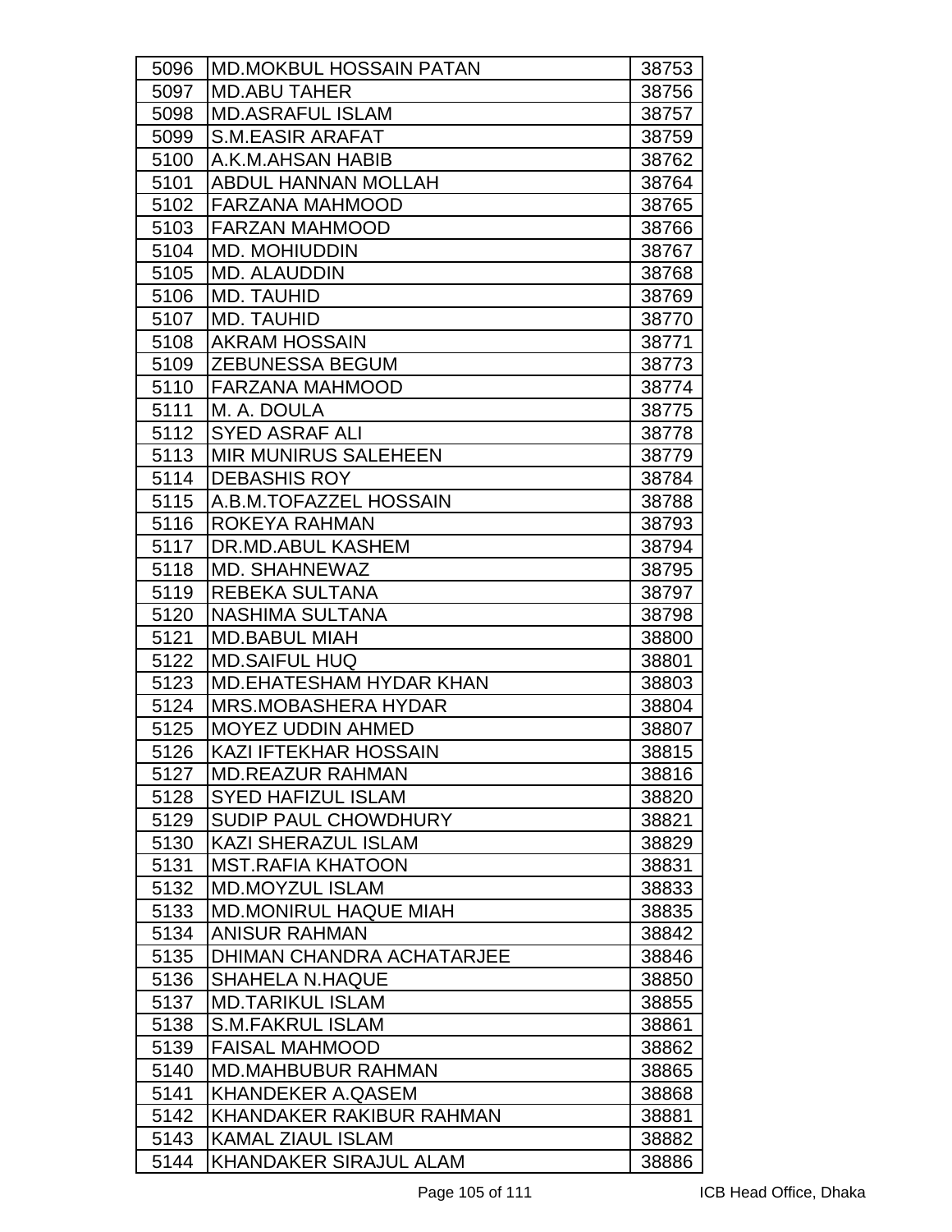| | | |
|---|---|---|
| 5096 | MD.MOKBUL HOSSAIN PATAN | 38753 |
| 5097 | MD.ABU TAHER | 38756 |
| 5098 | MD.ASRAFUL ISLAM | 38757 |
| 5099 | S.M.EASIR ARAFAT | 38759 |
| 5100 | A.K.M.AHSAN HABIB | 38762 |
| 5101 | ABDUL HANNAN MOLLAH | 38764 |
| 5102 | FARZANA MAHMOOD | 38765 |
| 5103 | FARZAN MAHMOOD | 38766 |
| 5104 | MD. MOHIUDDIN | 38767 |
| 5105 | MD. ALAUDDIN | 38768 |
| 5106 | MD. TAUHID | 38769 |
| 5107 | MD. TAUHID | 38770 |
| 5108 | AKRAM HOSSAIN | 38771 |
| 5109 | ZEBUNESSA BEGUM | 38773 |
| 5110 | FARZANA MAHMOOD | 38774 |
| 5111 | M. A. DOULA | 38775 |
| 5112 | SYED ASRAF ALI | 38778 |
| 5113 | MIR MUNIRUS SALEHEEN | 38779 |
| 5114 | DEBASHIS ROY | 38784 |
| 5115 | A.B.M.TOFAZZEL HOSSAIN | 38788 |
| 5116 | ROKEYA RAHMAN | 38793 |
| 5117 | DR.MD.ABUL KASHEM | 38794 |
| 5118 | MD. SHAHNEWAZ | 38795 |
| 5119 | REBEKA SULTANA | 38797 |
| 5120 | NASHIMA SULTANA | 38798 |
| 5121 | MD.BABUL MIAH | 38800 |
| 5122 | MD.SAIFUL HUQ | 38801 |
| 5123 | MD.EHATESHAM HYDAR KHAN | 38803 |
| 5124 | MRS.MOBASHERA HYDAR | 38804 |
| 5125 | MOYEZ UDDIN AHMED | 38807 |
| 5126 | KAZI IFTEKHAR HOSSAIN | 38815 |
| 5127 | MD.REAZUR RAHMAN | 38816 |
| 5128 | SYED HAFIZUL ISLAM | 38820 |
| 5129 | SUDIP PAUL CHOWDHURY | 38821 |
| 5130 | KAZI SHERAZUL ISLAM | 38829 |
| 5131 | MST.RAFIA KHATOON | 38831 |
| 5132 | MD.MOYZUL ISLAM | 38833 |
| 5133 | MD.MONIRUL HAQUE MIAH | 38835 |
| 5134 | ANISUR RAHMAN | 38842 |
| 5135 | DHIMAN CHANDRA ACHATARJEE | 38846 |
| 5136 | SHAHELA N.HAQUE | 38850 |
| 5137 | MD.TARIKUL ISLAM | 38855 |
| 5138 | S.M.FAKRUL ISLAM | 38861 |
| 5139 | FAISAL MAHMOOD | 38862 |
| 5140 | MD.MAHBUBUR RAHMAN | 38865 |
| 5141 | KHANDEKER A.QASEM | 38868 |
| 5142 | KHANDAKER RAKIBUR RAHMAN | 38881 |
| 5143 | KAMAL ZIAUL ISLAM | 38882 |
| 5144 | KHANDAKER SIRAJUL ALAM | 38886 |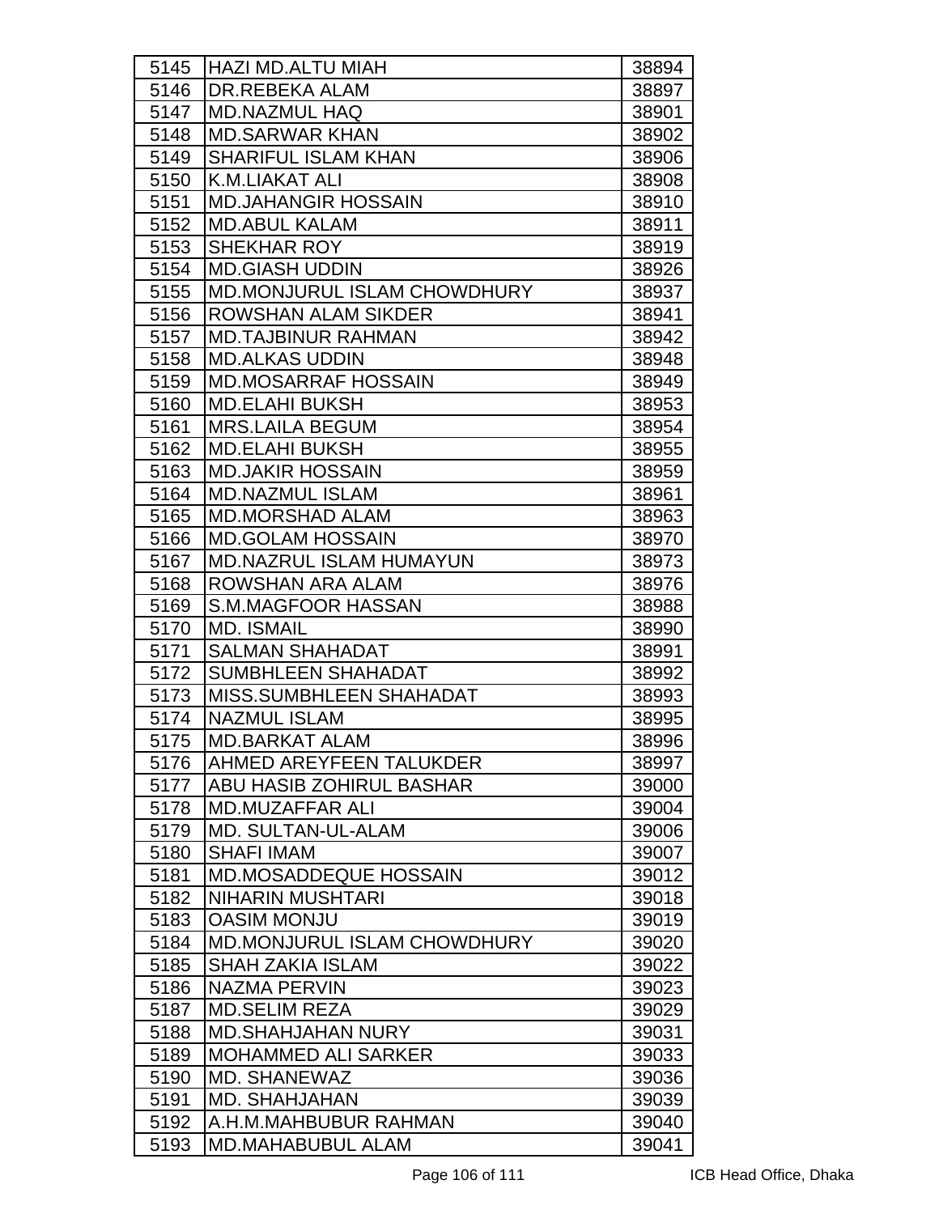| 5145 | HAZI MD.ALTU MIAH | 38894 |
|---|---|---|
| 5146 | DR.REBEKA ALAM | 38897 |
| 5147 | MD.NAZMUL HAQ | 38901 |
| 5148 | MD.SARWAR KHAN | 38902 |
| 5149 | SHARIFUL ISLAM KHAN | 38906 |
| 5150 | K.M.LIAKAT ALI | 38908 |
| 5151 | MD.JAHANGIR HOSSAIN | 38910 |
| 5152 | MD.ABUL KALAM | 38911 |
| 5153 | SHEKHAR ROY | 38919 |
| 5154 | MD.GIASH UDDIN | 38926 |
| 5155 | MD.MONJURUL ISLAM CHOWDHURY | 38937 |
| 5156 | ROWSHAN ALAM SIKDER | 38941 |
| 5157 | MD.TAJBINUR RAHMAN | 38942 |
| 5158 | MD.ALKAS UDDIN | 38948 |
| 5159 | MD.MOSARRAF HOSSAIN | 38949 |
| 5160 | MD.ELAHI BUKSH | 38953 |
| 5161 | MRS.LAILA BEGUM | 38954 |
| 5162 | MD.ELAHI BUKSH | 38955 |
| 5163 | MD.JAKIR HOSSAIN | 38959 |
| 5164 | MD.NAZMUL ISLAM | 38961 |
| 5165 | MD.MORSHAD ALAM | 38963 |
| 5166 | MD.GOLAM HOSSAIN | 38970 |
| 5167 | MD.NAZRUL ISLAM HUMAYUN | 38973 |
| 5168 | ROWSHAN ARA ALAM | 38976 |
| 5169 | S.M.MAGFOOR HASSAN | 38988 |
| 5170 | MD. ISMAIL | 38990 |
| 5171 | SALMAN SHAHADAT | 38991 |
| 5172 | SUMBHLEEN SHAHADAT | 38992 |
| 5173 | MISS.SUMBHLEEN SHAHADAT | 38993 |
| 5174 | NAZMUL ISLAM | 38995 |
| 5175 | MD.BARKAT ALAM | 38996 |
| 5176 | AHMED AREYFEEN TALUKDER | 38997 |
| 5177 | ABU HASIB ZOHIRUL BASHAR | 39000 |
| 5178 | MD.MUZAFFAR ALI | 39004 |
| 5179 | MD. SULTAN-UL-ALAM | 39006 |
| 5180 | SHAFI IMAM | 39007 |
| 5181 | MD.MOSADDEQUE HOSSAIN | 39012 |
| 5182 | NIHARIN MUSHTARI | 39018 |
| 5183 | OASIM MONJU | 39019 |
| 5184 | MD.MONJURUL ISLAM CHOWDHURY | 39020 |
| 5185 | SHAH ZAKIA ISLAM | 39022 |
| 5186 | NAZMA PERVIN | 39023 |
| 5187 | MD.SELIM REZA | 39029 |
| 5188 | MD.SHAHJAHAN NURY | 39031 |
| 5189 | MOHAMMED ALI SARKER | 39033 |
| 5190 | MD. SHANEWAZ | 39036 |
| 5191 | MD. SHAHJAHAN | 39039 |
| 5192 | A.H.M.MAHBUBUR RAHMAN | 39040 |
| 5193 | MD.MAHABUBUL ALAM | 39041 |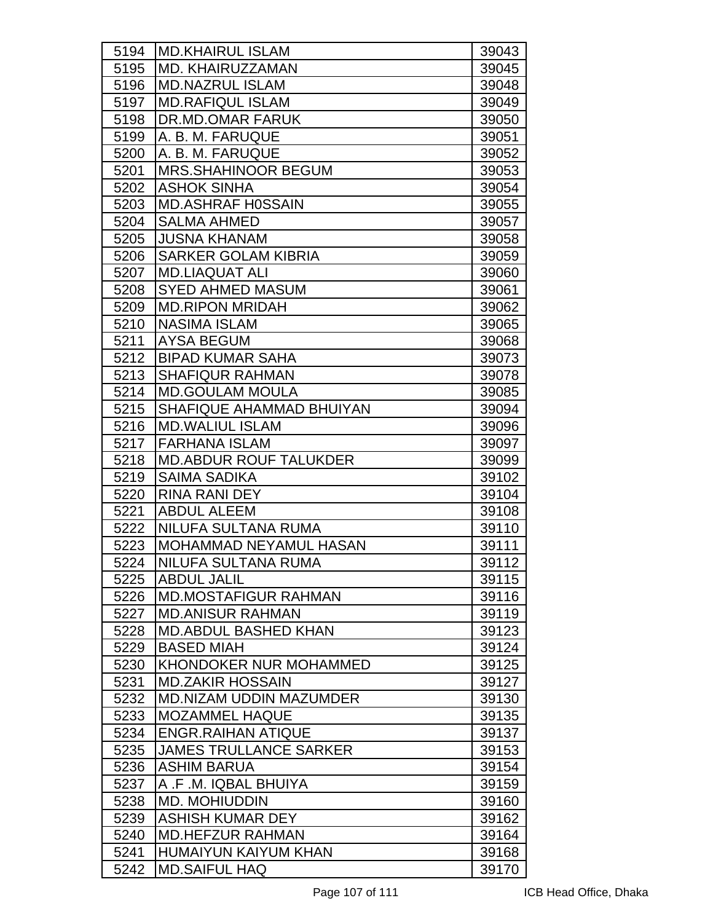| 5194 | MD.KHAIRUL ISLAM | 39043 |
|---|---|---|
| 5195 | MD. KHAIRUZZAMAN | 39045 |
| 5196 | MD.NAZRUL ISLAM | 39048 |
| 5197 | MD.RAFIQUL ISLAM | 39049 |
| 5198 | DR.MD.OMAR FARUK | 39050 |
| 5199 | A. B. M. FARUQUE | 39051 |
| 5200 | A. B. M. FARUQUE | 39052 |
| 5201 | MRS.SHAHINOOR BEGUM | 39053 |
| 5202 | ASHOK SINHA | 39054 |
| 5203 | MD.ASHRAF H0SSAIN | 39055 |
| 5204 | SALMA AHMED | 39057 |
| 5205 | JUSNA KHANAM | 39058 |
| 5206 | SARKER GOLAM KIBRIA | 39059 |
| 5207 | MD.LIAQUAT ALI | 39060 |
| 5208 | SYED AHMED MASUM | 39061 |
| 5209 | MD.RIPON MRIDAH | 39062 |
| 5210 | NASIMA ISLAM | 39065 |
| 5211 | AYSA BEGUM | 39068 |
| 5212 | BIPAD KUMAR SAHA | 39073 |
| 5213 | SHAFIQUR RAHMAN | 39078 |
| 5214 | MD.GOULAM MOULA | 39085 |
| 5215 | SHAFIQUE AHAMMAD BHUIYAN | 39094 |
| 5216 | MD.WALIUL ISLAM | 39096 |
| 5217 | FARHANA ISLAM | 39097 |
| 5218 | MD.ABDUR ROUF TALUKDER | 39099 |
| 5219 | SAIMA SADIKA | 39102 |
| 5220 | RINA RANI DEY | 39104 |
| 5221 | ABDUL ALEEM | 39108 |
| 5222 | NILUFA SULTANA RUMA | 39110 |
| 5223 | MOHAMMAD NEYAMUL HASAN | 39111 |
| 5224 | NILUFA SULTANA RUMA | 39112 |
| 5225 | ABDUL JALIL | 39115 |
| 5226 | MD.MOSTAFIGUR RAHMAN | 39116 |
| 5227 | MD.ANISUR RAHMAN | 39119 |
| 5228 | MD.ABDUL BASHED KHAN | 39123 |
| 5229 | BASED MIAH | 39124 |
| 5230 | KHONDOKER NUR MOHAMMED | 39125 |
| 5231 | MD.ZAKIR HOSSAIN | 39127 |
| 5232 | MD.NIZAM UDDIN MAZUMDER | 39130 |
| 5233 | MOZAMMEL HAQUE | 39135 |
| 5234 | ENGR.RAIHAN ATIQUE | 39137 |
| 5235 | JAMES TRULLANCE SARKER | 39153 |
| 5236 | ASHIM BARUA | 39154 |
| 5237 | A .F .M. IQBAL BHUIYA | 39159 |
| 5238 | MD. MOHIUDDIN | 39160 |
| 5239 | ASHISH KUMAR DEY | 39162 |
| 5240 | MD.HEFZUR RAHMAN | 39164 |
| 5241 | HUMAIYUN KAIYUM KHAN | 39168 |
| 5242 | MD.SAIFUL HAQ | 39170 |

ICB Head Office, Dhaka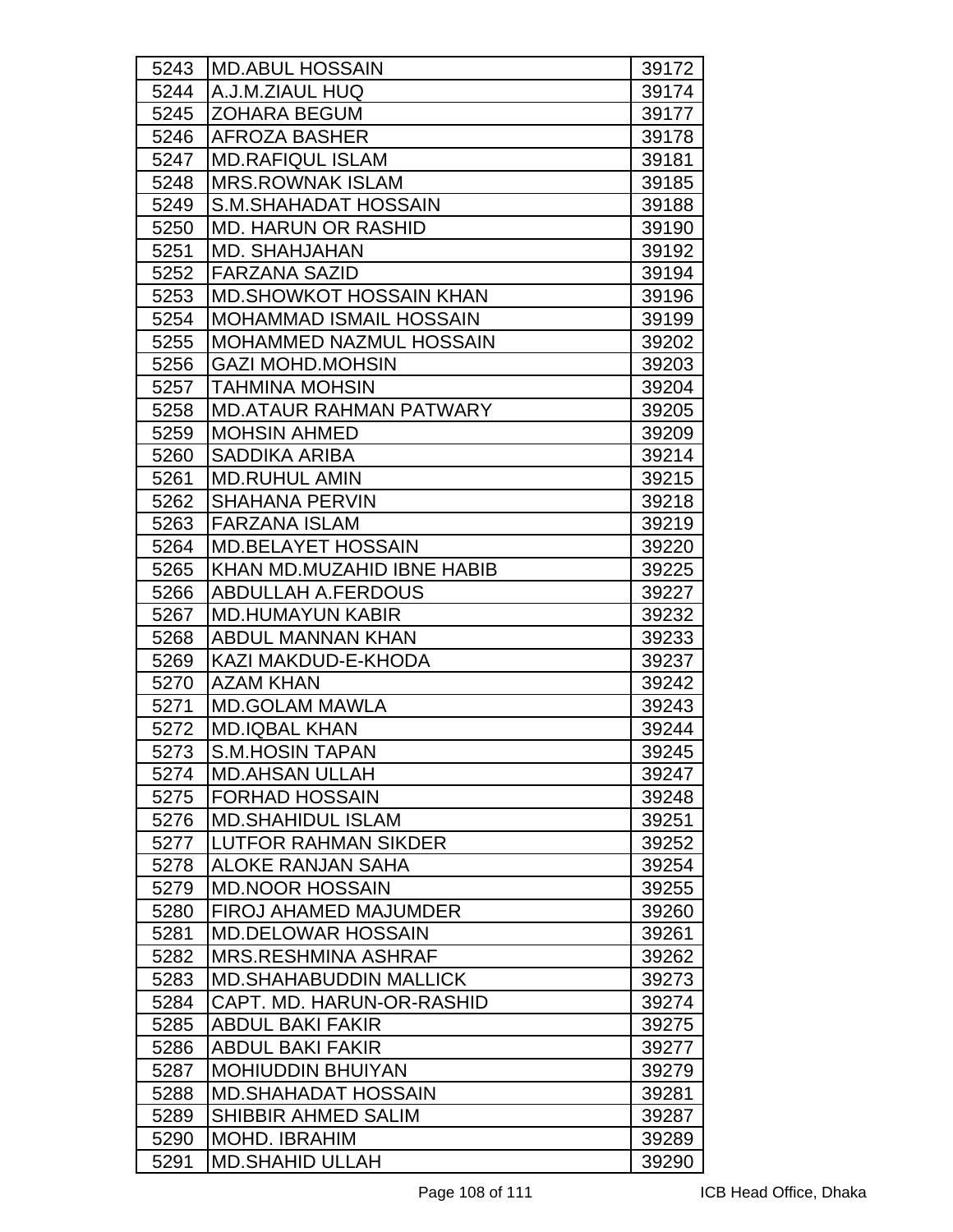| | | |
|---|---|---|
| 5243 | MD.ABUL HOSSAIN | 39172 |
| 5244 | A.J.M.ZIAUL HUQ | 39174 |
| 5245 | ZOHARA BEGUM | 39177 |
| 5246 | AFROZA BASHER | 39178 |
| 5247 | MD.RAFIQUL ISLAM | 39181 |
| 5248 | MRS.ROWNAK ISLAM | 39185 |
| 5249 | S.M.SHAHADAT HOSSAIN | 39188 |
| 5250 | MD. HARUN OR RASHID | 39190 |
| 5251 | MD. SHAHJAHAN | 39192 |
| 5252 | FARZANA SAZID | 39194 |
| 5253 | MD.SHOWKOT HOSSAIN KHAN | 39196 |
| 5254 | MOHAMMAD ISMAIL HOSSAIN | 39199 |
| 5255 | MOHAMMED NAZMUL HOSSAIN | 39202 |
| 5256 | GAZI MOHD.MOHSIN | 39203 |
| 5257 | TAHMINA MOHSIN | 39204 |
| 5258 | MD.ATAUR RAHMAN PATWARY | 39205 |
| 5259 | MOHSIN AHMED | 39209 |
| 5260 | SADDIKA ARIBA | 39214 |
| 5261 | MD.RUHUL AMIN | 39215 |
| 5262 | SHAHANA PERVIN | 39218 |
| 5263 | FARZANA ISLAM | 39219 |
| 5264 | MD.BELAYET HOSSAIN | 39220 |
| 5265 | KHAN MD.MUZAHID IBNE HABIB | 39225 |
| 5266 | ABDULLAH A.FERDOUS | 39227 |
| 5267 | MD.HUMAYUN KABIR | 39232 |
| 5268 | ABDUL MANNAN KHAN | 39233 |
| 5269 | KAZI MAKDUD-E-KHODA | 39237 |
| 5270 | AZAM KHAN | 39242 |
| 5271 | MD.GOLAM MAWLA | 39243 |
| 5272 | MD.IQBAL KHAN | 39244 |
| 5273 | S.M.HOSIN TAPAN | 39245 |
| 5274 | MD.AHSAN ULLAH | 39247 |
| 5275 | FORHAD HOSSAIN | 39248 |
| 5276 | MD.SHAHIDUL ISLAM | 39251 |
| 5277 | LUTFOR RAHMAN SIKDER | 39252 |
| 5278 | ALOKE RANJAN SAHA | 39254 |
| 5279 | MD.NOOR HOSSAIN | 39255 |
| 5280 | FIROJ AHAMED MAJUMDER | 39260 |
| 5281 | MD.DELOWAR HOSSAIN | 39261 |
| 5282 | MRS.RESHMINA ASHRAF | 39262 |
| 5283 | MD.SHAHABUDDIN MALLICK | 39273 |
| 5284 | CAPT. MD. HARUN-OR-RASHID | 39274 |
| 5285 | ABDUL BAKI FAKIR | 39275 |
| 5286 | ABDUL BAKI FAKIR | 39277 |
| 5287 | MOHIUDDIN BHUIYAN | 39279 |
| 5288 | MD.SHAHADAT HOSSAIN | 39281 |
| 5289 | SHIBBIR AHMED SALIM | 39287 |
| 5290 | MOHD. IBRAHIM | 39289 |
| 5291 | MD.SHAHID ULLAH | 39290 |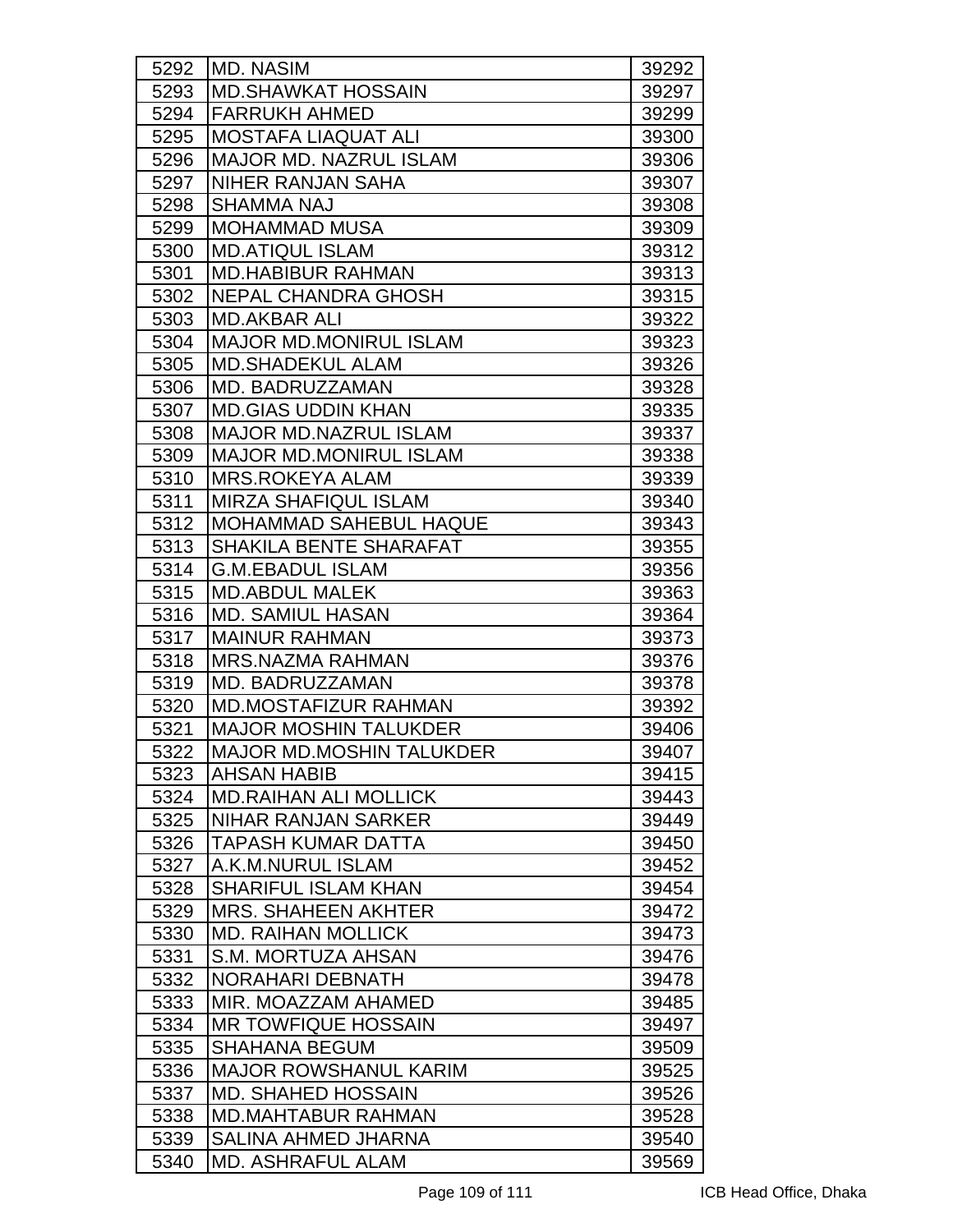| 5292 | MD. NASIM | 39292 |
|---|---|---|
| 5293 | MD.SHAWKAT HOSSAIN | 39297 |
| 5294 | FARRUKH AHMED | 39299 |
| 5295 | MOSTAFA LIAQUAT ALI | 39300 |
| 5296 | MAJOR MD. NAZRUL ISLAM | 39306 |
| 5297 | NIHER RANJAN SAHA | 39307 |
| 5298 | SHAMMA NAJ | 39308 |
| 5299 | MOHAMMAD MUSA | 39309 |
| 5300 | MD.ATIQUL ISLAM | 39312 |
| 5301 | MD.HABIBUR RAHMAN | 39313 |
| 5302 | NEPAL CHANDRA GHOSH | 39315 |
| 5303 | MD.AKBAR ALI | 39322 |
| 5304 | MAJOR MD.MONIRUL ISLAM | 39323 |
| 5305 | MD.SHADEKUL ALAM | 39326 |
| 5306 | MD. BADRUZZAMAN | 39328 |
| 5307 | MD.GIAS UDDIN KHAN | 39335 |
| 5308 | MAJOR MD.NAZRUL ISLAM | 39337 |
| 5309 | MAJOR MD.MONIRUL ISLAM | 39338 |
| 5310 | MRS.ROKEYA ALAM | 39339 |
| 5311 | MIRZA SHAFIQUL ISLAM | 39340 |
| 5312 | MOHAMMAD SAHEBUL HAQUE | 39343 |
| 5313 | SHAKILA BENTE SHARAFAT | 39355 |
| 5314 | G.M.EBADUL ISLAM | 39356 |
| 5315 | MD.ABDUL MALEK | 39363 |
| 5316 | MD. SAMIUL HASAN | 39364 |
| 5317 | MAINUR RAHMAN | 39373 |
| 5318 | MRS.NAZMA RAHMAN | 39376 |
| 5319 | MD. BADRUZZAMAN | 39378 |
| 5320 | MD.MOSTAFIZUR RAHMAN | 39392 |
| 5321 | MAJOR MOSHIN TALUKDER | 39406 |
| 5322 | MAJOR MD.MOSHIN TALUKDER | 39407 |
| 5323 | AHSAN HABIB | 39415 |
| 5324 | MD.RAIHAN ALI MOLLICK | 39443 |
| 5325 | NIHAR RANJAN SARKER | 39449 |
| 5326 | TAPASH KUMAR DATTA | 39450 |
| 5327 | A.K.M.NURUL ISLAM | 39452 |
| 5328 | SHARIFUL ISLAM KHAN | 39454 |
| 5329 | MRS. SHAHEEN AKHTER | 39472 |
| 5330 | MD. RAIHAN MOLLICK | 39473 |
| 5331 | S.M. MORTUZA AHSAN | 39476 |
| 5332 | NORAHARI DEBNATH | 39478 |
| 5333 | MIR. MOAZZAM AHAMED | 39485 |
| 5334 | MR TOWFIQUE HOSSAIN | 39497 |
| 5335 | SHAHANA BEGUM | 39509 |
| 5336 | MAJOR ROWSHANUL KARIM | 39525 |
| 5337 | MD. SHAHED HOSSAIN | 39526 |
| 5338 | MD.MAHTABUR RAHMAN | 39528 |
| 5339 | SALINA AHMED JHARNA | 39540 |
| 5340 | MD. ASHRAFUL ALAM | 39569 |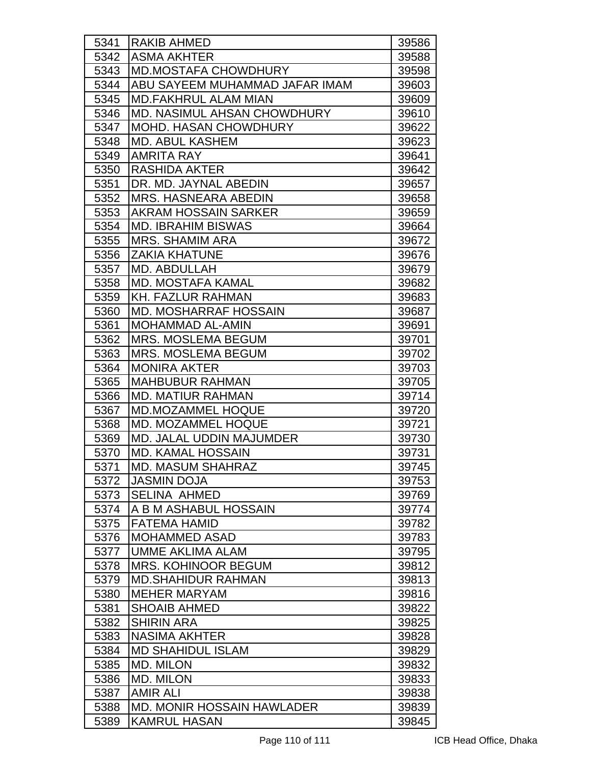| 5341 | RAKIB AHMED | 39586 |
|---|---|---|
| 5342 | ASMA AKHTER | 39588 |
| 5343 | MD.MOSTAFA CHOWDHURY | 39598 |
| 5344 | ABU SAYEEM MUHAMMAD JAFAR IMAM | 39603 |
| 5345 | MD.FAKHRUL ALAM MIAN | 39609 |
| 5346 | MD. NASIMUL AHSAN CHOWDHURY | 39610 |
| 5347 | MOHD. HASAN CHOWDHURY | 39622 |
| 5348 | MD. ABUL KASHEM | 39623 |
| 5349 | AMRITA RAY | 39641 |
| 5350 | RASHIDA AKTER | 39642 |
| 5351 | DR. MD. JAYNAL ABEDIN | 39657 |
| 5352 | MRS. HASNEARA ABEDIN | 39658 |
| 5353 | AKRAM HOSSAIN SARKER | 39659 |
| 5354 | MD. IBRAHIM BISWAS | 39664 |
| 5355 | MRS. SHAMIM ARA | 39672 |
| 5356 | ZAKIA KHATUNE | 39676 |
| 5357 | MD. ABDULLAH | 39679 |
| 5358 | MD. MOSTAFA KAMAL | 39682 |
| 5359 | KH. FAZLUR RAHMAN | 39683 |
| 5360 | MD. MOSHARRAF HOSSAIN | 39687 |
| 5361 | MOHAMMAD AL-AMIN | 39691 |
| 5362 | MRS. MOSLEMA BEGUM | 39701 |
| 5363 | MRS. MOSLEMA BEGUM | 39702 |
| 5364 | MONIRA AKTER | 39703 |
| 5365 | MAHBUBUR RAHMAN | 39705 |
| 5366 | MD. MATIUR RAHMAN | 39714 |
| 5367 | MD.MOZAMMEL HOQUE | 39720 |
| 5368 | MD. MOZAMMEL HOQUE | 39721 |
| 5369 | MD. JALAL UDDIN MAJUMDER | 39730 |
| 5370 | MD. KAMAL HOSSAIN | 39731 |
| 5371 | MD. MASUM SHAHRAZ | 39745 |
| 5372 | JASMIN DOJA | 39753 |
| 5373 | SELINA AHMED | 39769 |
| 5374 | A B M ASHABUL HOSSAIN | 39774 |
| 5375 | FATEMA HAMID | 39782 |
| 5376 | MOHAMMED ASAD | 39783 |
| 5377 | UMME AKLIMA ALAM | 39795 |
| 5378 | MRS. KOHINOOR BEGUM | 39812 |
| 5379 | MD.SHAHIDUR RAHMAN | 39813 |
| 5380 | MEHER MARYAM | 39816 |
| 5381 | SHOAIB AHMED | 39822 |
| 5382 | SHIRIN ARA | 39825 |
| 5383 | NASIMA AKHTER | 39828 |
| 5384 | MD SHAHIDUL ISLAM | 39829 |
| 5385 | MD. MILON | 39832 |
| 5386 | MD. MILON | 39833 |
| 5387 | AMIR ALI | 39838 |
| 5388 | MD. MONIR HOSSAIN HAWLADER | 39839 |
| 5389 | KAMRUL HASAN | 39845 |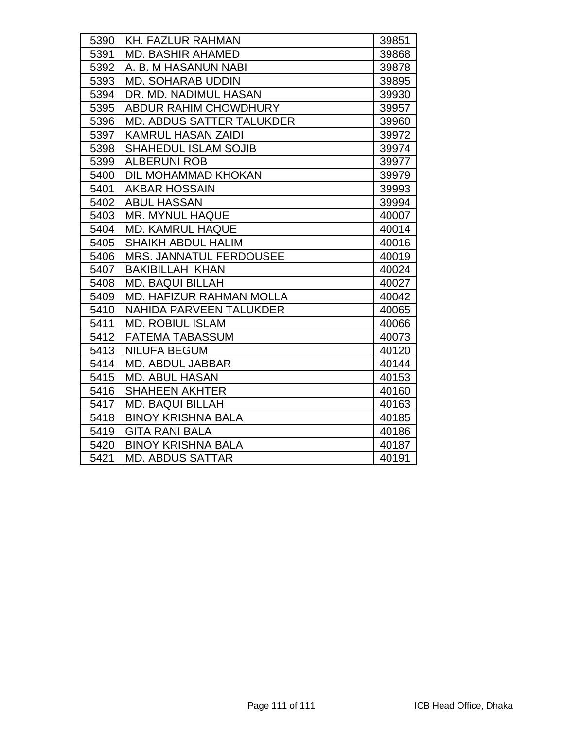| | | |
|---|---|---|
| 5390 | KH. FAZLUR RAHMAN | 39851 |
| 5391 | MD. BASHIR AHAMED | 39868 |
| 5392 | A. B. M HASANUN NABI | 39878 |
| 5393 | MD. SOHARAB UDDIN | 39895 |
| 5394 | DR. MD. NADIMUL HASAN | 39930 |
| 5395 | ABDUR RAHIM CHOWDHURY | 39957 |
| 5396 | MD. ABDUS SATTER TALUKDER | 39960 |
| 5397 | KAMRUL HASAN ZAIDI | 39972 |
| 5398 | SHAHEDUL ISLAM SOJIB | 39974 |
| 5399 | ALBERUNI ROB | 39977 |
| 5400 | DIL MOHAMMAD KHOKAN | 39979 |
| 5401 | AKBAR HOSSAIN | 39993 |
| 5402 | ABUL HASSAN | 39994 |
| 5403 | MR. MYNUL HAQUE | 40007 |
| 5404 | MD. KAMRUL HAQUE | 40014 |
| 5405 | SHAIKH ABDUL HALIM | 40016 |
| 5406 | MRS. JANNATUL FERDOUSEE | 40019 |
| 5407 | BAKIBILLAH KHAN | 40024 |
| 5408 | MD. BAQUI BILLAH | 40027 |
| 5409 | MD. HAFIZUR RAHMAN MOLLA | 40042 |
| 5410 | NAHIDA PARVEEN TALUKDER | 40065 |
| 5411 | MD. ROBIUL ISLAM | 40066 |
| 5412 | FATEMA TABASSUM | 40073 |
| 5413 | NILUFA BEGUM | 40120 |
| 5414 | MD. ABDUL JABBAR | 40144 |
| 5415 | MD. ABUL HASAN | 40153 |
| 5416 | SHAHEEN AKHTER | 40160 |
| 5417 | MD. BAQUI BILLAH | 40163 |
| 5418 | BINOY KRISHNA BALA | 40185 |
| 5419 | GITA RANI BALA | 40186 |
| 5420 | BINOY KRISHNA BALA | 40187 |
| 5421 | MD. ABDUS SATTAR | 40191 |